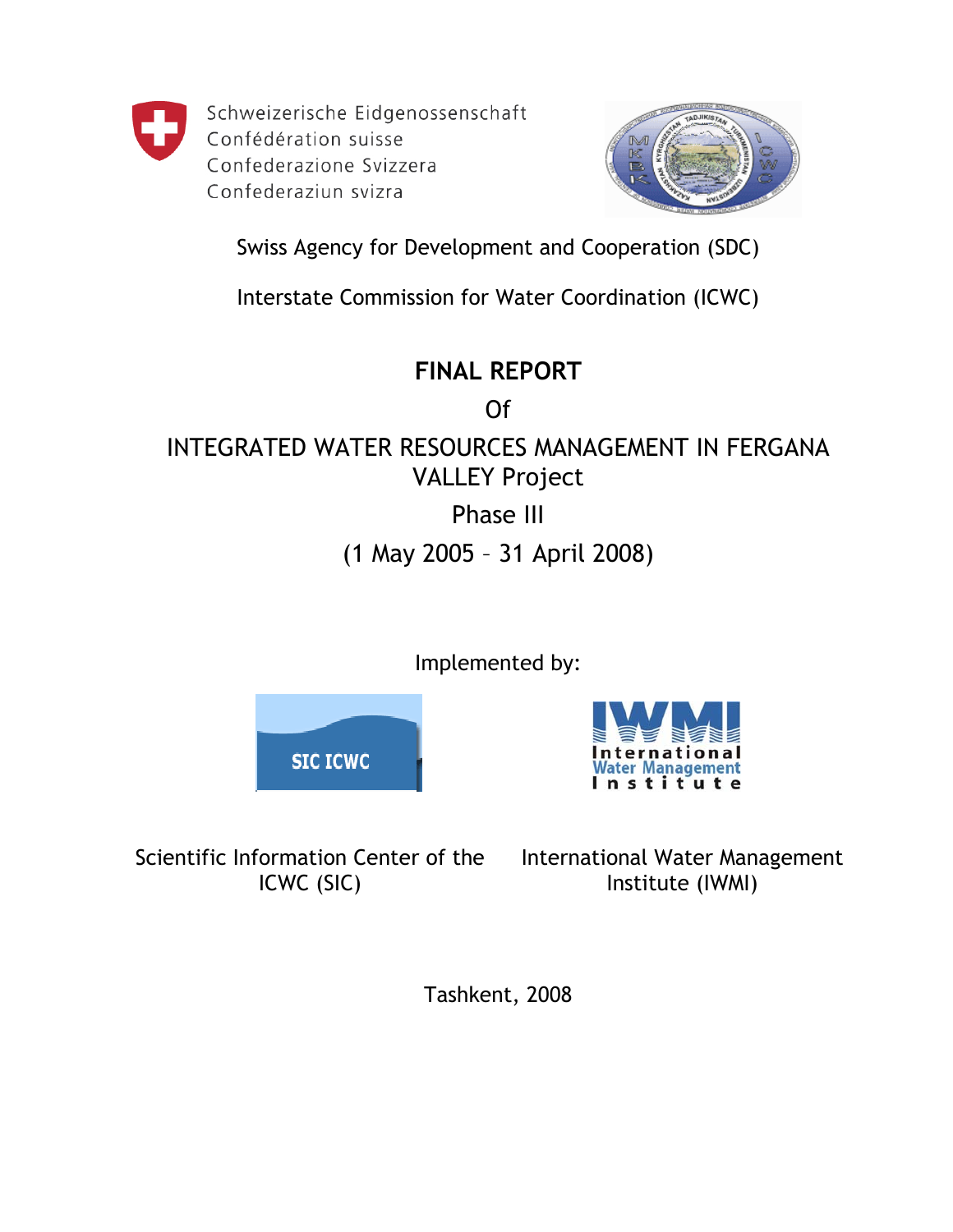Schweizerische Eidgenossenschaft
Confédération suisse
Confederazione Svizzera
Confederaziun svizra

Swiss Agency for Development and Cooperation (SDC)

Interstate Commission for Water Coordination (ICWC)

# FINAL REPORT

Of

INTEGRATED WATER RESOURCES MANAGEMENT IN FERGANA VALLEY Project

Phase III

(1 May 2005 – 31 April 2008)

Implemented by:

SIC ICWC

International Water Management Institute

Scientific Information Center of the ICWC (SIC)

International Water Management Institute (IWMI)

Tashkent, 2008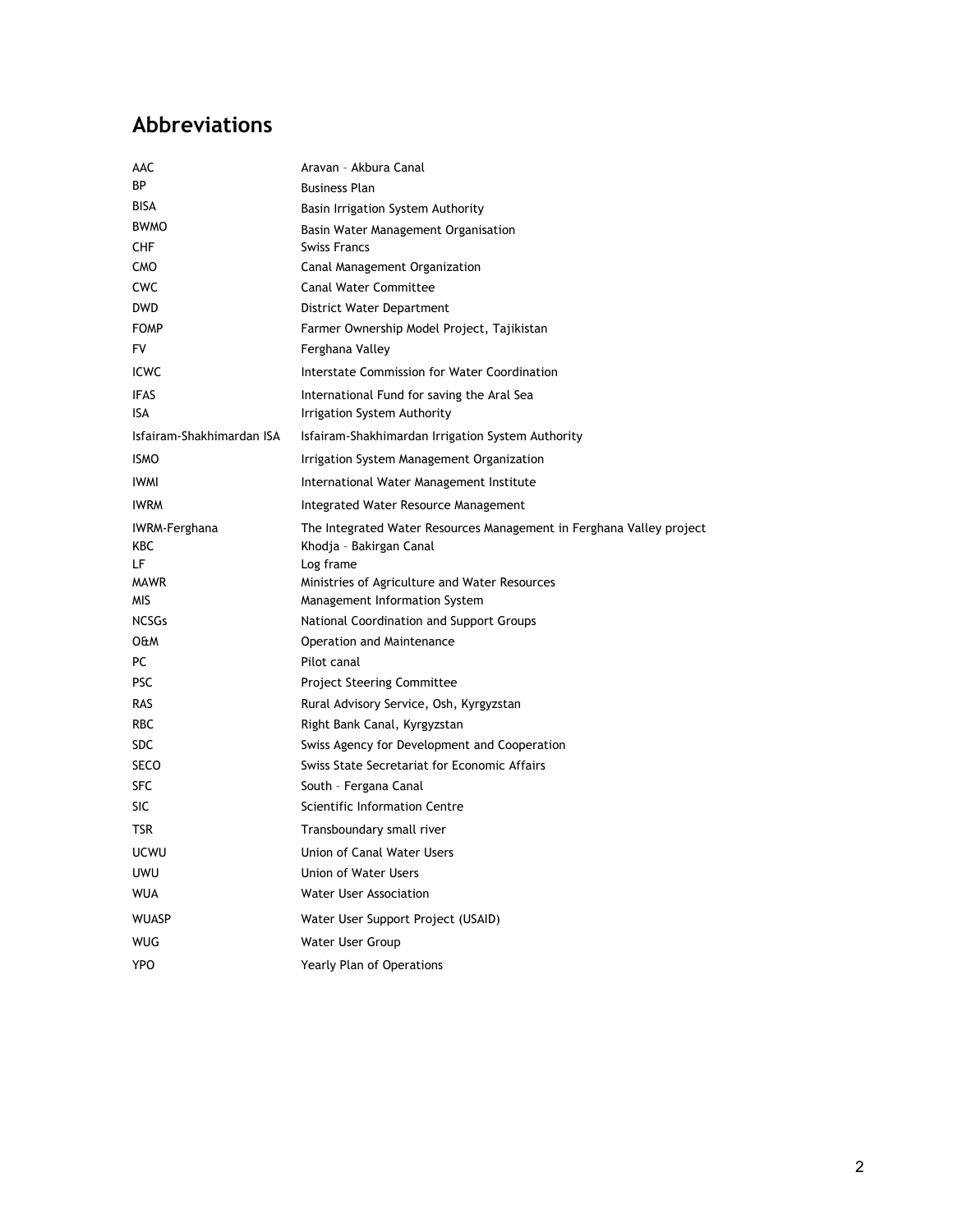## Abbreviations

| | |
|---|---|
| AAC | Aravan – Akbura Canal |
| BP | Business Plan |
| BISA | Basin Irrigation System Authority |
| BWMO | Basin Water Management Organisation |
| CHF | Swiss Francs |
| CMO | Canal Management Organization |
| CWC | Canal Water Committee |
| DWD | District Water Department |
| FOMP | Farmer Ownership Model Project, Tajikistan |
| FV | Ferghana Valley |
| ICWC | Interstate Commission for Water Coordination |
| IFAS | International Fund for saving the Aral Sea |
| ISA | Irrigation System Authority |
| Isfairam-Shakhimardan ISA | Isfairam-Shakhimardan Irrigation System Authority |
| ISMO | Irrigation System Management Organization |
| IWMI | International Water Management Institute |
| IWRM | Integrated Water Resource Management |
| IWRM-Ferghana | The Integrated Water Resources Management in Ferghana Valley project |
| KBC | Khodja – Bakirgan Canal |
| LF | Log frame |
| MAWR | Ministries of Agriculture and Water Resources |
| MIS | Management Information System |
| NCSGs | National Coordination and Support Groups |
| O&M | Operation and Maintenance |
| PC | Pilot canal |
| PSC | Project Steering Committee |
| RAS | Rural Advisory Service, Osh, Kyrgyzstan |
| RBC | Right Bank Canal, Kyrgyzstan |
| SDC | Swiss Agency for Development and Cooperation |
| SECO | Swiss State Secretariat for Economic Affairs |
| SFC | South – Fergana Canal |
| SIC | Scientific Information Centre |
| TSR | Transboundary small river |
| UCWU | Union of Canal Water Users |
| UWU | Union of Water Users |
| WUA | Water User Association |
| WUASP | Water User Support Project (USAID) |
| WUG | Water User Group |
| YPO | Yearly Plan of Operations |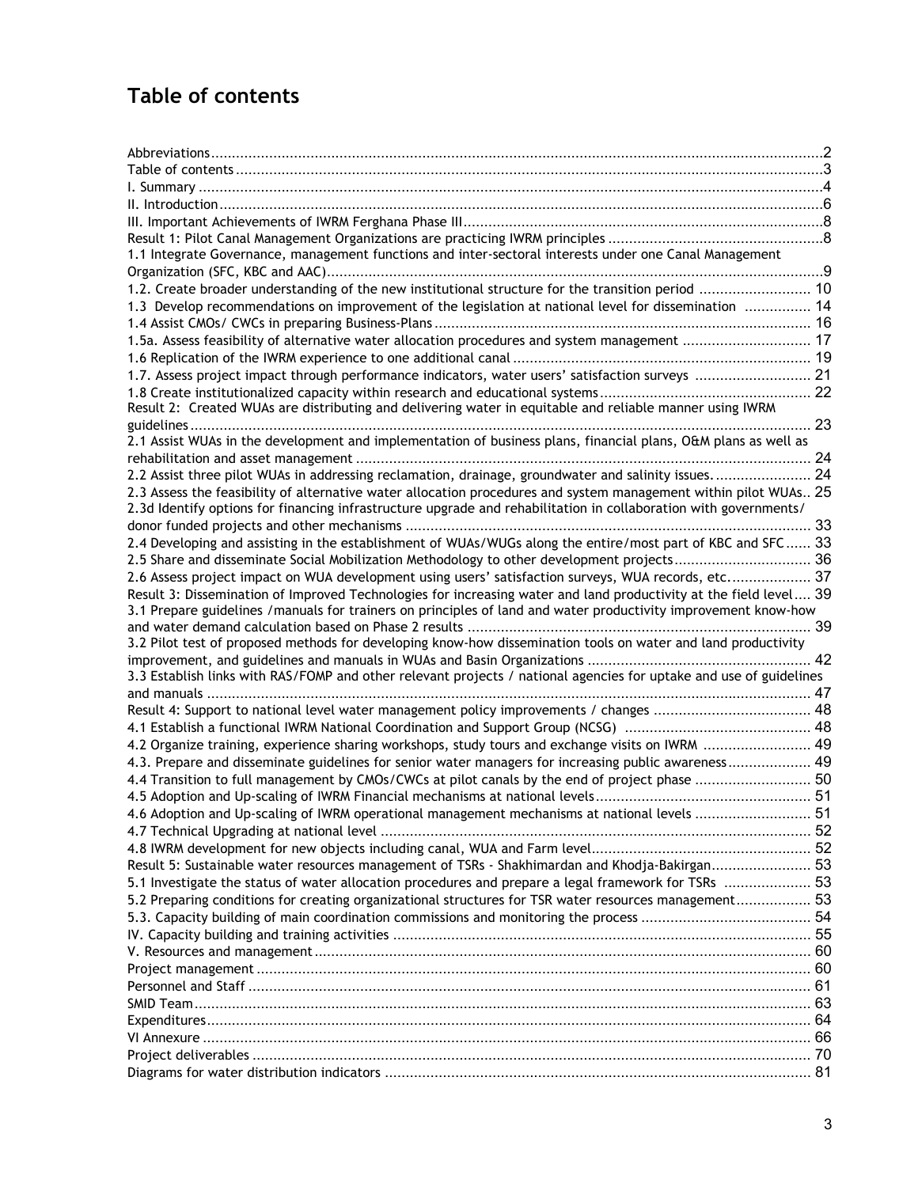# Table of contents

Abbreviations ..... 2
Table of contents ..... 3
I. Summary ..... 4
II. Introduction ..... 6
III. Important Achievements of IWRM Ferghana Phase III ..... 8
Result 1: Pilot Canal Management Organizations are practicing IWRM principles ..... 8
1.1 Integrate Governance, management functions and inter-sectoral interests under one Canal Management Organization (SFC, KBC and AAC) ..... 9
1.2. Create broader understanding of the new institutional structure for the transition period ..... 10
1.3 Develop recommendations on improvement of the legislation at national level for dissemination ..... 14
1.4 Assist CMOs/ CWCs in preparing Business-Plans ..... 16
1.5a. Assess feasibility of alternative water allocation procedures and system management ..... 17
1.6 Replication of the IWRM experience to one additional canal ..... 19
1.7. Assess project impact through performance indicators, water users' satisfaction surveys ..... 21
1.8 Create institutionalized capacity within research and educational systems ..... 22
Result 2: Created WUAs are distributing and delivering water in equitable and reliable manner using IWRM guidelines ..... 23
2.1 Assist WUAs in the development and implementation of business plans, financial plans, O&M plans as well as rehabilitation and asset management ..... 24
2.2 Assist three pilot WUAs in addressing reclamation, drainage, groundwater and salinity issues. ..... 24
2.3 Assess the feasibility of alternative water allocation procedures and system management within pilot WUAs.. 25
2.3d Identify options for financing infrastructure upgrade and rehabilitation in collaboration with governments/ donor funded projects and other mechanisms ..... 33
2.4 Developing and assisting in the establishment of WUAs/WUGs along the entire/most part of KBC and SFC ..... 33
2.5 Share and disseminate Social Mobilization Methodology to other development projects ..... 36
2.6 Assess project impact on WUA development using users' satisfaction surveys, WUA records, etc. ..... 37
Result 3: Dissemination of Improved Technologies for increasing water and land productivity at the field level.... 39
3.1 Prepare guidelines /manuals for trainers on principles of land and water productivity improvement know-how and water demand calculation based on Phase 2 results ..... 39
3.2 Pilot test of proposed methods for developing know-how dissemination tools on water and land productivity improvement, and guidelines and manuals in WUAs and Basin Organizations ..... 42
3.3 Establish links with RAS/FOMP and other relevant projects / national agencies for uptake and use of guidelines and manuals ..... 47
Result 4: Support to national level water management policy improvements / changes ..... 48
4.1 Establish a functional IWRM National Coordination and Support Group (NCSG) ..... 48
4.2 Organize training, experience sharing workshops, study tours and exchange visits on IWRM ..... 49
4.3. Prepare and disseminate guidelines for senior water managers for increasing public awareness ..... 49
4.4 Transition to full management by CMOs/CWCs at pilot canals by the end of project phase ..... 50
4.5 Adoption and Up-scaling of IWRM Financial mechanisms at national levels ..... 51
4.6 Adoption and Up-scaling of IWRM operational management mechanisms at national levels ..... 51
4.7 Technical Upgrading at national level ..... 52
4.8 IWRM development for new objects including canal, WUA and Farm level ..... 52
Result 5: Sustainable water resources management of TSRs - Shakhimardan and Khodja-Bakirgan ..... 53
5.1 Investigate the status of water allocation procedures and prepare a legal framework for TSRs ..... 53
5.2 Preparing conditions for creating organizational structures for TSR water resources management ..... 53
5.3. Capacity building of main coordination commissions and monitoring the process ..... 54
IV. Capacity building and training activities ..... 55
V. Resources and management ..... 60
Project management ..... 60
Personnel and Staff ..... 61
SMID Team ..... 63
Expenditures ..... 64
VI Annexure ..... 66
Project deliverables ..... 70
Diagrams for water distribution indicators ..... 81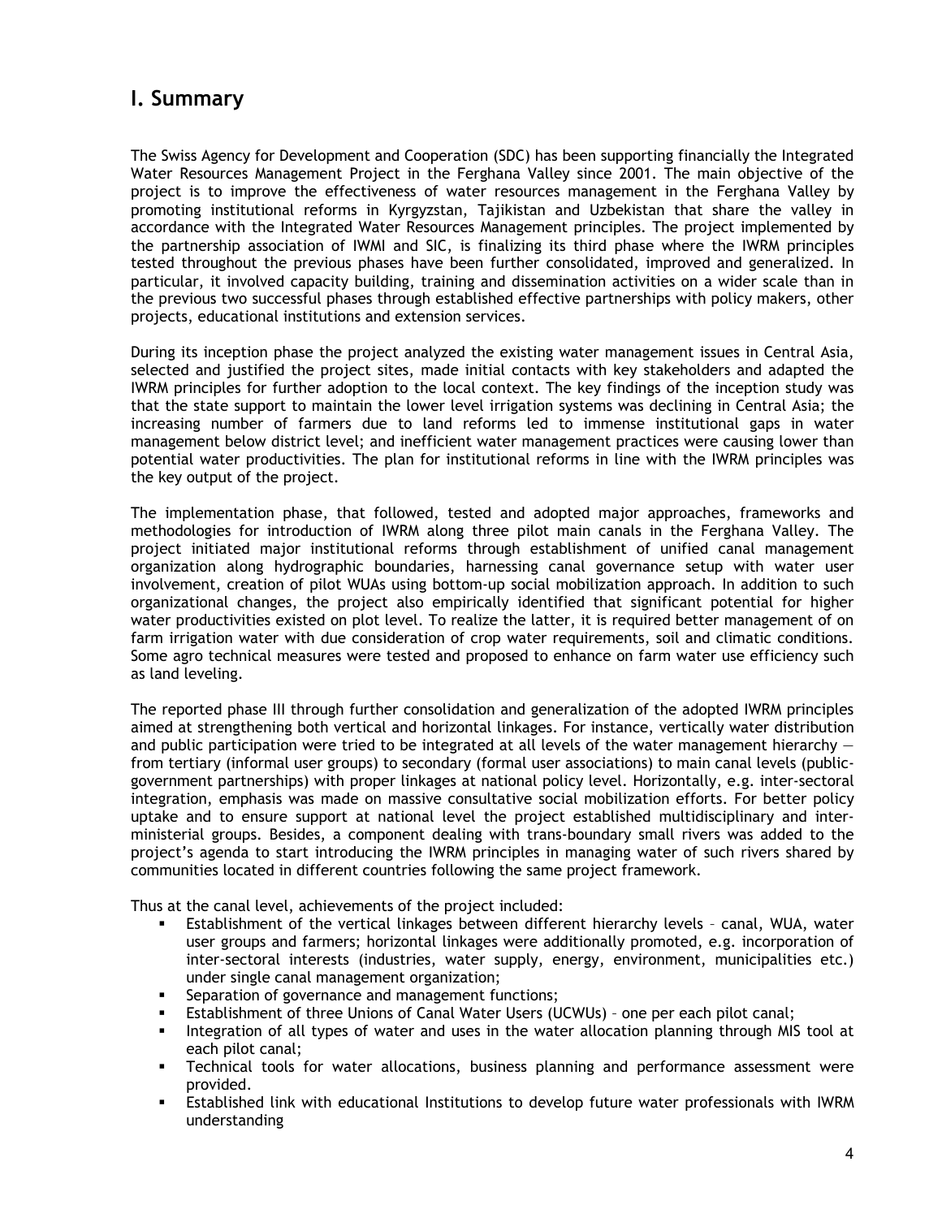# I. Summary

The Swiss Agency for Development and Cooperation (SDC) has been supporting financially the Integrated Water Resources Management Project in the Ferghana Valley since 2001. The main objective of the project is to improve the effectiveness of water resources management in the Ferghana Valley by promoting institutional reforms in Kyrgyzstan, Tajikistan and Uzbekistan that share the valley in accordance with the Integrated Water Resources Management principles. The project implemented by the partnership association of IWMI and SIC, is finalizing its third phase where the IWRM principles tested throughout the previous phases have been further consolidated, improved and generalized. In particular, it involved capacity building, training and dissemination activities on a wider scale than in the previous two successful phases through established effective partnerships with policy makers, other projects, educational institutions and extension services.

During its inception phase the project analyzed the existing water management issues in Central Asia, selected and justified the project sites, made initial contacts with key stakeholders and adapted the IWRM principles for further adoption to the local context. The key findings of the inception study was that the state support to maintain the lower level irrigation systems was declining in Central Asia; the increasing number of farmers due to land reforms led to immense institutional gaps in water management below district level; and inefficient water management practices were causing lower than potential water productivities. The plan for institutional reforms in line with the IWRM principles was the key output of the project.

The implementation phase, that followed, tested and adopted major approaches, frameworks and methodologies for introduction of IWRM along three pilot main canals in the Ferghana Valley. The project initiated major institutional reforms through establishment of unified canal management organization along hydrographic boundaries, harnessing canal governance setup with water user involvement, creation of pilot WUAs using bottom-up social mobilization approach. In addition to such organizational changes, the project also empirically identified that significant potential for higher water productivities existed on plot level. To realize the latter, it is required better management of on farm irrigation water with due consideration of crop water requirements, soil and climatic conditions. Some agro technical measures were tested and proposed to enhance on farm water use efficiency such as land leveling.

The reported phase III through further consolidation and generalization of the adopted IWRM principles aimed at strengthening both vertical and horizontal linkages. For instance, vertically water distribution and public participation were tried to be integrated at all levels of the water management hierarchy — from tertiary (informal user groups) to secondary (formal user associations) to main canal levels (public-government partnerships) with proper linkages at national policy level. Horizontally, e.g. inter-sectoral integration, emphasis was made on massive consultative social mobilization efforts. For better policy uptake and to ensure support at national level the project established multidisciplinary and inter-ministerial groups. Besides, a component dealing with trans-boundary small rivers was added to the project's agenda to start introducing the IWRM principles in managing water of such rivers shared by communities located in different countries following the same project framework.

Thus at the canal level, achievements of the project included:

- Establishment of the vertical linkages between different hierarchy levels – canal, WUA, water user groups and farmers; horizontal linkages were additionally promoted, e.g. incorporation of inter-sectoral interests (industries, water supply, energy, environment, municipalities etc.) under single canal management organization;
- Separation of governance and management functions;
- Establishment of three Unions of Canal Water Users (UCWUs) – one per each pilot canal;
- Integration of all types of water and uses in the water allocation planning through MIS tool at each pilot canal;
- Technical tools for water allocations, business planning and performance assessment were provided.
- Established link with educational Institutions to develop future water professionals with IWRM understanding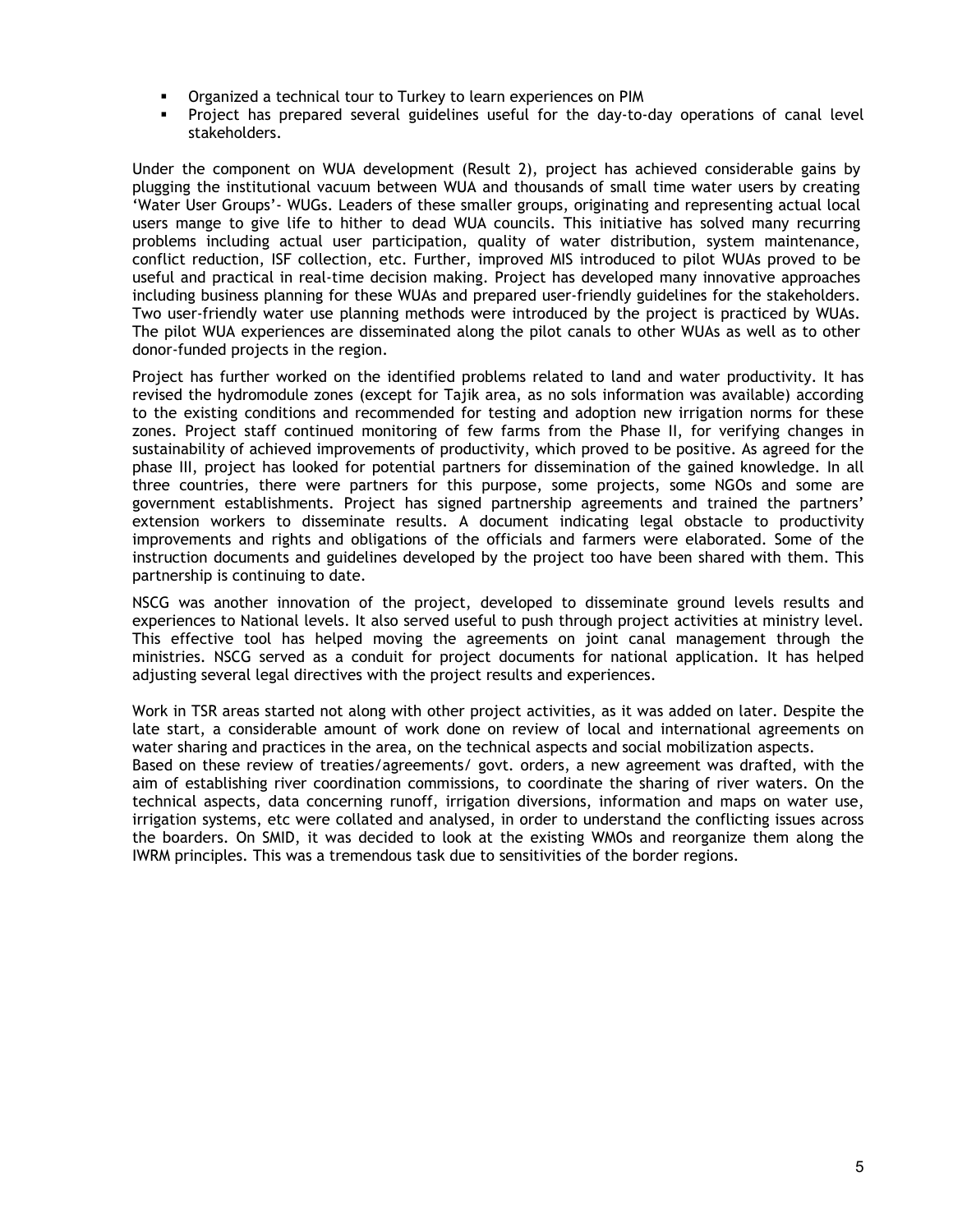- Organized a technical tour to Turkey to learn experiences on PIM
- Project has prepared several guidelines useful for the day-to-day operations of canal level stakeholders.

Under the component on WUA development (Result 2), project has achieved considerable gains by plugging the institutional vacuum between WUA and thousands of small time water users by creating 'Water User Groups'- WUGs. Leaders of these smaller groups, originating and representing actual local users mange to give life to hither to dead WUA councils. This initiative has solved many recurring problems including actual user participation, quality of water distribution, system maintenance, conflict reduction, ISF collection, etc. Further, improved MIS introduced to pilot WUAs proved to be useful and practical in real-time decision making. Project has developed many innovative approaches including business planning for these WUAs and prepared user-friendly guidelines for the stakeholders. Two user-friendly water use planning methods were introduced by the project is practiced by WUAs. The pilot WUA experiences are disseminated along the pilot canals to other WUAs as well as to other donor-funded projects in the region.

Project has further worked on the identified problems related to land and water productivity. It has revised the hydromodule zones (except for Tajik area, as no sols information was available) according to the existing conditions and recommended for testing and adoption new irrigation norms for these zones. Project staff continued monitoring of few farms from the Phase II, for verifying changes in sustainability of achieved improvements of productivity, which proved to be positive. As agreed for the phase III, project has looked for potential partners for dissemination of the gained knowledge. In all three countries, there were partners for this purpose, some projects, some NGOs and some are government establishments. Project has signed partnership agreements and trained the partners' extension workers to disseminate results. A document indicating legal obstacle to productivity improvements and rights and obligations of the officials and farmers were elaborated. Some of the instruction documents and guidelines developed by the project too have been shared with them. This partnership is continuing to date.

NSCG was another innovation of the project, developed to disseminate ground levels results and experiences to National levels. It also served useful to push through project activities at ministry level. This effective tool has helped moving the agreements on joint canal management through the ministries. NSCG served as a conduit for project documents for national application. It has helped adjusting several legal directives with the project results and experiences.

Work in TSR areas started not along with other project activities, as it was added on later. Despite the late start, a considerable amount of work done on review of local and international agreements on water sharing and practices in the area, on the technical aspects and social mobilization aspects.
Based on these review of treaties/agreements/ govt. orders, a new agreement was drafted, with the aim of establishing river coordination commissions, to coordinate the sharing of river waters. On the technical aspects, data concerning runoff, irrigation diversions, information and maps on water use, irrigation systems, etc were collated and analysed, in order to understand the conflicting issues across the boarders. On SMID, it was decided to look at the existing WMOs and reorganize them along the IWRM principles. This was a tremendous task due to sensitivities of the border regions.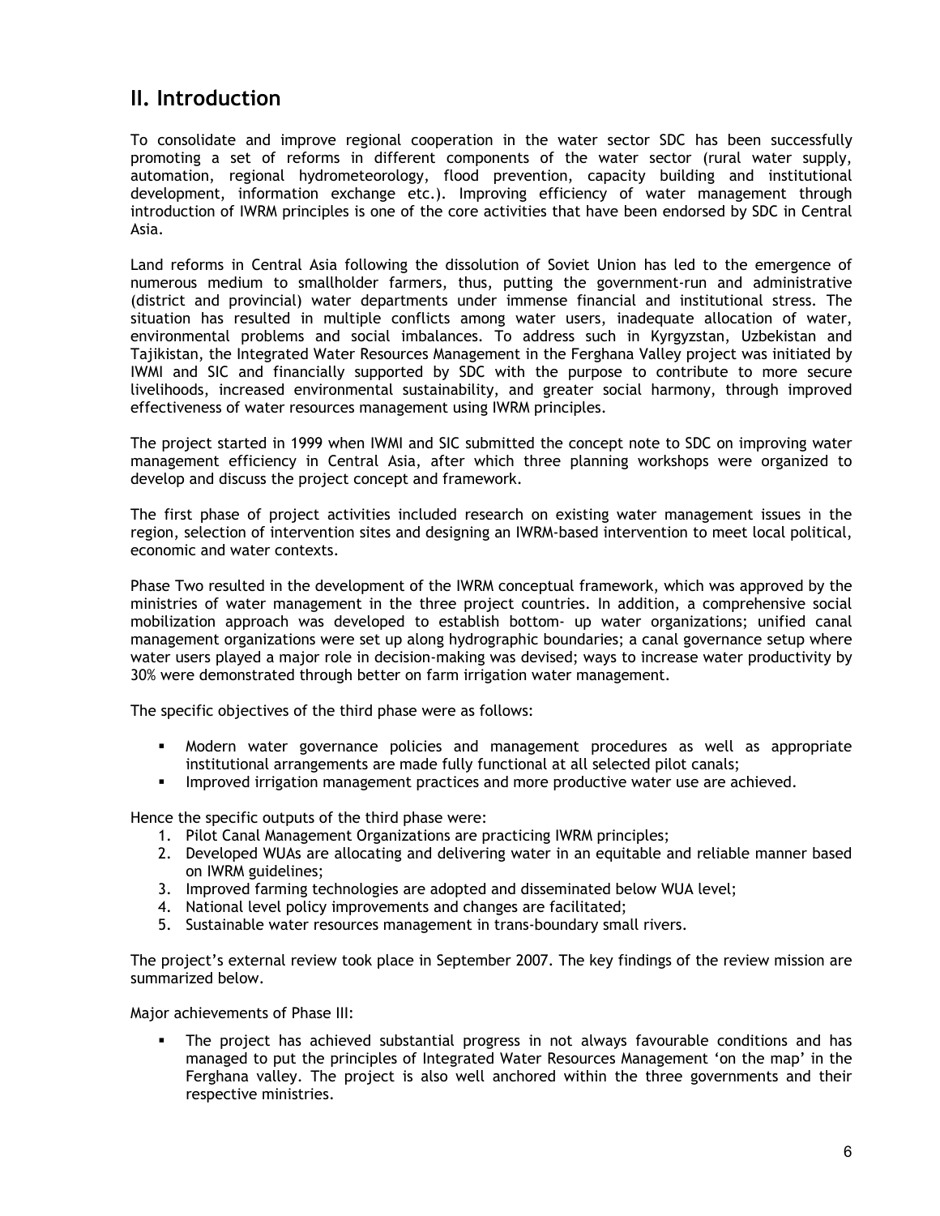## II. Introduction

To consolidate and improve regional cooperation in the water sector SDC has been successfully promoting a set of reforms in different components of the water sector (rural water supply, automation, regional hydrometeorology, flood prevention, capacity building and institutional development, information exchange etc.). Improving efficiency of water management through introduction of IWRM principles is one of the core activities that have been endorsed by SDC in Central Asia.

Land reforms in Central Asia following the dissolution of Soviet Union has led to the emergence of numerous medium to smallholder farmers, thus, putting the government-run and administrative (district and provincial) water departments under immense financial and institutional stress. The situation has resulted in multiple conflicts among water users, inadequate allocation of water, environmental problems and social imbalances. To address such in Kyrgyzstan, Uzbekistan and Tajikistan, the Integrated Water Resources Management in the Ferghana Valley project was initiated by IWMI and SIC and financially supported by SDC with the purpose to contribute to more secure livelihoods, increased environmental sustainability, and greater social harmony, through improved effectiveness of water resources management using IWRM principles.

The project started in 1999 when IWMI and SIC submitted the concept note to SDC on improving water management efficiency in Central Asia, after which three planning workshops were organized to develop and discuss the project concept and framework.

The first phase of project activities included research on existing water management issues in the region, selection of intervention sites and designing an IWRM-based intervention to meet local political, economic and water contexts.

Phase Two resulted in the development of the IWRM conceptual framework, which was approved by the ministries of water management in the three project countries. In addition, a comprehensive social mobilization approach was developed to establish bottom- up water organizations; unified canal management organizations were set up along hydrographic boundaries; a canal governance setup where water users played a major role in decision-making was devised; ways to increase water productivity by 30% were demonstrated through better on farm irrigation water management.

The specific objectives of the third phase were as follows:

- Modern water governance policies and management procedures as well as appropriate institutional arrangements are made fully functional at all selected pilot canals;
- Improved irrigation management practices and more productive water use are achieved.

Hence the specific outputs of the third phase were:

1. Pilot Canal Management Organizations are practicing IWRM principles;
2. Developed WUAs are allocating and delivering water in an equitable and reliable manner based on IWRM guidelines;
3. Improved farming technologies are adopted and disseminated below WUA level;
4. National level policy improvements and changes are facilitated;
5. Sustainable water resources management in trans-boundary small rivers.

The project's external review took place in September 2007. The key findings of the review mission are summarized below.

Major achievements of Phase III:

- The project has achieved substantial progress in not always favourable conditions and has managed to put the principles of Integrated Water Resources Management 'on the map' in the Ferghana valley. The project is also well anchored within the three governments and their respective ministries.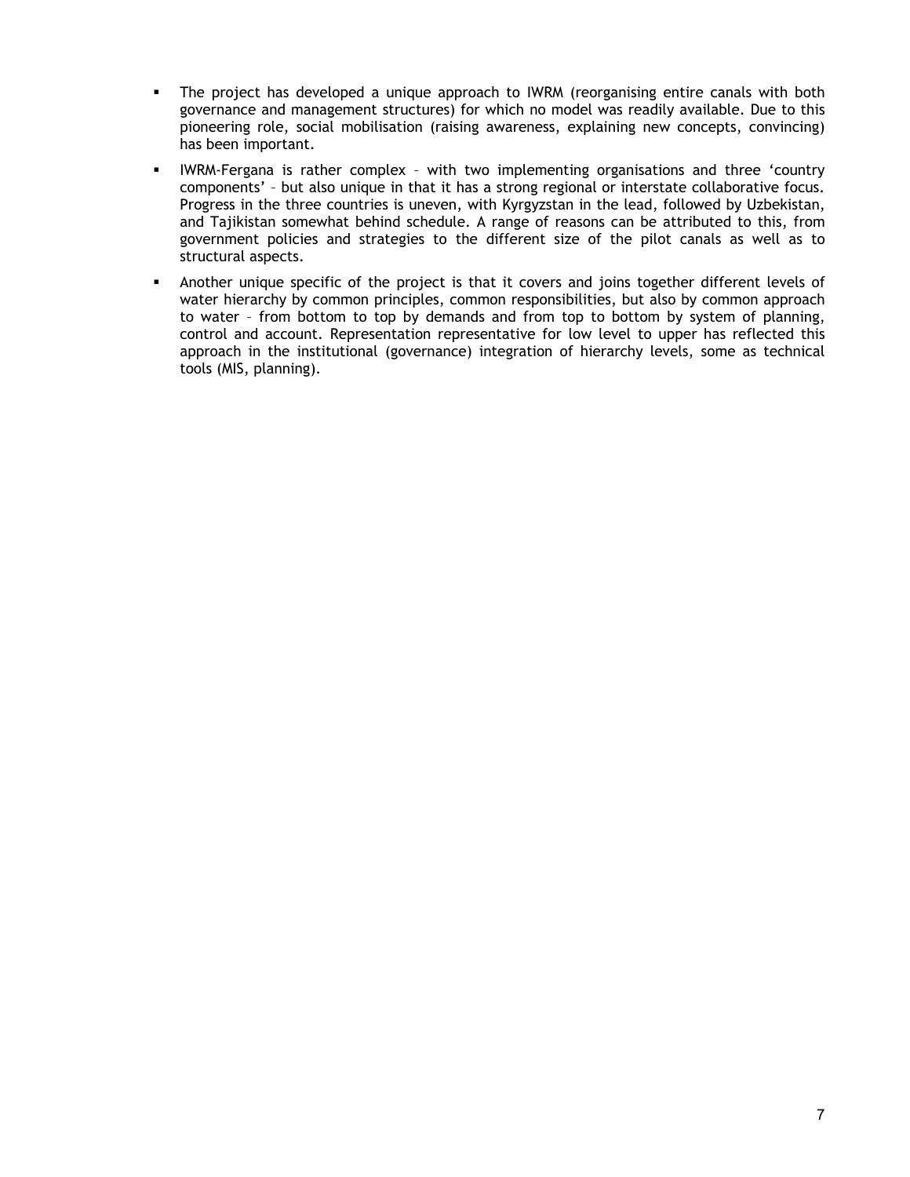- The project has developed a unique approach to IWRM (reorganising entire canals with both governance and management structures) for which no model was readily available. Due to this pioneering role, social mobilisation (raising awareness, explaining new concepts, convincing) has been important.
- IWRM-Fergana is rather complex – with two implementing organisations and three 'country components' – but also unique in that it has a strong regional or interstate collaborative focus. Progress in the three countries is uneven, with Kyrgyzstan in the lead, followed by Uzbekistan, and Tajikistan somewhat behind schedule. A range of reasons can be attributed to this, from government policies and strategies to the different size of the pilot canals as well as to structural aspects.
- Another unique specific of the project is that it covers and joins together different levels of water hierarchy by common principles, common responsibilities, but also by common approach to water – from bottom to top by demands and from top to bottom by system of planning, control and account. Representation representative for low level to upper has reflected this approach in the institutional (governance) integration of hierarchy levels, some as technical tools (MIS, planning).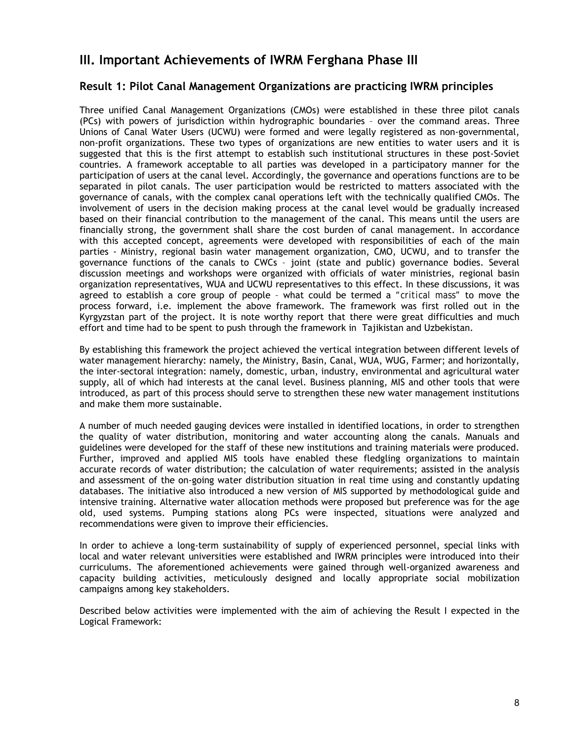## III. Important Achievements of IWRM Ferghana Phase III

### Result 1: Pilot Canal Management Organizations are practicing IWRM principles

Three unified Canal Management Organizations (CMOs) were established in these three pilot canals (PCs) with powers of jurisdiction within hydrographic boundaries – over the command areas. Three Unions of Canal Water Users (UCWU) were formed and were legally registered as non-governmental, non-profit organizations. These two types of organizations are new entities to water users and it is suggested that this is the first attempt to establish such institutional structures in these post-Soviet countries. A framework acceptable to all parties was developed in a participatory manner for the participation of users at the canal level. Accordingly, the governance and operations functions are to be separated in pilot canals. The user participation would be restricted to matters associated with the governance of canals, with the complex canal operations left with the technically qualified CMOs. The involvement of users in the decision making process at the canal level would be gradually increased based on their financial contribution to the management of the canal. This means until the users are financially strong, the government shall share the cost burden of canal management. In accordance with this accepted concept, agreements were developed with responsibilities of each of the main parties - Ministry, regional basin water management organization, CMO, UCWU, and to transfer the governance functions of the canals to CWCs – joint (state and public) governance bodies. Several discussion meetings and workshops were organized with officials of water ministries, regional basin organization representatives, WUA and UCWU representatives to this effect. In these discussions, it was agreed to establish a core group of people – what could be termed a "critical mass" to move the process forward, i.e. implement the above framework. The framework was first rolled out in the Kyrgyzstan part of the project. It is note worthy report that there were great difficulties and much effort and time had to be spent to push through the framework in Tajikistan and Uzbekistan.

By establishing this framework the project achieved the vertical integration between different levels of water management hierarchy: namely, the Ministry, Basin, Canal, WUA, WUG, Farmer; and horizontally, the inter-sectoral integration: namely, domestic, urban, industry, environmental and agricultural water supply, all of which had interests at the canal level. Business planning, MIS and other tools that were introduced, as part of this process should serve to strengthen these new water management institutions and make them more sustainable.

A number of much needed gauging devices were installed in identified locations, in order to strengthen the quality of water distribution, monitoring and water accounting along the canals. Manuals and guidelines were developed for the staff of these new institutions and training materials were produced. Further, improved and applied MIS tools have enabled these fledgling organizations to maintain accurate records of water distribution; the calculation of water requirements; assisted in the analysis and assessment of the on-going water distribution situation in real time using and constantly updating databases. The initiative also introduced a new version of MIS supported by methodological guide and intensive training. Alternative water allocation methods were proposed but preference was for the age old, used systems. Pumping stations along PCs were inspected, situations were analyzed and recommendations were given to improve their efficiencies.

In order to achieve a long-term sustainability of supply of experienced personnel, special links with local and water relevant universities were established and IWRM principles were introduced into their curriculums. The aforementioned achievements were gained through well-organized awareness and capacity building activities, meticulously designed and locally appropriate social mobilization campaigns among key stakeholders.

Described below activities were implemented with the aim of achieving the Result I expected in the Logical Framework: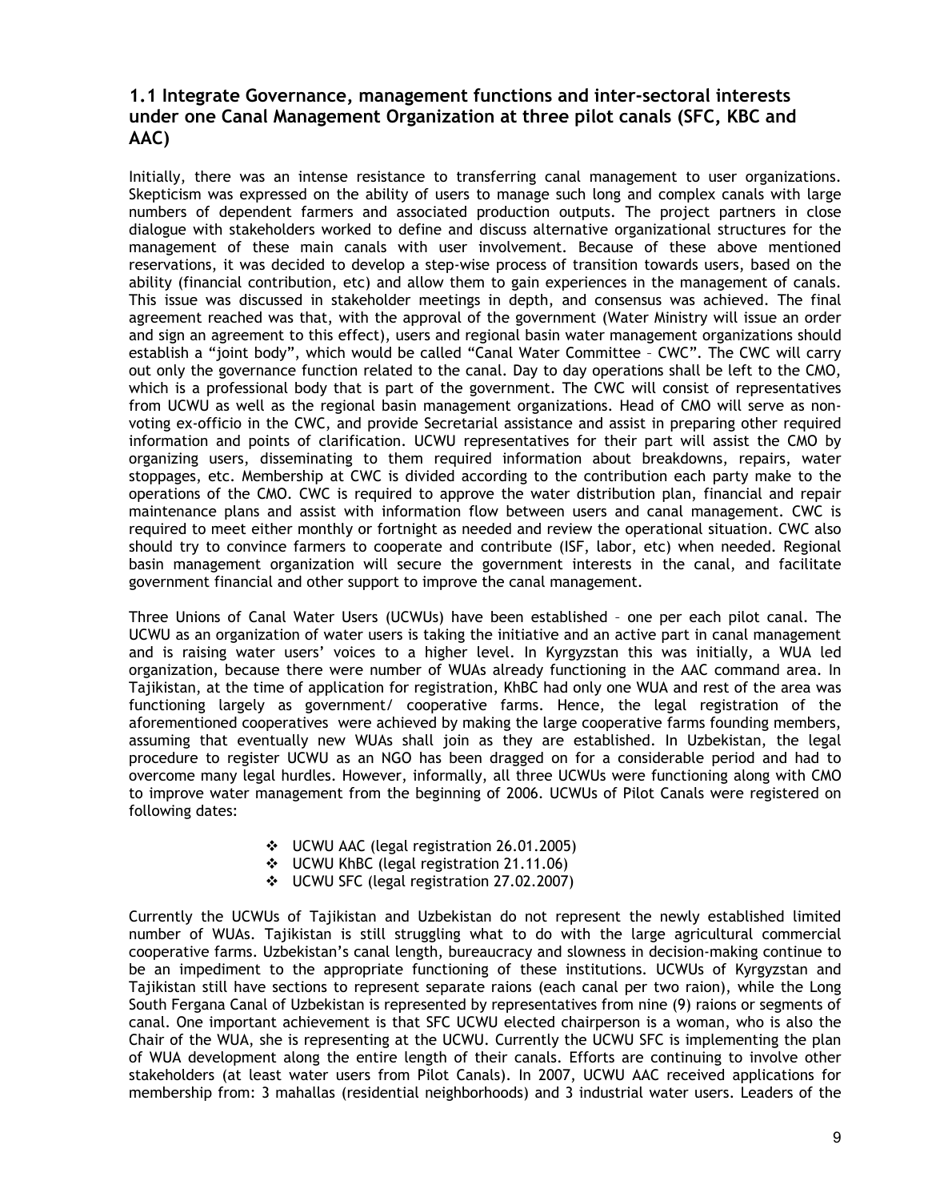### 1.1 Integrate Governance, management functions and inter-sectoral interests under one Canal Management Organization at three pilot canals (SFC, KBC and AAC)

Initially, there was an intense resistance to transferring canal management to user organizations. Skepticism was expressed on the ability of users to manage such long and complex canals with large numbers of dependent farmers and associated production outputs. The project partners in close dialogue with stakeholders worked to define and discuss alternative organizational structures for the management of these main canals with user involvement. Because of these above mentioned reservations, it was decided to develop a step-wise process of transition towards users, based on the ability (financial contribution, etc) and allow them to gain experiences in the management of canals. This issue was discussed in stakeholder meetings in depth, and consensus was achieved. The final agreement reached was that, with the approval of the government (Water Ministry will issue an order and sign an agreement to this effect), users and regional basin water management organizations should establish a "joint body", which would be called "Canal Water Committee – CWC". The CWC will carry out only the governance function related to the canal. Day to day operations shall be left to the CMO, which is a professional body that is part of the government. The CWC will consist of representatives from UCWU as well as the regional basin management organizations. Head of CMO will serve as non-voting ex-officio in the CWC, and provide Secretarial assistance and assist in preparing other required information and points of clarification. UCWU representatives for their part will assist the CMO by organizing users, disseminating to them required information about breakdowns, repairs, water stoppages, etc. Membership at CWC is divided according to the contribution each party make to the operations of the CMO. CWC is required to approve the water distribution plan, financial and repair maintenance plans and assist with information flow between users and canal management. CWC is required to meet either monthly or fortnight as needed and review the operational situation. CWC also should try to convince farmers to cooperate and contribute (ISF, labor, etc) when needed. Regional basin management organization will secure the government interests in the canal, and facilitate government financial and other support to improve the canal management.

Three Unions of Canal Water Users (UCWUs) have been established – one per each pilot canal. The UCWU as an organization of water users is taking the initiative and an active part in canal management and is raising water users' voices to a higher level. In Kyrgyzstan this was initially, a WUA led organization, because there were number of WUAs already functioning in the AAC command area. In Tajikistan, at the time of application for registration, KhBC had only one WUA and rest of the area was functioning largely as government/ cooperative farms. Hence, the legal registration of the aforementioned cooperatives were achieved by making the large cooperative farms founding members, assuming that eventually new WUAs shall join as they are established. In Uzbekistan, the legal procedure to register UCWU as an NGO has been dragged on for a considerable period and had to overcome many legal hurdles. However, informally, all three UCWUs were functioning along with CMO to improve water management from the beginning of 2006. UCWUs of Pilot Canals were registered on following dates:

- UCWU AAC (legal registration 26.01.2005)
- UCWU KhBC (legal registration 21.11.06)
- UCWU SFC (legal registration 27.02.2007)

Currently the UCWUs of Tajikistan and Uzbekistan do not represent the newly established limited number of WUAs. Tajikistan is still struggling what to do with the large agricultural commercial cooperative farms. Uzbekistan's canal length, bureaucracy and slowness in decision-making continue to be an impediment to the appropriate functioning of these institutions. UCWUs of Kyrgyzstan and Tajikistan still have sections to represent separate raions (each canal per two raion), while the Long South Fergana Canal of Uzbekistan is represented by representatives from nine (9) raions or segments of canal. One important achievement is that SFC UCWU elected chairperson is a woman, who is also the Chair of the WUA, she is representing at the UCWU. Currently the UCWU SFC is implementing the plan of WUA development along the entire length of their canals. Efforts are continuing to involve other stakeholders (at least water users from Pilot Canals). In 2007, UCWU AAC received applications for membership from: 3 mahallas (residential neighborhoods) and 3 industrial water users. Leaders of the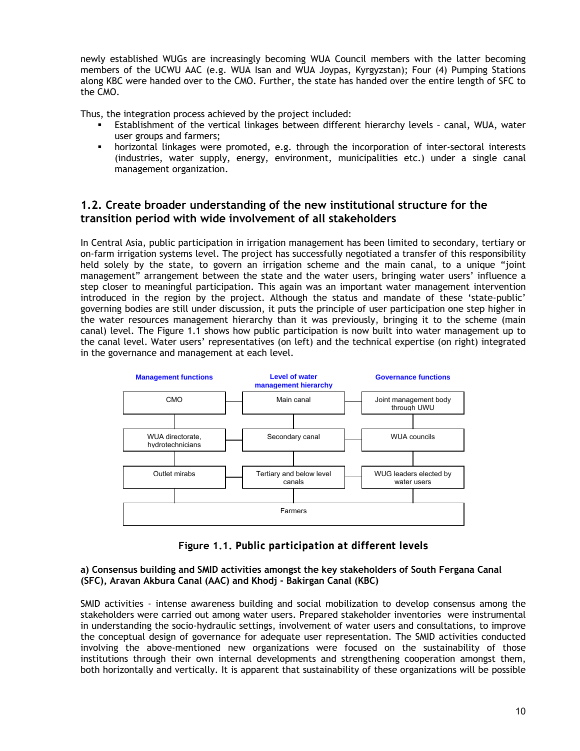newly established WUGs are increasingly becoming WUA Council members with the latter becoming members of the UCWU AAC (e.g. WUA Isan and WUA Joypas, Kyrgyzstan); Four (4) Pumping Stations along KBC were handed over to the CMO. Further, the state has handed over the entire length of SFC to the CMO.

Thus, the integration process achieved by the project included:

- Establishment of the vertical linkages between different hierarchy levels – canal, WUA, water user groups and farmers;
- horizontal linkages were promoted, e.g. through the incorporation of inter-sectoral interests (industries, water supply, energy, environment, municipalities etc.) under a single canal management organization.

## 1.2. Create broader understanding of the new institutional structure for the transition period with wide involvement of all stakeholders

In Central Asia, public participation in irrigation management has been limited to secondary, tertiary or on-farm irrigation systems level. The project has successfully negotiated a transfer of this responsibility held solely by the state, to govern an irrigation scheme and the main canal, to a unique "joint management" arrangement between the state and the water users, bringing water users' influence a step closer to meaningful participation. This again was an important water management intervention introduced in the region by the project. Although the status and mandate of these 'state-public' governing bodies are still under discussion, it puts the principle of user participation one step higher in the water resources management hierarchy than it was previously, bringing it to the scheme (main canal) level. The Figure 1.1 shows how public participation is now built into water management up to the canal level. Water users' representatives (on left) and the technical expertise (on right) integrated in the governance and management at each level.

| Management functions | Level of water management hierarchy | Governance functions |
|---|---|---|
| CMO | Main canal | Joint management body through UWU |
| WUA directorate, hydrotechnicians | Secondary canal | WUA councils |
| Outlet mirabs | Tertiary and below level canals | WUG leaders elected by water users |
| | Farmers | |

**Figure 1.1. *Public participation at different levels***

#### a) Consensus building and SMID activities amongst the key stakeholders of South Fergana Canal (SFC), Aravan Akbura Canal (AAC) and Khodj - Bakirgan Canal (KBC)

SMID activities - intense awareness building and social mobilization to develop consensus among the stakeholders were carried out among water users. Prepared stakeholder inventories were instrumental in understanding the socio-hydraulic settings, involvement of water users and consultations, to improve the conceptual design of governance for adequate user representation. The SMID activities conducted involving the above-mentioned new organizations were focused on the sustainability of those institutions through their own internal developments and strengthening cooperation amongst them, both horizontally and vertically. It is apparent that sustainability of these organizations will be possible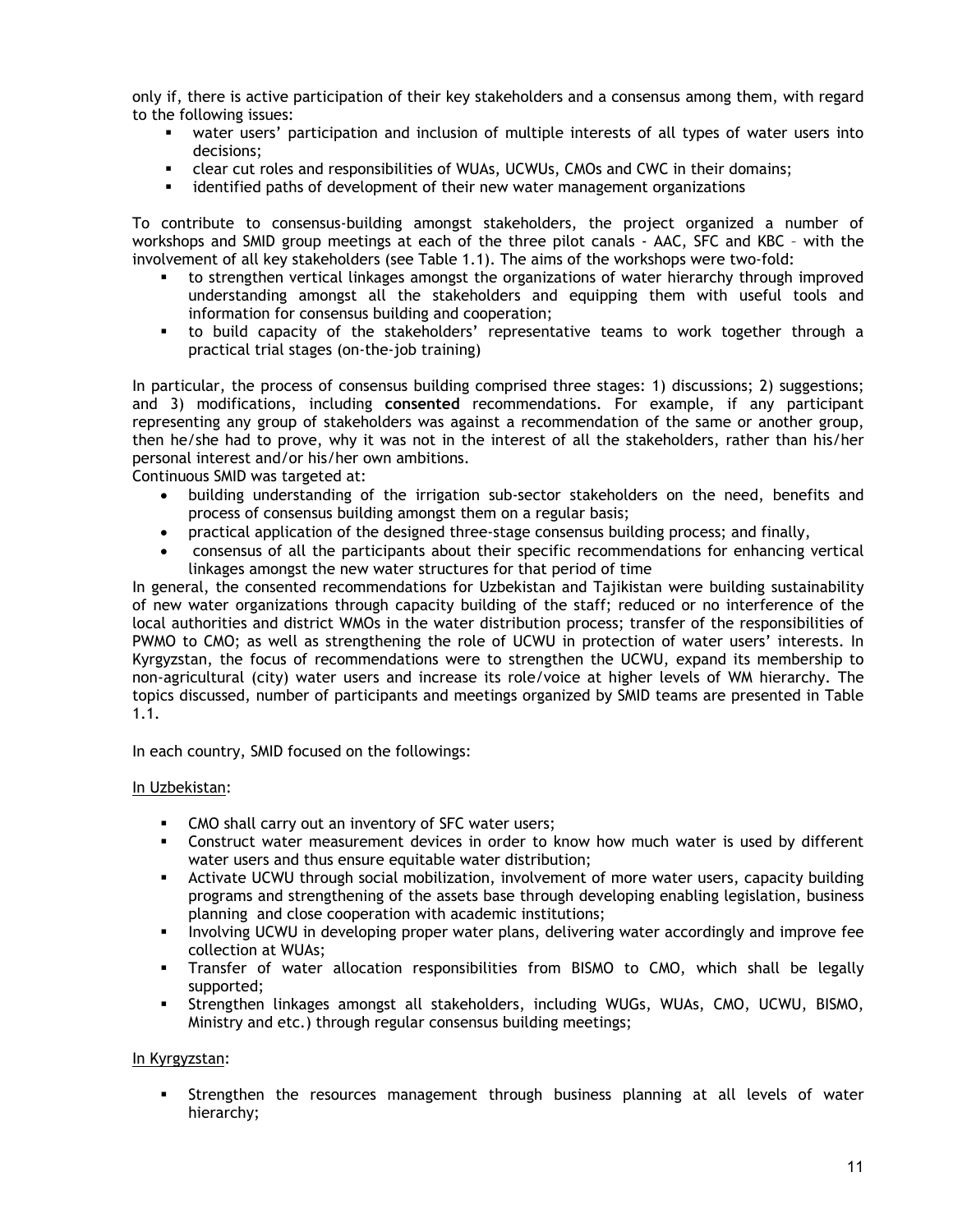only if, there is active participation of their key stakeholders and a consensus among them, with regard to the following issues:

- water users' participation and inclusion of multiple interests of all types of water users into decisions;
- clear cut roles and responsibilities of WUAs, UCWUs, CMOs and CWC in their domains;
- identified paths of development of their new water management organizations

To contribute to consensus-building amongst stakeholders, the project organized a number of workshops and SMID group meetings at each of the three pilot canals - AAC, SFC and KBC – with the involvement of all key stakeholders (see Table 1.1). The aims of the workshops were two-fold:

- to strengthen vertical linkages amongst the organizations of water hierarchy through improved understanding amongst all the stakeholders and equipping them with useful tools and information for consensus building and cooperation;
- to build capacity of the stakeholders' representative teams to work together through a practical trial stages (on-the-job training)

In particular, the process of consensus building comprised three stages: 1) discussions; 2) suggestions; and 3) modifications, including **consented** recommendations. For example, if any participant representing any group of stakeholders was against a recommendation of the same or another group, then he/she had to prove, why it was not in the interest of all the stakeholders, rather than his/her personal interest and/or his/her own ambitions.

Continuous SMID was targeted at:

- building understanding of the irrigation sub-sector stakeholders on the need, benefits and process of consensus building amongst them on a regular basis;
- practical application of the designed three-stage consensus building process; and finally,
- consensus of all the participants about their specific recommendations for enhancing vertical linkages amongst the new water structures for that period of time

In general, the consented recommendations for Uzbekistan and Tajikistan were building sustainability of new water organizations through capacity building of the staff; reduced or no interference of the local authorities and district WMOs in the water distribution process; transfer of the responsibilities of PWMO to CMO; as well as strengthening the role of UCWU in protection of water users' interests. In Kyrgyzstan, the focus of recommendations were to strengthen the UCWU, expand its membership to non-agricultural (city) water users and increase its role/voice at higher levels of WM hierarchy. The topics discussed, number of participants and meetings organized by SMID teams are presented in Table 1.1.

In each country, SMID focused on the followings:

<u>In Uzbekistan</u>:

- CMO shall carry out an inventory of SFC water users;
- Construct water measurement devices in order to know how much water is used by different water users and thus ensure equitable water distribution;
- Activate UCWU through social mobilization, involvement of more water users, capacity building programs and strengthening of the assets base through developing enabling legislation, business planning and close cooperation with academic institutions;
- Involving UCWU in developing proper water plans, delivering water accordingly and improve fee collection at WUAs;
- Transfer of water allocation responsibilities from BISMO to CMO, which shall be legally supported;
- Strengthen linkages amongst all stakeholders, including WUGs, WUAs, CMO, UCWU, BISMO, Ministry and etc.) through regular consensus building meetings;

<u>In Kyrgyzstan</u>:

- Strengthen the resources management through business planning at all levels of water hierarchy;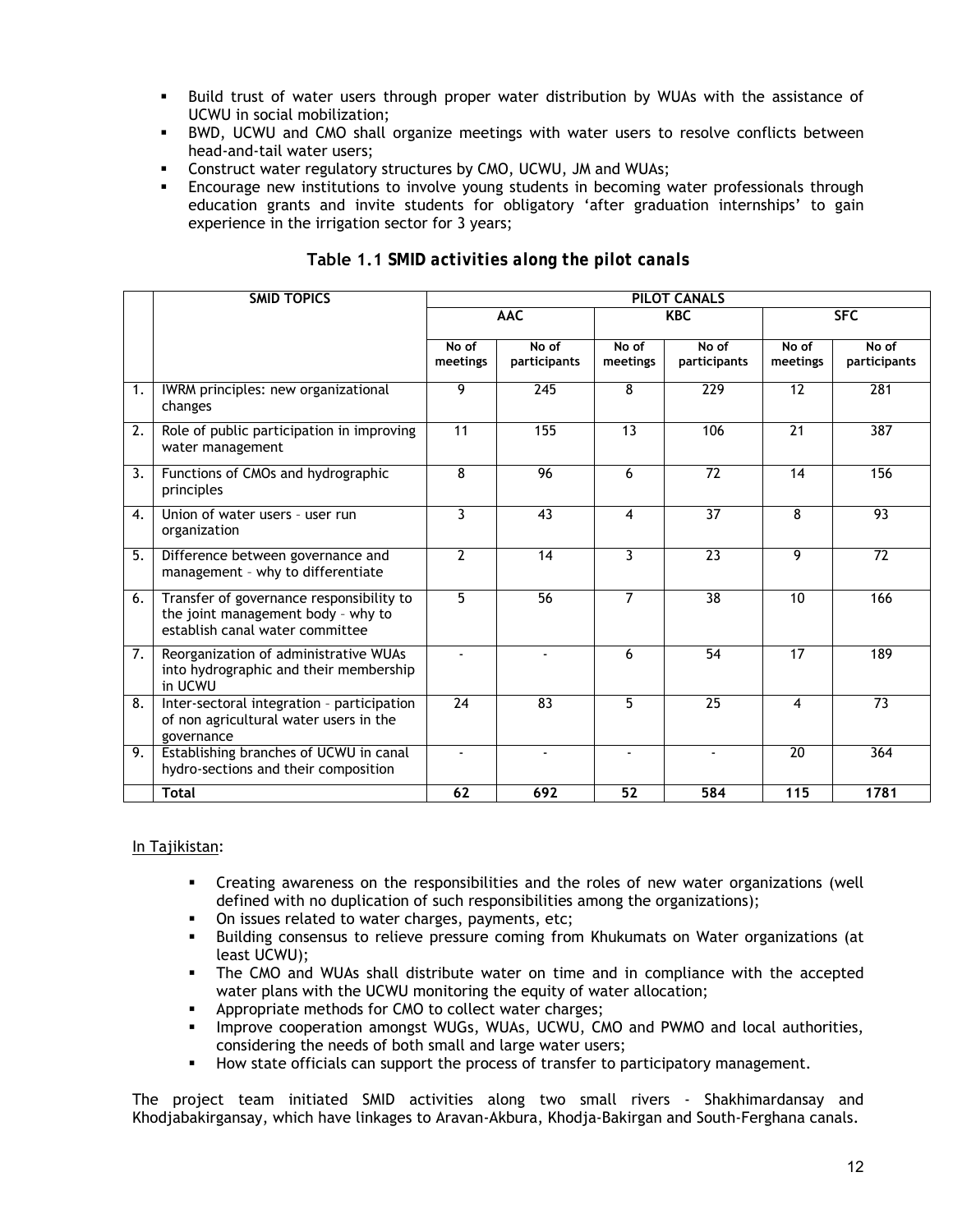- Build trust of water users through proper water distribution by WUAs with the assistance of UCWU in social mobilization;
- BWD, UCWU and CMO shall organize meetings with water users to resolve conflicts between head-and-tail water users;
- Construct water regulatory structures by CMO, UCWU, JM and WUAs;
- Encourage new institutions to involve young students in becoming water professionals through education grants and invite students for obligatory 'after graduation internships' to gain experience in the irrigation sector for 3 years;

**Table 1.1 SMID activities along the pilot canals**

| | SMID TOPICS | PILOT CANALS | | | | | |
|---|---|---|---|---|---|---|---|
| | | AAC | | KBC | | SFC | |
| | | No of meetings | No of participants | No of meetings | No of participants | No of meetings | No of participants |
| 1. | IWRM principles: new organizational changes | 9 | 245 | 8 | 229 | 12 | 281 |
| 2. | Role of public participation in improving water management | 11 | 155 | 13 | 106 | 21 | 387 |
| 3. | Functions of CMOs and hydrographic principles | 8 | 96 | 6 | 72 | 14 | 156 |
| 4. | Union of water users – user run organization | 3 | 43 | 4 | 37 | 8 | 93 |
| 5. | Difference between governance and management – why to differentiate | 2 | 14 | 3 | 23 | 9 | 72 |
| 6. | Transfer of governance responsibility to the joint management body – why to establish canal water committee | 5 | 56 | 7 | 38 | 10 | 166 |
| 7. | Reorganization of administrative WUAs into hydrographic and their membership in UCWU | - | - | 6 | 54 | 17 | 189 |
| 8. | Inter-sectoral integration – participation of non agricultural water users in the governance | 24 | 83 | 5 | 25 | 4 | 73 |
| 9. | Establishing branches of UCWU in canal hydro-sections and their composition | - | - | - | - | 20 | 364 |
| | **Total** | **62** | **692** | **52** | **584** | **115** | **1781** |

In Tajikistan:

- Creating awareness on the responsibilities and the roles of new water organizations (well defined with no duplication of such responsibilities among the organizations);
- On issues related to water charges, payments, etc;
- Building consensus to relieve pressure coming from Khukumats on Water organizations (at least UCWU);
- The CMO and WUAs shall distribute water on time and in compliance with the accepted water plans with the UCWU monitoring the equity of water allocation;
- Appropriate methods for CMO to collect water charges;
- Improve cooperation amongst WUGs, WUAs, UCWU, CMO and PWMO and local authorities, considering the needs of both small and large water users;
- How state officials can support the process of transfer to participatory management.

The project team initiated SMID activities along two small rivers - Shakhimardansay and Khodjabakirgansay, which have linkages to Aravan-Akbura, Khodja-Bakirgan and South-Ferghana canals.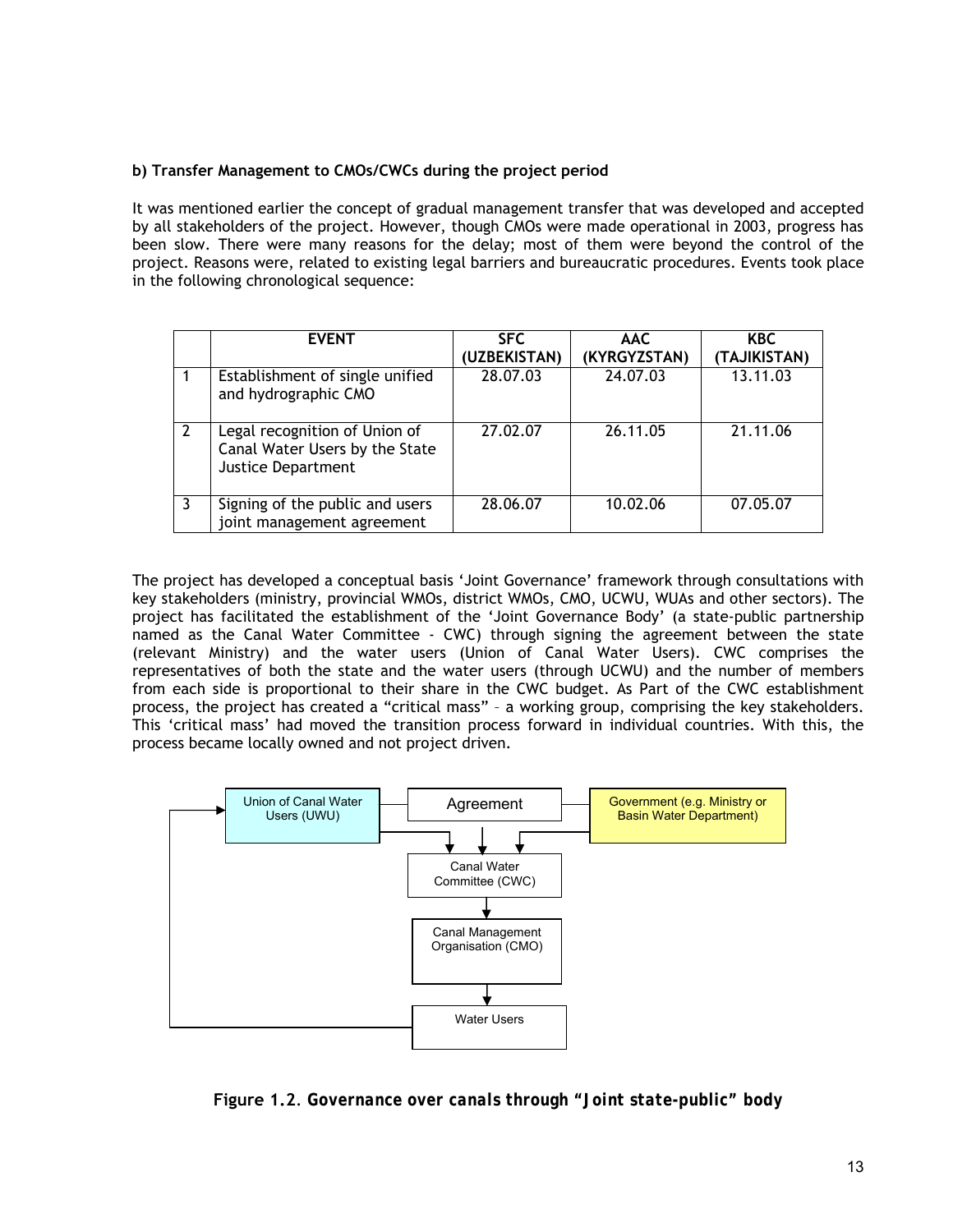**b) Transfer Management to CMOs/CWCs during the project period**

It was mentioned earlier the concept of gradual management transfer that was developed and accepted by all stakeholders of the project. However, though CMOs were made operational in 2003, progress has been slow. There were many reasons for the delay; most of them were beyond the control of the project. Reasons were, related to existing legal barriers and bureaucratic procedures. Events took place in the following chronological sequence:

| | EVENT | SFC (UZBEKISTAN) | AAC (KYRGYZSTAN) | KBC (TAJIKISTAN) |
|---|---|---|---|---|
| 1 | Establishment of single unified and hydrographic CMO | 28.07.03 | 24.07.03 | 13.11.03 |
| 2 | Legal recognition of Union of Canal Water Users by the State Justice Department | 27.02.07 | 26.11.05 | 21.11.06 |
| 3 | Signing of the public and users joint management agreement | 28.06.07 | 10.02.06 | 07.05.07 |

The project has developed a conceptual basis 'Joint Governance' framework through consultations with key stakeholders (ministry, provincial WMOs, district WMOs, CMO, UCWU, WUAs and other sectors). The project has facilitated the establishment of the 'Joint Governance Body' (a state-public partnership named as the Canal Water Committee - CWC) through signing the agreement between the state (relevant Ministry) and the water users (Union of Canal Water Users). CWC comprises the representatives of both the state and the water users (through UCWU) and the number of members from each side is proportional to their share in the CWC budget. As Part of the CWC establishment process, the project has created a "critical mass" – a working group, comprising the key stakeholders. This 'critical mass' had moved the transition process forward in individual countries. With this, the process became locally owned and not project driven.

Union of Canal Water Users (UWU) — Agreement — Government (e.g. Ministry or Basin Water Department)

Canal Water Committee (CWC)

Canal Management Organisation (CMO)

Water Users

**Figure 1.2. *Governance over canals through "Joint state-public" body***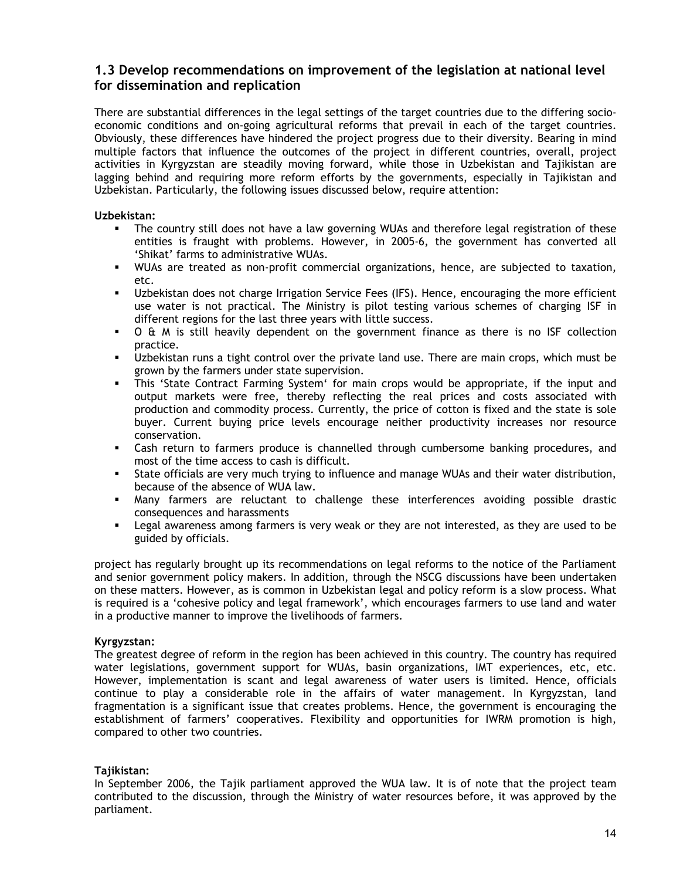### 1.3 Develop recommendations on improvement of the legislation at national level for dissemination and replication

There are substantial differences in the legal settings of the target countries due to the differing socio-economic conditions and on-going agricultural reforms that prevail in each of the target countries. Obviously, these differences have hindered the project progress due to their diversity. Bearing in mind multiple factors that influence the outcomes of the project in different countries, overall, project activities in Kyrgyzstan are steadily moving forward, while those in Uzbekistan and Tajikistan are lagging behind and requiring more reform efforts by the governments, especially in Tajikistan and Uzbekistan. Particularly, the following issues discussed below, require attention:

**Uzbekistan:**

- The country still does not have a law governing WUAs and therefore legal registration of these entities is fraught with problems. However, in 2005-6, the government has converted all 'Shikat' farms to administrative WUAs.
- WUAs are treated as non-profit commercial organizations, hence, are subjected to taxation, etc.
- Uzbekistan does not charge Irrigation Service Fees (IFS). Hence, encouraging the more efficient use water is not practical. The Ministry is pilot testing various schemes of charging ISF in different regions for the last three years with little success.
- O & M is still heavily dependent on the government finance as there is no ISF collection practice.
- Uzbekistan runs a tight control over the private land use. There are main crops, which must be grown by the farmers under state supervision.
- This 'State Contract Farming System' for main crops would be appropriate, if the input and output markets were free, thereby reflecting the real prices and costs associated with production and commodity process. Currently, the price of cotton is fixed and the state is sole buyer. Current buying price levels encourage neither productivity increases nor resource conservation.
- Cash return to farmers produce is channelled through cumbersome banking procedures, and most of the time access to cash is difficult.
- State officials are very much trying to influence and manage WUAs and their water distribution, because of the absence of WUA law.
- Many farmers are reluctant to challenge these interferences avoiding possible drastic consequences and harassments
- Legal awareness among farmers is very weak or they are not interested, as they are used to be guided by officials.

project has regularly brought up its recommendations on legal reforms to the notice of the Parliament and senior government policy makers. In addition, through the NSCG discussions have been undertaken on these matters. However, as is common in Uzbekistan legal and policy reform is a slow process. What is required is a 'cohesive policy and legal framework', which encourages farmers to use land and water in a productive manner to improve the livelihoods of farmers.

**Kyrgyzstan:**
The greatest degree of reform in the region has been achieved in this country. The country has required water legislations, government support for WUAs, basin organizations, IMT experiences, etc, etc. However, implementation is scant and legal awareness of water users is limited. Hence, officials continue to play a considerable role in the affairs of water management. In Kyrgyzstan, land fragmentation is a significant issue that creates problems. Hence, the government is encouraging the establishment of farmers' cooperatives. Flexibility and opportunities for IWRM promotion is high, compared to other two countries.

**Tajikistan:**
In September 2006, the Tajik parliament approved the WUA law. It is of note that the project team contributed to the discussion, through the Ministry of water resources before, it was approved by the parliament.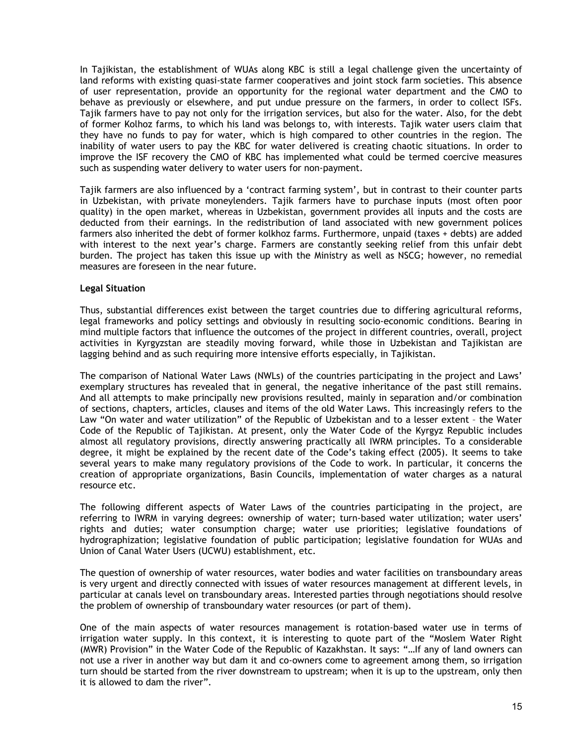In Tajikistan, the establishment of WUAs along KBC is still a legal challenge given the uncertainty of land reforms with existing quasi-state farmer cooperatives and joint stock farm societies. This absence of user representation, provide an opportunity for the regional water department and the CMO to behave as previously or elsewhere, and put undue pressure on the farmers, in order to collect ISFs. Tajik farmers have to pay not only for the irrigation services, but also for the water. Also, for the debt of former Kolhoz farms, to which his land was belongs to, with interests. Tajik water users claim that they have no funds to pay for water, which is high compared to other countries in the region. The inability of water users to pay the KBC for water delivered is creating chaotic situations. In order to improve the ISF recovery the CMO of KBC has implemented what could be termed coercive measures such as suspending water delivery to water users for non-payment.

Tajik farmers are also influenced by a 'contract farming system', but in contrast to their counter parts in Uzbekistan, with private moneylenders. Tajik farmers have to purchase inputs (most often poor quality) in the open market, whereas in Uzbekistan, government provides all inputs and the costs are deducted from their earnings. In the redistribution of land associated with new government polices farmers also inherited the debt of former kolkhoz farms. Furthermore, unpaid (taxes + debts) are added with interest to the next year's charge. Farmers are constantly seeking relief from this unfair debt burden. The project has taken this issue up with the Ministry as well as NSCG; however, no remedial measures are foreseen in the near future.

**Legal Situation**

Thus, substantial differences exist between the target countries due to differing agricultural reforms, legal frameworks and policy settings and obviously in resulting socio-economic conditions. Bearing in mind multiple factors that influence the outcomes of the project in different countries, overall, project activities in Kyrgyzstan are steadily moving forward, while those in Uzbekistan and Tajikistan are lagging behind and as such requiring more intensive efforts especially, in Tajikistan.

The comparison of National Water Laws (NWLs) of the countries participating in the project and Laws' exemplary structures has revealed that in general, the negative inheritance of the past still remains. And all attempts to make principally new provisions resulted, mainly in separation and/or combination of sections, chapters, articles, clauses and items of the old Water Laws. This increasingly refers to the Law "On water and water utilization" of the Republic of Uzbekistan and to a lesser extent – the Water Code of the Republic of Tajikistan. At present, only the Water Code of the Kyrgyz Republic includes almost all regulatory provisions, directly answering practically all IWRM principles. To a considerable degree, it might be explained by the recent date of the Code's taking effect (2005). It seems to take several years to make many regulatory provisions of the Code to work. In particular, it concerns the creation of appropriate organizations, Basin Councils, implementation of water charges as a natural resource etc.

The following different aspects of Water Laws of the countries participating in the project, are referring to IWRM in varying degrees: ownership of water; turn-based water utilization; water users' rights and duties; water consumption charge; water use priorities; legislative foundations of hydrographization; legislative foundation of public participation; legislative foundation for WUAs and Union of Canal Water Users (UCWU) establishment, etc.

The question of ownership of water resources, water bodies and water facilities on transboundary areas is very urgent and directly connected with issues of water resources management at different levels, in particular at canals level on transboundary areas. Interested parties through negotiations should resolve the problem of ownership of transboundary water resources (or part of them).

One of the main aspects of water resources management is rotation-based water use in terms of irrigation water supply. In this context, it is interesting to quote part of the "Moslem Water Right (MWR) Provision" in the Water Code of the Republic of Kazakhstan. It says: "…If any of land owners can not use a river in another way but dam it and co-owners come to agreement among them, so irrigation turn should be started from the river downstream to upstream; when it is up to the upstream, only then it is allowed to dam the river".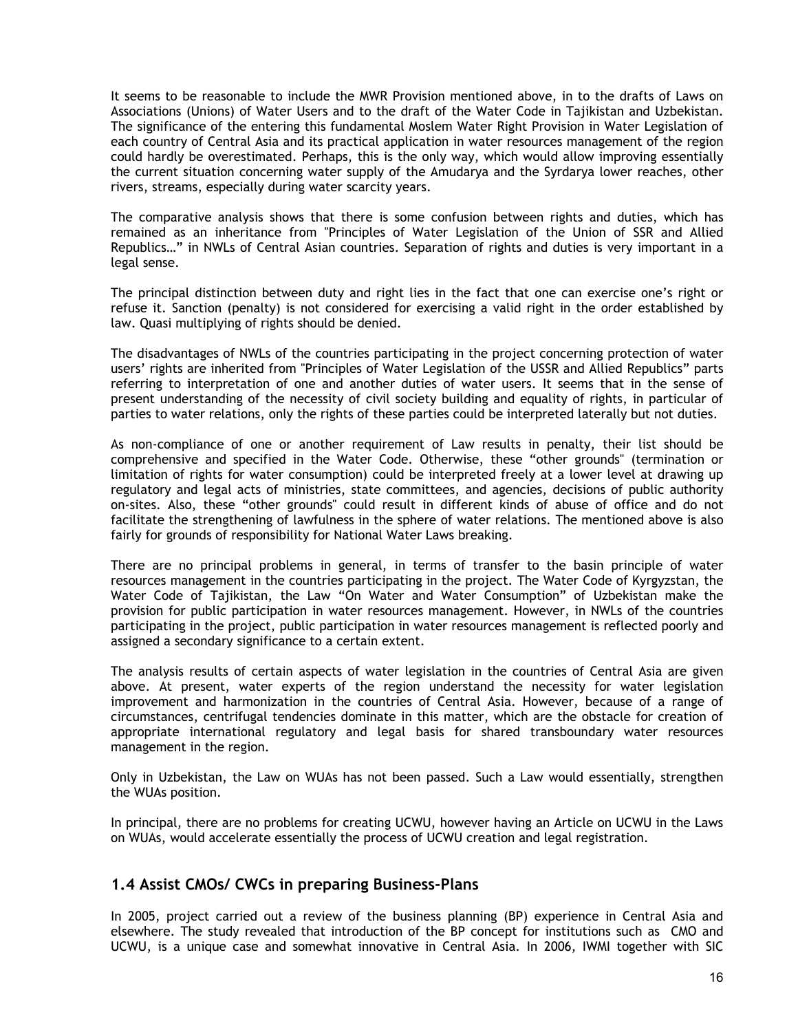It seems to be reasonable to include the MWR Provision mentioned above, in to the drafts of Laws on Associations (Unions) of Water Users and to the draft of the Water Code in Tajikistan and Uzbekistan. The significance of the entering this fundamental Moslem Water Right Provision in Water Legislation of each country of Central Asia and its practical application in water resources management of the region could hardly be overestimated. Perhaps, this is the only way, which would allow improving essentially the current situation concerning water supply of the Amudarya and the Syrdarya lower reaches, other rivers, streams, especially during water scarcity years.

The comparative analysis shows that there is some confusion between rights and duties, which has remained as an inheritance from "Principles of Water Legislation of the Union of SSR and Allied Republics…" in NWLs of Central Asian countries. Separation of rights and duties is very important in a legal sense.

The principal distinction between duty and right lies in the fact that one can exercise one's right or refuse it. Sanction (penalty) is not considered for exercising a valid right in the order established by law. Quasi multiplying of rights should be denied.

The disadvantages of NWLs of the countries participating in the project concerning protection of water users' rights are inherited from "Principles of Water Legislation of the USSR and Allied Republics" parts referring to interpretation of one and another duties of water users. It seems that in the sense of present understanding of the necessity of civil society building and equality of rights, in particular of parties to water relations, only the rights of these parties could be interpreted laterally but not duties.

As non-compliance of one or another requirement of Law results in penalty, their list should be comprehensive and specified in the Water Code. Otherwise, these "other grounds" (termination or limitation of rights for water consumption) could be interpreted freely at a lower level at drawing up regulatory and legal acts of ministries, state committees, and agencies, decisions of public authority on-sites. Also, these "other grounds" could result in different kinds of abuse of office and do not facilitate the strengthening of lawfulness in the sphere of water relations. The mentioned above is also fairly for grounds of responsibility for National Water Laws breaking.

There are no principal problems in general, in terms of transfer to the basin principle of water resources management in the countries participating in the project. The Water Code of Kyrgyzstan, the Water Code of Tajikistan, the Law "On Water and Water Consumption" of Uzbekistan make the provision for public participation in water resources management. However, in NWLs of the countries participating in the project, public participation in water resources management is reflected poorly and assigned a secondary significance to a certain extent.

The analysis results of certain aspects of water legislation in the countries of Central Asia are given above. At present, water experts of the region understand the necessity for water legislation improvement and harmonization in the countries of Central Asia. However, because of a range of circumstances, centrifugal tendencies dominate in this matter, which are the obstacle for creation of appropriate international regulatory and legal basis for shared transboundary water resources management in the region.

Only in Uzbekistan, the Law on WUAs has not been passed. Such a Law would essentially, strengthen the WUAs position.

In principal, there are no problems for creating UCWU, however having an Article on UCWU in the Laws on WUAs, would accelerate essentially the process of UCWU creation and legal registration.

## 1.4 Assist CMOs/ CWCs in preparing Business-Plans

In 2005, project carried out a review of the business planning (BP) experience in Central Asia and elsewhere. The study revealed that introduction of the BP concept for institutions such as CMO and UCWU, is a unique case and somewhat innovative in Central Asia. In 2006, IWMI together with SIC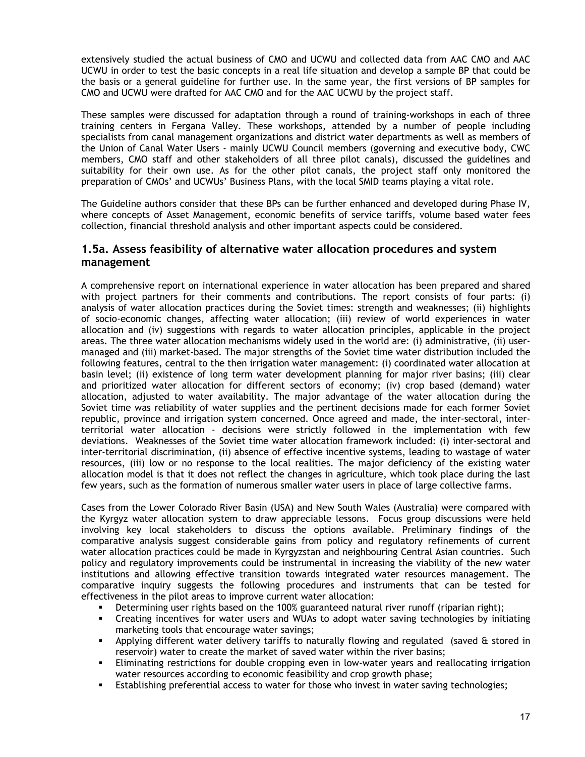extensively studied the actual business of CMO and UCWU and collected data from AAC CMO and AAC UCWU in order to test the basic concepts in a real life situation and develop a sample BP that could be the basis or a general guideline for further use. In the same year, the first versions of BP samples for CMO and UCWU were drafted for AAC CMO and for the AAC UCWU by the project staff.

These samples were discussed for adaptation through a round of training-workshops in each of three training centers in Fergana Valley. These workshops, attended by a number of people including specialists from canal management organizations and district water departments as well as members of the Union of Canal Water Users - mainly UCWU Council members (governing and executive body, CWC members, CMO staff and other stakeholders of all three pilot canals), discussed the guidelines and suitability for their own use. As for the other pilot canals, the project staff only monitored the preparation of CMOs' and UCWUs' Business Plans, with the local SMID teams playing a vital role.

The Guideline authors consider that these BPs can be further enhanced and developed during Phase IV, where concepts of Asset Management, economic benefits of service tariffs, volume based water fees collection, financial threshold analysis and other important aspects could be considered.

## 1.5a. Assess feasibility of alternative water allocation procedures and system management

A comprehensive report on international experience in water allocation has been prepared and shared with project partners for their comments and contributions. The report consists of four parts: (i) analysis of water allocation practices during the Soviet times: strength and weaknesses; (ii) highlights of socio-economic changes, affecting water allocation; (iii) review of world experiences in water allocation and (iv) suggestions with regards to water allocation principles, applicable in the project areas. The three water allocation mechanisms widely used in the world are: (i) administrative, (ii) user-managed and (iii) market-based. The major strengths of the Soviet time water distribution included the following features, central to the then irrigation water management: (i) coordinated water allocation at basin level; (ii) existence of long term water development planning for major river basins; (iii) clear and prioritized water allocation for different sectors of economy; (iv) crop based (demand) water allocation, adjusted to water availability. The major advantage of the water allocation during the Soviet time was reliability of water supplies and the pertinent decisions made for each former Soviet republic, province and irrigation system concerned. Once agreed and made, the inter-sectoral, inter-territorial water allocation - decisions were strictly followed in the implementation with few deviations. Weaknesses of the Soviet time water allocation framework included: (i) inter-sectoral and inter-territorial discrimination, (ii) absence of effective incentive systems, leading to wastage of water resources, (iii) low or no response to the local realities. The major deficiency of the existing water allocation model is that it does not reflect the changes in agriculture, which took place during the last few years, such as the formation of numerous smaller water users in place of large collective farms.

Cases from the Lower Colorado River Basin (USA) and New South Wales (Australia) were compared with the Kyrgyz water allocation system to draw appreciable lessons. Focus group discussions were held involving key local stakeholders to discuss the options available. Preliminary findings of the comparative analysis suggest considerable gains from policy and regulatory refinements of current water allocation practices could be made in Kyrgyzstan and neighbouring Central Asian countries. Such policy and regulatory improvements could be instrumental in increasing the viability of the new water institutions and allowing effective transition towards integrated water resources management. The comparative inquiry suggests the following procedures and instruments that can be tested for effectiveness in the pilot areas to improve current water allocation:

- Determining user rights based on the 100% guaranteed natural river runoff (riparian right);
- Creating incentives for water users and WUAs to adopt water saving technologies by initiating marketing tools that encourage water savings;
- Applying different water delivery tariffs to naturally flowing and regulated (saved & stored in reservoir) water to create the market of saved water within the river basins;
- Eliminating restrictions for double cropping even in low-water years and reallocating irrigation water resources according to economic feasibility and crop growth phase;
- Establishing preferential access to water for those who invest in water saving technologies;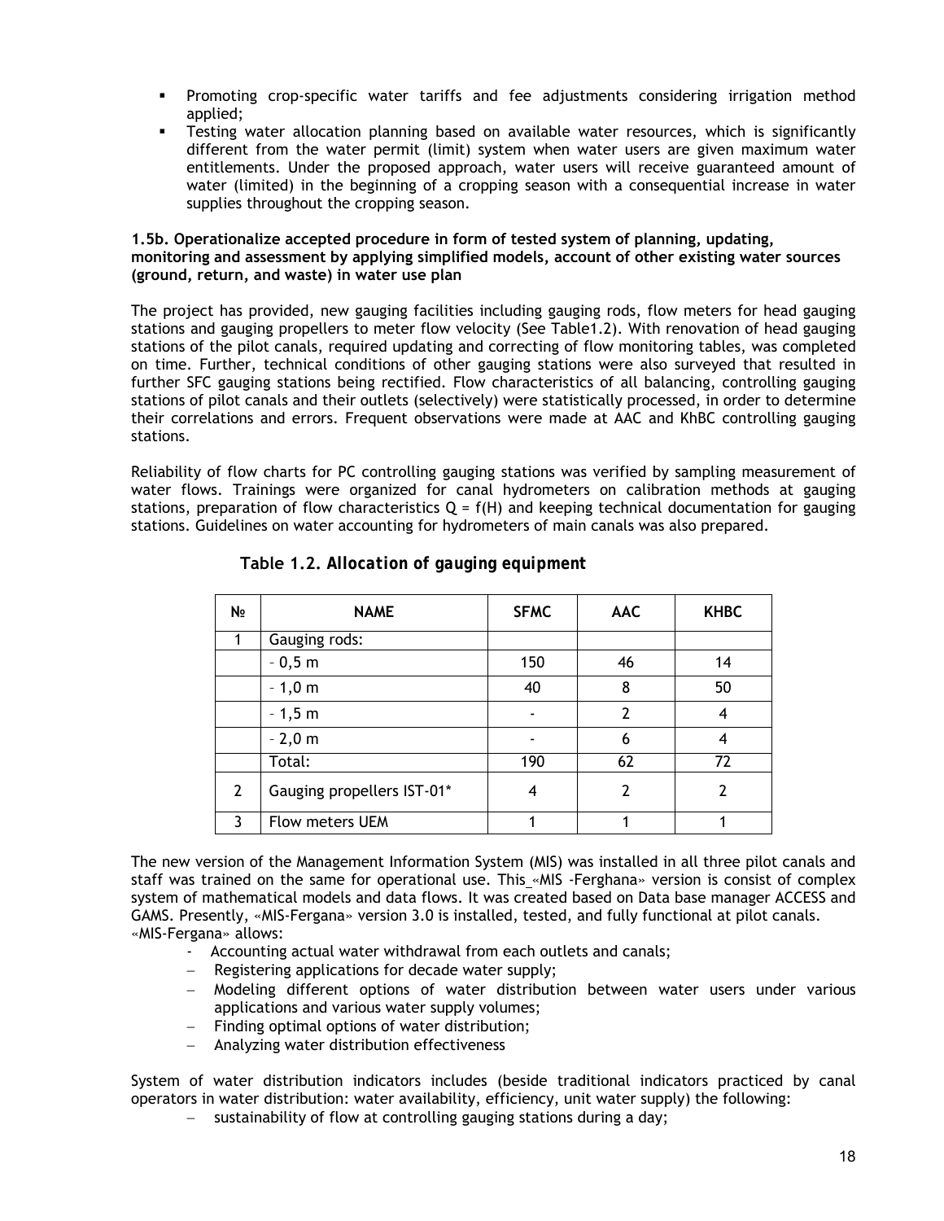- Promoting crop-specific water tariffs and fee adjustments considering irrigation method applied;
- Testing water allocation planning based on available water resources, which is significantly different from the water permit (limit) system when water users are given maximum water entitlements. Under the proposed approach, water users will receive guaranteed amount of water (limited) in the beginning of a cropping season with a consequential increase in water supplies throughout the cropping season.

**1.5b. Operationalize accepted procedure in form of tested system of planning, updating, monitoring and assessment by applying simplified models, account of other existing water sources (ground, return, and waste) in water use plan**

The project has provided, new gauging facilities including gauging rods, flow meters for head gauging stations and gauging propellers to meter flow velocity (See Table1.2). With renovation of head gauging stations of the pilot canals, required updating and correcting of flow monitoring tables, was completed on time. Further, technical conditions of other gauging stations were also surveyed that resulted in further SFC gauging stations being rectified. Flow characteristics of all balancing, controlling gauging stations of pilot canals and their outlets (selectively) were statistically processed, in order to determine their correlations and errors. Frequent observations were made at AAC and KhBC controlling gauging stations.

Reliability of flow charts for PC controlling gauging stations was verified by sampling measurement of water flows. Trainings were organized for canal hydrometers on calibration methods at gauging stations, preparation of flow characteristics $Q = f(H)$ and keeping technical documentation for gauging stations. Guidelines on water accounting for hydrometers of main canals was also prepared.

**Table 1.2. *Allocation of gauging equipment***

| № | NAME | SFMC | AAC | KHBC |
|---|---|---|---|---|
| 1 | Gauging rods: | | | |
| | - 0,5 m | 150 | 46 | 14 |
| | - 1,0 m | 40 | 8 | 50 |
| | - 1,5 m | - | 2 | 4 |
| | - 2,0 m | - | 6 | 4 |
| | Total: | 190 | 62 | 72 |
| 2 | Gauging propellers IST-01* | 4 | 2 | 2 |
| 3 | Flow meters UEM | 1 | 1 | 1 |

The new version of the Management Information System (MIS) was installed in all three pilot canals and staff was trained on the same for operational use. This_«MIS -Ferghana» version is consist of complex system of mathematical models and data flows. It was created based on Data base manager ACCESS and GAMS. Presently, «MIS-Fergana» version 3.0 is installed, tested, and fully functional at pilot canals. «MIS-Fergana» allows:

- Accounting actual water withdrawal from each outlets and canals;
- Registering applications for decade water supply;
- Modeling different options of water distribution between water users under various applications and various water supply volumes;
- Finding optimal options of water distribution;
- Analyzing water distribution effectiveness

System of water distribution indicators includes (beside traditional indicators practiced by canal operators in water distribution: water availability, efficiency, unit water supply) the following:

- sustainability of flow at controlling gauging stations during a day;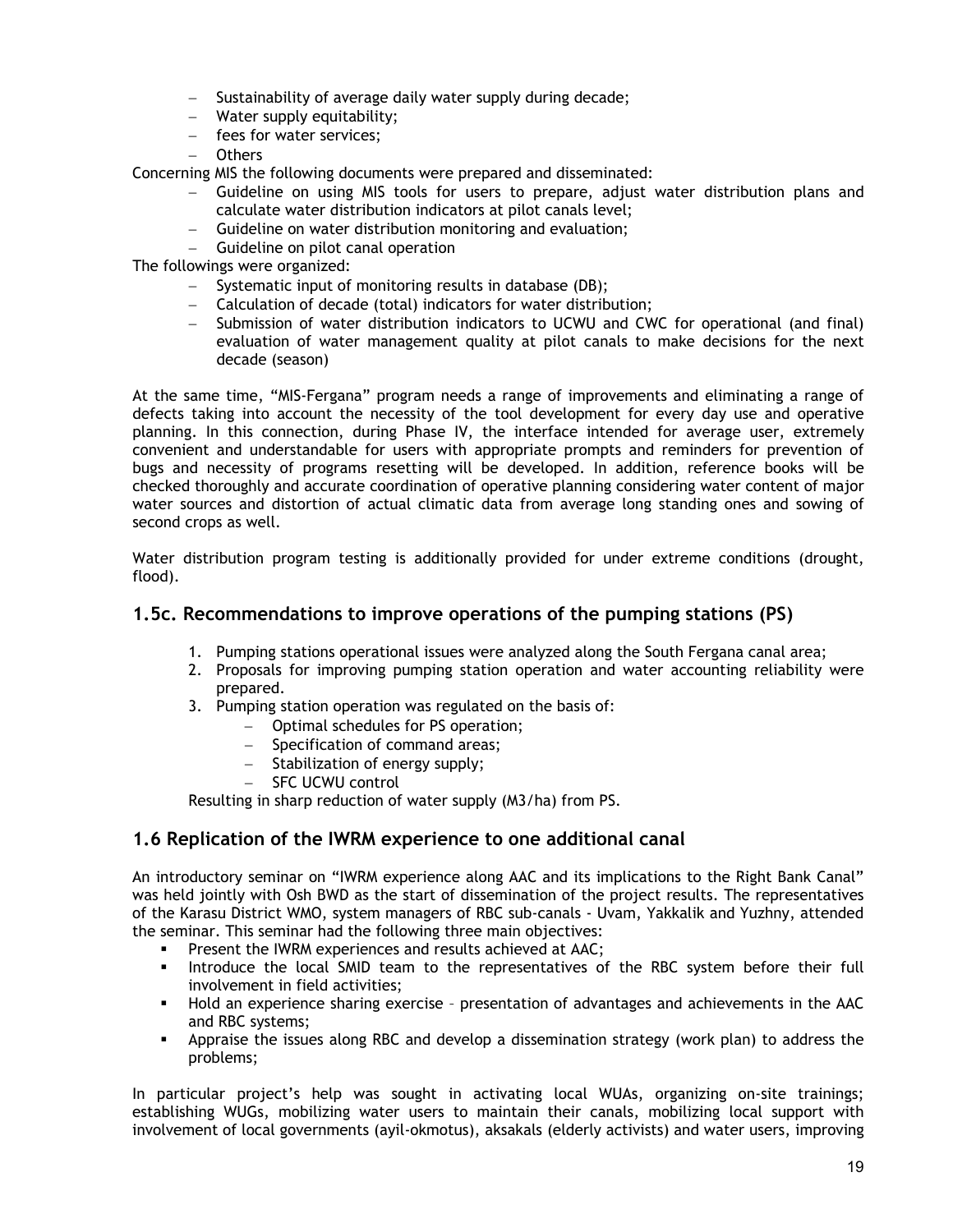- Sustainability of average daily water supply during decade;
- Water supply equitability;
- fees for water services;
- Others

Concerning MIS the following documents were prepared and disseminated:

- Guideline on using MIS tools for users to prepare, adjust water distribution plans and calculate water distribution indicators at pilot canals level;
- Guideline on water distribution monitoring and evaluation;
- Guideline on pilot canal operation

The followings were organized:

- Systematic input of monitoring results in database (DB);
- Calculation of decade (total) indicators for water distribution;
- Submission of water distribution indicators to UCWU and CWC for operational (and final) evaluation of water management quality at pilot canals to make decisions for the next decade (season)

At the same time, "MIS-Fergana" program needs a range of improvements and eliminating a range of defects taking into account the necessity of the tool development for every day use and operative planning. In this connection, during Phase IV, the interface intended for average user, extremely convenient and understandable for users with appropriate prompts and reminders for prevention of bugs and necessity of programs resetting will be developed. In addition, reference books will be checked thoroughly and accurate coordination of operative planning considering water content of major water sources and distortion of actual climatic data from average long standing ones and sowing of second crops as well.

Water distribution program testing is additionally provided for under extreme conditions (drought, flood).

## 1.5c. Recommendations to improve operations of the pumping stations (PS)

1. Pumping stations operational issues were analyzed along the South Fergana canal area;
2. Proposals for improving pumping station operation and water accounting reliability were prepared.
3. Pumping station operation was regulated on the basis of:
   - Optimal schedules for PS operation;
   - Specification of command areas;
   - Stabilization of energy supply;
   - SFC UCWU control

   Resulting in sharp reduction of water supply (M3/ha) from PS.

## 1.6 Replication of the IWRM experience to one additional canal

An introductory seminar on "IWRM experience along AAC and its implications to the Right Bank Canal" was held jointly with Osh BWD as the start of dissemination of the project results. The representatives of the Karasu District WMO, system managers of RBC sub-canals - Uvam, Yakkalik and Yuzhny, attended the seminar. This seminar had the following three main objectives:

- Present the IWRM experiences and results achieved at AAC;
- Introduce the local SMID team to the representatives of the RBC system before their full involvement in field activities;
- Hold an experience sharing exercise – presentation of advantages and achievements in the AAC and RBC systems;
- Appraise the issues along RBC and develop a dissemination strategy (work plan) to address the problems;

In particular project's help was sought in activating local WUAs, organizing on-site trainings; establishing WUGs, mobilizing water users to maintain their canals, mobilizing local support with involvement of local governments (ayil-okmotus), aksakals (elderly activists) and water users, improving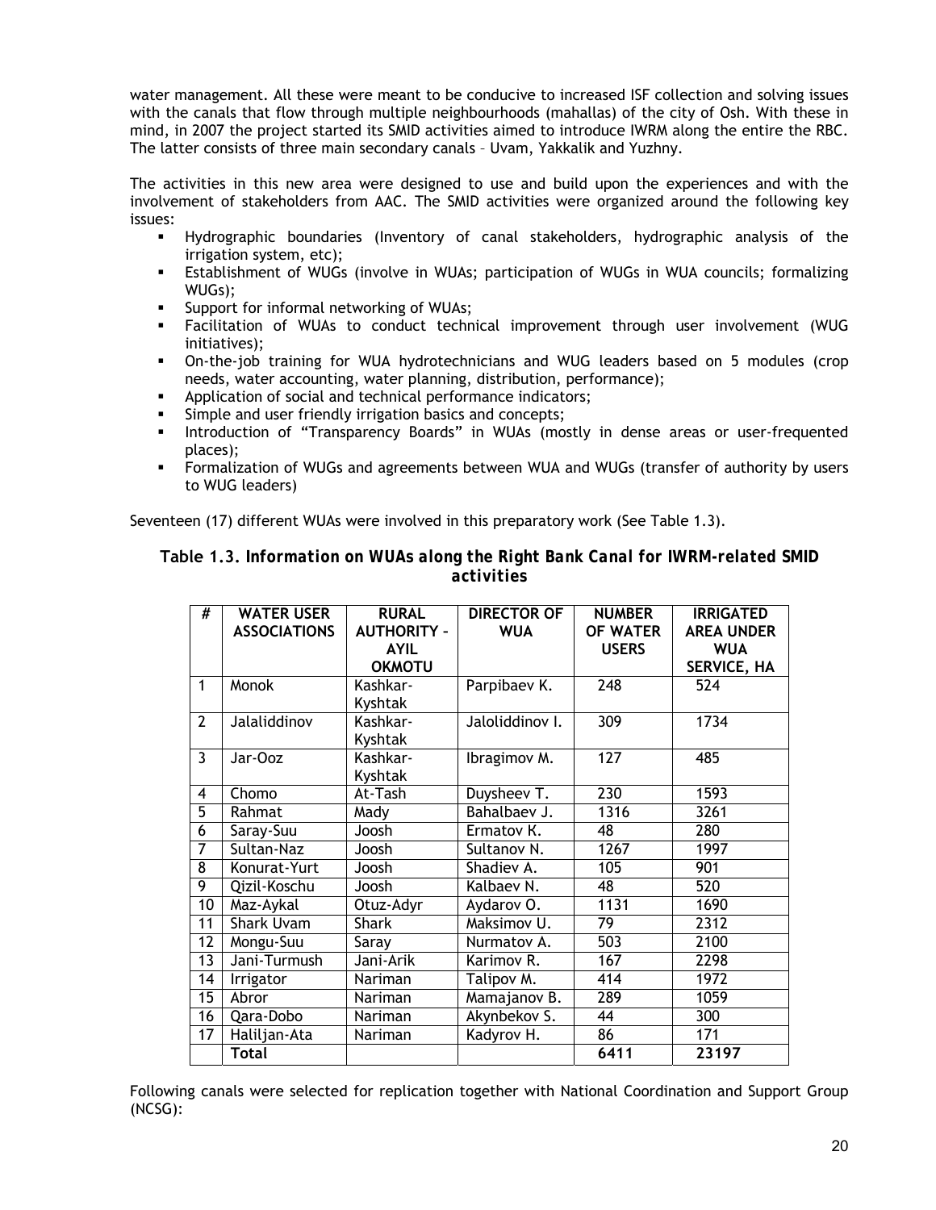water management. All these were meant to be conducive to increased ISF collection and solving issues with the canals that flow through multiple neighbourhoods (mahallas) of the city of Osh. With these in mind, in 2007 the project started its SMID activities aimed to introduce IWRM along the entire the RBC. The latter consists of three main secondary canals – Uvam, Yakkalik and Yuzhny.

The activities in this new area were designed to use and build upon the experiences and with the involvement of stakeholders from AAC. The SMID activities were organized around the following key issues:

- Hydrographic boundaries (Inventory of canal stakeholders, hydrographic analysis of the irrigation system, etc);
- Establishment of WUGs (involve in WUAs; participation of WUGs in WUA councils; formalizing WUGs);
- Support for informal networking of WUAs;
- Facilitation of WUAs to conduct technical improvement through user involvement (WUG initiatives);
- On-the-job training for WUA hydrotechnicians and WUG leaders based on 5 modules (crop needs, water accounting, water planning, distribution, performance);
- Application of social and technical performance indicators;
- Simple and user friendly irrigation basics and concepts;
- Introduction of "Transparency Boards" in WUAs (mostly in dense areas or user-frequented places);
- Formalization of WUGs and agreements between WUA and WUGs (transfer of authority by users to WUG leaders)

Seventeen (17) different WUAs were involved in this preparatory work (See Table 1.3).

**Table 1.3. *Information on WUAs along the Right Bank Canal for IWRM-related SMID activities***

| # | WATER USER ASSOCIATIONS | RURAL AUTHORITY – AYIL OKMOTU | DIRECTOR OF WUA | NUMBER OF WATER USERS | IRRIGATED AREA UNDER WUA SERVICE, HA |
|---|---|---|---|---|---|
| 1 | Monok | Kashkar-Kyshtak | Parpibaev K. | 248 | 524 |
| 2 | Jalaliddinov | Kashkar-Kyshtak | Jaloliddinov I. | 309 | 1734 |
| 3 | Jar-Ooz | Kashkar-Kyshtak | Ibragimov M. | 127 | 485 |
| 4 | Chomo | At-Tash | Duysheev T. | 230 | 1593 |
| 5 | Rahmat | Mady | Bahalbaev J. | 1316 | 3261 |
| 6 | Saray-Suu | Joosh | Ermatov K. | 48 | 280 |
| 7 | Sultan-Naz | Joosh | Sultanov N. | 1267 | 1997 |
| 8 | Konurat-Yurt | Joosh | Shadiev A. | 105 | 901 |
| 9 | Qizil-Koschu | Joosh | Kalbaev N. | 48 | 520 |
| 10 | Maz-Aykal | Otuz-Adyr | Aydarov O. | 1131 | 1690 |
| 11 | Shark Uvam | Shark | Maksimov U. | 79 | 2312 |
| 12 | Mongu-Suu | Saray | Nurmatov A. | 503 | 2100 |
| 13 | Jani-Turmush | Jani-Arik | Karimov R. | 167 | 2298 |
| 14 | Irrigator | Nariman | Talipov M. | 414 | 1972 |
| 15 | Abror | Nariman | Mamajanov B. | 289 | 1059 |
| 16 | Qara-Dobo | Nariman | Akynbekov S. | 44 | 300 |
| 17 | Haliljan-Ata | Nariman | Kadyrov H. | 86 | 171 |
| | **Total** | | | **6411** | **23197** |

Following canals were selected for replication together with National Coordination and Support Group (NCSG):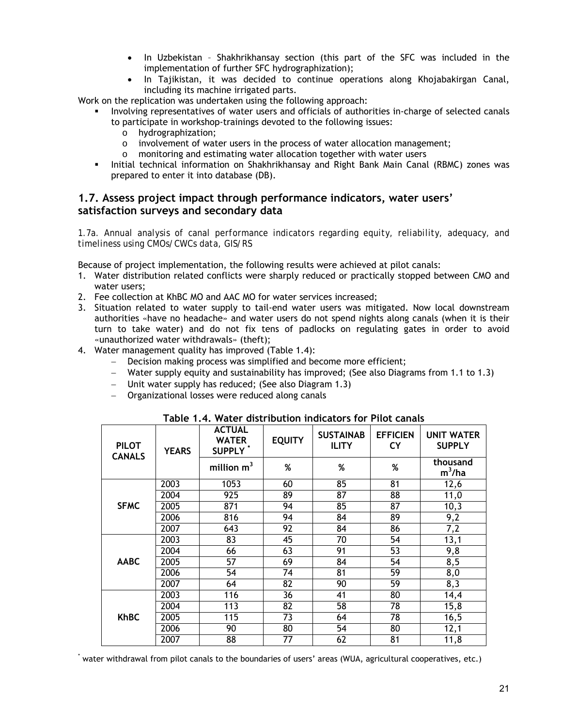- In Uzbekistan – Shakhrikhansay section (this part of the SFC was included in the implementation of further SFC hydrographization);
- In Tajikistan, it was decided to continue operations along Khojabakirgan Canal, including its machine irrigated parts.

Work on the replication was undertaken using the following approach:

- Involving representatives of water users and officials of authorities in-charge of selected canals to participate in workshop-trainings devoted to the following issues:
  - hydrographization;
  - involvement of water users in the process of water allocation management;
  - monitoring and estimating water allocation together with water users
- Initial technical information on Shakhrikhansay and Right Bank Main Canal (RBMC) zones was prepared to enter it into database (DB).

## 1.7. Assess project impact through performance indicators, water users' satisfaction surveys and secondary data

*1.7a. Annual analysis of canal performance indicators regarding equity, reliability, adequacy, and timeliness using CMOs/CWCs data, GIS/RS*

Because of project implementation, the following results were achieved at pilot canals:

1. Water distribution related conflicts were sharply reduced or practically stopped between CMO and water users;
2. Fee collection at KhBC MO and AAC MO for water services increased;
3. Situation related to water supply to tail-end water users was mitigated. Now local downstream authorities «have no headache» and water users do not spend nights along canals (when it is their turn to take water) and do not fix tens of padlocks on regulating gates in order to avoid «unauthorized water withdrawals» (theft);
4. Water management quality has improved (Table 1.4):
   - Decision making process was simplified and become more efficient;
   - Water supply equity and sustainability has improved; (See also Diagrams from 1.1 to 1.3)
   - Unit water supply has reduced; (See also Diagram 1.3)
   - Organizational losses were reduced along canals

**Table 1.4. Water distribution indicators for Pilot canals**

| PILOT CANALS | YEARS | ACTUAL WATER SUPPLY * | EQUITY | SUSTAINABILITY | EFFICIENCY | UNIT WATER SUPPLY |
|---|---|---|---|---|---|---|
| | | million $m^3$ | % | % | % | thousand $m^3$/ha |
| SFMC | 2003 | 1053 | 60 | 85 | 81 | 12,6 |
| | 2004 | 925 | 89 | 87 | 88 | 11,0 |
| | 2005 | 871 | 94 | 85 | 87 | 10,3 |
| | 2006 | 816 | 94 | 84 | 89 | 9,2 |
| | 2007 | 643 | 92 | 84 | 86 | 7,2 |
| AABC | 2003 | 83 | 45 | 70 | 54 | 13,1 |
| | 2004 | 66 | 63 | 91 | 53 | 9,8 |
| | 2005 | 57 | 69 | 84 | 54 | 8,5 |
| | 2006 | 54 | 74 | 81 | 59 | 8,0 |
| | 2007 | 64 | 82 | 90 | 59 | 8,3 |
| KhBC | 2003 | 116 | 36 | 41 | 80 | 14,4 |
| | 2004 | 113 | 82 | 58 | 78 | 15,8 |
| | 2005 | 115 | 73 | 64 | 78 | 16,5 |
| | 2006 | 90 | 80 | 54 | 80 | 12,1 |
| | 2007 | 88 | 77 | 62 | 81 | 11,8 |

* water withdrawal from pilot canals to the boundaries of users' areas (WUA, agricultural cooperatives, etc.)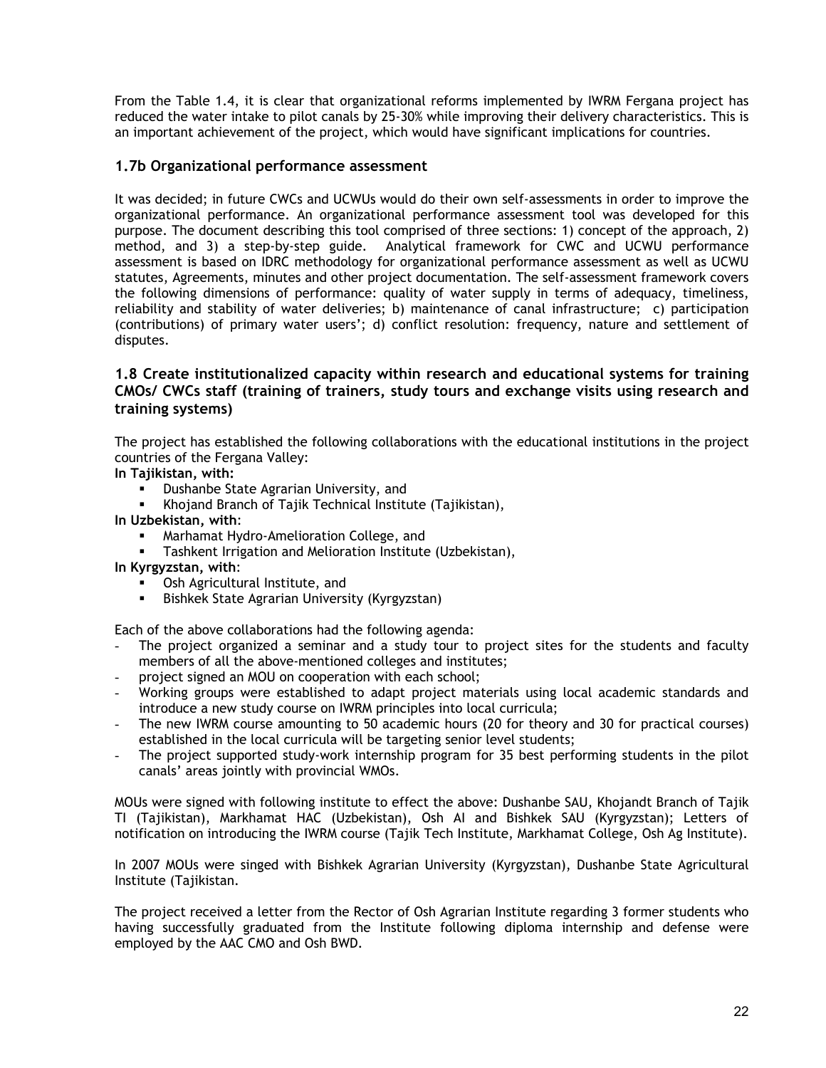From the Table 1.4, it is clear that organizational reforms implemented by IWRM Fergana project has reduced the water intake to pilot canals by 25-30% while improving their delivery characteristics. This is an important achievement of the project, which would have significant implications for countries.

### 1.7b Organizational performance assessment

It was decided; in future CWCs and UCWUs would do their own self-assessments in order to improve the organizational performance. An organizational performance assessment tool was developed for this purpose. The document describing this tool comprised of three sections: 1) concept of the approach, 2) method, and 3) a step-by-step guide. Analytical framework for CWC and UCWU performance assessment is based on IDRC methodology for organizational performance assessment as well as UCWU statutes, Agreements, minutes and other project documentation. The self-assessment framework covers the following dimensions of performance: quality of water supply in terms of adequacy, timeliness, reliability and stability of water deliveries; b) maintenance of canal infrastructure; c) participation (contributions) of primary water users'; d) conflict resolution: frequency, nature and settlement of disputes.

### 1.8 Create institutionalized capacity within research and educational systems for training CMOs/ CWCs staff (training of trainers, study tours and exchange visits using research and training systems)

The project has established the following collaborations with the educational institutions in the project countries of the Fergana Valley:

**In Tajikistan, with:**

- Dushanbe State Agrarian University, and
- Khojand Branch of Tajik Technical Institute (Tajikistan),

**In Uzbekistan, with**:

- Marhamat Hydro-Amelioration College, and
- Tashkent Irrigation and Melioration Institute (Uzbekistan),

**In Kyrgyzstan, with**:

- Osh Agricultural Institute, and
- Bishkek State Agrarian University (Kyrgyzstan)

Each of the above collaborations had the following agenda:

- The project organized a seminar and a study tour to project sites for the students and faculty members of all the above-mentioned colleges and institutes;
- project signed an MOU on cooperation with each school;
- Working groups were established to adapt project materials using local academic standards and introduce a new study course on IWRM principles into local curricula;
- The new IWRM course amounting to 50 academic hours (20 for theory and 30 for practical courses) established in the local curricula will be targeting senior level students;
- The project supported study-work internship program for 35 best performing students in the pilot canals' areas jointly with provincial WMOs.

MOUs were signed with following institute to effect the above: Dushanbe SAU, Khojandt Branch of Tajik TI (Tajikistan), Markhamat HAC (Uzbekistan), Osh AI and Bishkek SAU (Kyrgyzstan); Letters of notification on introducing the IWRM course (Tajik Tech Institute, Markhamat College, Osh Ag Institute).

In 2007 MOUs were singed with Bishkek Agrarian University (Kyrgyzstan), Dushanbe State Agricultural Institute (Tajikistan.

The project received a letter from the Rector of Osh Agrarian Institute regarding 3 former students who having successfully graduated from the Institute following diploma internship and defense were employed by the AAC CMO and Osh BWD.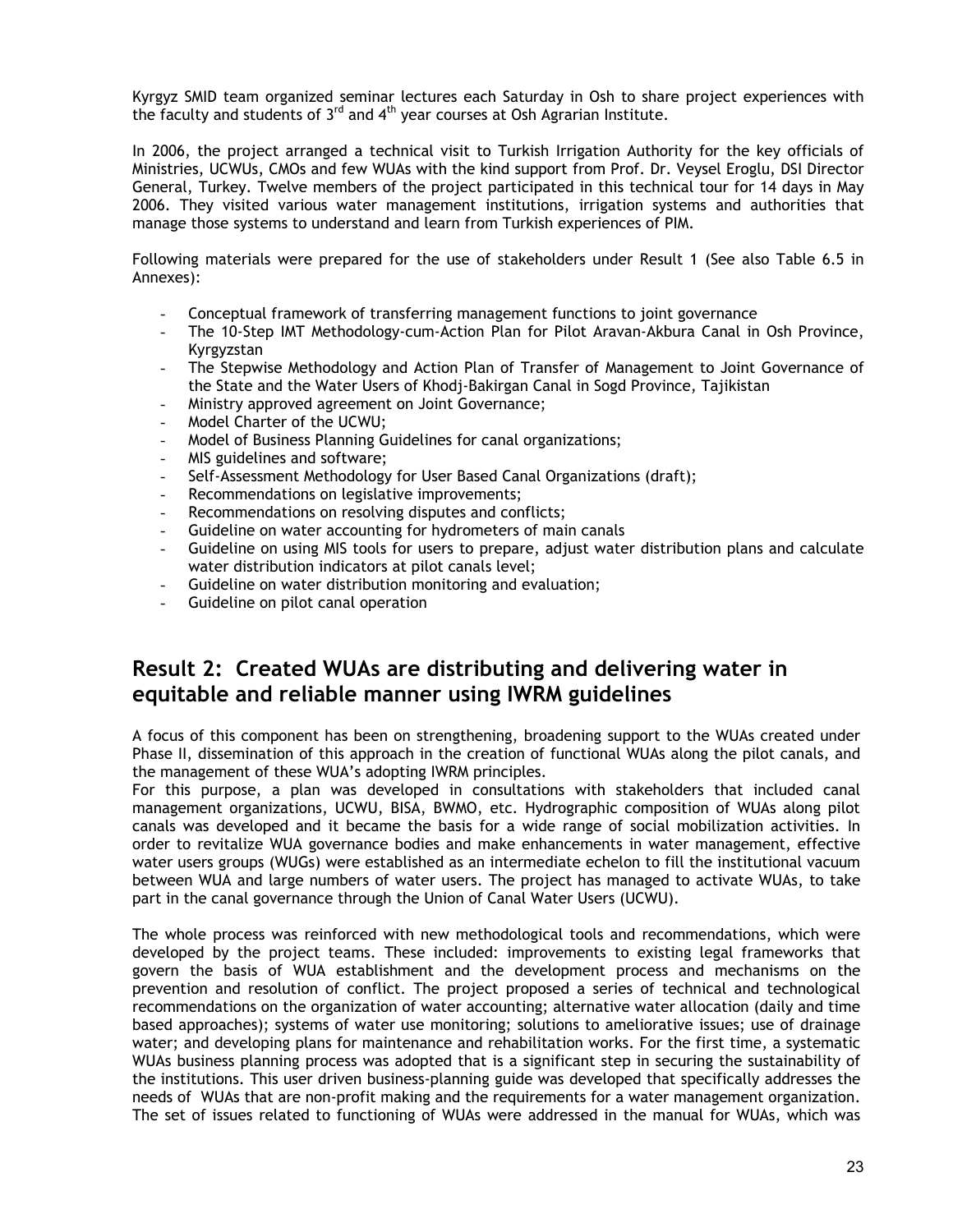Kyrgyz SMID team organized seminar lectures each Saturday in Osh to share project experiences with the faculty and students of 3rd and 4th year courses at Osh Agrarian Institute.

In 2006, the project arranged a technical visit to Turkish Irrigation Authority for the key officials of Ministries, UCWUs, CMOs and few WUAs with the kind support from Prof. Dr. Veysel Eroglu, DSI Director General, Turkey. Twelve members of the project participated in this technical tour for 14 days in May 2006. They visited various water management institutions, irrigation systems and authorities that manage those systems to understand and learn from Turkish experiences of PIM.

Following materials were prepared for the use of stakeholders under Result 1 (See also Table 6.5 in Annexes):

- Conceptual framework of transferring management functions to joint governance
- The 10-Step IMT Methodology-cum-Action Plan for Pilot Aravan-Akbura Canal in Osh Province, Kyrgyzstan
- The Stepwise Methodology and Action Plan of Transfer of Management to Joint Governance of the State and the Water Users of Khodj-Bakirgan Canal in Sogd Province, Tajikistan
- Ministry approved agreement on Joint Governance;
- Model Charter of the UCWU;
- Model of Business Planning Guidelines for canal organizations;
- MIS guidelines and software;
- Self-Assessment Methodology for User Based Canal Organizations (draft);
- Recommendations on legislative improvements;
- Recommendations on resolving disputes and conflicts;
- Guideline on water accounting for hydrometers of main canals
- Guideline on using MIS tools for users to prepare, adjust water distribution plans and calculate water distribution indicators at pilot canals level;
- Guideline on water distribution monitoring and evaluation;
- Guideline on pilot canal operation

## Result 2: Created WUAs are distributing and delivering water in equitable and reliable manner using IWRM guidelines

A focus of this component has been on strengthening, broadening support to the WUAs created under Phase II, dissemination of this approach in the creation of functional WUAs along the pilot canals, and the management of these WUA's adopting IWRM principles.

For this purpose, a plan was developed in consultations with stakeholders that included canal management organizations, UCWU, BISA, BWMO, etc. Hydrographic composition of WUAs along pilot canals was developed and it became the basis for a wide range of social mobilization activities. In order to revitalize WUA governance bodies and make enhancements in water management, effective water users groups (WUGs) were established as an intermediate echelon to fill the institutional vacuum between WUA and large numbers of water users. The project has managed to activate WUAs, to take part in the canal governance through the Union of Canal Water Users (UCWU).

The whole process was reinforced with new methodological tools and recommendations, which were developed by the project teams. These included: improvements to existing legal frameworks that govern the basis of WUA establishment and the development process and mechanisms on the prevention and resolution of conflict. The project proposed a series of technical and technological recommendations on the organization of water accounting; alternative water allocation (daily and time based approaches); systems of water use monitoring; solutions to ameliorative issues; use of drainage water; and developing plans for maintenance and rehabilitation works. For the first time, a systematic WUAs business planning process was adopted that is a significant step in securing the sustainability of the institutions. This user driven business-planning guide was developed that specifically addresses the needs of WUAs that are non-profit making and the requirements for a water management organization. The set of issues related to functioning of WUAs were addressed in the manual for WUAs, which was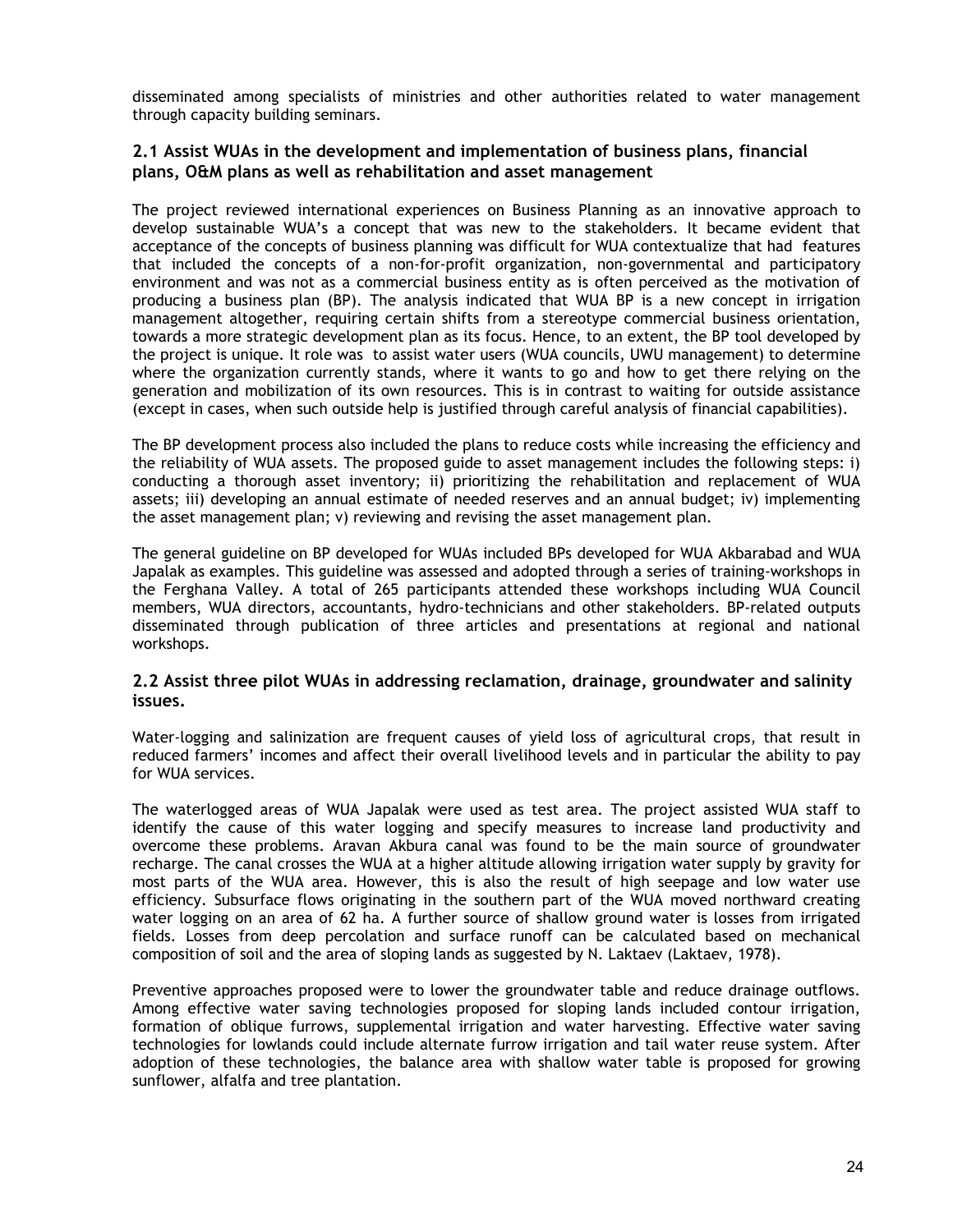disseminated among specialists of ministries and other authorities related to water management through capacity building seminars.

### 2.1 Assist WUAs in the development and implementation of business plans, financial plans, O&M plans as well as rehabilitation and asset management

The project reviewed international experiences on Business Planning as an innovative approach to develop sustainable WUA's a concept that was new to the stakeholders. It became evident that acceptance of the concepts of business planning was difficult for WUA contextualize that had features that included the concepts of a non-for-profit organization, non-governmental and participatory environment and was not as a commercial business entity as is often perceived as the motivation of producing a business plan (BP). The analysis indicated that WUA BP is a new concept in irrigation management altogether, requiring certain shifts from a stereotype commercial business orientation, towards a more strategic development plan as its focus. Hence, to an extent, the BP tool developed by the project is unique. It role was to assist water users (WUA councils, UWU management) to determine where the organization currently stands, where it wants to go and how to get there relying on the generation and mobilization of its own resources. This is in contrast to waiting for outside assistance (except in cases, when such outside help is justified through careful analysis of financial capabilities).

The BP development process also included the plans to reduce costs while increasing the efficiency and the reliability of WUA assets. The proposed guide to asset management includes the following steps: i) conducting a thorough asset inventory; ii) prioritizing the rehabilitation and replacement of WUA assets; iii) developing an annual estimate of needed reserves and an annual budget; iv) implementing the asset management plan; v) reviewing and revising the asset management plan.

The general guideline on BP developed for WUAs included BPs developed for WUA Akbarabad and WUA Japalak as examples. This guideline was assessed and adopted through a series of training-workshops in the Ferghana Valley. A total of 265 participants attended these workshops including WUA Council members, WUA directors, accountants, hydro-technicians and other stakeholders. BP-related outputs disseminated through publication of three articles and presentations at regional and national workshops.

### 2.2 Assist three pilot WUAs in addressing reclamation, drainage, groundwater and salinity issues.

Water-logging and salinization are frequent causes of yield loss of agricultural crops, that result in reduced farmers' incomes and affect their overall livelihood levels and in particular the ability to pay for WUA services.

The waterlogged areas of WUA Japalak were used as test area. The project assisted WUA staff to identify the cause of this water logging and specify measures to increase land productivity and overcome these problems. Aravan Akbura canal was found to be the main source of groundwater recharge. The canal crosses the WUA at a higher altitude allowing irrigation water supply by gravity for most parts of the WUA area. However, this is also the result of high seepage and low water use efficiency. Subsurface flows originating in the southern part of the WUA moved northward creating water logging on an area of 62 ha. A further source of shallow ground water is losses from irrigated fields. Losses from deep percolation and surface runoff can be calculated based on mechanical composition of soil and the area of sloping lands as suggested by N. Laktaev (Laktaev, 1978).

Preventive approaches proposed were to lower the groundwater table and reduce drainage outflows. Among effective water saving technologies proposed for sloping lands included contour irrigation, formation of oblique furrows, supplemental irrigation and water harvesting. Effective water saving technologies for lowlands could include alternate furrow irrigation and tail water reuse system. After adoption of these technologies, the balance area with shallow water table is proposed for growing sunflower, alfalfa and tree plantation.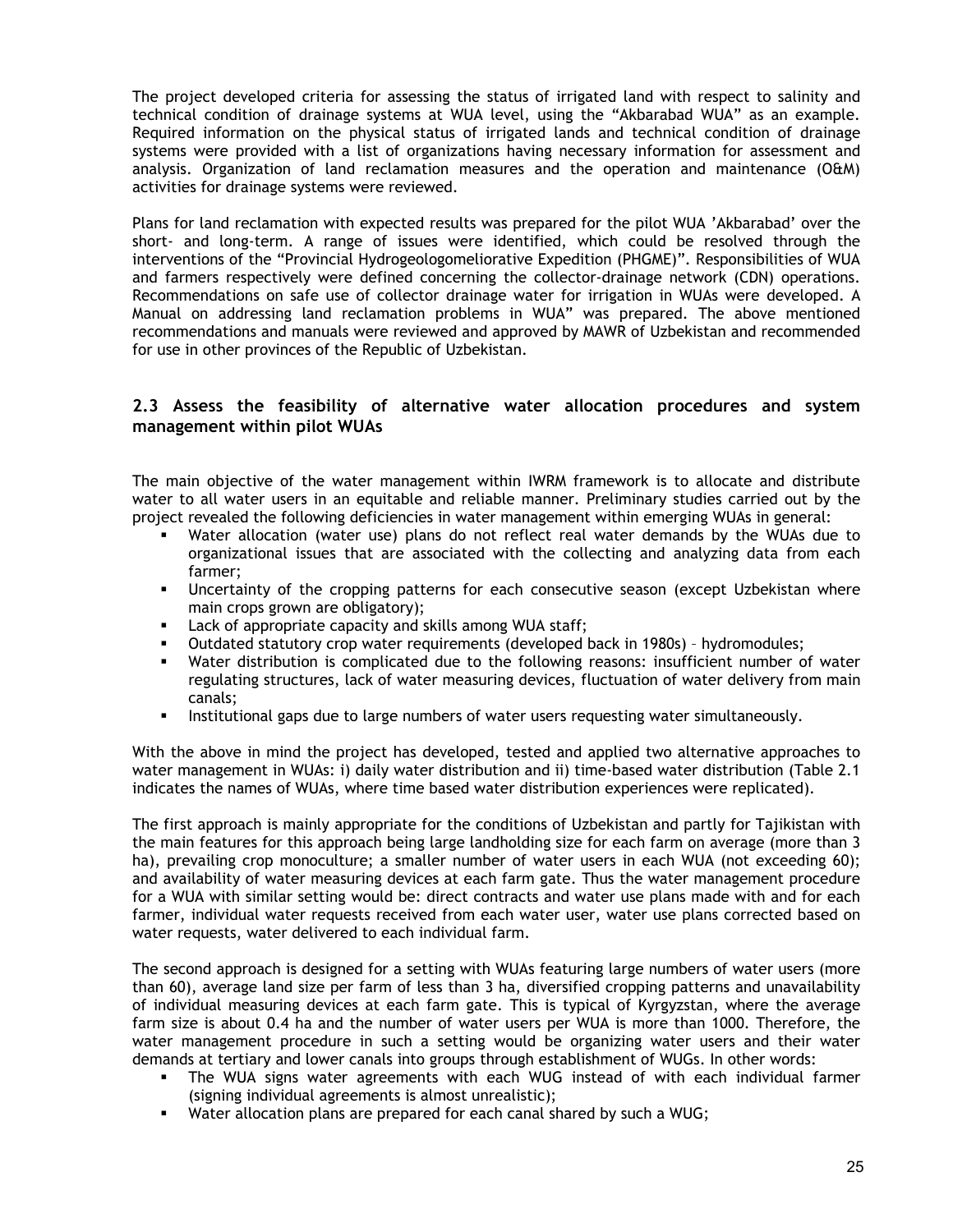The project developed criteria for assessing the status of irrigated land with respect to salinity and technical condition of drainage systems at WUA level, using the "Akbarabad WUA" as an example. Required information on the physical status of irrigated lands and technical condition of drainage systems were provided with a list of organizations having necessary information for assessment and analysis. Organization of land reclamation measures and the operation and maintenance (O&M) activities for drainage systems were reviewed.

Plans for land reclamation with expected results was prepared for the pilot WUA 'Akbarabad' over the short- and long-term. A range of issues were identified, which could be resolved through the interventions of the "Provincial Hydrogeologomeliorative Expedition (PHGME)". Responsibilities of WUA and farmers respectively were defined concerning the collector-drainage network (CDN) operations. Recommendations on safe use of collector drainage water for irrigation in WUAs were developed. A Manual on addressing land reclamation problems in WUA" was prepared. The above mentioned recommendations and manuals were reviewed and approved by MAWR of Uzbekistan and recommended for use in other provinces of the Republic of Uzbekistan.

## 2.3 Assess the feasibility of alternative water allocation procedures and system management within pilot WUAs

The main objective of the water management within IWRM framework is to allocate and distribute water to all water users in an equitable and reliable manner. Preliminary studies carried out by the project revealed the following deficiencies in water management within emerging WUAs in general:

- Water allocation (water use) plans do not reflect real water demands by the WUAs due to organizational issues that are associated with the collecting and analyzing data from each farmer;
- Uncertainty of the cropping patterns for each consecutive season (except Uzbekistan where main crops grown are obligatory);
- Lack of appropriate capacity and skills among WUA staff;
- Outdated statutory crop water requirements (developed back in 1980s) – hydromodules;
- Water distribution is complicated due to the following reasons: insufficient number of water regulating structures, lack of water measuring devices, fluctuation of water delivery from main canals;
- Institutional gaps due to large numbers of water users requesting water simultaneously.

With the above in mind the project has developed, tested and applied two alternative approaches to water management in WUAs: i) daily water distribution and ii) time-based water distribution (Table 2.1 indicates the names of WUAs, where time based water distribution experiences were replicated).

The first approach is mainly appropriate for the conditions of Uzbekistan and partly for Tajikistan with the main features for this approach being large landholding size for each farm on average (more than 3 ha), prevailing crop monoculture; a smaller number of water users in each WUA (not exceeding 60); and availability of water measuring devices at each farm gate. Thus the water management procedure for a WUA with similar setting would be: direct contracts and water use plans made with and for each farmer, individual water requests received from each water user, water use plans corrected based on water requests, water delivered to each individual farm.

The second approach is designed for a setting with WUAs featuring large numbers of water users (more than 60), average land size per farm of less than 3 ha, diversified cropping patterns and unavailability of individual measuring devices at each farm gate. This is typical of Kyrgyzstan, where the average farm size is about 0.4 ha and the number of water users per WUA is more than 1000. Therefore, the water management procedure in such a setting would be organizing water users and their water demands at tertiary and lower canals into groups through establishment of WUGs. In other words:

- The WUA signs water agreements with each WUG instead of with each individual farmer (signing individual agreements is almost unrealistic);
- Water allocation plans are prepared for each canal shared by such a WUG;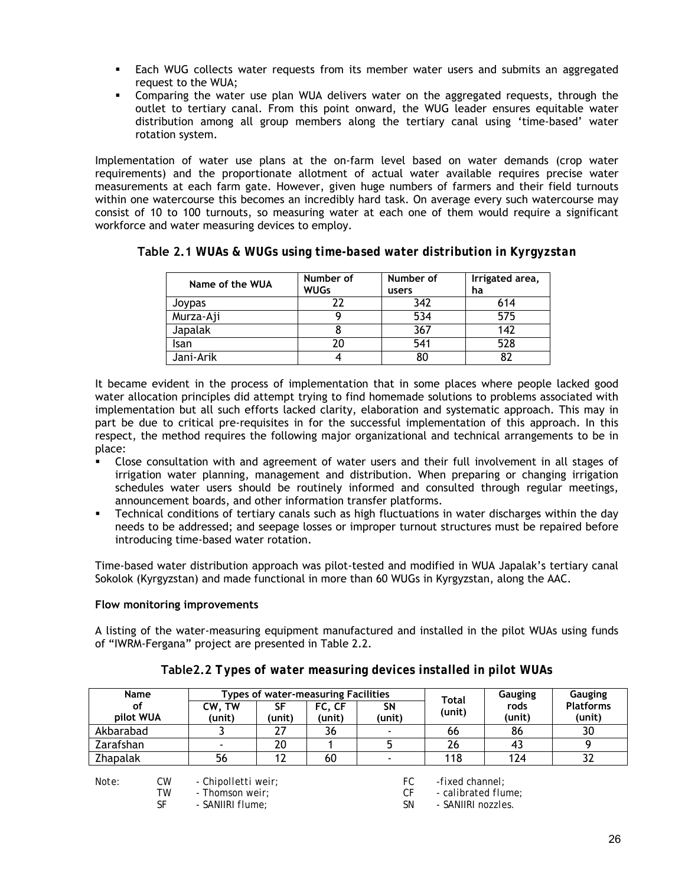- Each WUG collects water requests from its member water users and submits an aggregated request to the WUA;
- Comparing the water use plan WUA delivers water on the aggregated requests, through the outlet to tertiary canal. From this point onward, the WUG leader ensures equitable water distribution among all group members along the tertiary canal using 'time-based' water rotation system.

Implementation of water use plans at the on-farm level based on water demands (crop water requirements) and the proportionate allotment of actual water available requires precise water measurements at each farm gate. However, given huge numbers of farmers and their field turnouts within one watercourse this becomes an incredibly hard task. On average every such watercourse may consist of 10 to 100 turnouts, so measuring water at each one of them would require a significant workforce and water measuring devices to employ.

**Table 2.1 *WUAs & WUGs using time-based water distribution in Kyrgyzstan***

| Name of the WUA | Number of WUGs | Number of users | Irrigated area, ha |
|---|---|---|---|
| Joypas | 22 | 342 | 614 |
| Murza-Aji | 9 | 534 | 575 |
| Japalak | 8 | 367 | 142 |
| Isan | 20 | 541 | 528 |
| Jani-Arik | 4 | 80 | 82 |

It became evident in the process of implementation that in some places where people lacked good water allocation principles did attempt trying to find homemade solutions to problems associated with implementation but all such efforts lacked clarity, elaboration and systematic approach. This may in part be due to critical pre-requisites in for the successful implementation of this approach. In this respect, the method requires the following major organizational and technical arrangements to be in place:

- Close consultation with and agreement of water users and their full involvement in all stages of irrigation water planning, management and distribution. When preparing or changing irrigation schedules water users should be routinely informed and consulted through regular meetings, announcement boards, and other information transfer platforms.
- Technical conditions of tertiary canals such as high fluctuations in water discharges within the day needs to be addressed; and seepage losses or improper turnout structures must be repaired before introducing time-based water rotation.

Time-based water distribution approach was pilot-tested and modified in WUA Japalak's tertiary canal Sokolok (Kyrgyzstan) and made functional in more than 60 WUGs in Kyrgyzstan, along the AAC.

**Flow monitoring improvements**

A listing of the water-measuring equipment manufactured and installed in the pilot WUAs using funds of "IWRM-Fergana" project are presented in Table 2.2.

**Table2.2 *Types of water measuring devices installed in pilot WUAs***

| Name of pilot WUA | Types of water-measuring Facilities | | | | Total (unit) | Gauging rods (unit) | Gauging Platforms (unit) |
|---|---|---|---|---|---|---|---|
| | CW, TW (unit) | SF (unit) | FC, CF (unit) | SN (unit) | | | |
| Akbarabad | 3 | 27 | 36 | - | 66 | 86 | 30 |
| Zarafshan | - | 20 | 1 | 5 | 26 | 43 | 9 |
| Zhapalak | 56 | 12 | 60 | - | 118 | 124 | 32 |

*Note:* CW - Chipolletti weir; TW - Thomson weir; SF - SANIIRI flume; FC -fixed channel; CF - calibrated flume; SN - SANIIRI nozzles.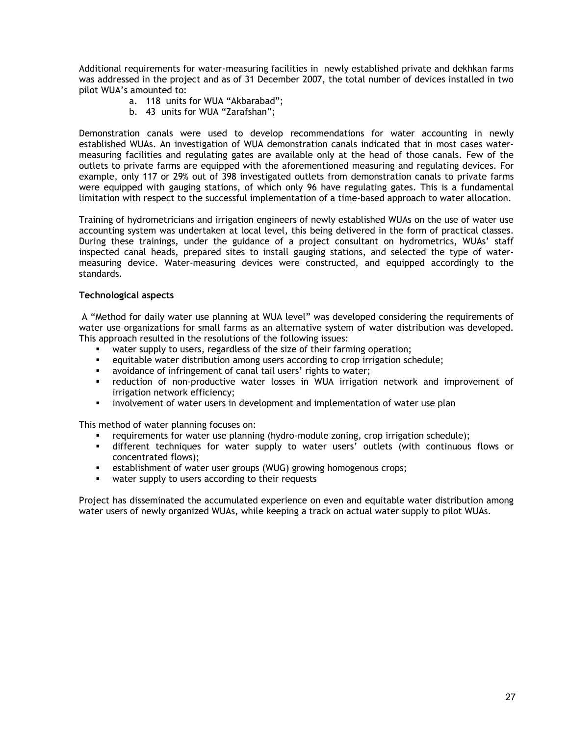Additional requirements for water-measuring facilities in newly established private and dekhkan farms was addressed in the project and as of 31 December 2007, the total number of devices installed in two pilot WUA's amounted to:

a. 118 units for WUA "Akbarabad";
b. 43 units for WUA "Zarafshan";

Demonstration canals were used to develop recommendations for water accounting in newly established WUAs. An investigation of WUA demonstration canals indicated that in most cases water-measuring facilities and regulating gates are available only at the head of those canals. Few of the outlets to private farms are equipped with the aforementioned measuring and regulating devices. For example, only 117 or 29% out of 398 investigated outlets from demonstration canals to private farms were equipped with gauging stations, of which only 96 have regulating gates. This is a fundamental limitation with respect to the successful implementation of a time-based approach to water allocation.

Training of hydrometricians and irrigation engineers of newly established WUAs on the use of water use accounting system was undertaken at local level, this being delivered in the form of practical classes. During these trainings, under the guidance of a project consultant on hydrometrics, WUAs' staff inspected canal heads, prepared sites to install gauging stations, and selected the type of water-measuring device. Water-measuring devices were constructed, and equipped accordingly to the standards.

**Technological aspects**

A "Method for daily water use planning at WUA level" was developed considering the requirements of water use organizations for small farms as an alternative system of water distribution was developed. This approach resulted in the resolutions of the following issues:

- water supply to users, regardless of the size of their farming operation;
- equitable water distribution among users according to crop irrigation schedule;
- avoidance of infringement of canal tail users' rights to water;
- reduction of non-productive water losses in WUA irrigation network and improvement of irrigation network efficiency;
- involvement of water users in development and implementation of water use plan

This method of water planning focuses on:

- requirements for water use planning (hydro-module zoning, crop irrigation schedule);
- different techniques for water supply to water users' outlets (with continuous flows or concentrated flows);
- establishment of water user groups (WUG) growing homogenous crops;
- water supply to users according to their requests

Project has disseminated the accumulated experience on even and equitable water distribution among water users of newly organized WUAs, while keeping a track on actual water supply to pilot WUAs.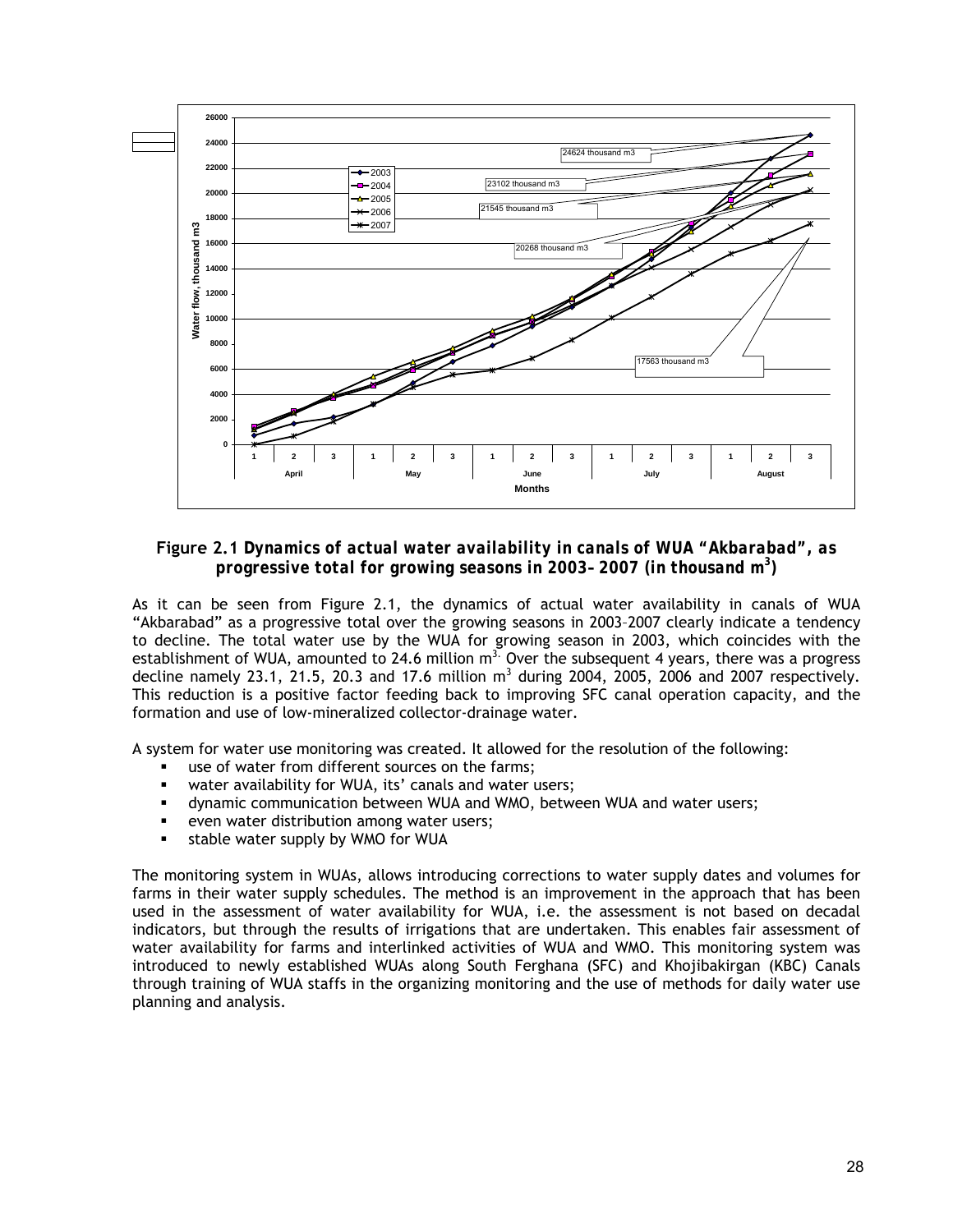**Figure 2.1 Dynamics of actual water availability in canals of WUA "Akbarabad", as progressive total for growing seasons in 2003–2007 (in thousand m$^3$)**

As it can be seen from Figure 2.1, the dynamics of actual water availability in canals of WUA "Akbarabad" as a progressive total over the growing seasons in 2003–2007 clearly indicate a tendency to decline. The total water use by the WUA for growing season in 2003, which coincides with the establishment of WUA, amounted to 24.6 million m$^3$. Over the subsequent 4 years, there was a progress decline namely 23.1, 21.5, 20.3 and 17.6 million m$^3$ during 2004, 2005, 2006 and 2007 respectively. This reduction is a positive factor feeding back to improving SFC canal operation capacity, and the formation and use of low-mineralized collector-drainage water.

A system for water use monitoring was created. It allowed for the resolution of the following:

- use of water from different sources on the farms;
- water availability for WUA, its' canals and water users;
- dynamic communication between WUA and WMO, between WUA and water users;
- even water distribution among water users;
- stable water supply by WMO for WUA

The monitoring system in WUAs, allows introducing corrections to water supply dates and volumes for farms in their water supply schedules. The method is an improvement in the approach that has been used in the assessment of water availability for WUA, i.e. the assessment is not based on decadal indicators, but through the results of irrigations that are undertaken. This enables fair assessment of water availability for farms and interlinked activities of WUA and WMO. This monitoring system was introduced to newly established WUAs along South Ferghana (SFC) and Khojibakirgan (KBC) Canals through training of WUA staffs in the organizing monitoring and the use of methods for daily water use planning and analysis.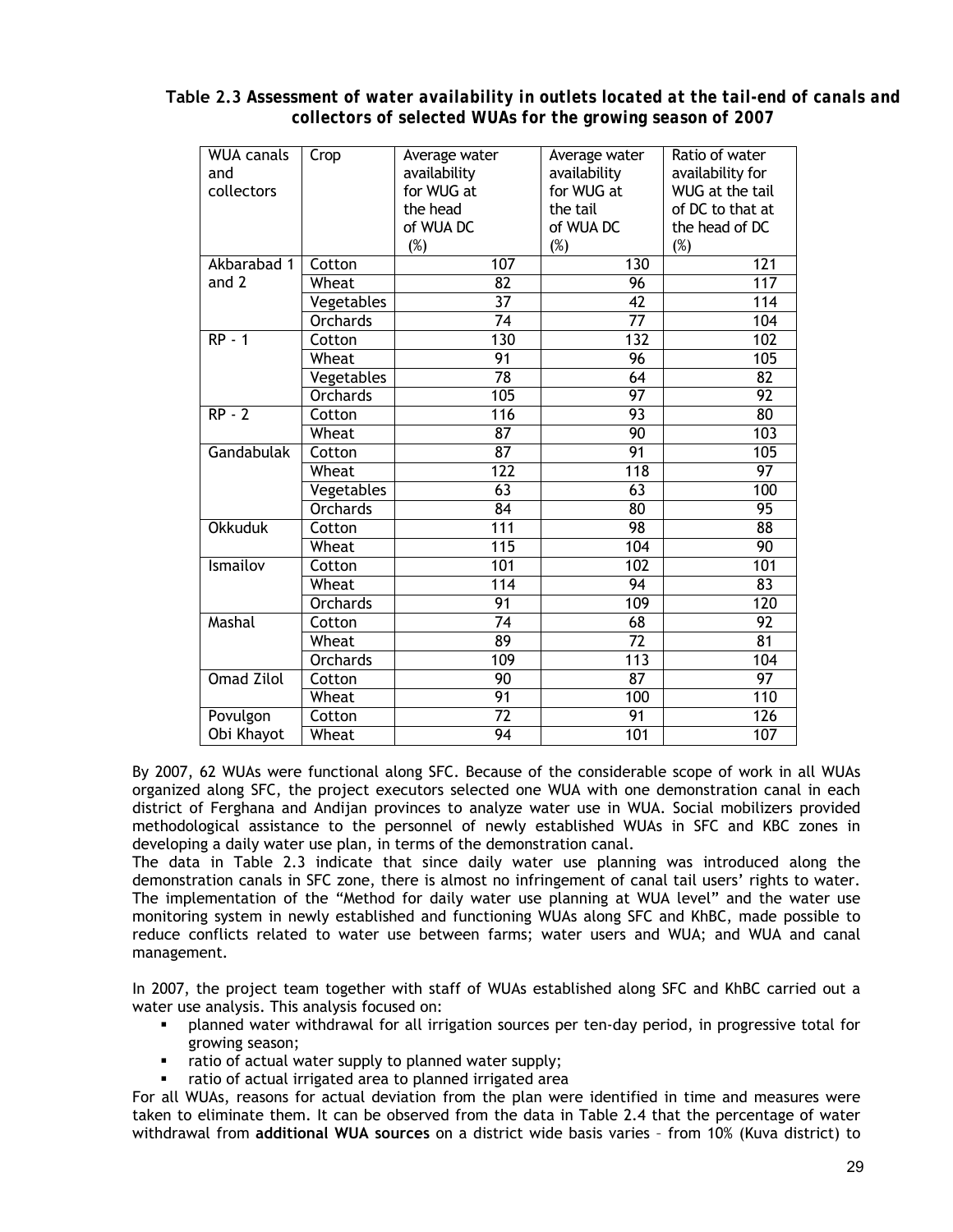**Table 2.3 Assessment of water availability in outlets located at the tail-end of canals and collectors of selected WUAs for the growing season of 2007**

| WUA canals and collectors | Crop | Average water availability for WUG at the head of WUA DC (%) | Average water availability for WUG at the tail of WUA DC (%) | Ratio of water availability for WUG at the tail of DC to that at the head of DC (%) |
|---|---|---|---|---|
| Akbarabad 1 and 2 | Cotton | 107 | 130 | 121 |
| | Wheat | 82 | 96 | 117 |
| | Vegetables | 37 | 42 | 114 |
| | Orchards | 74 | 77 | 104 |
| RP - 1 | Cotton | 130 | 132 | 102 |
| | Wheat | 91 | 96 | 105 |
| | Vegetables | 78 | 64 | 82 |
| | Orchards | 105 | 97 | 92 |
| RP - 2 | Cotton | 116 | 93 | 80 |
| | Wheat | 87 | 90 | 103 |
| Gandabulak | Cotton | 87 | 91 | 105 |
| | Wheat | 122 | 118 | 97 |
| | Vegetables | 63 | 63 | 100 |
| | Orchards | 84 | 80 | 95 |
| Okkuduk | Cotton | 111 | 98 | 88 |
| | Wheat | 115 | 104 | 90 |
| Ismailov | Cotton | 101 | 102 | 101 |
| | Wheat | 114 | 94 | 83 |
| | Orchards | 91 | 109 | 120 |
| Mashal | Cotton | 74 | 68 | 92 |
| | Wheat | 89 | 72 | 81 |
| | Orchards | 109 | 113 | 104 |
| Omad Zilol | Cotton | 90 | 87 | 97 |
| | Wheat | 91 | 100 | 110 |
| Povulgon Obi Khayot | Cotton | 72 | 91 | 126 |
| | Wheat | 94 | 101 | 107 |

By 2007, 62 WUAs were functional along SFC. Because of the considerable scope of work in all WUAs organized along SFC, the project executors selected one WUA with one demonstration canal in each district of Ferghana and Andijan provinces to analyze water use in WUA. Social mobilizers provided methodological assistance to the personnel of newly established WUAs in SFC and KBC zones in developing a daily water use plan, in terms of the demonstration canal.

The data in Table 2.3 indicate that since daily water use planning was introduced along the demonstration canals in SFC zone, there is almost no infringement of canal tail users' rights to water. The implementation of the "Method for daily water use planning at WUA level" and the water use monitoring system in newly established and functioning WUAs along SFC and KhBC, made possible to reduce conflicts related to water use between farms; water users and WUA; and WUA and canal management.

In 2007, the project team together with staff of WUAs established along SFC and KhBC carried out a water use analysis. This analysis focused on:

- planned water withdrawal for all irrigation sources per ten-day period, in progressive total for growing season;
- ratio of actual water supply to planned water supply;
- ratio of actual irrigated area to planned irrigated area

For all WUAs, reasons for actual deviation from the plan were identified in time and measures were taken to eliminate them. It can be observed from the data in Table 2.4 that the percentage of water withdrawal from **additional WUA sources** on a district wide basis varies – from 10% (Kuva district) to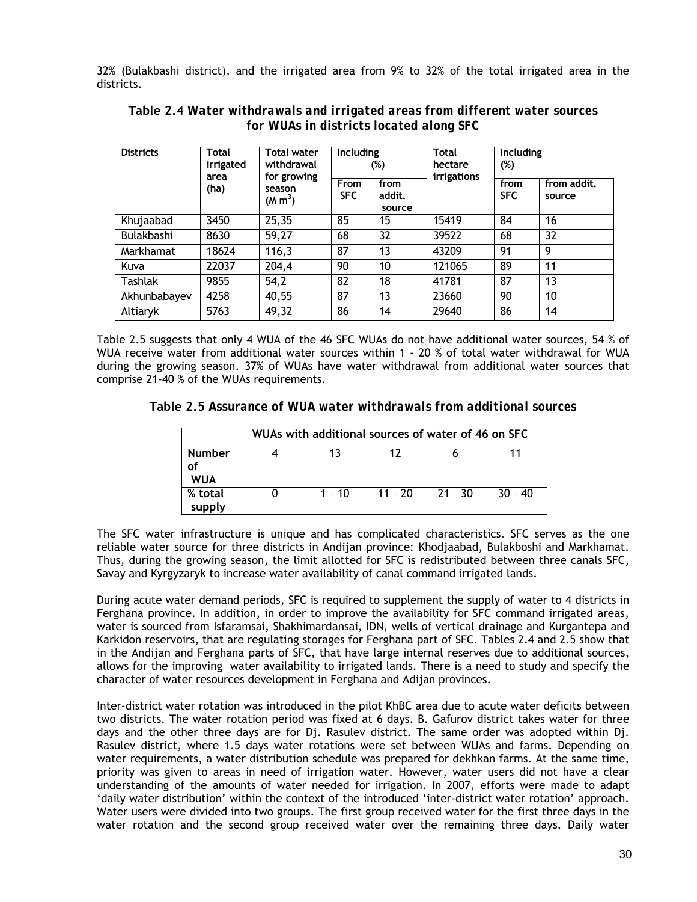32% (Bulakbashi district), and the irrigated area from 9% to 32% of the total irrigated area in the districts.

**Table 2.4 *Water withdrawals and irrigated areas from different water sources for WUAs in districts located along SFC***

| Districts | Total irrigated area (ha) | Total water withdrawal for growing season (M $m^3$) | Including (%) | | Total hectare irrigations | Including (%) | |
|---|---|---|---|---|---|---|---|
| | | | From SFC | from addit. source | | from SFC | from addit. source |
| Khujaabad | 3450 | 25,35 | 85 | 15 | 15419 | 84 | 16 |
| Bulakbashi | 8630 | 59,27 | 68 | 32 | 39522 | 68 | 32 |
| Markhamat | 18624 | 116,3 | 87 | 13 | 43209 | 91 | 9 |
| Kuva | 22037 | 204,4 | 90 | 10 | 121065 | 89 | 11 |
| Tashlak | 9855 | 54,2 | 82 | 18 | 41781 | 87 | 13 |
| Akhunbabayev | 4258 | 40,55 | 87 | 13 | 23660 | 90 | 10 |
| Altiaryk | 5763 | 49,32 | 86 | 14 | 29640 | 86 | 14 |

Table 2.5 suggests that only 4 WUA of the 46 SFC WUAs do not have additional water sources, 54 % of WUA receive water from additional water sources within 1 - 20 % of total water withdrawal for WUA during the growing season. 37% of WUAs have water withdrawal from additional water sources that comprise 21-40 % of the WUAs requirements.

**Table 2.5 *Assurance of WUA water withdrawals from additional sources***

| | WUAs with additional sources of water of 46 on SFC | | | | |
|---|---|---|---|---|---|
| Number of WUA | 4 | 13 | 12 | 6 | 11 |
| % total supply | 0 | 1 – 10 | 11 – 20 | 21 – 30 | 30 – 40 |

The SFC water infrastructure is unique and has complicated characteristics. SFC serves as the one reliable water source for three districts in Andijan province: Khodjaabad, Bulakboshi and Markhamat. Thus, during the growing season, the limit allotted for SFC is redistributed between three canals SFC, Savay and Kyrgyzaryk to increase water availability of canal command irrigated lands.

During acute water demand periods, SFC is required to supplement the supply of water to 4 districts in Ferghana province. In addition, in order to improve the availability for SFC command irrigated areas, water is sourced from Isfaramsai, Shakhimardansai, IDN, wells of vertical drainage and Kurgantepa and Karkidon reservoirs, that are regulating storages for Ferghana part of SFC. Tables 2.4 and 2.5 show that in the Andijan and Ferghana parts of SFC, that have large internal reserves due to additional sources, allows for the improving water availability to irrigated lands. There is a need to study and specify the character of water resources development in Ferghana and Adijan provinces.

Inter-district water rotation was introduced in the pilot KhBC area due to acute water deficits between two districts. The water rotation period was fixed at 6 days. B. Gafurov district takes water for three days and the other three days are for Dj. Rasulev district. The same order was adopted within Dj. Rasulev district, where 1.5 days water rotations were set between WUAs and farms. Depending on water requirements, a water distribution schedule was prepared for dekhkan farms. At the same time, priority was given to areas in need of irrigation water. However, water users did not have a clear understanding of the amounts of water needed for irrigation. In 2007, efforts were made to adapt 'daily water distribution' within the context of the introduced 'inter-district water rotation' approach. Water users were divided into two groups. The first group received water for the first three days in the water rotation and the second group received water over the remaining three days. Daily water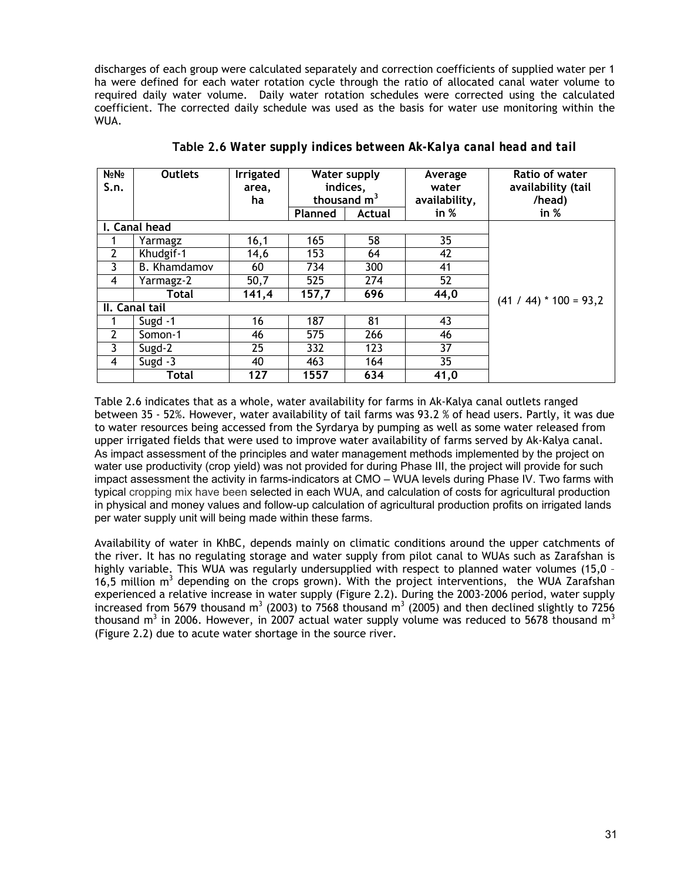discharges of each group were calculated separately and correction coefficients of supplied water per 1 ha were defined for each water rotation cycle through the ratio of allocated canal water volume to required daily water volume. Daily water rotation schedules were corrected using the calculated coefficient. The corrected daily schedule was used as the basis for water use monitoring within the WUA.

**Table 2.6 *Water supply indices between Ak-Kalya canal head and tail***

| №№ S.n. | Outlets | Irrigated area, ha | Water supply indices, thousand $m^3$ | | Average water availability, in % | Ratio of water availability (tail /head) in % |
|---|---|---|---|---|---|---|
| | | | Planned | Actual | | |
| **I. Canal head** | | | | | | (41 / 44) * 100 = 93,2 |
| 1 | Yarmagz | 16,1 | 165 | 58 | 35 | |
| 2 | Khudgif-1 | 14,6 | 153 | 64 | 42 | |
| 3 | B. Khamdamov | 60 | 734 | 300 | 41 | |
| 4 | Yarmagz-2 | 50,7 | 525 | 274 | 52 | |
| | **Total** | **141,4** | **157,7** | **696** | **44,0** | |
| **II. Canal tail** | | | | | | |
| 1 | Sugd -1 | 16 | 187 | 81 | 43 | |
| 2 | Somon-1 | 46 | 575 | 266 | 46 | |
| 3 | Sugd-2 | 25 | 332 | 123 | 37 | |
| 4 | Sugd -3 | 40 | 463 | 164 | 35 | |
| | **Total** | **127** | **1557** | **634** | **41,0** | |

Table 2.6 indicates that as a whole, water availability for farms in Ak-Kalya canal outlets ranged between 35 - 52%. However, water availability of tail farms was 93.2 % of head users. Partly, it was due to water resources being accessed from the Syrdarya by pumping as well as some water released from upper irrigated fields that were used to improve water availability of farms served by Ak-Kalya canal. As impact assessment of the principles and water management methods implemented by the project on water use productivity (crop yield) was not provided for during Phase III, the project will provide for such impact assessment the activity in farms-indicators at CMO – WUA levels during Phase IV. Two farms with typical cropping mix have been selected in each WUA, and calculation of costs for agricultural production in physical and money values and follow-up calculation of agricultural production profits on irrigated lands per water supply unit will being made within these farms.

Availability of water in KhBC, depends mainly on climatic conditions around the upper catchments of the river. It has no regulating storage and water supply from pilot canal to WUAs such as Zarafshan is highly variable. This WUA was regularly undersupplied with respect to planned water volumes (15,0 – 16,5 million $m^3$ depending on the crops grown). With the project interventions, the WUA Zarafshan experienced a relative increase in water supply (Figure 2.2). During the 2003-2006 period, water supply increased from 5679 thousand $m^3$ (2003) to 7568 thousand $m^3$ (2005) and then declined slightly to 7256 thousand $m^3$ in 2006. However, in 2007 actual water supply volume was reduced to 5678 thousand $m^3$ (Figure 2.2) due to acute water shortage in the source river.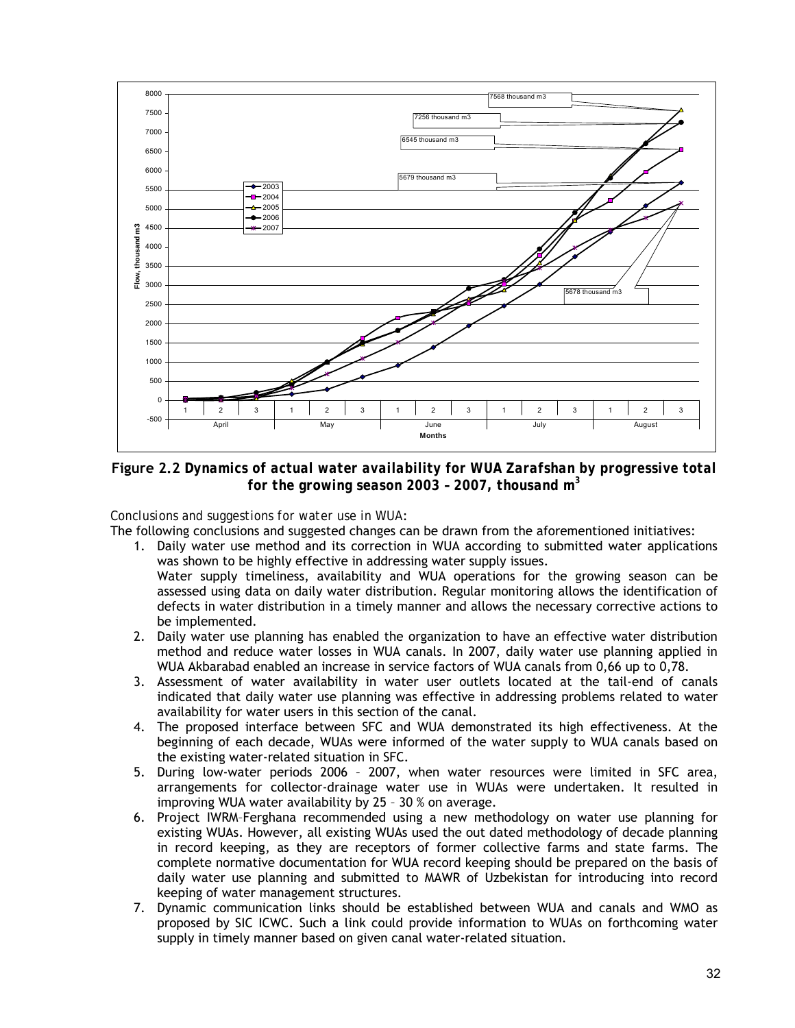**Figure 2.2 Dynamics of actual water availability for WUA Zarafshan by progressive total for the growing season 2003 – 2007, thousand m$^3$**

*Conclusions and suggestions for water use in WUA:*

The following conclusions and suggested changes can be drawn from the aforementioned initiatives:

1. Daily water use method and its correction in WUA according to submitted water applications was shown to be highly effective in addressing water supply issues.
   Water supply timeliness, availability and WUA operations for the growing season can be assessed using data on daily water distribution. Regular monitoring allows the identification of defects in water distribution in a timely manner and allows the necessary corrective actions to be implemented.
2. Daily water use planning has enabled the organization to have an effective water distribution method and reduce water losses in WUA canals. In 2007, daily water use planning applied in WUA Akbarabad enabled an increase in service factors of WUA canals from 0,66 up to 0,78.
3. Assessment of water availability in water user outlets located at the tail-end of canals indicated that daily water use planning was effective in addressing problems related to water availability for water users in this section of the canal.
4. The proposed interface between SFC and WUA demonstrated its high effectiveness. At the beginning of each decade, WUAs were informed of the water supply to WUA canals based on the existing water-related situation in SFC.
5. During low-water periods 2006 – 2007, when water resources were limited in SFC area, arrangements for collector-drainage water use in WUAs were undertaken. It resulted in improving WUA water availability by 25 – 30 % on average.
6. Project IWRM–Ferghana recommended using a new methodology on water use planning for existing WUAs. However, all existing WUAs used the out dated methodology of decade planning in record keeping, as they are receptors of former collective farms and state farms. The complete normative documentation for WUA record keeping should be prepared on the basis of daily water use planning and submitted to MAWR of Uzbekistan for introducing into record keeping of water management structures.
7. Dynamic communication links should be established between WUA and canals and WMO as proposed by SIC ICWC. Such a link could provide information to WUAs on forthcoming water supply in timely manner based on given canal water-related situation.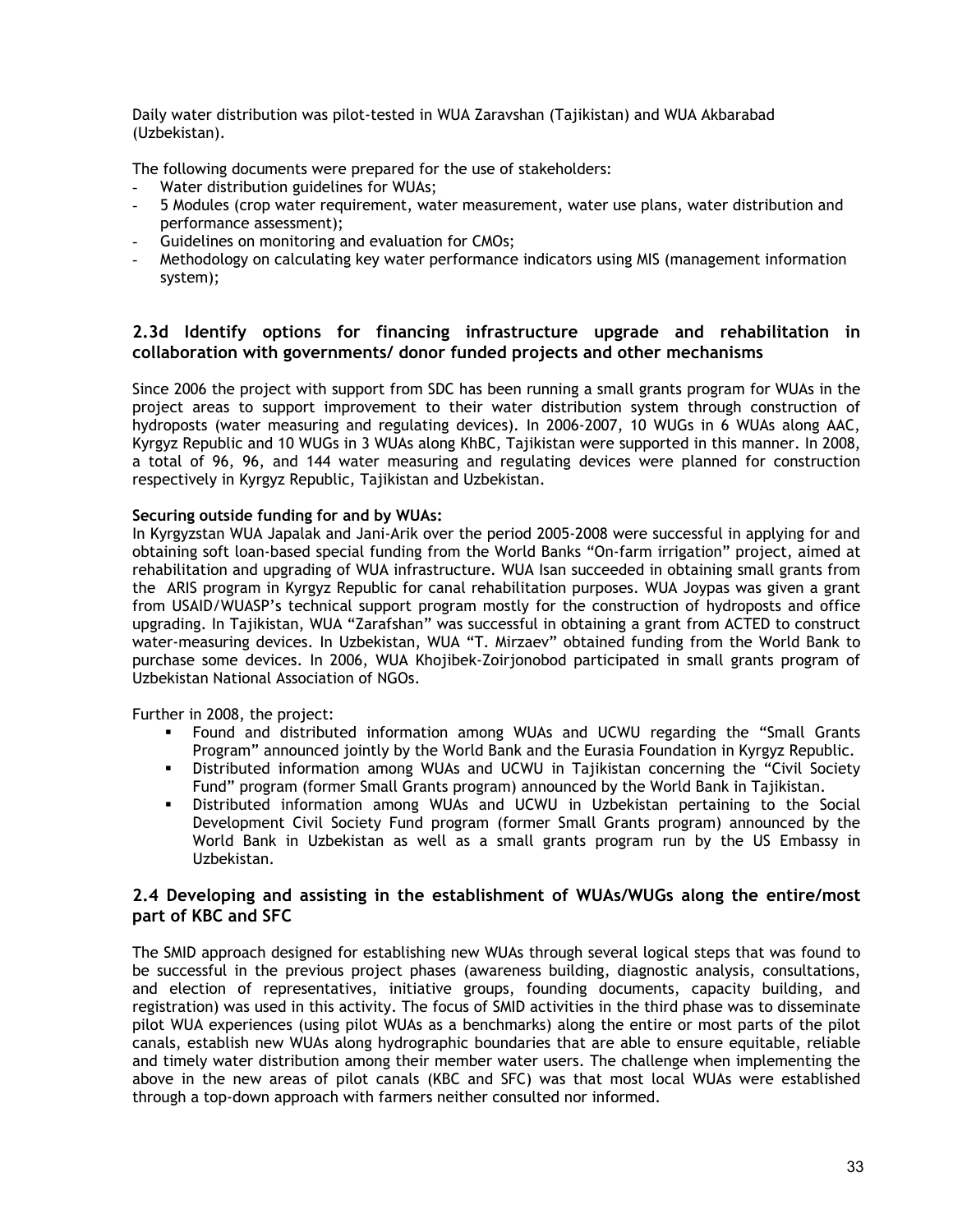Daily water distribution was pilot-tested in WUA Zaravshan (Tajikistan) and WUA Akbarabad (Uzbekistan).

The following documents were prepared for the use of stakeholders:

- Water distribution guidelines for WUAs;
- 5 Modules (crop water requirement, water measurement, water use plans, water distribution and performance assessment);
- Guidelines on monitoring and evaluation for CMOs;
- Methodology on calculating key water performance indicators using MIS (management information system);

### 2.3d Identify options for financing infrastructure upgrade and rehabilitation in collaboration with governments/ donor funded projects and other mechanisms

Since 2006 the project with support from SDC has been running a small grants program for WUAs in the project areas to support improvement to their water distribution system through construction of hydroposts (water measuring and regulating devices). In 2006-2007, 10 WUGs in 6 WUAs along AAC, Kyrgyz Republic and 10 WUGs in 3 WUAs along KhBC, Tajikistan were supported in this manner. In 2008, a total of 96, 96, and 144 water measuring and regulating devices were planned for construction respectively in Kyrgyz Republic, Tajikistan and Uzbekistan.

**Securing outside funding for and by WUAs:**
In Kyrgyzstan WUA Japalak and Jani-Arik over the period 2005-2008 were successful in applying for and obtaining soft loan-based special funding from the World Banks "On-farm irrigation" project, aimed at rehabilitation and upgrading of WUA infrastructure. WUA Isan succeeded in obtaining small grants from the ARIS program in Kyrgyz Republic for canal rehabilitation purposes. WUA Joypas was given a grant from USAID/WUASP's technical support program mostly for the construction of hydroposts and office upgrading. In Tajikistan, WUA "Zarafshan" was successful in obtaining a grant from ACTED to construct water-measuring devices. In Uzbekistan, WUA "T. Mirzaev" obtained funding from the World Bank to purchase some devices. In 2006, WUA Khojibek-Zoirjonobod participated in small grants program of Uzbekistan National Association of NGOs.

Further in 2008, the project:

- Found and distributed information among WUAs and UCWU regarding the "Small Grants Program" announced jointly by the World Bank and the Eurasia Foundation in Kyrgyz Republic.
- Distributed information among WUAs and UCWU in Tajikistan concerning the "Civil Society Fund" program (former Small Grants program) announced by the World Bank in Tajikistan.
- Distributed information among WUAs and UCWU in Uzbekistan pertaining to the Social Development Civil Society Fund program (former Small Grants program) announced by the World Bank in Uzbekistan as well as a small grants program run by the US Embassy in Uzbekistan.

## 2.4 Developing and assisting in the establishment of WUAs/WUGs along the entire/most part of KBC and SFC

The SMID approach designed for establishing new WUAs through several logical steps that was found to be successful in the previous project phases (awareness building, diagnostic analysis, consultations, and election of representatives, initiative groups, founding documents, capacity building, and registration) was used in this activity. The focus of SMID activities in the third phase was to disseminate pilot WUA experiences (using pilot WUAs as a benchmarks) along the entire or most parts of the pilot canals, establish new WUAs along hydrographic boundaries that are able to ensure equitable, reliable and timely water distribution among their member water users. The challenge when implementing the above in the new areas of pilot canals (KBC and SFC) was that most local WUAs were established through a top-down approach with farmers neither consulted nor informed.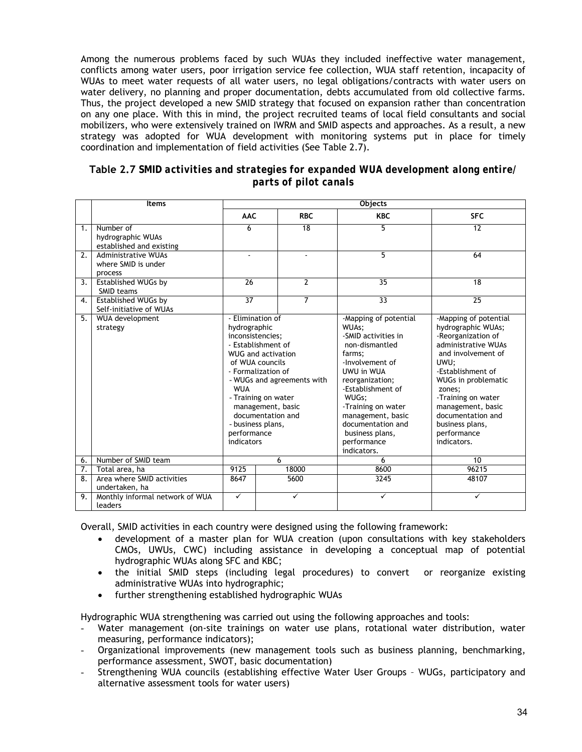Among the numerous problems faced by such WUAs they included ineffective water management, conflicts among water users, poor irrigation service fee collection, WUA staff retention, incapacity of WUAs to meet water requests of all water users, no legal obligations/contracts with water users on water delivery, no planning and proper documentation, debts accumulated from old collective farms. Thus, the project developed a new SMID strategy that focused on expansion rather than concentration on any one place. With this in mind, the project recruited teams of local field consultants and social mobilizers, who were extensively trained on IWRM and SMID aspects and approaches. As a result, a new strategy was adopted for WUA development with monitoring systems put in place for timely coordination and implementation of field activities (See Table 2.7).

**Table 2.7 SMID activities and strategies for expanded WUA development along entire/ parts of pilot canals**

| | Items | Objects | | | |
|---|---|---|---|---|---|
| | | AAC | RBC | KBC | SFC |
| 1. | Number of hydrographic WUAs established and existing | 6 | 18 | 5 | 12 |
| 2. | Administrative WUAs where SMID is under process | - | - | 5 | 64 |
| 3. | Established WUGs by SMID teams | 26 | 2 | 35 | 18 |
| 4. | Established WUGs by Self-initiative of WUAs | 37 | 7 | 33 | 25 |
| 5. | WUA development strategy | - Elimination of hydrographic inconsistencies; - Establishment of WUG and activation of WUA councils - Formalization of - WUGs and agreements with WUA - Training on water management, basic documentation and - business plans, performance indicators | | -Mapping of potential WUAs; -SMID activities in non-dismantled farms; -Involvement of UWU in WUA reorganization; -Establishment of WUGs; -Training on water management, basic documentation and business plans, performance indicators. | -Mapping of potential hydrographic WUAs; -Reorganization of administrative WUAs and involvement of UWU; -Establishment of WUGs in problematic zones; -Training on water management, basic documentation and business plans, performance indicators. |
| 6. | Number of SMID team | 6 | | 6 | 10 |
| 7. | Total area, ha | 9125 | 18000 | 8600 | 96215 |
| 8. | Area where SMID activities undertaken, ha | 8647 | 5600 | 3245 | 48107 |
| 9. | Monthly informal network of WUA leaders | ✓ | ✓ | ✓ | ✓ |

Overall, SMID activities in each country were designed using the following framework:

- development of a master plan for WUA creation (upon consultations with key stakeholders CMOs, UWUs, CWC) including assistance in developing a conceptual map of potential hydrographic WUAs along SFC and KBC;
- the initial SMID steps (including legal procedures) to convert or reorganize existing administrative WUAs into hydrographic;
- further strengthening established hydrographic WUAs

Hydrographic WUA strengthening was carried out using the following approaches and tools:

- Water management (on-site trainings on water use plans, rotational water distribution, water measuring, performance indicators);
- Organizational improvements (new management tools such as business planning, benchmarking, performance assessment, SWOT, basic documentation)
- Strengthening WUA councils (establishing effective Water User Groups – WUGs, participatory and alternative assessment tools for water users)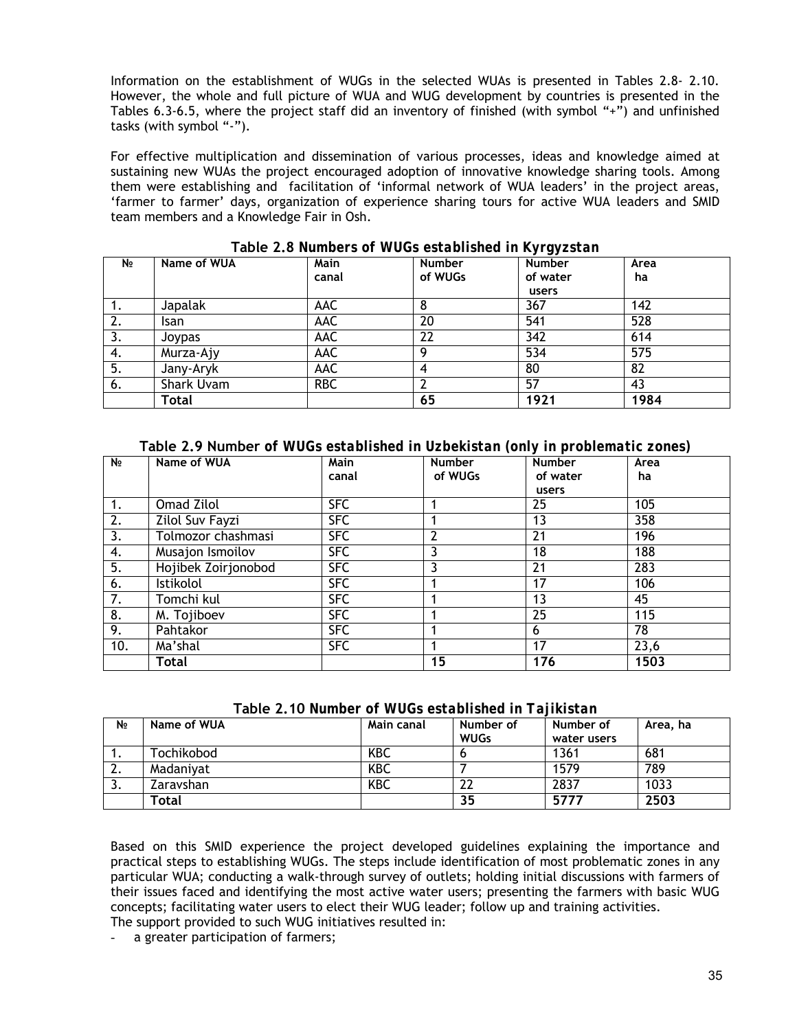Information on the establishment of WUGs in the selected WUAs is presented in Tables 2.8- 2.10. However, the whole and full picture of WUA and WUG development by countries is presented in the Tables 6.3-6.5, where the project staff did an inventory of finished (with symbol "+") and unfinished tasks (with symbol "-").

For effective multiplication and dissemination of various processes, ideas and knowledge aimed at sustaining new WUAs the project encouraged adoption of innovative knowledge sharing tools. Among them were establishing and facilitation of 'informal network of WUA leaders' in the project areas, 'farmer to farmer' days, organization of experience sharing tours for active WUA leaders and SMID team members and a Knowledge Fair in Osh.

**Table 2.8 Numbers of WUGs established in Kyrgyzstan**

| № | Name of WUA | Main canal | Number of WUGs | Number of water users | Area ha |
|---|---|---|---|---|---|
| 1. | Japalak | AAC | 8 | 367 | 142 |
| 2. | Isan | AAC | 20 | 541 | 528 |
| 3. | Joypas | AAC | 22 | 342 | 614 |
| 4. | Murza-Ajy | AAC | 9 | 534 | 575 |
| 5. | Jany-Aryk | AAC | 4 | 80 | 82 |
| 6. | Shark Uvam | RBC | 2 | 57 | 43 |
| | **Total** | | **65** | **1921** | **1984** |

**Table 2.9 Number of WUGs established in Uzbekistan (only in problematic zones)**

| № | Name of WUA | Main canal | Number of WUGs | Number of water users | Area ha |
|---|---|---|---|---|---|
| 1. | Omad Zilol | SFC | 1 | 25 | 105 |
| 2. | Zilol Suv Fayzi | SFC | 1 | 13 | 358 |
| 3. | Tolmozor chashmasi | SFC | 2 | 21 | 196 |
| 4. | Musajon Ismoilov | SFC | 3 | 18 | 188 |
| 5. | Hojibek Zoirjonobod | SFC | 3 | 21 | 283 |
| 6. | Istikolol | SFC | 1 | 17 | 106 |
| 7. | Tomchi kul | SFC | 1 | 13 | 45 |
| 8. | M. Tojiboev | SFC | 1 | 25 | 115 |
| 9. | Pahtakor | SFC | 1 | 6 | 78 |
| 10. | Ma'shal | SFC | 1 | 17 | 23,6 |
| | **Total** | | **15** | **176** | **1503** |

**Table 2.10 Number of WUGs established in Tajikistan**

| № | Name of WUA | Main canal | Number of WUGs | Number of water users | Area, ha |
|---|---|---|---|---|---|
| 1. | Tochikobod | KBC | 6 | 1361 | 681 |
| 2. | Madaniyat | KBC | 7 | 1579 | 789 |
| 3. | Zaravshan | KBC | 22 | 2837 | 1033 |
| | **Total** | | **35** | **5777** | **2503** |

Based on this SMID experience the project developed guidelines explaining the importance and practical steps to establishing WUGs. The steps include identification of most problematic zones in any particular WUA; conducting a walk-through survey of outlets; holding initial discussions with farmers of their issues faced and identifying the most active water users; presenting the farmers with basic WUG concepts; facilitating water users to elect their WUG leader; follow up and training activities.
The support provided to such WUG initiatives resulted in:

- a greater participation of farmers;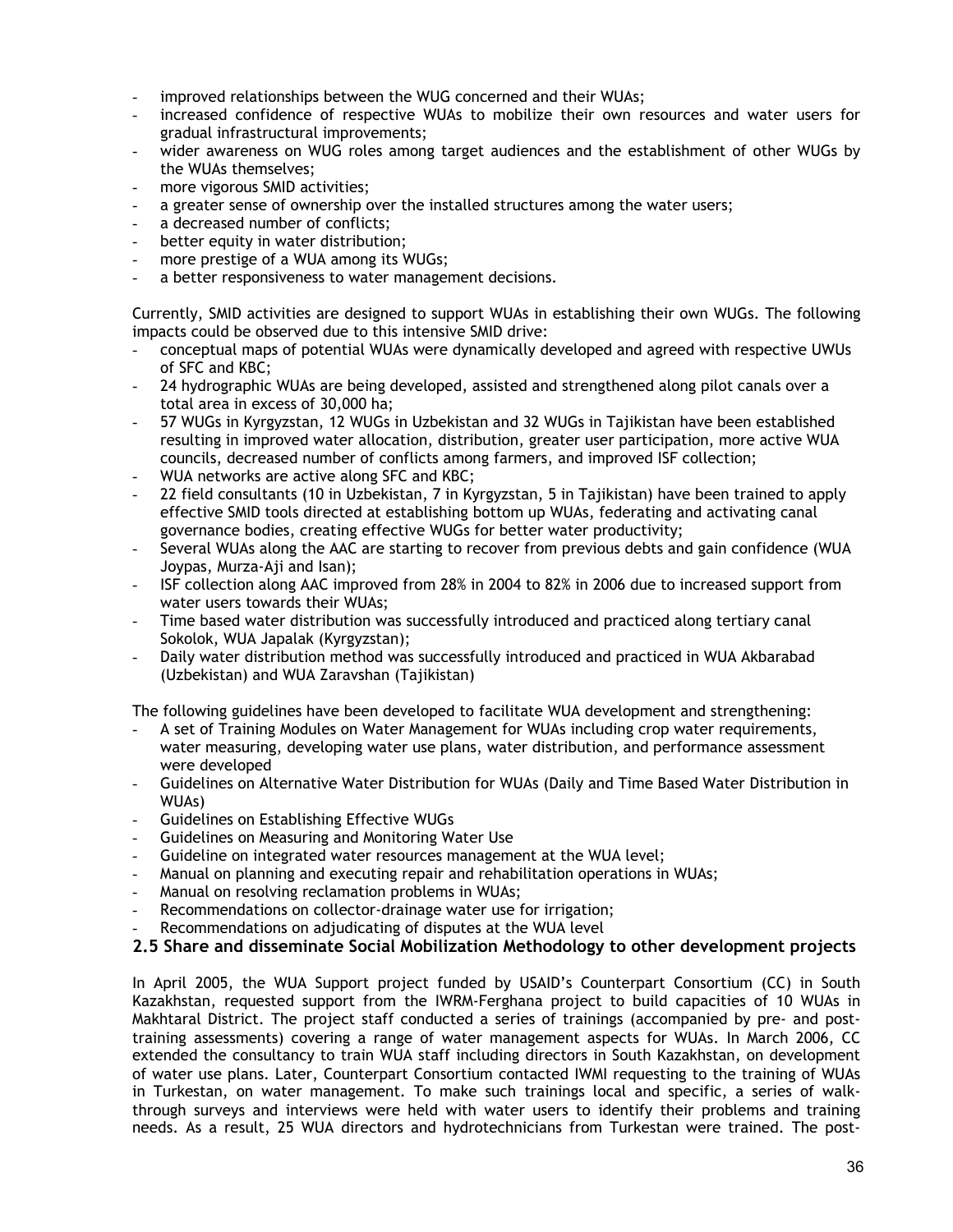- improved relationships between the WUG concerned and their WUAs;
- increased confidence of respective WUAs to mobilize their own resources and water users for gradual infrastructural improvements;
- wider awareness on WUG roles among target audiences and the establishment of other WUGs by the WUAs themselves;
- more vigorous SMID activities;
- a greater sense of ownership over the installed structures among the water users;
- a decreased number of conflicts;
- better equity in water distribution;
- more prestige of a WUA among its WUGs;
- a better responsiveness to water management decisions.

Currently, SMID activities are designed to support WUAs in establishing their own WUGs. The following impacts could be observed due to this intensive SMID drive:

- conceptual maps of potential WUAs were dynamically developed and agreed with respective UWUs of SFC and KBC;
- 24 hydrographic WUAs are being developed, assisted and strengthened along pilot canals over a total area in excess of 30,000 ha;
- 57 WUGs in Kyrgyzstan, 12 WUGs in Uzbekistan and 32 WUGs in Tajikistan have been established resulting in improved water allocation, distribution, greater user participation, more active WUA councils, decreased number of conflicts among farmers, and improved ISF collection;
- WUA networks are active along SFC and KBC;
- 22 field consultants (10 in Uzbekistan, 7 in Kyrgyzstan, 5 in Tajikistan) have been trained to apply effective SMID tools directed at establishing bottom up WUAs, federating and activating canal governance bodies, creating effective WUGs for better water productivity;
- Several WUAs along the AAC are starting to recover from previous debts and gain confidence (WUA Joypas, Murza-Aji and Isan);
- ISF collection along AAC improved from 28% in 2004 to 82% in 2006 due to increased support from water users towards their WUAs;
- Time based water distribution was successfully introduced and practiced along tertiary canal Sokolok, WUA Japalak (Kyrgyzstan);
- Daily water distribution method was successfully introduced and practiced in WUA Akbarabad (Uzbekistan) and WUA Zaravshan (Tajikistan)

The following guidelines have been developed to facilitate WUA development and strengthening:

- A set of Training Modules on Water Management for WUAs including crop water requirements, water measuring, developing water use plans, water distribution, and performance assessment were developed
- Guidelines on Alternative Water Distribution for WUAs (Daily and Time Based Water Distribution in WUAs)
- Guidelines on Establishing Effective WUGs
- Guidelines on Measuring and Monitoring Water Use
- Guideline on integrated water resources management at the WUA level;
- Manual on planning and executing repair and rehabilitation operations in WUAs;
- Manual on resolving reclamation problems in WUAs;
- Recommendations on collector-drainage water use for irrigation;
- Recommendations on adjudicating of disputes at the WUA level

## 2.5 Share and disseminate Social Mobilization Methodology to other development projects

In April 2005, the WUA Support project funded by USAID's Counterpart Consortium (CC) in South Kazakhstan, requested support from the IWRM-Ferghana project to build capacities of 10 WUAs in Makhtaral District. The project staff conducted a series of trainings (accompanied by pre- and post-training assessments) covering a range of water management aspects for WUAs. In March 2006, CC extended the consultancy to train WUA staff including directors in South Kazakhstan, on development of water use plans. Later, Counterpart Consortium contacted IWMI requesting to the training of WUAs in Turkestan, on water management. To make such trainings local and specific, a series of walk-through surveys and interviews were held with water users to identify their problems and training needs. As a result, 25 WUA directors and hydrotechnicians from Turkestan were trained. The post-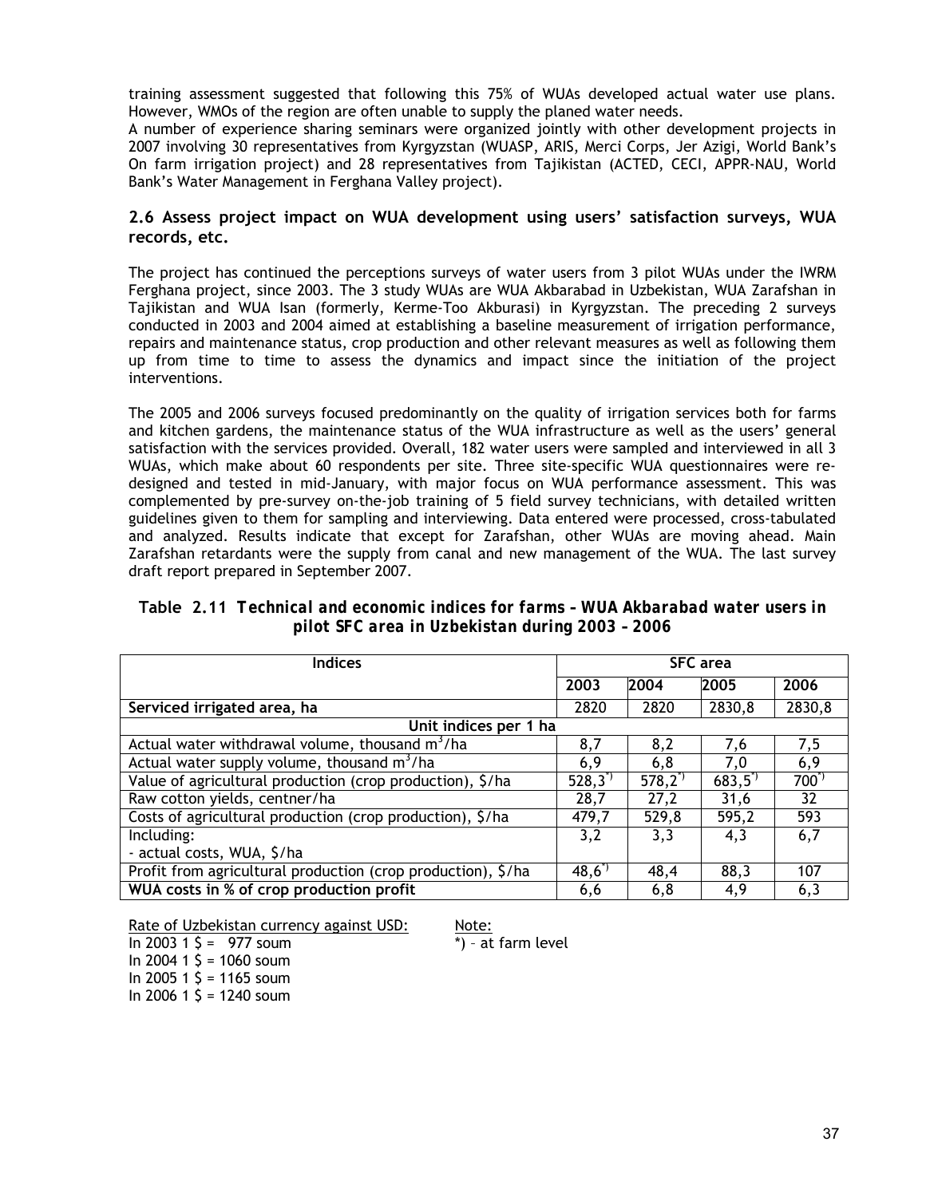training assessment suggested that following this 75% of WUAs developed actual water use plans. However, WMOs of the region are often unable to supply the planed water needs.

A number of experience sharing seminars were organized jointly with other development projects in 2007 involving 30 representatives from Kyrgyzstan (WUASP, ARIS, Merci Corps, Jer Azigi, World Bank's On farm irrigation project) and 28 representatives from Tajikistan (ACTED, CECI, APPR-NAU, World Bank's Water Management in Ferghana Valley project).

### 2.6 Assess project impact on WUA development using users' satisfaction surveys, WUA records, etc.

The project has continued the perceptions surveys of water users from 3 pilot WUAs under the IWRM Ferghana project, since 2003. The 3 study WUAs are WUA Akbarabad in Uzbekistan, WUA Zarafshan in Tajikistan and WUA Isan (formerly, Kerme-Too Akburasi) in Kyrgyzstan. The preceding 2 surveys conducted in 2003 and 2004 aimed at establishing a baseline measurement of irrigation performance, repairs and maintenance status, crop production and other relevant measures as well as following them up from time to time to assess the dynamics and impact since the initiation of the project interventions.

The 2005 and 2006 surveys focused predominantly on the quality of irrigation services both for farms and kitchen gardens, the maintenance status of the WUA infrastructure as well as the users' general satisfaction with the services provided. Overall, 182 water users were sampled and interviewed in all 3 WUAs, which make about 60 respondents per site. Three site-specific WUA questionnaires were re-designed and tested in mid-January, with major focus on WUA performance assessment. This was complemented by pre-survey on-the-job training of 5 field survey technicians, with detailed written guidelines given to them for sampling and interviewing. Data entered were processed, cross-tabulated and analyzed. Results indicate that except for Zarafshan, other WUAs are moving ahead. Main Zarafshan retardants were the supply from canal and new management of the WUA. The last survey draft report prepared in September 2007.

**Table 2.11 Technical and economic indices for farms – WUA Akbarabad water users in pilot SFC area in Uzbekistan during 2003 – 2006**

| Indices | SFC area | | | |
|---|---|---|---|---|
| | 2003 | 2004 | 2005 | 2006 |
| **Serviced irrigated area, ha** | 2820 | 2820 | 2830,8 | 2830,8 |
| **Unit indices per 1 ha** | | | | |
| Actual water withdrawal volume, thousand $m^3$/ha | 8,7 | 8,2 | 7,6 | 7,5 |
| Actual water supply volume, thousand $m^3$/ha | 6,9 | 6,8 | 7,0 | 6,9 |
| Value of agricultural production (crop production), $/ha | 528,3*) | 578,2*) | 683,5*) | 700*) |
| Raw cotton yields, centner/ha | 28,7 | 27,2 | 31,6 | 32 |
| Costs of agricultural production (crop production), $/ha | 479,7 | 529,8 | 595,2 | 593 |
| Including:<br>- actual costs, WUA, $/ha | 3,2 | 3,3 | 4,3 | 6,7 |
| Profit from agricultural production (crop production), $/ha | 48,6*) | 48,4 | 88,3 | 107 |
| **WUA costs in % of crop production profit** | 6,6 | 6,8 | 4,9 | 6,3 |

Rate of Uzbekistan currency against USD:
In 2003 1 $ = 977 soum
In 2004 1 $ = 1060 soum
In 2005 1 $ = 1165 soum
In 2006 1 $ = 1240 soum

Note:
*) – at farm level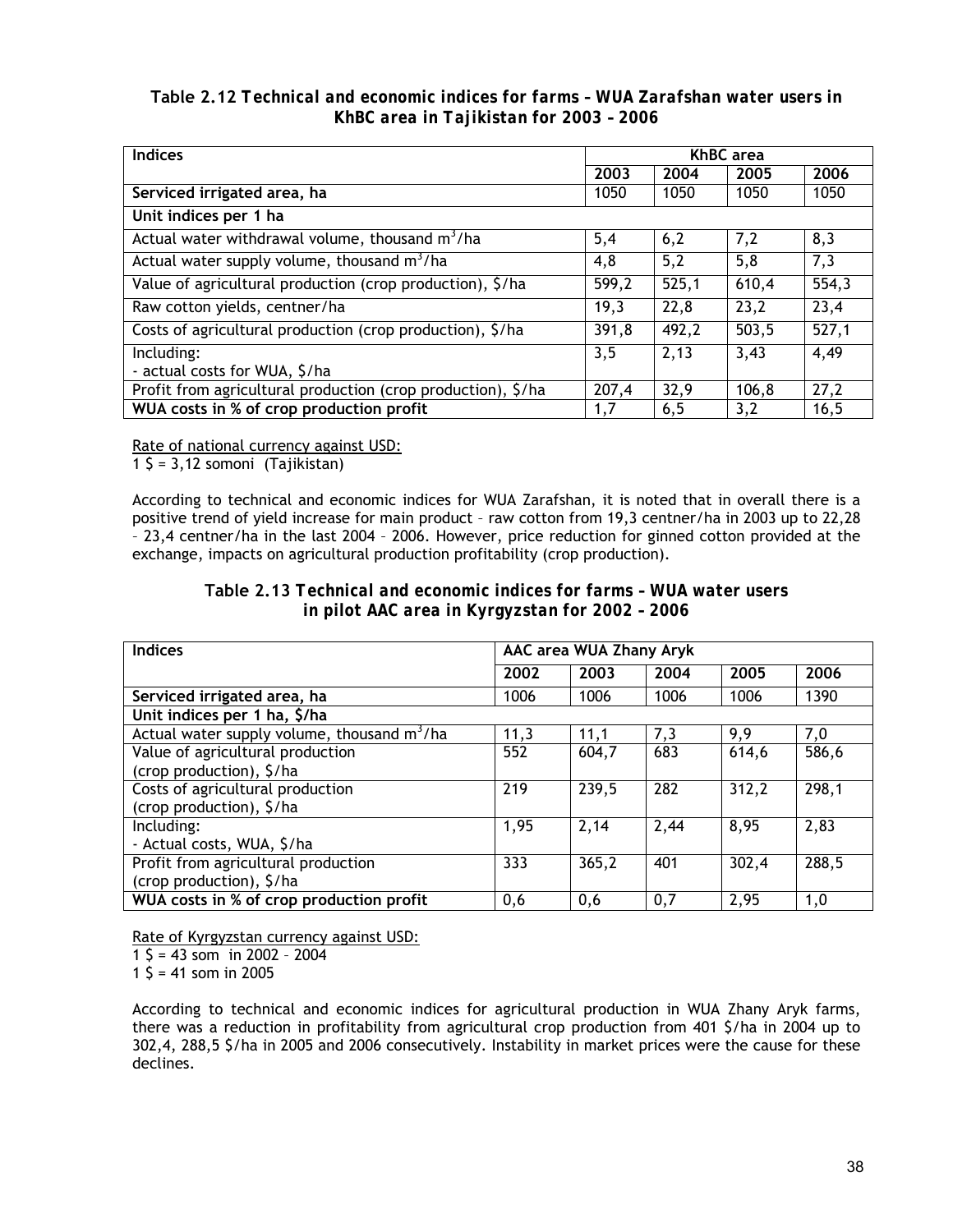**Table 2.12 *Technical and economic indices for farms – WUA Zarafshan water users in KhBC area in Tajikistan for 2003 – 2006***

| Indices | KhBC area | | | |
|---|---|---|---|---|
| | 2003 | 2004 | 2005 | 2006 |
| **Serviced irrigated area, ha** | 1050 | 1050 | 1050 | 1050 |
| **Unit indices per 1 ha** | | | | |
| Actual water withdrawal volume, thousand $m^3$/ha | 5,4 | 6,2 | 7,2 | 8,3 |
| Actual water supply volume, thousand $m^3$/ha | 4,8 | 5,2 | 5,8 | 7,3 |
| Value of agricultural production (crop production), $/ha | 599,2 | 525,1 | 610,4 | 554,3 |
| Raw cotton yields, centner/ha | 19,3 | 22,8 | 23,2 | 23,4 |
| Costs of agricultural production (crop production), $/ha | 391,8 | 492,2 | 503,5 | 527,1 |
| Including:<br>- actual costs for WUA, $/ha | 3,5 | 2,13 | 3,43 | 4,49 |
| Profit from agricultural production (crop production), $/ha | 207,4 | 32,9 | 106,8 | 27,2 |
| **WUA costs in % of crop production profit** | 1,7 | 6,5 | 3,2 | 16,5 |

Rate of national currency against USD:
1 $ = 3,12 somoni (Tajikistan)

According to technical and economic indices for WUA Zarafshan, it is noted that in overall there is a positive trend of yield increase for main product – raw cotton from 19,3 centner/ha in 2003 up to 22,28 – 23,4 centner/ha in the last 2004 – 2006. However, price reduction for ginned cotton provided at the exchange, impacts on agricultural production profitability (crop production).

**Table 2.13 *Technical and economic indices for farms – WUA water users in pilot AAC area in Kyrgyzstan for 2002 – 2006***

| Indices | AAC area WUA Zhany Aryk | | | | |
|---|---|---|---|---|---|
| | 2002 | 2003 | 2004 | 2005 | 2006 |
| **Serviced irrigated area, ha** | 1006 | 1006 | 1006 | 1006 | 1390 |
| **Unit indices per 1 ha, $/ha** | | | | | |
| Actual water supply volume, thousand $m^3$/ha | 11,3 | 11,1 | 7,3 | 9,9 | 7,0 |
| Value of agricultural production (crop production), $/ha | 552 | 604,7 | 683 | 614,6 | 586,6 |
| Costs of agricultural production (crop production), $/ha | 219 | 239,5 | 282 | 312,2 | 298,1 |
| Including:<br>- Actual costs, WUA, $/ha | 1,95 | 2,14 | 2,44 | 8,95 | 2,83 |
| Profit from agricultural production (crop production), $/ha | 333 | 365,2 | 401 | 302,4 | 288,5 |
| **WUA costs in % of crop production profit** | 0,6 | 0,6 | 0,7 | 2,95 | 1,0 |

Rate of Kyrgyzstan currency against USD:
1 $ = 43 som in 2002 – 2004
1 $ = 41 som in 2005

According to technical and economic indices for agricultural production in WUA Zhany Aryk farms, there was a reduction in profitability from agricultural crop production from 401 $/ha in 2004 up to 302,4, 288,5 $/ha in 2005 and 2006 consecutively. Instability in market prices were the cause for these declines.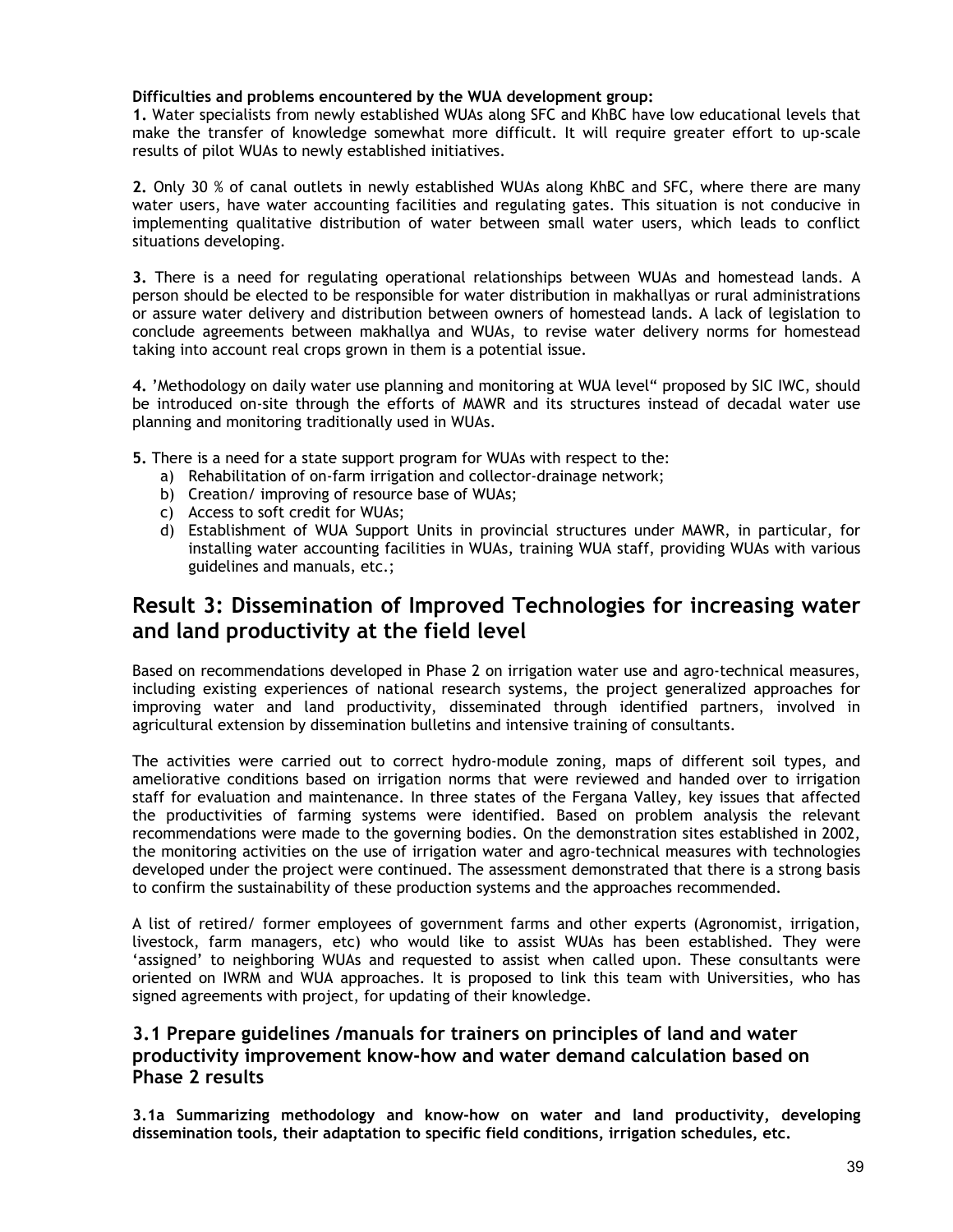**Difficulties and problems encountered by the WUA development group:**

**1.** Water specialists from newly established WUAs along SFC and KhBC have low educational levels that make the transfer of knowledge somewhat more difficult. It will require greater effort to up-scale results of pilot WUAs to newly established initiatives.

**2.** Only 30 % of canal outlets in newly established WUAs along KhBC and SFC, where there are many water users, have water accounting facilities and regulating gates. This situation is not conducive in implementing qualitative distribution of water between small water users, which leads to conflict situations developing.

**3.** There is a need for regulating operational relationships between WUAs and homestead lands. A person should be elected to be responsible for water distribution in makhallyas or rural administrations or assure water delivery and distribution between owners of homestead lands. A lack of legislation to conclude agreements between makhallya and WUAs, to revise water delivery norms for homestead taking into account real crops grown in them is a potential issue.

**4.** 'Methodology on daily water use planning and monitoring at WUA level" proposed by SIC IWC, should be introduced on-site through the efforts of MAWR and its structures instead of decadal water use planning and monitoring traditionally used in WUAs.

**5.** There is a need for a state support program for WUAs with respect to the:

a) Rehabilitation of on-farm irrigation and collector-drainage network;
b) Creation/ improving of resource base of WUAs;
c) Access to soft credit for WUAs;
d) Establishment of WUA Support Units in provincial structures under MAWR, in particular, for installing water accounting facilities in WUAs, training WUA staff, providing WUAs with various guidelines and manuals, etc.;

## Result 3: Dissemination of Improved Technologies for increasing water and land productivity at the field level

Based on recommendations developed in Phase 2 on irrigation water use and agro-technical measures, including existing experiences of national research systems, the project generalized approaches for improving water and land productivity, disseminated through identified partners, involved in agricultural extension by dissemination bulletins and intensive training of consultants.

The activities were carried out to correct hydro-module zoning, maps of different soil types, and ameliorative conditions based on irrigation norms that were reviewed and handed over to irrigation staff for evaluation and maintenance. In three states of the Fergana Valley, key issues that affected the productivities of farming systems were identified. Based on problem analysis the relevant recommendations were made to the governing bodies. On the demonstration sites established in 2002, the monitoring activities on the use of irrigation water and agro-technical measures with technologies developed under the project were continued. The assessment demonstrated that there is a strong basis to confirm the sustainability of these production systems and the approaches recommended.

A list of retired/ former employees of government farms and other experts (Agronomist, irrigation, livestock, farm managers, etc) who would like to assist WUAs has been established. They were 'assigned' to neighboring WUAs and requested to assist when called upon. These consultants were oriented on IWRM and WUA approaches. It is proposed to link this team with Universities, who has signed agreements with project, for updating of their knowledge.

### 3.1 Prepare guidelines /manuals for trainers on principles of land and water productivity improvement know-how and water demand calculation based on Phase 2 results

**3.1a Summarizing methodology and know-how on water and land productivity, developing dissemination tools, their adaptation to specific field conditions, irrigation schedules, etc.**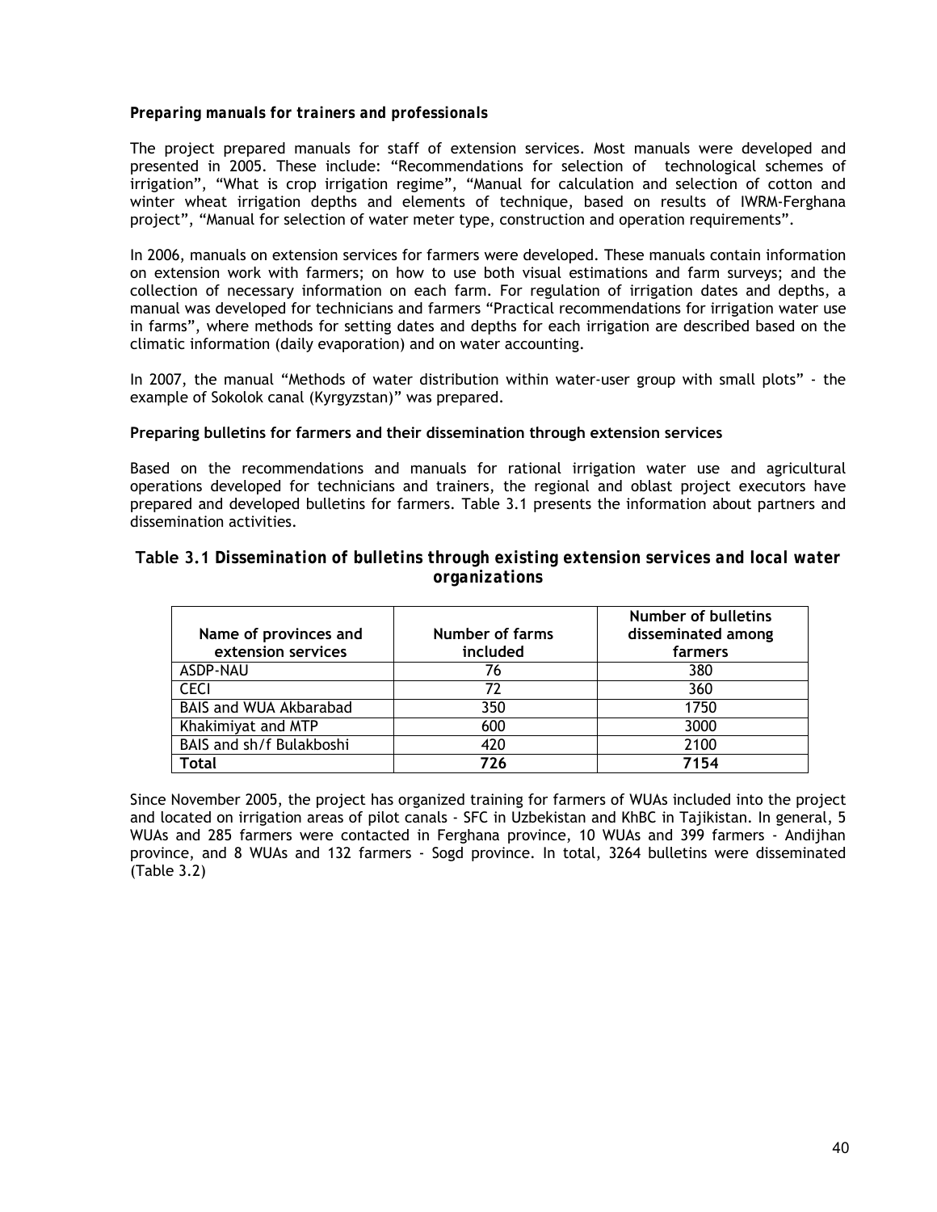***Preparing manuals for trainers and professionals***

The project prepared manuals for staff of extension services. Most manuals were developed and presented in 2005. These include: "Recommendations for selection of technological schemes of irrigation", "What is crop irrigation regime", "Manual for calculation and selection of cotton and winter wheat irrigation depths and elements of technique, based on results of IWRM-Ferghana project", "Manual for selection of water meter type, construction and operation requirements".

In 2006, manuals on extension services for farmers were developed. These manuals contain information on extension work with farmers; on how to use both visual estimations and farm surveys; and the collection of necessary information on each farm. For regulation of irrigation dates and depths, a manual was developed for technicians and farmers "Practical recommendations for irrigation water use in farms", where methods for setting dates and depths for each irrigation are described based on the climatic information (daily evaporation) and on water accounting.

In 2007, the manual "Methods of water distribution within water-user group with small plots" - the example of Sokolok canal (Kyrgyzstan)" was prepared.

**Preparing bulletins for farmers and their dissemination through extension services**

Based on the recommendations and manuals for rational irrigation water use and agricultural operations developed for technicians and trainers, the regional and oblast project executors have prepared and developed bulletins for farmers. Table 3.1 presents the information about partners and dissemination activities.

**Table 3.1 *Dissemination of bulletins through existing extension services and local water organizations***

| Name of provinces and extension services | Number of farms included | Number of bulletins disseminated among farmers |
|---|---|---|
| ASDP-NAU | 76 | 380 |
| CECI | 72 | 360 |
| BAIS and WUA Akbarabad | 350 | 1750 |
| Khakimiyat and MTP | 600 | 3000 |
| BAIS and sh/f Bulakboshi | 420 | 2100 |
| **Total** | **726** | **7154** |

Since November 2005, the project has organized training for farmers of WUAs included into the project and located on irrigation areas of pilot canals - SFC in Uzbekistan and KhBC in Tajikistan. In general, 5 WUAs and 285 farmers were contacted in Ferghana province, 10 WUAs and 399 farmers - Andijhan province, and 8 WUAs and 132 farmers - Sogd province. In total, 3264 bulletins were disseminated (Table 3.2)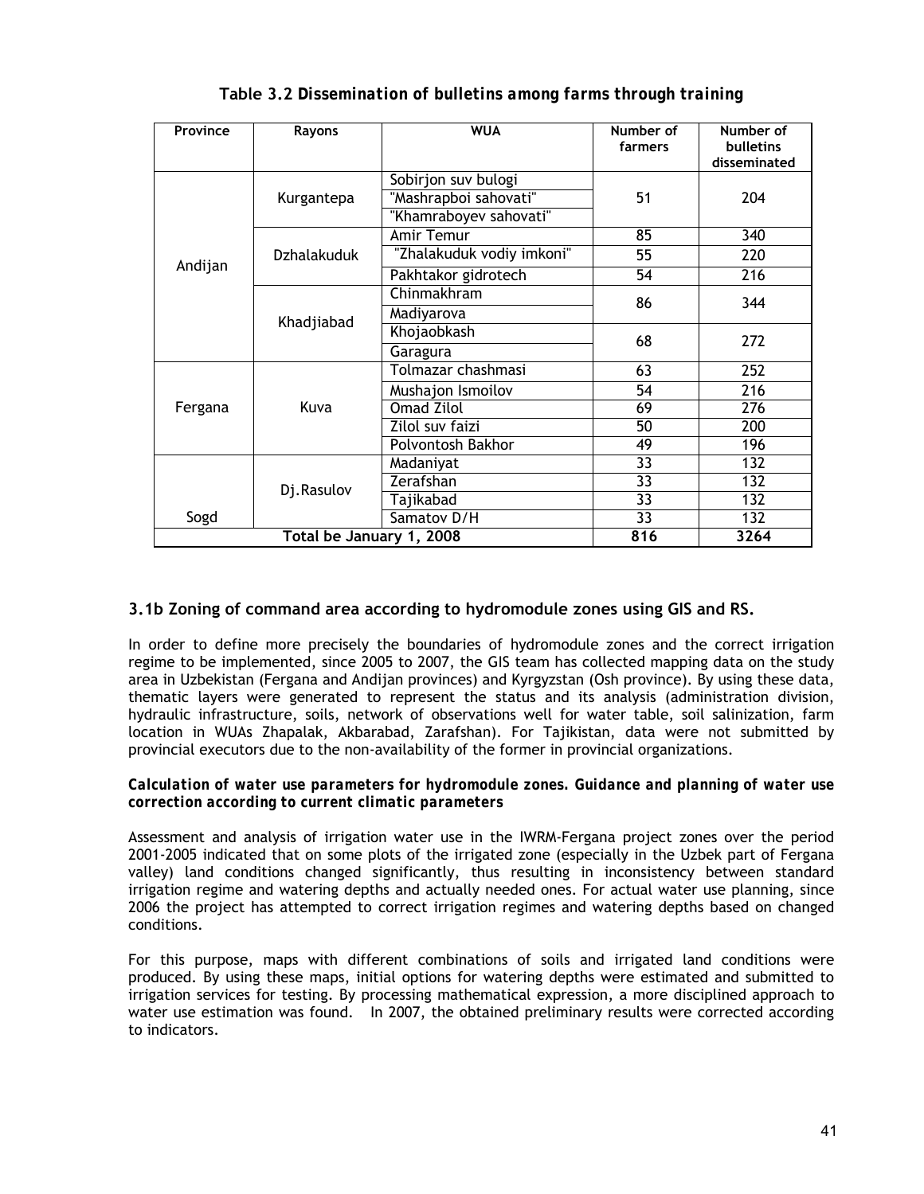**Table 3.2 *Dissemination of bulletins among farms through training***

| Province | Rayons | WUA | Number of farmers | Number of bulletins disseminated |
|---|---|---|---|---|
| Andijan | Kurgantepa | Sobirjon suv bulogi | 51 | 204 |
| | | "Mashrapboi sahovati" | | |
| | | "Khamraboyev sahovati" | | |
| | Dzhalakuduk | Amir Temur | 85 | 340 |
| | | "Zhalakuduk vodiy imkoni" | 55 | 220 |
| | | Pakhtakor gidrotech | 54 | 216 |
| | Khadjiabad | Chinmakhram | 86 | 344 |
| | | Madiyarova | | |
| | | Khojaobkash | 68 | 272 |
| | | Garagura | | |
| Fergana | Kuva | Tolmazar chashmasi | 63 | 252 |
| | | Mushajon Ismoilov | 54 | 216 |
| | | Omad Zilol | 69 | 276 |
| | | Zilol suv faizi | 50 | 200 |
| | | Polvontosh Bakhor | 49 | 196 |
| Sogd | Dj.Rasulov | Madaniyat | 33 | 132 |
| | | Zerafshan | 33 | 132 |
| | | Tajikabad | 33 | 132 |
| | | Samatov D/H | 33 | 132 |
| Total be January 1, 2008 | | | 816 | 3264 |

## 3.1b Zoning of command area according to hydromodule zones using GIS and RS.

In order to define more precisely the boundaries of hydromodule zones and the correct irrigation regime to be implemented, since 2005 to 2007, the GIS team has collected mapping data on the study area in Uzbekistan (Fergana and Andijan provinces) and Kyrgyzstan (Osh province). By using these data, thematic layers were generated to represent the status and its analysis (administration division, hydraulic infrastructure, soils, network of observations well for water table, soil salinization, farm location in WUAs Zhapalak, Akbarabad, Zarafshan). For Tajikistan, data were not submitted by provincial executors due to the non-availability of the former in provincial organizations.

***Calculation of water use parameters for hydromodule zones. Guidance and planning of water use correction according to current climatic parameters***

Assessment and analysis of irrigation water use in the IWRM-Fergana project zones over the period 2001-2005 indicated that on some plots of the irrigated zone (especially in the Uzbek part of Fergana valley) land conditions changed significantly, thus resulting in inconsistency between standard irrigation regime and watering depths and actually needed ones. For actual water use planning, since 2006 the project has attempted to correct irrigation regimes and watering depths based on changed conditions.

For this purpose, maps with different combinations of soils and irrigated land conditions were produced. By using these maps, initial options for watering depths were estimated and submitted to irrigation services for testing. By processing mathematical expression, a more disciplined approach to water use estimation was found. In 2007, the obtained preliminary results were corrected according to indicators.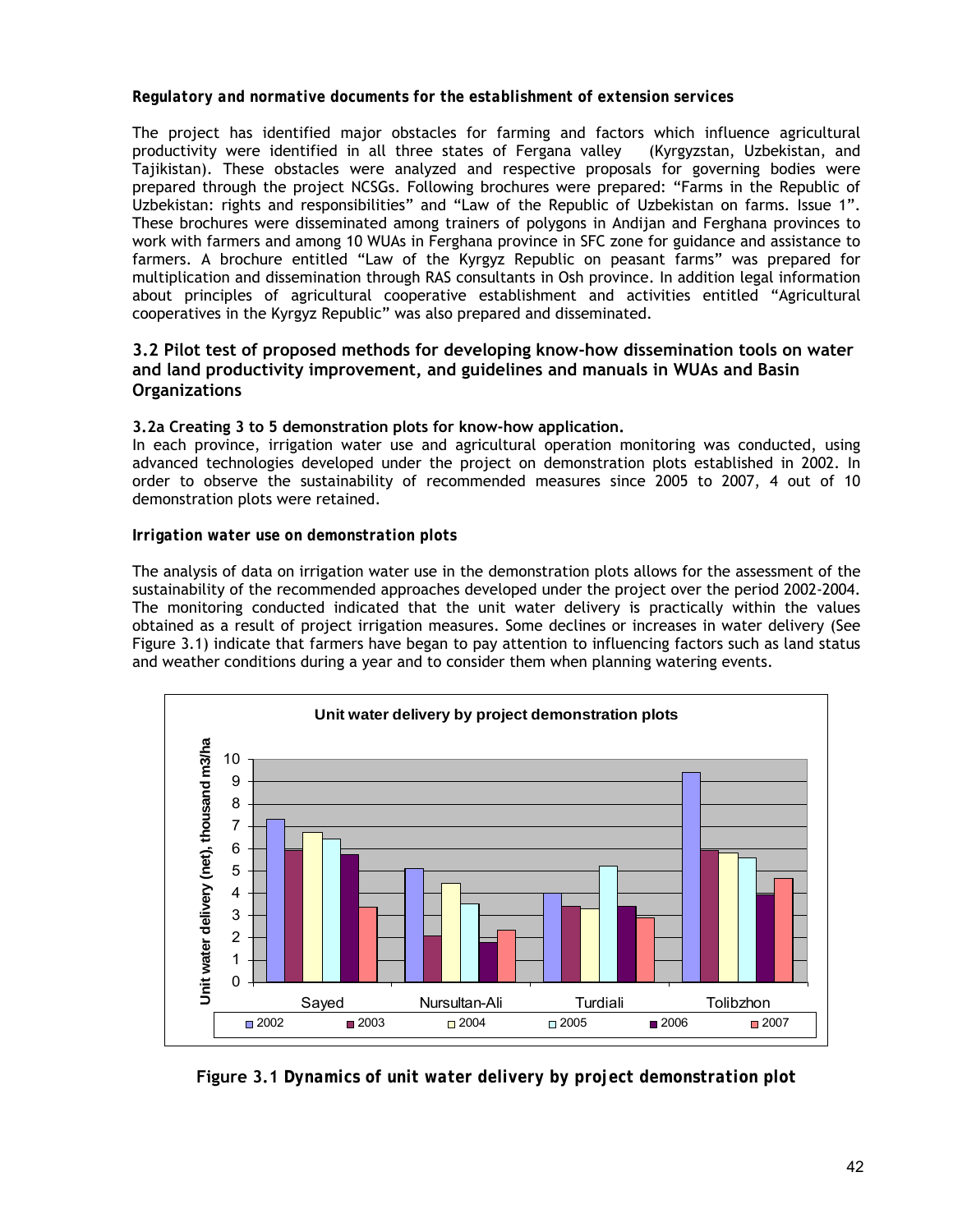***Regulatory and normative documents for the establishment of extension services***

The project has identified major obstacles for farming and factors which influence agricultural productivity were identified in all three states of Fergana valley (Kyrgyzstan, Uzbekistan, and Tajikistan). These obstacles were analyzed and respective proposals for governing bodies were prepared through the project NCSGs. Following brochures were prepared: "Farms in the Republic of Uzbekistan: rights and responsibilities" and "Law of the Republic of Uzbekistan on farms. Issue 1". These brochures were disseminated among trainers of polygons in Andijan and Ferghana provinces to work with farmers and among 10 WUAs in Ferghana province in SFC zone for guidance and assistance to farmers. A brochure entitled "Law of the Kyrgyz Republic on peasant farms" was prepared for multiplication and dissemination through RAS consultants in Osh province. In addition legal information about principles of agricultural cooperative establishment and activities entitled "Agricultural cooperatives in the Kyrgyz Republic" was also prepared and disseminated.

### 3.2 Pilot test of proposed methods for developing know-how dissemination tools on water and land productivity improvement, and guidelines and manuals in WUAs and Basin Organizations

**3.2a Creating 3 to 5 demonstration plots for know-how application.**

In each province, irrigation water use and agricultural operation monitoring was conducted, using advanced technologies developed under the project on demonstration plots established in 2002. In order to observe the sustainability of recommended measures since 2005 to 2007, 4 out of 10 demonstration plots were retained.

***Irrigation water use on demonstration plots***

The analysis of data on irrigation water use in the demonstration plots allows for the assessment of the sustainability of the recommended approaches developed under the project over the period 2002-2004. The monitoring conducted indicated that the unit water delivery is practically within the values obtained as a result of project irrigation measures. Some declines or increases in water delivery (See Figure 3.1) indicate that farmers have began to pay attention to influencing factors such as land status and weather conditions during a year and to consider them when planning watering events.

**Figure 3.1 Dynamics of unit water delivery by project demonstration plot**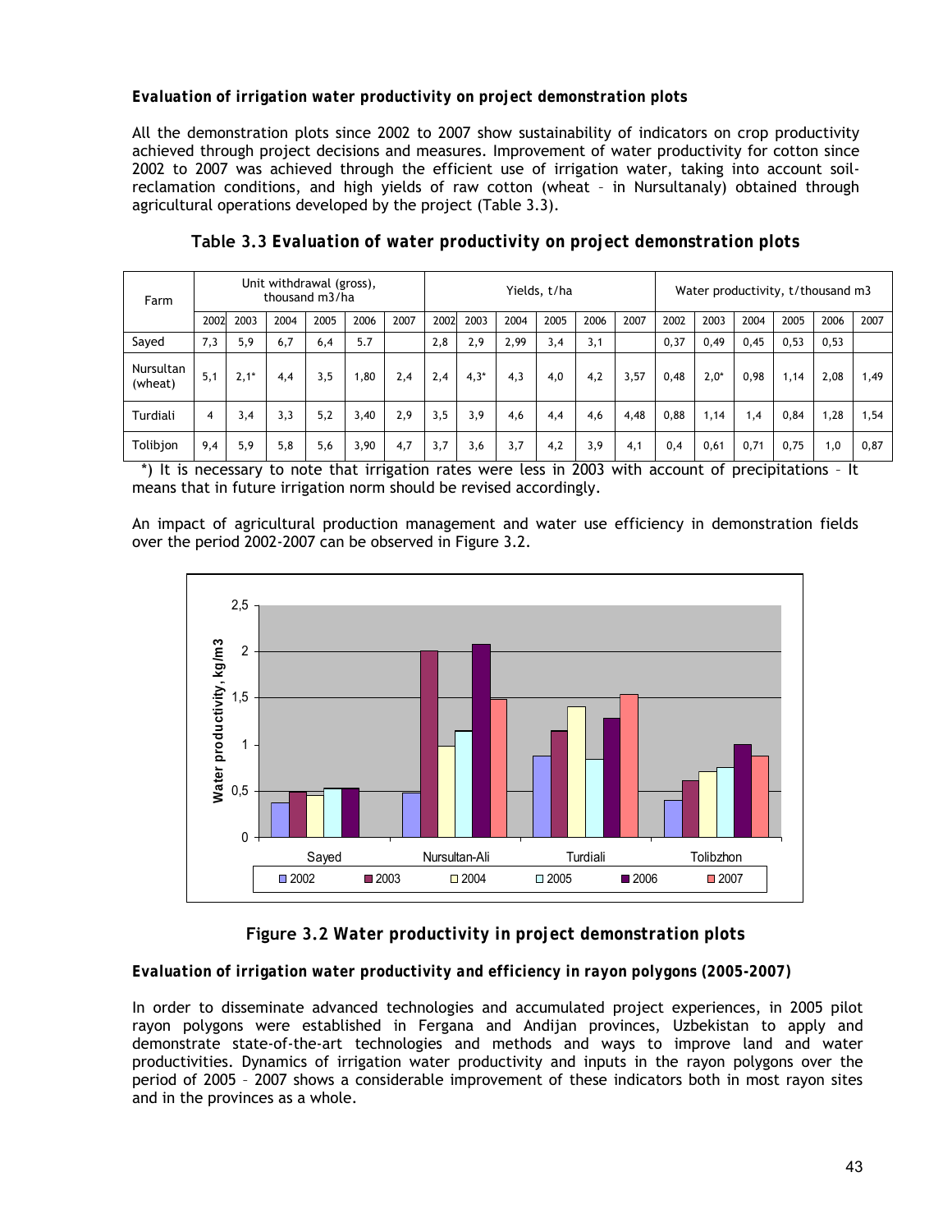***Evaluation of irrigation water productivity on project demonstration plots***

All the demonstration plots since 2002 to 2007 show sustainability of indicators on crop productivity achieved through project decisions and measures. Improvement of water productivity for cotton since 2002 to 2007 was achieved through the efficient use of irrigation water, taking into account soil-reclamation conditions, and high yields of raw cotton (wheat – in Nursultanaly) obtained through agricultural operations developed by the project (Table 3.3).

**Table 3.3 Evaluation of water productivity on project demonstration plots**

| Farm | Unit withdrawal (gross), thousand m3/ha | | | | | | Yields, t/ha | | | | | | Water productivity, t/thousand m3 | | | | | |
|---|---|---|---|---|---|---|---|---|---|---|---|---|---|---|---|---|---|---|
| | 2002 | 2003 | 2004 | 2005 | 2006 | 2007 | 2002 | 2003 | 2004 | 2005 | 2006 | 2007 | 2002 | 2003 | 2004 | 2005 | 2006 | 2007 |
| Sayed | 7,3 | 5,9 | 6,7 | 6,4 | 5.7 | | 2,8 | 2,9 | 2,99 | 3,4 | 3,1 | | 0,37 | 0,49 | 0,45 | 0,53 | 0,53 | |
| Nursultan (wheat) | 5,1 | 2,1* | 4,4 | 3,5 | 1,80 | 2,4 | 2,4 | 4,3* | 4,3 | 4,0 | 4,2 | 3,57 | 0,48 | 2,0* | 0,98 | 1,14 | 2,08 | 1,49 |
| Turdiali | 4 | 3,4 | 3,3 | 5,2 | 3,40 | 2,9 | 3,5 | 3,9 | 4,6 | 4,4 | 4,6 | 4,48 | 0,88 | 1,14 | 1,4 | 0,84 | 1,28 | 1,54 |
| Tolibjon | 9,4 | 5,9 | 5,8 | 5,6 | 3,90 | 4,7 | 3,7 | 3,6 | 3,7 | 4,2 | 3,9 | 4,1 | 0,4 | 0,61 | 0,71 | 0,75 | 1,0 | 0,87 |

*) It is necessary to note that irrigation rates were less in 2003 with account of precipitations – It means that in future irrigation norm should be revised accordingly.

An impact of agricultural production management and water use efficiency in demonstration fields over the period 2002-2007 can be observed in Figure 3.2.

**Figure 3.2 Water productivity in project demonstration plots**

***Evaluation of irrigation water productivity and efficiency in rayon polygons (2005-2007)***

In order to disseminate advanced technologies and accumulated project experiences, in 2005 pilot rayon polygons were established in Fergana and Andijan provinces, Uzbekistan to apply and demonstrate state-of-the-art technologies and methods and ways to improve land and water productivities. Dynamics of irrigation water productivity and inputs in the rayon polygons over the period of 2005 – 2007 shows a considerable improvement of these indicators both in most rayon sites and in the provinces as a whole.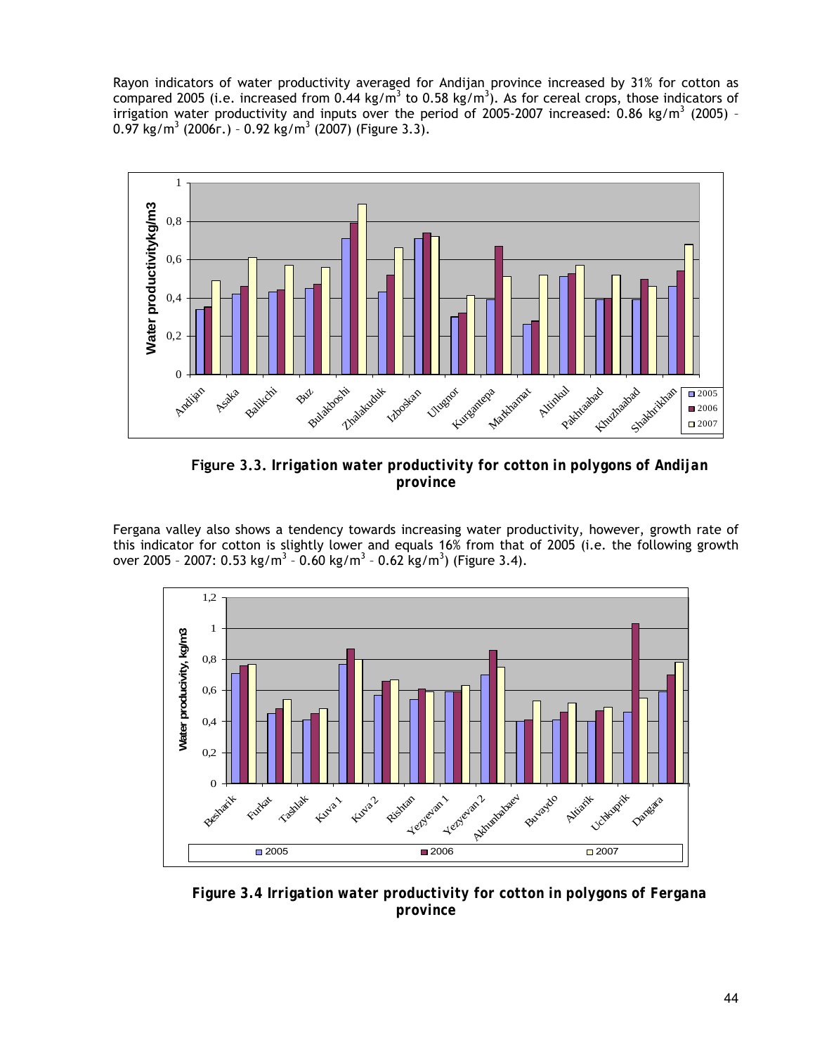Rayon indicators of water productivity averaged for Andijan province increased by 31% for cotton as compared 2005 (i.e. increased from 0.44 kg/m$^3$ to 0.58 kg/m$^3$). As for cereal crops, those indicators of irrigation water productivity and inputs over the period of 2005-2007 increased: 0.86 kg/m$^3$ (2005) – 0.97 kg/m$^3$ (2006г.) – 0.92 kg/m$^3$ (2007) (Figure 3.3).

**Figure 3.3. Irrigation water productivity for cotton in polygons of Andijan province**

Fergana valley also shows a tendency towards increasing water productivity, however, growth rate of this indicator for cotton is slightly lower and equals 16% from that of 2005 (i.e. the following growth over 2005 – 2007: 0.53 kg/m$^3$ – 0.60 kg/m$^3$ – 0.62 kg/m$^3$) (Figure 3.4).

**Figure 3.4 Irrigation water productivity for cotton in polygons of Fergana province**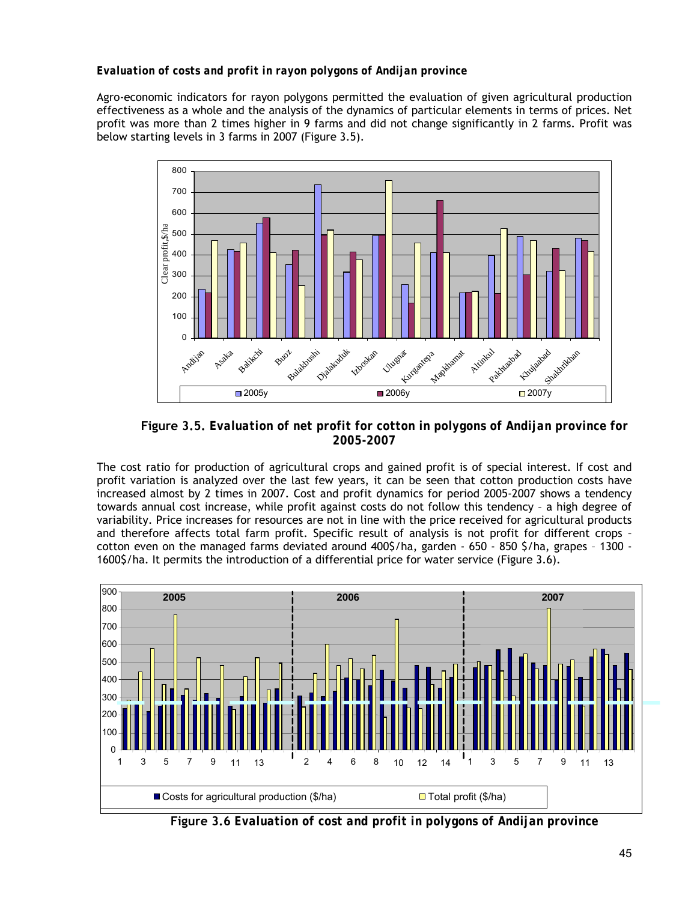### Evaluation of costs and profit in rayon polygons of Andijan province

Agro-economic indicators for rayon polygons permitted the evaluation of given agricultural production effectiveness as a whole and the analysis of the dynamics of particular elements in terms of prices. Net profit was more than 2 times higher in 9 farms and did not change significantly in 2 farms. Profit was below starting levels in 3 farms in 2007 (Figure 3.5).

**Figure 3.5. Evaluation of net profit for cotton in polygons of Andijan province for 2005-2007**

The cost ratio for production of agricultural crops and gained profit is of special interest. If cost and profit variation is analyzed over the last few years, it can be seen that cotton production costs have increased almost by 2 times in 2007. Cost and profit dynamics for period 2005-2007 shows a tendency towards annual cost increase, while profit against costs do not follow this tendency – a high degree of variability. Price increases for resources are not in line with the price received for agricultural products and therefore affects total farm profit. Specific result of analysis is not profit for different crops – cotton even on the managed farms deviated around 400$/ha, garden - 650 - 850 $/ha, grapes – 1300 - 1600$/ha. It permits the introduction of a differential price for water service (Figure 3.6).

**Figure 3.6 Evaluation of cost and profit in polygons of Andijan province**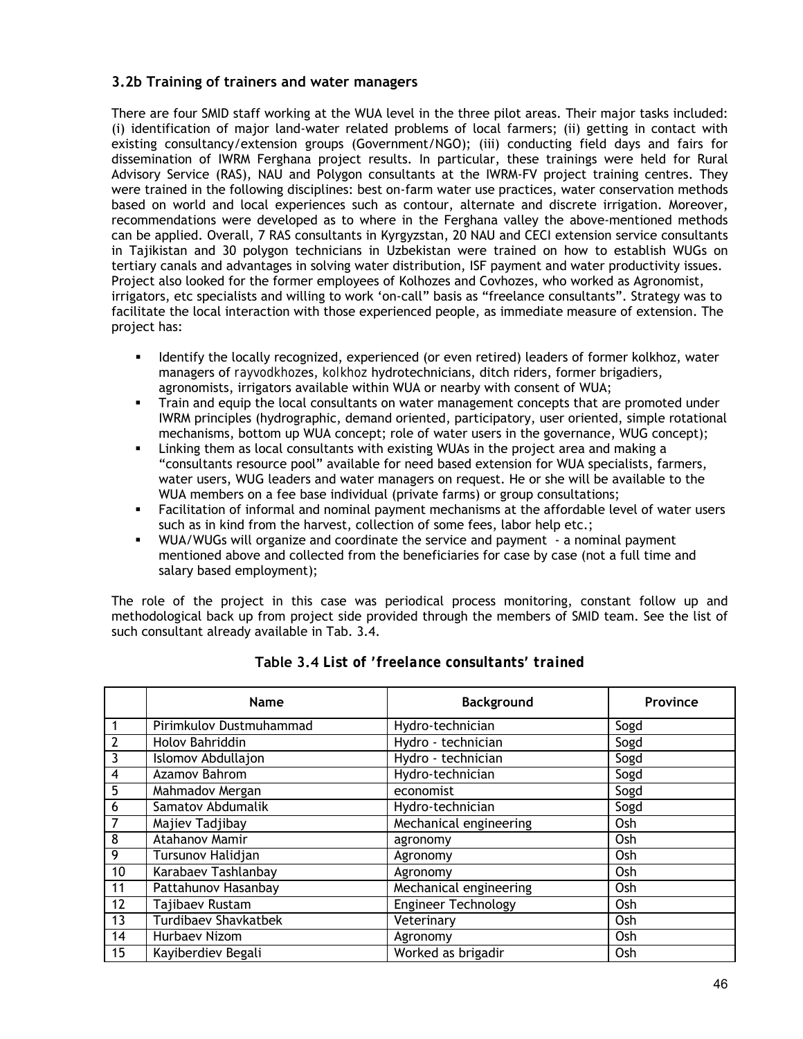### 3.2b Training of trainers and water managers

There are four SMID staff working at the WUA level in the three pilot areas. Their major tasks included: (i) identification of major land-water related problems of local farmers; (ii) getting in contact with existing consultancy/extension groups (Government/NGO); (iii) conducting field days and fairs for dissemination of IWRM Ferghana project results. In particular, these trainings were held for Rural Advisory Service (RAS), NAU and Polygon consultants at the IWRM-FV project training centres. They were trained in the following disciplines: best on-farm water use practices, water conservation methods based on world and local experiences such as contour, alternate and discrete irrigation. Moreover, recommendations were developed as to where in the Ferghana valley the above-mentioned methods can be applied. Overall, 7 RAS consultants in Kyrgyzstan, 20 NAU and CECI extension service consultants in Tajikistan and 30 polygon technicians in Uzbekistan were trained on how to establish WUGs on tertiary canals and advantages in solving water distribution, ISF payment and water productivity issues. Project also looked for the former employees of Kolhozes and Covhozes, who worked as Agronomist, irrigators, etc specialists and willing to work 'on-call" basis as "freelance consultants". Strategy was to facilitate the local interaction with those experienced people, as immediate measure of extension. The project has:

- Identify the locally recognized, experienced (or even retired) leaders of former kolkhoz, water managers of rayvodkhozes, kolkhoz hydrotechnicians, ditch riders, former brigadiers, agronomists, irrigators available within WUA or nearby with consent of WUA;
- Train and equip the local consultants on water management concepts that are promoted under IWRM principles (hydrographic, demand oriented, participatory, user oriented, simple rotational mechanisms, bottom up WUA concept; role of water users in the governance, WUG concept);
- Linking them as local consultants with existing WUAs in the project area and making a "consultants resource pool" available for need based extension for WUA specialists, farmers, water users, WUG leaders and water managers on request. He or she will be available to the WUA members on a fee base individual (private farms) or group consultations;
- Facilitation of informal and nominal payment mechanisms at the affordable level of water users such as in kind from the harvest, collection of some fees, labor help etc.;
- WUA/WUGs will organize and coordinate the service and payment - a nominal payment mentioned above and collected from the beneficiaries for case by case (not a full time and salary based employment);

The role of the project in this case was periodical process monitoring, constant follow up and methodological back up from project side provided through the members of SMID team. See the list of such consultant already available in Tab. 3.4.

**Table 3.4 *List of 'freelance consultants' trained***

| | Name | Background | Province |
|---|---|---|---|
| 1 | Pirimkulov Dustmuhammad | Hydro-technician | Sogd |
| 2 | Holov Bahriddin | Hydro - technician | Sogd |
| 3 | Islomov Abdullajon | Hydro - technician | Sogd |
| 4 | Azamov Bahrom | Hydro-technician | Sogd |
| 5 | Mahmadov Mergan | economist | Sogd |
| 6 | Samatov Abdumalik | Hydro-technician | Sogd |
| 7 | Majiev Tadjibay | Mechanical engineering | Osh |
| 8 | Atahanov Mamir | agronomy | Osh |
| 9 | Tursunov Halidjan | Agronomy | Osh |
| 10 | Karabaev Tashlanbay | Agronomy | Osh |
| 11 | Pattahunov Hasanbay | Mechanical engineering | Osh |
| 12 | Tajibaev Rustam | Engineer Technology | Osh |
| 13 | Turdibaev Shavkatbek | Veterinary | Osh |
| 14 | Hurbaev Nizom | Agronomy | Osh |
| 15 | Kayiberdiev Begali | Worked as brigadir | Osh |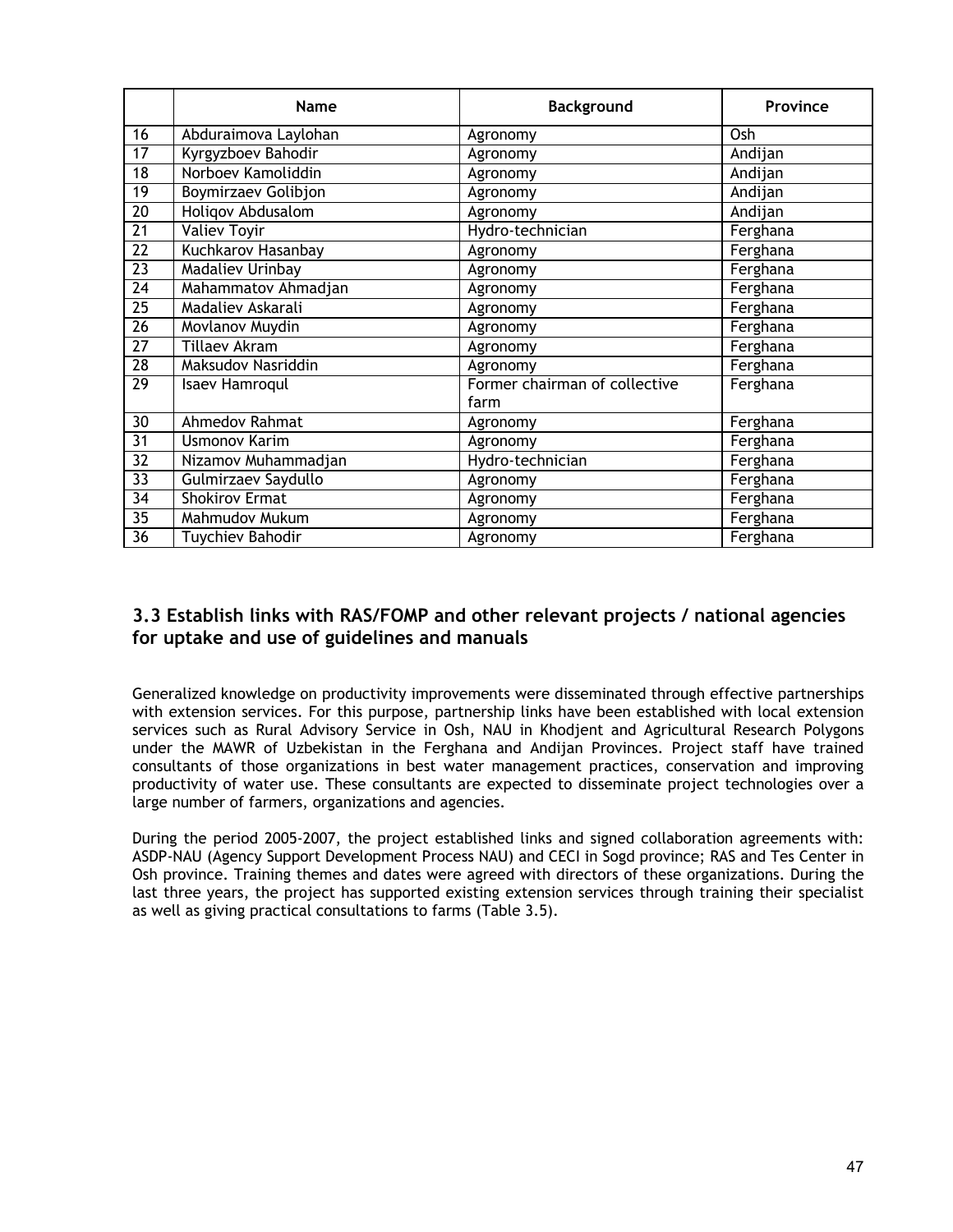|  | Name | Background | Province |
|---|---|---|---|
| 16 | Abduraimova Laylohan | Agronomy | Osh |
| 17 | Kyrgyzboev Bahodir | Agronomy | Andijan |
| 18 | Norboev Kamoliddin | Agronomy | Andijan |
| 19 | Boymirzaev Golibjon | Agronomy | Andijan |
| 20 | Holiqov Abdusalom | Agronomy | Andijan |
| 21 | Valiev Toyir | Hydro-technician | Ferghana |
| 22 | Kuchkarov Hasanbay | Agronomy | Ferghana |
| 23 | Madaliev Urinbay | Agronomy | Ferghana |
| 24 | Mahammatov Ahmadjan | Agronomy | Ferghana |
| 25 | Madaliev Askarali | Agronomy | Ferghana |
| 26 | Movlanov Muydin | Agronomy | Ferghana |
| 27 | Tillaev Akram | Agronomy | Ferghana |
| 28 | Maksudov Nasriddin | Agronomy | Ferghana |
| 29 | Isaev Hamroqul | Former chairman of collective farm | Ferghana |
| 30 | Ahmedov Rahmat | Agronomy | Ferghana |
| 31 | Usmonov Karim | Agronomy | Ferghana |
| 32 | Nizamov Muhammadjan | Hydro-technician | Ferghana |
| 33 | Gulmirzaev Saydullo | Agronomy | Ferghana |
| 34 | Shokirov Ermat | Agronomy | Ferghana |
| 35 | Mahmudov Mukum | Agronomy | Ferghana |
| 36 | Tuychiev Bahodir | Agronomy | Ferghana |

## 3.3 Establish links with RAS/FOMP and other relevant projects / national agencies for uptake and use of guidelines and manuals

Generalized knowledge on productivity improvements were disseminated through effective partnerships with extension services. For this purpose, partnership links have been established with local extension services such as Rural Advisory Service in Osh, NAU in Khodjent and Agricultural Research Polygons under the MAWR of Uzbekistan in the Ferghana and Andijan Provinces. Project staff have trained consultants of those organizations in best water management practices, conservation and improving productivity of water use. These consultants are expected to disseminate project technologies over a large number of farmers, organizations and agencies.

During the period 2005-2007, the project established links and signed collaboration agreements with: ASDP-NAU (Agency Support Development Process NAU) and CECI in Sogd province; RAS and Tes Center in Osh province. Training themes and dates were agreed with directors of these organizations. During the last three years, the project has supported existing extension services through training their specialist as well as giving practical consultations to farms (Table 3.5).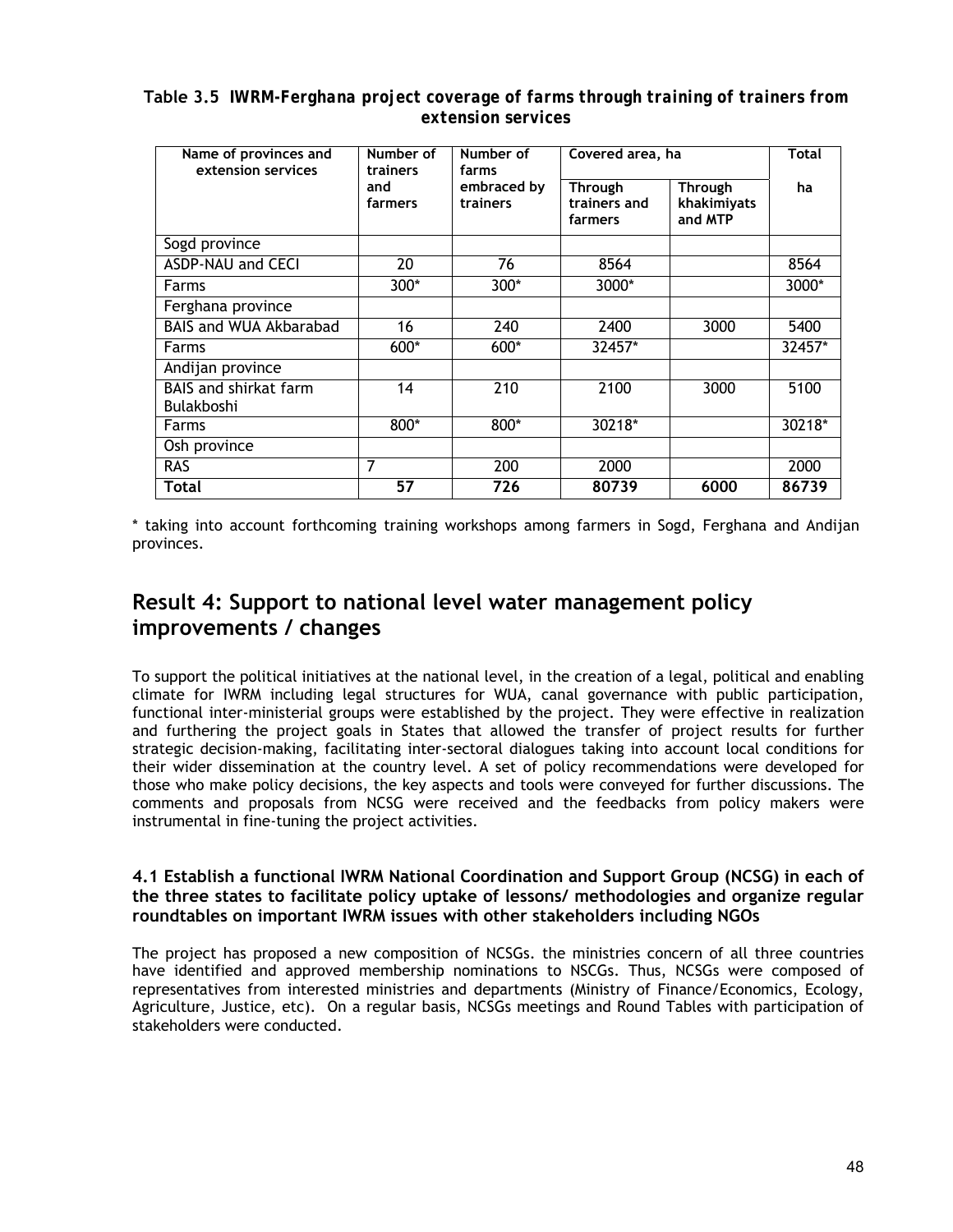**Table 3.5 *IWRM-Ferghana project coverage of farms through training of trainers from extension services***

| Name of provinces and extension services | Number of trainers and farmers | Number of farms embraced by trainers | Covered area, ha | | Total ha |
|---|---|---|---|---|---|
| | | | Through trainers and farmers | Through khakimiyats and MTP | |
| Sogd province | | | | | |
| ASDP-NAU and CECI | 20 | 76 | 8564 | | 8564 |
| Farms | 300* | 300* | 3000* | | 3000* |
| Ferghana province | | | | | |
| BAIS and WUA Akbarabad | 16 | 240 | 2400 | 3000 | 5400 |
| Farms | 600* | 600* | 32457* | | 32457* |
| Andijan province | | | | | |
| BAIS and shirkat farm Bulakboshi | 14 | 210 | 2100 | 3000 | 5100 |
| Farms | 800* | 800* | 30218* | | 30218* |
| Osh province | | | | | |
| RAS | 7 | 200 | 2000 | | 2000 |
| **Total** | **57** | **726** | **80739** | **6000** | **86739** |

* taking into account forthcoming training workshops among farmers in Sogd, Ferghana and Andijan provinces.

## Result 4: Support to national level water management policy improvements / changes

To support the political initiatives at the national level, in the creation of a legal, political and enabling climate for IWRM including legal structures for WUA, canal governance with public participation, functional inter-ministerial groups were established by the project. They were effective in realization and furthering the project goals in States that allowed the transfer of project results for further strategic decision-making, facilitating inter-sectoral dialogues taking into account local conditions for their wider dissemination at the country level. A set of policy recommendations were developed for those who make policy decisions, the key aspects and tools were conveyed for further discussions. The comments and proposals from NCSG were received and the feedbacks from policy makers were instrumental in fine-tuning the project activities.

### 4.1 Establish a functional IWRM National Coordination and Support Group (NCSG) in each of the three states to facilitate policy uptake of lessons/ methodologies and organize regular roundtables on important IWRM issues with other stakeholders including NGOs

The project has proposed a new composition of NCSGs. the ministries concern of all three countries have identified and approved membership nominations to NSCGs. Thus, NCSGs were composed of representatives from interested ministries and departments (Ministry of Finance/Economics, Ecology, Agriculture, Justice, etc). On a regular basis, NCSGs meetings and Round Tables with participation of stakeholders were conducted.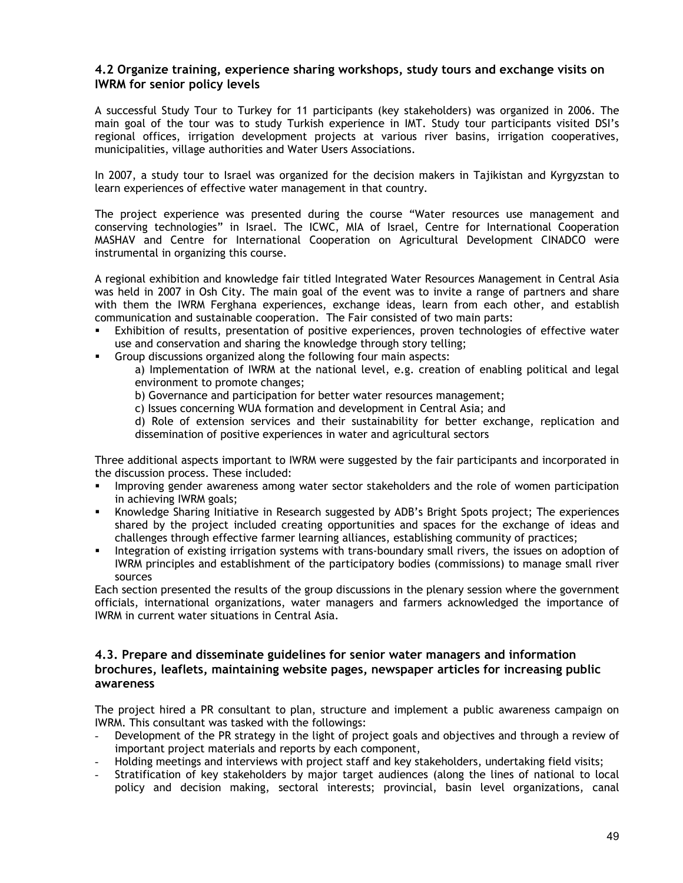### 4.2 Organize training, experience sharing workshops, study tours and exchange visits on IWRM for senior policy levels

A successful Study Tour to Turkey for 11 participants (key stakeholders) was organized in 2006. The main goal of the tour was to study Turkish experience in IMT. Study tour participants visited DSI's regional offices, irrigation development projects at various river basins, irrigation cooperatives, municipalities, village authorities and Water Users Associations.

In 2007, a study tour to Israel was organized for the decision makers in Tajikistan and Kyrgyzstan to learn experiences of effective water management in that country.

The project experience was presented during the course "Water resources use management and conserving technologies" in Israel. The ICWC, MIA of Israel, Centre for International Cooperation MASHAV and Centre for International Cooperation on Agricultural Development CINADCO were instrumental in organizing this course.

A regional exhibition and knowledge fair titled Integrated Water Resources Management in Central Asia was held in 2007 in Osh City. The main goal of the event was to invite a range of partners and share with them the IWRM Ferghana experiences, exchange ideas, learn from each other, and establish communication and sustainable cooperation. The Fair consisted of two main parts:

- Exhibition of results, presentation of positive experiences, proven technologies of effective water use and conservation and sharing the knowledge through story telling;
- Group discussions organized along the following four main aspects:
  - a) Implementation of IWRM at the national level, e.g. creation of enabling political and legal environment to promote changes;
  - b) Governance and participation for better water resources management;
  - c) Issues concerning WUA formation and development in Central Asia; and
  - d) Role of extension services and their sustainability for better exchange, replication and dissemination of positive experiences in water and agricultural sectors

Three additional aspects important to IWRM were suggested by the fair participants and incorporated in the discussion process. These included:

- Improving gender awareness among water sector stakeholders and the role of women participation in achieving IWRM goals;
- Knowledge Sharing Initiative in Research suggested by ADB's Bright Spots project; The experiences shared by the project included creating opportunities and spaces for the exchange of ideas and challenges through effective farmer learning alliances, establishing community of practices;
- Integration of existing irrigation systems with trans-boundary small rivers, the issues on adoption of IWRM principles and establishment of the participatory bodies (commissions) to manage small river sources

Each section presented the results of the group discussions in the plenary session where the government officials, international organizations, water managers and farmers acknowledged the importance of IWRM in current water situations in Central Asia.

### 4.3. Prepare and disseminate guidelines for senior water managers and information brochures, leaflets, maintaining website pages, newspaper articles for increasing public awareness

The project hired a PR consultant to plan, structure and implement a public awareness campaign on IWRM. This consultant was tasked with the followings:

- Development of the PR strategy in the light of project goals and objectives and through a review of important project materials and reports by each component,
- Holding meetings and interviews with project staff and key stakeholders, undertaking field visits;
- Stratification of key stakeholders by major target audiences (along the lines of national to local policy and decision making, sectoral interests; provincial, basin level organizations, canal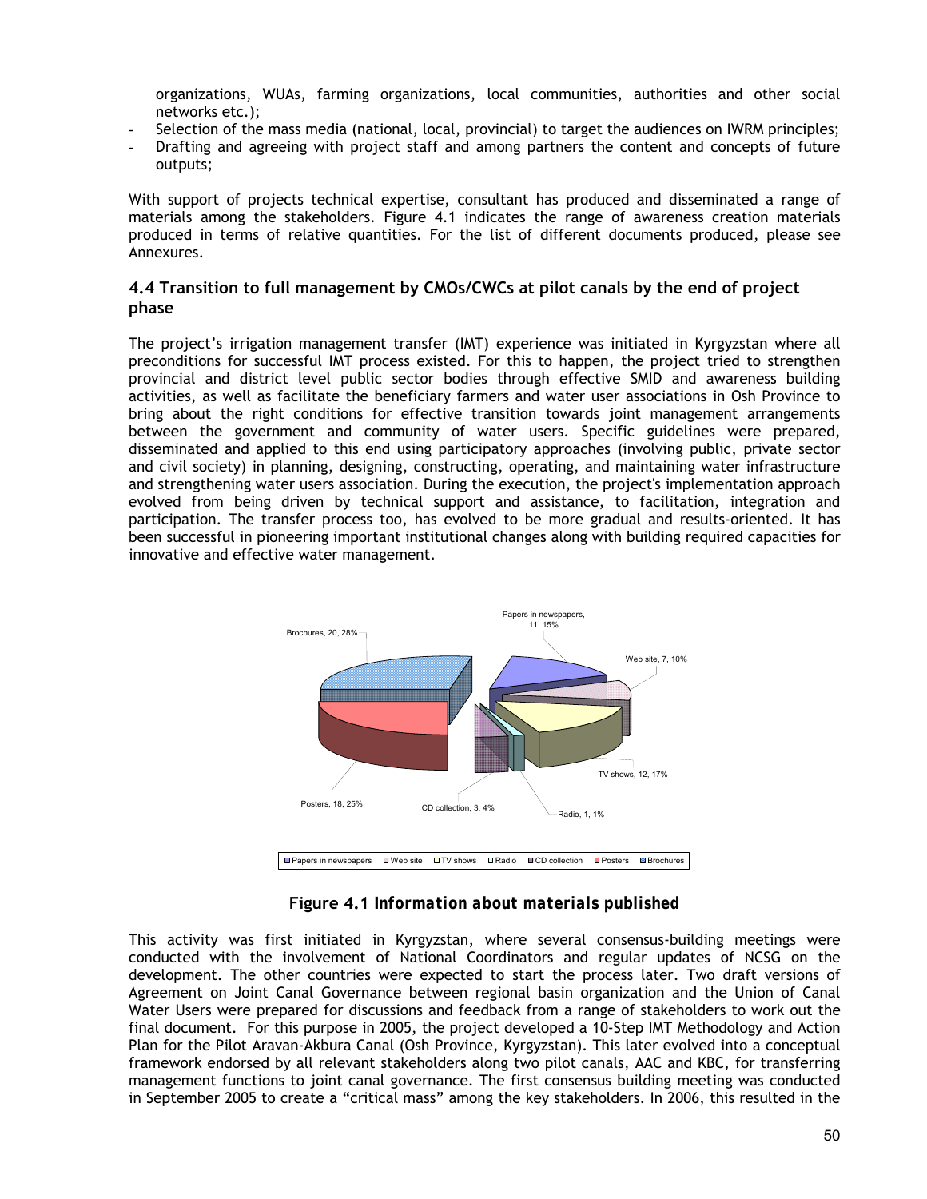organizations, WUAs, farming organizations, local communities, authorities and other social networks etc.);

- Selection of the mass media (national, local, provincial) to target the audiences on IWRM principles;
- Drafting and agreeing with project staff and among partners the content and concepts of future outputs;

With support of projects technical expertise, consultant has produced and disseminated a range of materials among the stakeholders. Figure 4.1 indicates the range of awareness creation materials produced in terms of relative quantities. For the list of different documents produced, please see Annexures.

### 4.4 Transition to full management by CMOs/CWCs at pilot canals by the end of project phase

The project's irrigation management transfer (IMT) experience was initiated in Kyrgyzstan where all preconditions for successful IMT process existed. For this to happen, the project tried to strengthen provincial and district level public sector bodies through effective SMID and awareness building activities, as well as facilitate the beneficiary farmers and water user associations in Osh Province to bring about the right conditions for effective transition towards joint management arrangements between the government and community of water users. Specific guidelines were prepared, disseminated and applied to this end using participatory approaches (involving public, private sector and civil society) in planning, designing, constructing, operating, and maintaining water infrastructure and strengthening water users association. During the execution, the project's implementation approach evolved from being driven by technical support and assistance, to facilitation, integration and participation. The transfer process too, has evolved to be more gradual and results-oriented. It has been successful in pioneering important institutional changes along with building required capacities for innovative and effective water management.

Brochures, 20, 28%
Papers in newspapers, 11, 15%
Web site, 7, 10%
TV shows, 12, 17%
Radio, 1, 1%
CD collection, 3, 4%
Posters, 18, 25%

Papers in newspapers | Web site | TV shows | Radio | CD collection | Posters | Brochures

**Figure 4.1** ***Information about materials published***

This activity was first initiated in Kyrgyzstan, where several consensus-building meetings were conducted with the involvement of National Coordinators and regular updates of NCSG on the development. The other countries were expected to start the process later. Two draft versions of Agreement on Joint Canal Governance between regional basin organization and the Union of Canal Water Users were prepared for discussions and feedback from a range of stakeholders to work out the final document. For this purpose in 2005, the project developed a 10-Step IMT Methodology and Action Plan for the Pilot Aravan-Akbura Canal (Osh Province, Kyrgyzstan). This later evolved into a conceptual framework endorsed by all relevant stakeholders along two pilot canals, AAC and KBC, for transferring management functions to joint canal governance. The first consensus building meeting was conducted in September 2005 to create a "critical mass" among the key stakeholders. In 2006, this resulted in the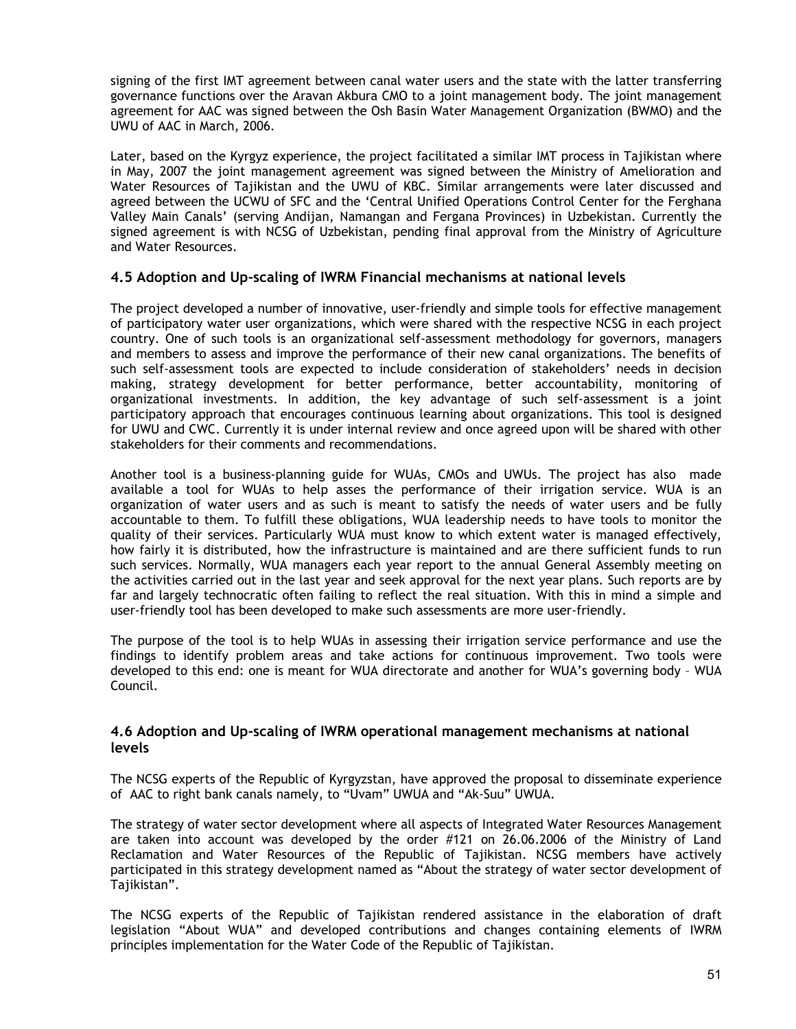signing of the first IMT agreement between canal water users and the state with the latter transferring governance functions over the Aravan Akbura CMO to a joint management body. The joint management agreement for AAC was signed between the Osh Basin Water Management Organization (BWMO) and the UWU of AAC in March, 2006.

Later, based on the Kyrgyz experience, the project facilitated a similar IMT process in Tajikistan where in May, 2007 the joint management agreement was signed between the Ministry of Amelioration and Water Resources of Tajikistan and the UWU of KBC. Similar arrangements were later discussed and agreed between the UCWU of SFC and the 'Central Unified Operations Control Center for the Ferghana Valley Main Canals' (serving Andijan, Namangan and Fergana Provinces) in Uzbekistan. Currently the signed agreement is with NCSG of Uzbekistan, pending final approval from the Ministry of Agriculture and Water Resources.

### 4.5 Adoption and Up-scaling of IWRM Financial mechanisms at national levels

The project developed a number of innovative, user-friendly and simple tools for effective management of participatory water user organizations, which were shared with the respective NCSG in each project country. One of such tools is an organizational self-assessment methodology for governors, managers and members to assess and improve the performance of their new canal organizations. The benefits of such self-assessment tools are expected to include consideration of stakeholders' needs in decision making, strategy development for better performance, better accountability, monitoring of organizational investments. In addition, the key advantage of such self-assessment is a joint participatory approach that encourages continuous learning about organizations. This tool is designed for UWU and CWC. Currently it is under internal review and once agreed upon will be shared with other stakeholders for their comments and recommendations.

Another tool is a business-planning guide for WUAs, CMOs and UWUs. The project has also made available a tool for WUAs to help asses the performance of their irrigation service. WUA is an organization of water users and as such is meant to satisfy the needs of water users and be fully accountable to them. To fulfill these obligations, WUA leadership needs to have tools to monitor the quality of their services. Particularly WUA must know to which extent water is managed effectively, how fairly it is distributed, how the infrastructure is maintained and are there sufficient funds to run such services. Normally, WUA managers each year report to the annual General Assembly meeting on the activities carried out in the last year and seek approval for the next year plans. Such reports are by far and largely technocratic often failing to reflect the real situation. With this in mind a simple and user-friendly tool has been developed to make such assessments are more user-friendly.

The purpose of the tool is to help WUAs in assessing their irrigation service performance and use the findings to identify problem areas and take actions for continuous improvement. Two tools were developed to this end: one is meant for WUA directorate and another for WUA's governing body – WUA Council.

### 4.6 Adoption and Up-scaling of IWRM operational management mechanisms at national levels

The NCSG experts of the Republic of Kyrgyzstan, have approved the proposal to disseminate experience of AAC to right bank canals namely, to "Uvam" UWUA and "Ak-Suu" UWUA.

The strategy of water sector development where all aspects of Integrated Water Resources Management are taken into account was developed by the order #121 on 26.06.2006 of the Ministry of Land Reclamation and Water Resources of the Republic of Tajikistan. NCSG members have actively participated in this strategy development named as "About the strategy of water sector development of Tajikistan".

The NCSG experts of the Republic of Tajikistan rendered assistance in the elaboration of draft legislation "About WUA" and developed contributions and changes containing elements of IWRM principles implementation for the Water Code of the Republic of Tajikistan.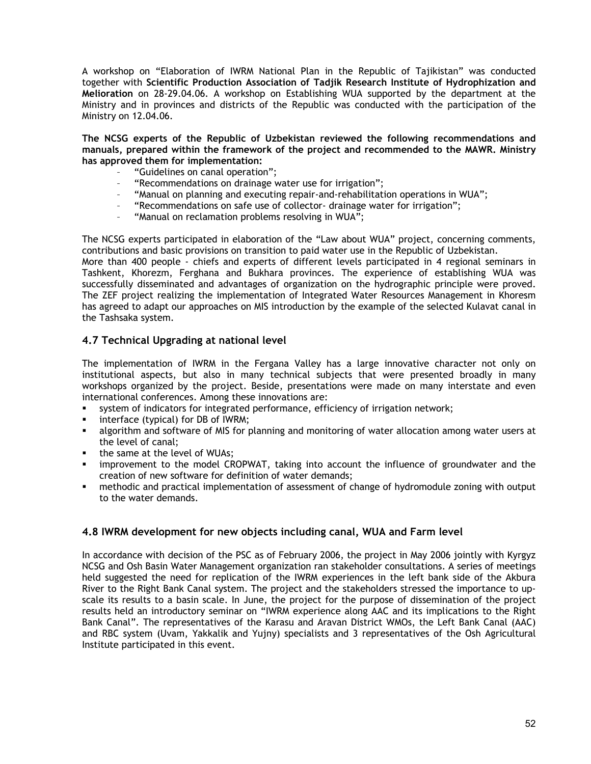A workshop on "Elaboration of IWRM National Plan in the Republic of Tajikistan" was conducted together with **Scientific Production Association of Tadjik Research Institute of Hydrophization and Melioration** on 28-29.04.06. A workshop on Establishing WUA supported by the department at the Ministry and in provinces and districts of the Republic was conducted with the participation of the Ministry on 12.04.06.

**The NCSG experts of the Republic of Uzbekistan reviewed the following recommendations and manuals, prepared within the framework of the project and recommended to the MAWR. Ministry has approved them for implementation:**

- "Guidelines on canal operation";
- "Recommendations on drainage water use for irrigation";
- "Manual on planning and executing repair-and-rehabilitation operations in WUA";
- "Recommendations on safe use of collector- drainage water for irrigation";
- "Manual on reclamation problems resolving in WUA";

The NCSG experts participated in elaboration of the "Law about WUA" project, concerning comments, contributions and basic provisions on transition to paid water use in the Republic of Uzbekistan.
More than 400 people - chiefs and experts of different levels participated in 4 regional seminars in Tashkent, Khorezm, Ferghana and Bukhara provinces. The experience of establishing WUA was successfully disseminated and advantages of organization on the hydrographic principle were proved. The ZEF project realizing the implementation of Integrated Water Resources Management in Khoresm has agreed to adapt our approaches on MIS introduction by the example of the selected Kulavat canal in the Tashsaka system.

### 4.7 Technical Upgrading at national level

The implementation of IWRM in the Fergana Valley has a large innovative character not only on institutional aspects, but also in many technical subjects that were presented broadly in many workshops organized by the project. Beside, presentations were made on many interstate and even international conferences. Among these innovations are:

- system of indicators for integrated performance, efficiency of irrigation network;
- interface (typical) for DB of IWRM;
- algorithm and software of MIS for planning and monitoring of water allocation among water users at the level of canal;
- the same at the level of WUAs;
- improvement to the model CROPWAT, taking into account the influence of groundwater and the creation of new software for definition of water demands;
- methodic and practical implementation of assessment of change of hydromodule zoning with output to the water demands.

### 4.8 IWRM development for new objects including canal, WUA and Farm level

In accordance with decision of the PSC as of February 2006, the project in May 2006 jointly with Kyrgyz NCSG and Osh Basin Water Management organization ran stakeholder consultations. A series of meetings held suggested the need for replication of the IWRM experiences in the left bank side of the Akbura River to the Right Bank Canal system. The project and the stakeholders stressed the importance to up-scale its results to a basin scale. In June, the project for the purpose of dissemination of the project results held an introductory seminar on "IWRM experience along AAC and its implications to the Right Bank Canal". The representatives of the Karasu and Aravan District WMOs, the Left Bank Canal (AAC) and RBC system (Uvam, Yakkalik and Yujny) specialists and 3 representatives of the Osh Agricultural Institute participated in this event.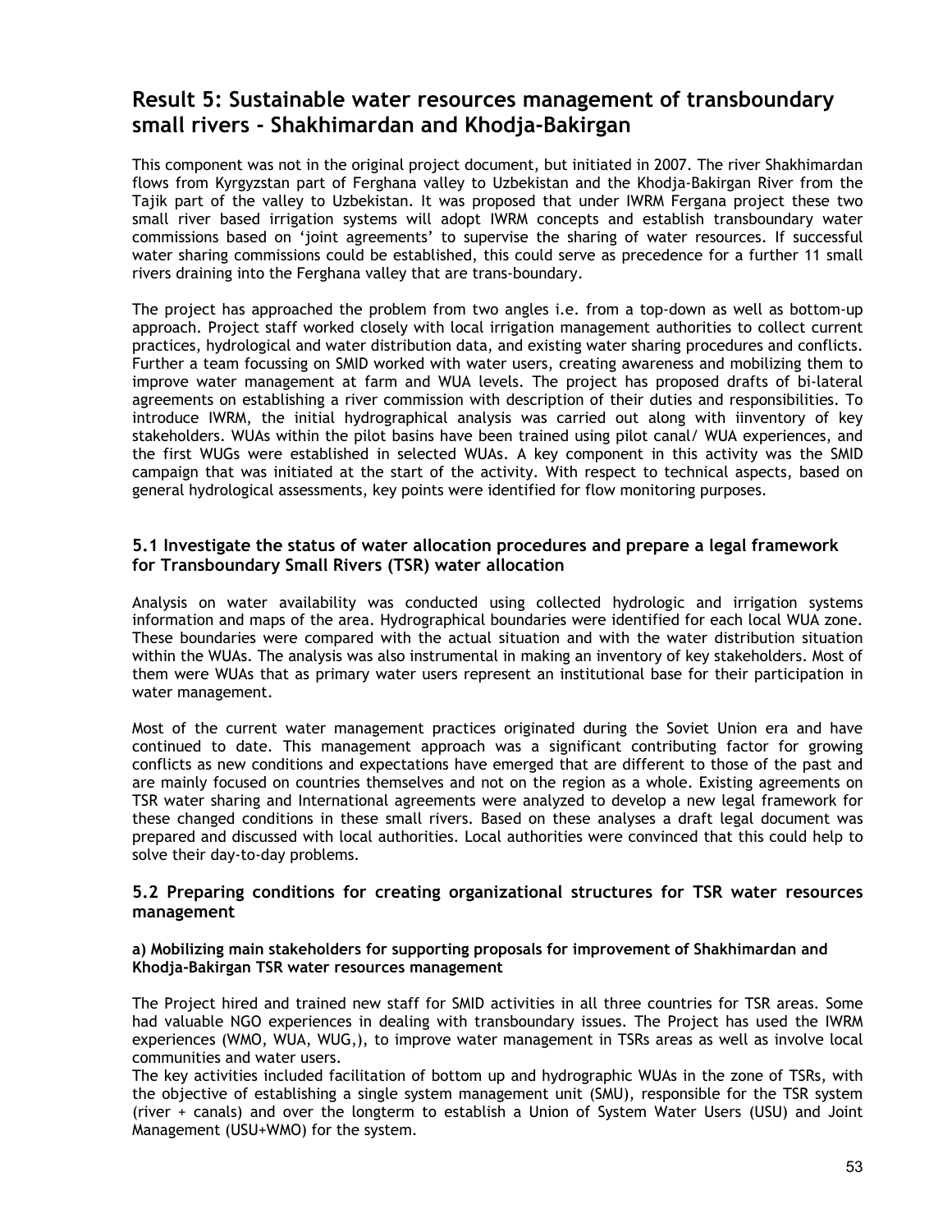## Result 5: Sustainable water resources management of transboundary small rivers - Shakhimardan and Khodja-Bakirgan

This component was not in the original project document, but initiated in 2007. The river Shakhimardan flows from Kyrgyzstan part of Ferghana valley to Uzbekistan and the Khodja-Bakirgan River from the Tajik part of the valley to Uzbekistan. It was proposed that under IWRM Fergana project these two small river based irrigation systems will adopt IWRM concepts and establish transboundary water commissions based on 'joint agreements' to supervise the sharing of water resources. If successful water sharing commissions could be established, this could serve as precedence for a further 11 small rivers draining into the Ferghana valley that are trans-boundary.

The project has approached the problem from two angles i.e. from a top-down as well as bottom-up approach. Project staff worked closely with local irrigation management authorities to collect current practices, hydrological and water distribution data, and existing water sharing procedures and conflicts. Further a team focussing on SMID worked with water users, creating awareness and mobilizing them to improve water management at farm and WUA levels. The project has proposed drafts of bi-lateral agreements on establishing a river commission with description of their duties and responsibilities. To introduce IWRM, the initial hydrographical analysis was carried out along with iinventory of key stakeholders. WUAs within the pilot basins have been trained using pilot canal/ WUA experiences, and the first WUGs were established in selected WUAs. A key component in this activity was the SMID campaign that was initiated at the start of the activity. With respect to technical aspects, based on general hydrological assessments, key points were identified for flow monitoring purposes.

### 5.1 Investigate the status of water allocation procedures and prepare a legal framework for Transboundary Small Rivers (TSR) water allocation

Analysis on water availability was conducted using collected hydrologic and irrigation systems information and maps of the area. Hydrographical boundaries were identified for each local WUA zone. These boundaries were compared with the actual situation and with the water distribution situation within the WUAs. The analysis was also instrumental in making an inventory of key stakeholders. Most of them were WUAs that as primary water users represent an institutional base for their participation in water management.

Most of the current water management practices originated during the Soviet Union era and have continued to date. This management approach was a significant contributing factor for growing conflicts as new conditions and expectations have emerged that are different to those of the past and are mainly focused on countries themselves and not on the region as a whole. Existing agreements on TSR water sharing and International agreements were analyzed to develop a new legal framework for these changed conditions in these small rivers. Based on these analyses a draft legal document was prepared and discussed with local authorities. Local authorities were convinced that this could help to solve their day-to-day problems.

### 5.2 Preparing conditions for creating organizational structures for TSR water resources management

#### a) Mobilizing main stakeholders for supporting proposals for improvement of Shakhimardan and Khodja-Bakirgan TSR water resources management

The Project hired and trained new staff for SMID activities in all three countries for TSR areas. Some had valuable NGO experiences in dealing with transboundary issues. The Project has used the IWRM experiences (WMO, WUA, WUG,), to improve water management in TSRs areas as well as involve local communities and water users.

The key activities included facilitation of bottom up and hydrographic WUAs in the zone of TSRs, with the objective of establishing a single system management unit (SMU), responsible for the TSR system (river + canals) and over the longterm to establish a Union of System Water Users (USU) and Joint Management (USU+WMO) for the system.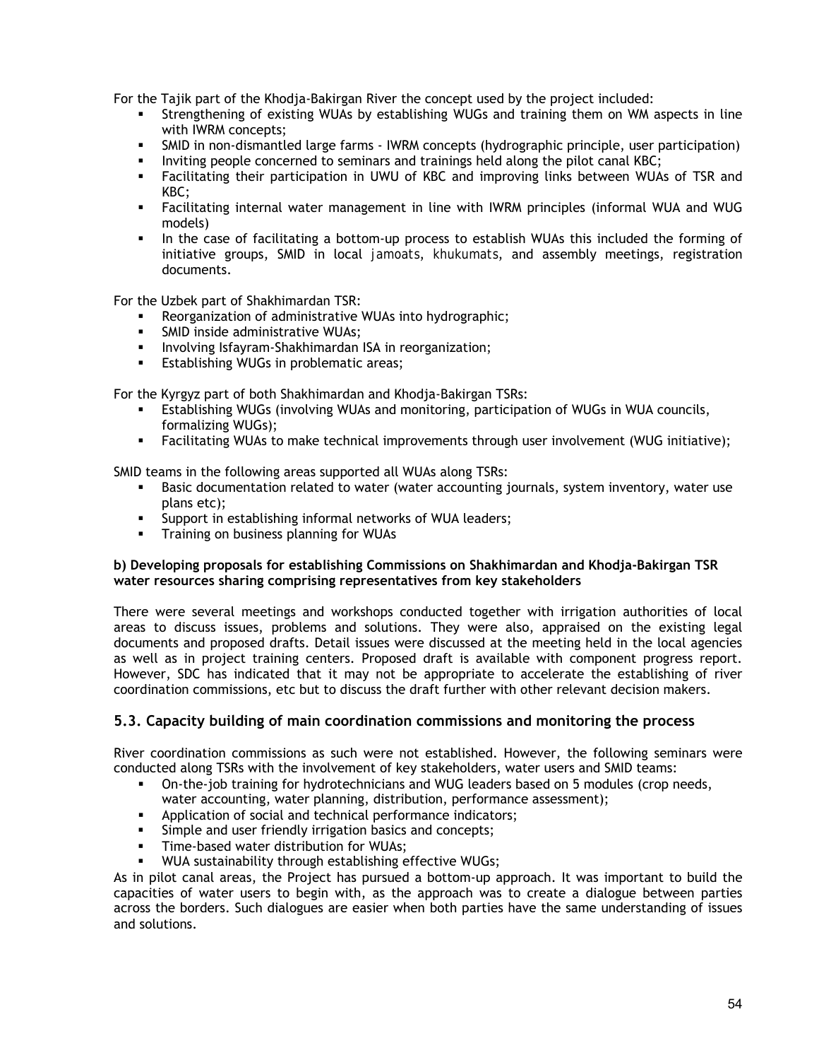For the Tajik part of the Khodja-Bakirgan River the concept used by the project included:

- Strengthening of existing WUAs by establishing WUGs and training them on WM aspects in line with IWRM concepts;
- SMID in non-dismantled large farms - IWRM concepts (hydrographic principle, user participation)
- Inviting people concerned to seminars and trainings held along the pilot canal KBC;
- Facilitating their participation in UWU of KBC and improving links between WUAs of TSR and KBC;
- Facilitating internal water management in line with IWRM principles (informal WUA and WUG models)
- In the case of facilitating a bottom-up process to establish WUAs this included the forming of initiative groups, SMID in local jamoats, khukumats, and assembly meetings, registration documents.

For the Uzbek part of Shakhimardan TSR:

- Reorganization of administrative WUAs into hydrographic;
- SMID inside administrative WUAs;
- Involving Isfayram-Shakhimardan ISA in reorganization;
- Establishing WUGs in problematic areas;

For the Kyrgyz part of both Shakhimardan and Khodja-Bakirgan TSRs:

- Establishing WUGs (involving WUAs and monitoring, participation of WUGs in WUA councils, formalizing WUGs);
- Facilitating WUAs to make technical improvements through user involvement (WUG initiative);

SMID teams in the following areas supported all WUAs along TSRs:

- Basic documentation related to water (water accounting journals, system inventory, water use plans etc);
- Support in establishing informal networks of WUA leaders;
- Training on business planning for WUAs

**b) Developing proposals for establishing Commissions on Shakhimardan and Khodja-Bakirgan TSR water resources sharing comprising representatives from key stakeholders**

There were several meetings and workshops conducted together with irrigation authorities of local areas to discuss issues, problems and solutions. They were also, appraised on the existing legal documents and proposed drafts. Detail issues were discussed at the meeting held in the local agencies as well as in project training centers. Proposed draft is available with component progress report. However, SDC has indicated that it may not be appropriate to accelerate the establishing of river coordination commissions, etc but to discuss the draft further with other relevant decision makers.

## 5.3. Capacity building of main coordination commissions and monitoring the process

River coordination commissions as such were not established. However, the following seminars were conducted along TSRs with the involvement of key stakeholders, water users and SMID teams:

- On-the-job training for hydrotechnicians and WUG leaders based on 5 modules (crop needs, water accounting, water planning, distribution, performance assessment);
- Application of social and technical performance indicators;
- Simple and user friendly irrigation basics and concepts;
- Time-based water distribution for WUAs;
- WUA sustainability through establishing effective WUGs;

As in pilot canal areas, the Project has pursued a bottom-up approach. It was important to build the capacities of water users to begin with, as the approach was to create a dialogue between parties across the borders. Such dialogues are easier when both parties have the same understanding of issues and solutions.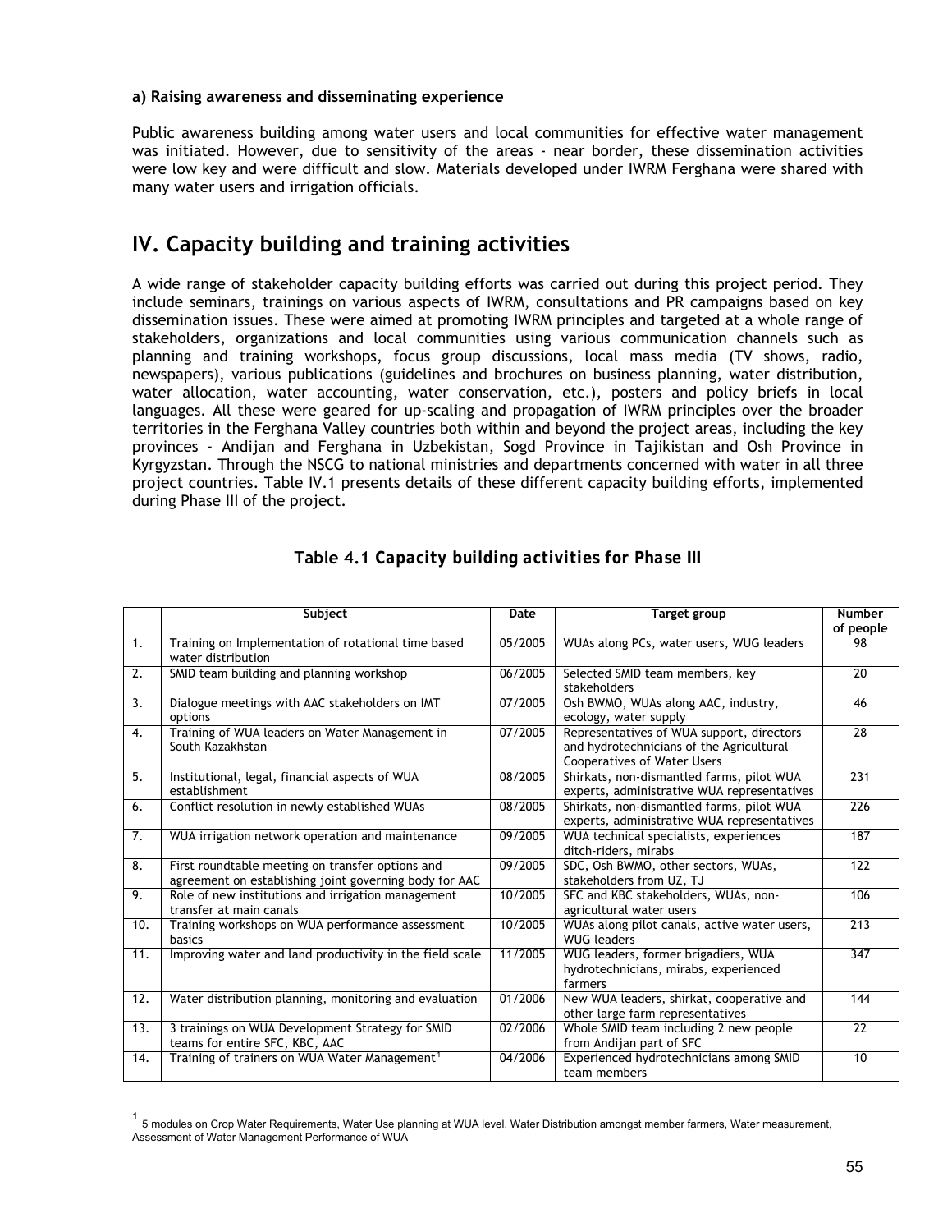**a) Raising awareness and disseminating experience**

Public awareness building among water users and local communities for effective water management was initiated. However, due to sensitivity of the areas - near border, these dissemination activities were low key and were difficult and slow. Materials developed under IWRM Ferghana were shared with many water users and irrigation officials.

# IV. Capacity building and training activities

A wide range of stakeholder capacity building efforts was carried out during this project period. They include seminars, trainings on various aspects of IWRM, consultations and PR campaigns based on key dissemination issues. These were aimed at promoting IWRM principles and targeted at a whole range of stakeholders, organizations and local communities using various communication channels such as planning and training workshops, focus group discussions, local mass media (TV shows, radio, newspapers), various publications (guidelines and brochures on business planning, water distribution, water allocation, water accounting, water conservation, etc.), posters and policy briefs in local languages. All these were geared for up-scaling and propagation of IWRM principles over the broader territories in the Ferghana Valley countries both within and beyond the project areas, including the key provinces - Andijan and Ferghana in Uzbekistan, Sogd Province in Tajikistan and Osh Province in Kyrgyzstan. Through the NSCG to national ministries and departments concerned with water in all three project countries. Table IV.1 presents details of these different capacity building efforts, implemented during Phase III of the project.

**Table 4.1 *Capacity building activities for Phase III***

| | Subject | Date | Target group | Number of people |
|---|---|---|---|---|
| 1. | Training on Implementation of rotational time based water distribution | 05/2005 | WUAs along PCs, water users, WUG leaders | 98 |
| 2. | SMID team building and planning workshop | 06/2005 | Selected SMID team members, key stakeholders | 20 |
| 3. | Dialogue meetings with AAC stakeholders on IMT options | 07/2005 | Osh BWMO, WUAs along AAC, industry, ecology, water supply | 46 |
| 4. | Training of WUA leaders on Water Management in South Kazakhstan | 07/2005 | Representatives of WUA support, directors and hydrotechnicians of the Agricultural Cooperatives of Water Users | 28 |
| 5. | Institutional, legal, financial aspects of WUA establishment | 08/2005 | Shirkats, non-dismantled farms, pilot WUA experts, administrative WUA representatives | 231 |
| 6. | Conflict resolution in newly established WUAs | 08/2005 | Shirkats, non-dismantled farms, pilot WUA experts, administrative WUA representatives | 226 |
| 7. | WUA irrigation network operation and maintenance | 09/2005 | WUA technical specialists, experiences ditch-riders, mirabs | 187 |
| 8. | First roundtable meeting on transfer options and agreement on establishing joint governing body for AAC | 09/2005 | SDC, Osh BWMO, other sectors, WUAs, stakeholders from UZ, TJ | 122 |
| 9. | Role of new institutions and irrigation management transfer at main canals | 10/2005 | SFC and KBC stakeholders, WUAs, non-agricultural water users | 106 |
| 10. | Training workshops on WUA performance assessment basics | 10/2005 | WUAs along pilot canals, active water users, WUG leaders | 213 |
| 11. | Improving water and land productivity in the field scale | 11/2005 | WUG leaders, former brigadiers, WUA hydrotechnicians, mirabs, experienced farmers | 347 |
| 12. | Water distribution planning, monitoring and evaluation | 01/2006 | New WUA leaders, shirkat, cooperative and other large farm representatives | 144 |
| 13. | 3 trainings on WUA Development Strategy for SMID teams for entire SFC, KBC, AAC | 02/2006 | Whole SMID team including 2 new people from Andijan part of SFC | 22 |
| 14. | Training of trainers on WUA Water Management[1] | 04/2006 | Experienced hydrotechnicians among SMID team members | 10 |

[1] 5 modules on Crop Water Requirements, Water Use planning at WUA level, Water Distribution amongst member farmers, Water measurement, Assessment of Water Management Performance of WUA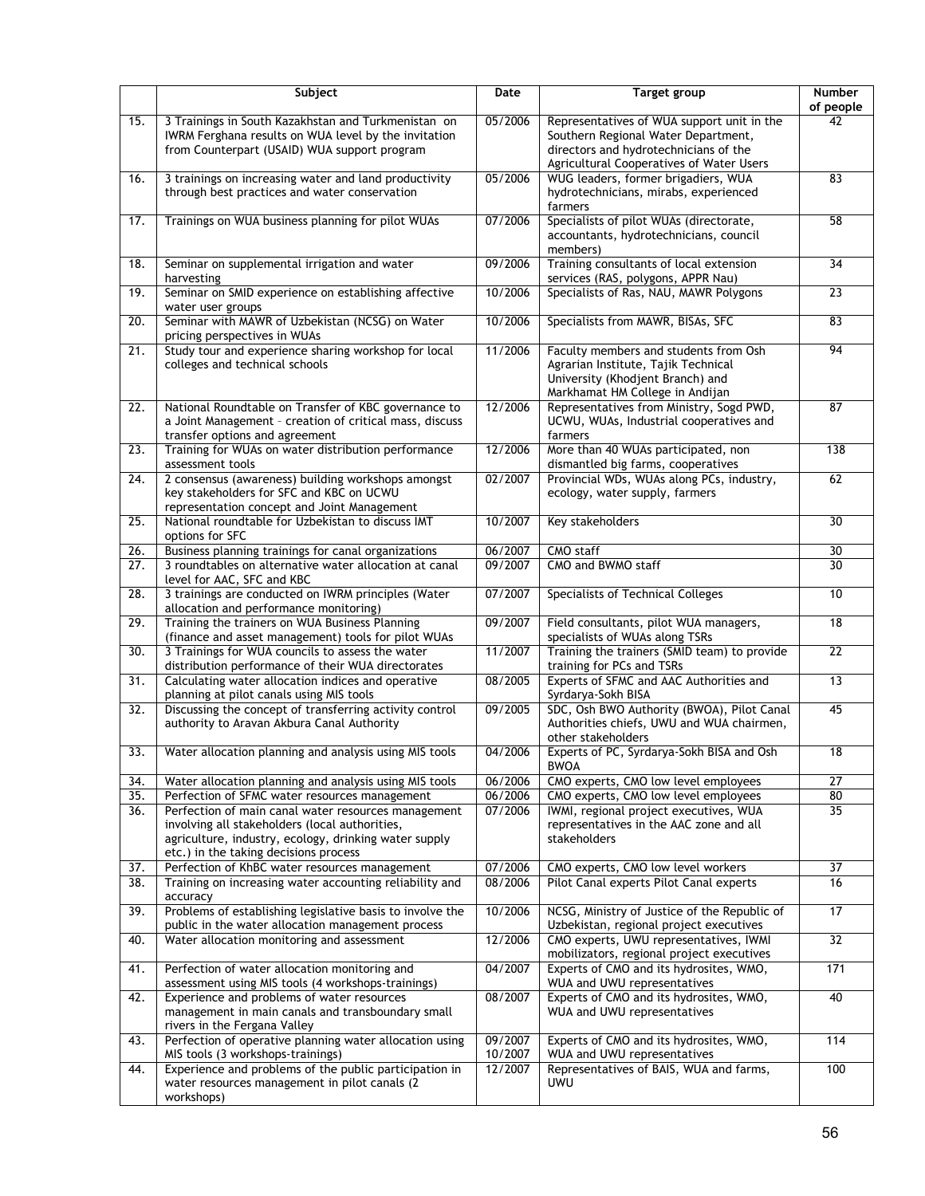| | Subject | Date | Target group | Number of people |
|---|---|---|---|---|
| 15. | 3 Trainings in South Kazakhstan and Turkmenistan on IWRM Ferghana results on WUA level by the invitation from Counterpart (USAID) WUA support program | 05/2006 | Representatives of WUA support unit in the Southern Regional Water Department, directors and hydrotechnicians of the Agricultural Cooperatives of Water Users | 42 |
| 16. | 3 trainings on increasing water and land productivity through best practices and water conservation | 05/2006 | WUG leaders, former brigadiers, WUA hydrotechnicians, mirabs, experienced farmers | 83 |
| 17. | Trainings on WUA business planning for pilot WUAs | 07/2006 | Specialists of pilot WUAs (directorate, accountants, hydrotechnicians, council members) | 58 |
| 18. | Seminar on supplemental irrigation and water harvesting | 09/2006 | Training consultants of local extension services (RAS, polygons, APPR Nau) | 34 |
| 19. | Seminar on SMID experience on establishing affective water user groups | 10/2006 | Specialists of Ras, NAU, MAWR Polygons | 23 |
| 20. | Seminar with MAWR of Uzbekistan (NCSG) on Water pricing perspectives in WUAs | 10/2006 | Specialists from MAWR, BISAs, SFC | 83 |
| 21. | Study tour and experience sharing workshop for local colleges and technical schools | 11/2006 | Faculty members and students from Osh Agrarian Institute, Tajik Technical University (Khodjent Branch) and Markhamat HM College in Andijan | 94 |
| 22. | National Roundtable on Transfer of KBC governance to a Joint Management – creation of critical mass, discuss transfer options and agreement | 12/2006 | Representatives from Ministry, Sogd PWD, UCWU, WUAs, Industrial cooperatives and farmers | 87 |
| 23. | Training for WUAs on water distribution performance assessment tools | 12/2006 | More than 40 WUAs participated, non dismantled big farms, cooperatives | 138 |
| 24. | 2 consensus (awareness) building workshops amongst key stakeholders for SFC and KBC on UCWU representation concept and Joint Management | 02/2007 | Provincial WDs, WUAs along PCs, industry, ecology, water supply, farmers | 62 |
| 25. | National roundtable for Uzbekistan to discuss IMT options for SFC | 10/2007 | Key stakeholders | 30 |
| 26. | Business planning trainings for canal organizations | 06/2007 | CMO staff | 30 |
| 27. | 3 roundtables on alternative water allocation at canal level for AAC, SFC and KBC | 09/2007 | CMO and BWMO staff | 30 |
| 28. | 3 trainings are conducted on IWRM principles (Water allocation and performance monitoring) | 07/2007 | Specialists of Technical Colleges | 10 |
| 29. | Training the trainers on WUA Business Planning (finance and asset management) tools for pilot WUAs | 09/2007 | Field consultants, pilot WUA managers, specialists of WUAs along TSRs | 18 |
| 30. | 3 Trainings for WUA councils to assess the water distribution performance of their WUA directorates | 11/2007 | Training the trainers (SMID team) to provide training for PCs and TSRs | 22 |
| 31. | Calculating water allocation indices and operative planning at pilot canals using MIS tools | 08/2005 | Experts of SFMC and AAC Authorities and Syrdarya-Sokh BISA | 13 |
| 32. | Discussing the concept of transferring activity control authority to Aravan Akbura Canal Authority | 09/2005 | SDC, Osh BWO Authority (BWOA), Pilot Canal Authorities chiefs, UWU and WUA chairmen, other stakeholders | 45 |
| 33. | Water allocation planning and analysis using MIS tools | 04/2006 | Experts of PC, Syrdarya-Sokh BISA and Osh BWOA | 18 |
| 34. | Water allocation planning and analysis using MIS tools | 06/2006 | CMO experts, CMO low level employees | 27 |
| 35. | Perfection of SFMC water resources management | 06/2006 | CMO experts, CMO low level employees | 80 |
| 36. | Perfection of main canal water resources management involving all stakeholders (local authorities, agriculture, industry, ecology, drinking water supply etc.) in the taking decisions process | 07/2006 | IWMI, regional project executives, WUA representatives in the AAC zone and all stakeholders | 35 |
| 37. | Perfection of KhBC water resources management | 07/2006 | CMO experts, CMO low level workers | 37 |
| 38. | Training on increasing water accounting reliability and accuracy | 08/2006 | Pilot Canal experts Pilot Canal experts | 16 |
| 39. | Problems of establishing legislative basis to involve the public in the water allocation management process | 10/2006 | NCSG, Ministry of Justice of the Republic of Uzbekistan, regional project executives | 17 |
| 40. | Water allocation monitoring and assessment | 12/2006 | CMO experts, UWU representatives, IWMI mobilizators, regional project executives | 32 |
| 41. | Perfection of water allocation monitoring and assessment using MIS tools (4 workshops-trainings) | 04/2007 | Experts of CMO and its hydrosites, WMO, WUA and UWU representatives | 171 |
| 42. | Experience and problems of water resources management in main canals and transboundary small rivers in the Fergana Valley | 08/2007 | Experts of CMO and its hydrosites, WMO, WUA and UWU representatives | 40 |
| 43. | Perfection of operative planning water allocation using MIS tools (3 workshops-trainings) | 09/2007 10/2007 | Experts of CMO and its hydrosites, WMO, WUA and UWU representatives | 114 |
| 44. | Experience and problems of the public participation in water resources management in pilot canals (2 workshops) | 12/2007 | Representatives of BAIS, WUA and farms, UWU | 100 |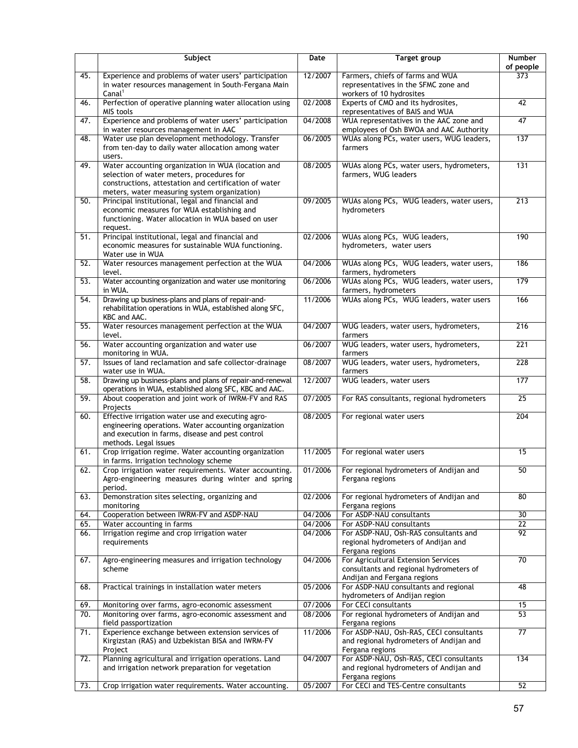| | Subject | Date | Target group | Number of people |
|---|---|---|---|---|
| 45. | Experience and problems of water users' participation in water resources management in South-Fergana Main Canal[1] | 12/2007 | Farmers, chiefs of farms and WUA representatives in the SFMC zone and workers of 10 hydrosites | 373 |
| 46. | Perfection of operative planning water allocation using MIS tools | 02/2008 | Experts of CMO and its hydrosites, representatives of BAIS and WUA | 42 |
| 47. | Experience and problems of water users' participation in water resources management in AAC | 04/2008 | WUA representatives in the AAC zone and employees of Osh BWOA and AAC Authority | 47 |
| 48. | Water use plan development methodology. Transfer from ten-day to daily water allocation among water users. | 06/2005 | WUAs along PCs, water users, WUG leaders, farmers | 137 |
| 49. | Water accounting organization in WUA (location and selection of water meters, procedures for constructions, attestation and certification of water meters, water measuring system organization) | 08/2005 | WUAs along PCs, water users, hydrometers, farmers, WUG leaders | 131 |
| 50. | Principal institutional, legal and financial and economic measures for WUA establishing and functioning. Water allocation in WUA based on user request. | 09/2005 | WUAs along PCs, WUG leaders, water users, hydrometers | 213 |
| 51. | Principal institutional, legal and financial and economic measures for sustainable WUA functioning. Water use in WUA | 02/2006 | WUAs along PCs, WUG leaders, hydrometers, water users | 190 |
| 52. | Water resources management perfection at the WUA level. | 04/2006 | WUAs along PCs, WUG leaders, water users, farmers, hydrometers | 186 |
| 53. | Water accounting organization and water use monitoring in WUA. | 06/2006 | WUAs along PCs, WUG leaders, water users, farmers, hydrometers | 179 |
| 54. | Drawing up business-plans and plans of repair-and-rehabilitation operations in WUA, established along SFC, KBC and AAC. | 11/2006 | WUAs along PCs, WUG leaders, water users | 166 |
| 55. | Water resources management perfection at the WUA level. | 04/2007 | WUG leaders, water users, hydrometers, farmers | 216 |
| 56. | Water accounting organization and water use monitoring in WUA. | 06/2007 | WUG leaders, water users, hydrometers, farmers | 221 |
| 57. | Issues of land reclamation and safe collector-drainage water use in WUA. | 08/2007 | WUG leaders, water users, hydrometers, farmers | 228 |
| 58. | Drawing up business-plans and plans of repair-and-renewal operations in WUA, established along SFC, KBC and AAC. | 12/2007 | WUG leaders, water users | 177 |
| 59. | About cooperation and joint work of IWRM-FV and RAS Projects | 07/2005 | For RAS consultants, regional hydrometers | 25 |
| 60. | Effective irrigation water use and executing agro-engineering operations. Water accounting organization and execution in farms, disease and pest control methods. Legal issues | 08/2005 | For regional water users | 204 |
| 61. | Crop irrigation regime. Water accounting organization in farms. Irrigation technology scheme | 11/2005 | For regional water users | 15 |
| 62. | Crop irrigation water requirements. Water accounting. Agro-engineering measures during winter and spring period. | 01/2006 | For regional hydrometers of Andijan and Fergana regions | 50 |
| 63. | Demonstration sites selecting, organizing and monitoring | 02/2006 | For regional hydrometers of Andijan and Fergana regions | 80 |
| 64. | Cooperation between IWRM-FV and ASDP-NAU | 04/2006 | For ASDP-NAU consultants | 30 |
| 65. | Water accounting in farms | 04/2006 | For ASDP-NAU consultants | 22 |
| 66. | Irrigation regime and crop irrigation water requirements | 04/2006 | For ASDP-NAU, Osh-RAS consultants and regional hydrometers of Andijan and Fergana regions | 92 |
| 67. | Agro-engineering measures and irrigation technology scheme | 04/2006 | For Agricultural Extension Services consultants and regional hydrometers of Andijan and Fergana regions | 70 |
| 68. | Practical trainings in installation water meters | 05/2006 | For ASDP-NAU consultants and regional hydrometers of Andijan region | 48 |
| 69. | Monitoring over farms, agro-economic assessment | 07/2006 | For CECI consultants | 15 |
| 70. | Monitoring over farms, agro-economic assessment and field passportization | 08/2006 | For regional hydrometers of Andijan and Fergana regions | 53 |
| 71. | Experience exchange between extension services of Kirgizstan (RAS) and Uzbekistan BISA and IWRM-FV Project | 11/2006 | For ASDP-NAU, Osh-RAS, CECI consultants and regional hydrometers of Andijan and Fergana regions | 77 |
| 72. | Planning agricultural and irrigation operations. Land and irrigation network preparation for vegetation | 04/2007 | For ASDP-NAU, Osh-RAS, CECI consultants and regional hydrometers of Andijan and Fergana regions | 134 |
| 73. | Crop irrigation water requirements. Water accounting. | 05/2007 | For CECI and TES-Centre consultants | 52 |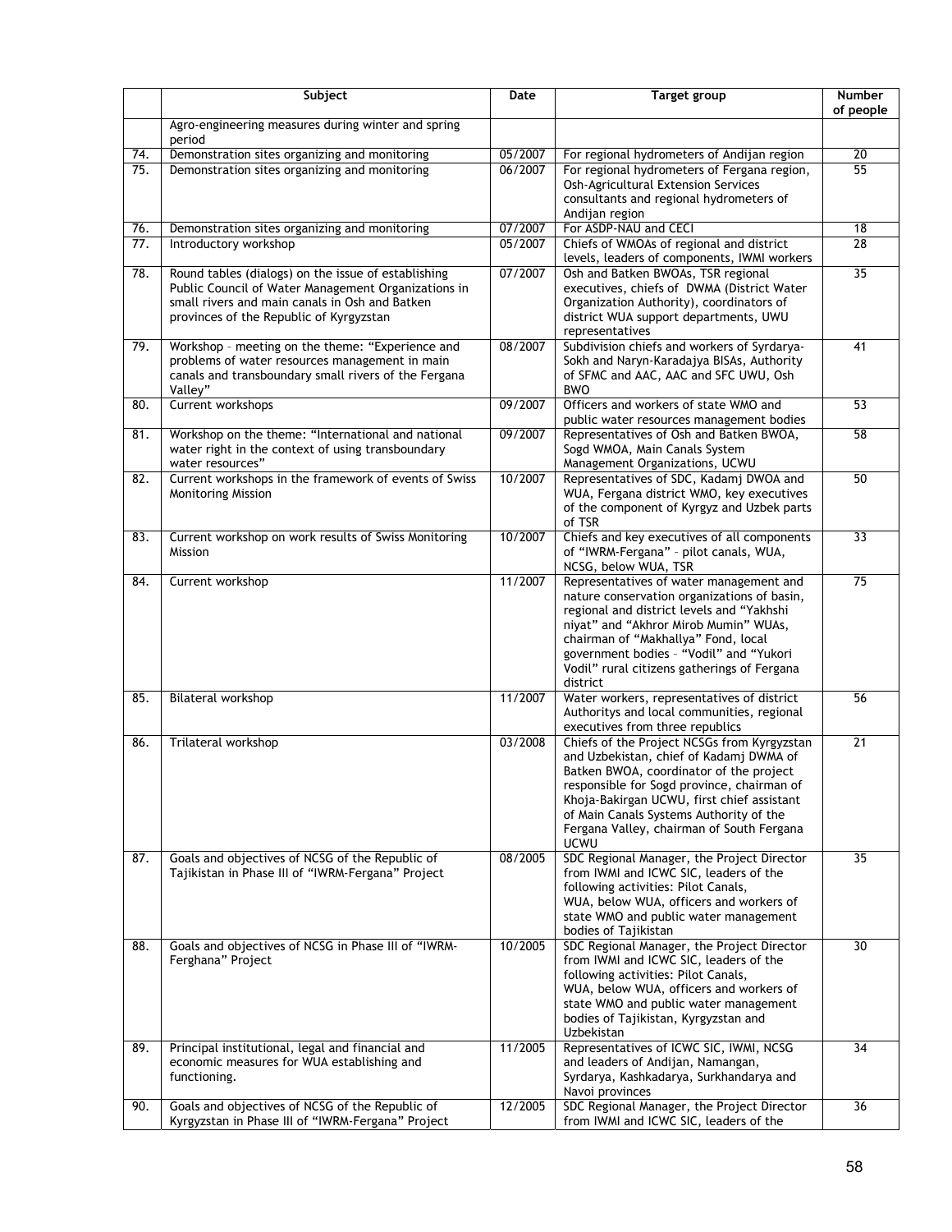|  | Subject | Date | Target group | Number of people |
|---|---|---|---|---|
|  | Agro-engineering measures during winter and spring period |  |  |  |
| 74. | Demonstration sites organizing and monitoring | 05/2007 | For regional hydrometers of Andijan region | 20 |
| 75. | Demonstration sites organizing and monitoring | 06/2007 | For regional hydrometers of Fergana region, Osh-Agricultural Extension Services consultants and regional hydrometers of Andijan region | 55 |
| 76. | Demonstration sites organizing and monitoring | 07/2007 | For ASDP-NAU and CECI | 18 |
| 77. | Introductory workshop | 05/2007 | Chiefs of WMOAs of regional and district levels, leaders of components, IWMI workers | 28 |
| 78. | Round tables (dialogs) on the issue of establishing Public Council of Water Management Organizations in small rivers and main canals in Osh and Batken provinces of the Republic of Kyrgyzstan | 07/2007 | Osh and Batken BWOAs, TSR regional executives, chiefs of DWMA (District Water Organization Authority), coordinators of district WUA support departments, UWU representatives | 35 |
| 79. | Workshop – meeting on the theme: "Experience and problems of water resources management in main canals and transboundary small rivers of the Fergana Valley" | 08/2007 | Subdivision chiefs and workers of Syrdarya-Sokh and Naryn-Karadajya BISAs, Authority of SFMC and AAC, AAC and SFC UWU, Osh BWO | 41 |
| 80. | Current workshops | 09/2007 | Officers and workers of state WMO and public water resources management bodies | 53 |
| 81. | Workshop on the theme: "International and national water right in the context of using transboundary water resources" | 09/2007 | Representatives of Osh and Batken BWOA, Sogd WMOA, Main Canals System Management Organizations, UCWU | 58 |
| 82. | Current workshops in the framework of events of Swiss Monitoring Mission | 10/2007 | Representatives of SDC, Kadamj DWOA and WUA, Fergana district WMO, key executives of the component of Kyrgyz and Uzbek parts of TSR | 50 |
| 83. | Current workshop on work results of Swiss Monitoring Mission | 10/2007 | Chiefs and key executives of all components of "IWRM-Fergana" – pilot canals, WUA, NCSG, below WUA, TSR | 33 |
| 84. | Current workshop | 11/2007 | Representatives of water management and nature conservation organizations of basin, regional and district levels and "Yakhshi niyat" and "Akhror Mirob Mumin" WUAs, chairman of "Makhallya" Fond, local government bodies – "Vodil" and "Yukori Vodil" rural citizens gatherings of Fergana district | 75 |
| 85. | Bilateral workshop | 11/2007 | Water workers, representatives of district Authoritys and local communities, regional executives from three republics | 56 |
| 86. | Trilateral workshop | 03/2008 | Chiefs of the Project NCSGs from Kyrgyzstan and Uzbekistan, chief of Kadamj DWMA of Batken BWOA, coordinator of the project responsible for Sogd province, chairman of Khoja-Bakirgan UCWU, first chief assistant of Main Canals Systems Authority of the Fergana Valley, chairman of South Fergana UCWU | 21 |
| 87. | Goals and objectives of NCSG of the Republic of Tajikistan in Phase III of "IWRM-Fergana" Project | 08/2005 | SDC Regional Manager, the Project Director from IWMI and ICWC SIC, leaders of the following activities: Pilot Canals, WUA, below WUA, officers and workers of state WMO and public water management bodies of Tajikistan | 35 |
| 88. | Goals and objectives of NCSG in Phase III of "IWRM-Ferghana" Project | 10/2005 | SDC Regional Manager, the Project Director from IWMI and ICWC SIC, leaders of the following activities: Pilot Canals, WUA, below WUA, officers and workers of state WMO and public water management bodies of Tajikistan, Kyrgyzstan and Uzbekistan | 30 |
| 89. | Principal institutional, legal and financial and economic measures for WUA establishing and functioning. | 11/2005 | Representatives of ICWC SIC, IWMI, NCSG and leaders of Andijan, Namangan, Syrdarya, Kashkadarya, Surkhandarya and Navoi provinces | 34 |
| 90. | Goals and objectives of NCSG of the Republic of Kyrgyzstan in Phase III of "IWRM-Fergana" Project | 12/2005 | SDC Regional Manager, the Project Director from IWMI and ICWC SIC, leaders of the | 36 |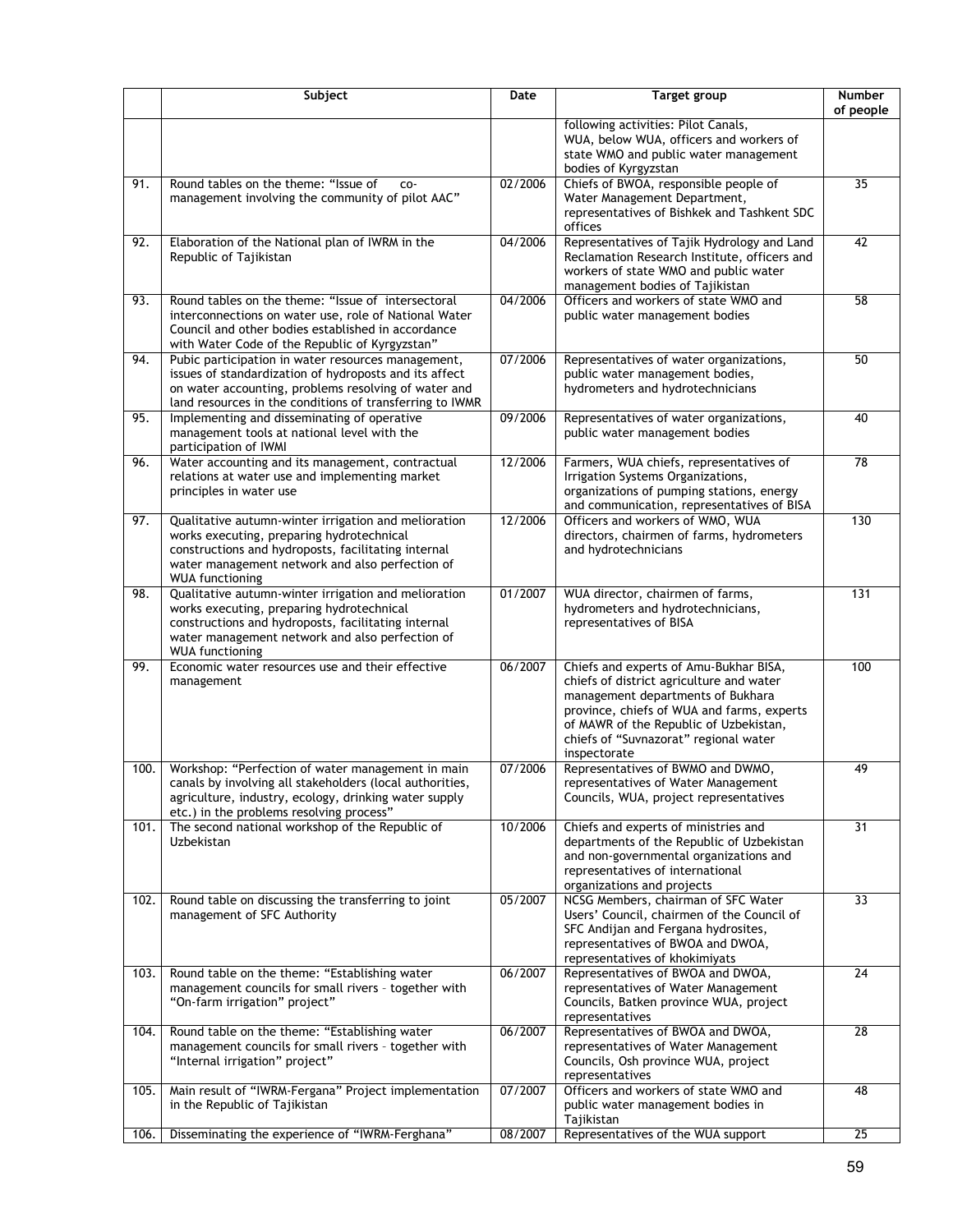|  | Subject | Date | Target group | Number of people |
|---|---|---|---|---|
|  |  |  | following activities: Pilot Canals, WUA, below WUA, officers and workers of state WMO and public water management bodies of Kyrgyzstan |  |
| 91. | Round tables on the theme: "Issue of co-management involving the community of pilot AAC" | 02/2006 | Chiefs of BWOA, responsible people of Water Management Department, representatives of Bishkek and Tashkent SDC offices | 35 |
| 92. | Elaboration of the National plan of IWRM in the Republic of Tajikistan | 04/2006 | Representatives of Tajik Hydrology and Land Reclamation Research Institute, officers and workers of state WMO and public water management bodies of Tajikistan | 42 |
| 93. | Round tables on the theme: "Issue of intersectoral interconnections on water use, role of National Water Council and other bodies established in accordance with Water Code of the Republic of Kyrgyzstan" | 04/2006 | Officers and workers of state WMO and public water management bodies | 58 |
| 94. | Pubic participation in water resources management, issues of standardization of hydroposts and its affect on water accounting, problems resolving of water and land resources in the conditions of transferring to IWMR | 07/2006 | Representatives of water organizations, public water management bodies, hydrometers and hydrotechnicians | 50 |
| 95. | Implementing and disseminating of operative management tools at national level with the participation of IWMI | 09/2006 | Representatives of water organizations, public water management bodies | 40 |
| 96. | Water accounting and its management, contractual relations at water use and implementing market principles in water use | 12/2006 | Farmers, WUA chiefs, representatives of Irrigation Systems Organizations, organizations of pumping stations, energy and communication, representatives of BISA | 78 |
| 97. | Qualitative autumn-winter irrigation and melioration works executing, preparing hydrotechnical constructions and hydroposts, facilitating internal water management network and also perfection of WUA functioning | 12/2006 | Officers and workers of WMO, WUA directors, chairmen of farms, hydrometers and hydrotechnicians | 130 |
| 98. | Qualitative autumn-winter irrigation and melioration works executing, preparing hydrotechnical constructions and hydroposts, facilitating internal water management network and also perfection of WUA functioning | 01/2007 | WUA director, chairmen of farms, hydrometers and hydrotechnicians, representatives of BISA | 131 |
| 99. | Economic water resources use and their effective management | 06/2007 | Chiefs and experts of Amu-Bukhar BISA, chiefs of district agriculture and water management departments of Bukhara province, chiefs of WUA and farms, experts of MAWR of the Republic of Uzbekistan, chiefs of "Suvnazorat" regional water inspectorate | 100 |
| 100. | Workshop: "Perfection of water management in main canals by involving all stakeholders (local authorities, agriculture, industry, ecology, drinking water supply etc.) in the problems resolving process" | 07/2006 | Representatives of BWMO and DWMO, representatives of Water Management Councils, WUA, project representatives | 49 |
| 101. | The second national workshop of the Republic of Uzbekistan | 10/2006 | Chiefs and experts of ministries and departments of the Republic of Uzbekistan and non-governmental organizations and representatives of international organizations and projects | 31 |
| 102. | Round table on discussing the transferring to joint management of SFC Authority | 05/2007 | NCSG Members, chairman of SFC Water Users' Council, chairmen of the Council of SFC Andijan and Fergana hydrosites, representatives of BWOA and DWOA, representatives of khokimiyats | 33 |
| 103. | Round table on the theme: "Establishing water management councils for small rivers – together with "On-farm irrigation" project" | 06/2007 | Representatives of BWOA and DWOA, representatives of Water Management Councils, Batken province WUA, project representatives | 24 |
| 104. | Round table on the theme: "Establishing water management councils for small rivers – together with "Internal irrigation" project" | 06/2007 | Representatives of BWOA and DWOA, representatives of Water Management Councils, Osh province WUA, project representatives | 28 |
| 105. | Main result of "IWRM-Fergana" Project implementation in the Republic of Tajikistan | 07/2007 | Officers and workers of state WMO and public water management bodies in Tajikistan | 48 |
| 106. | Disseminating the experience of "IWRM-Ferghana" | 08/2007 | Representatives of the WUA support | 25 |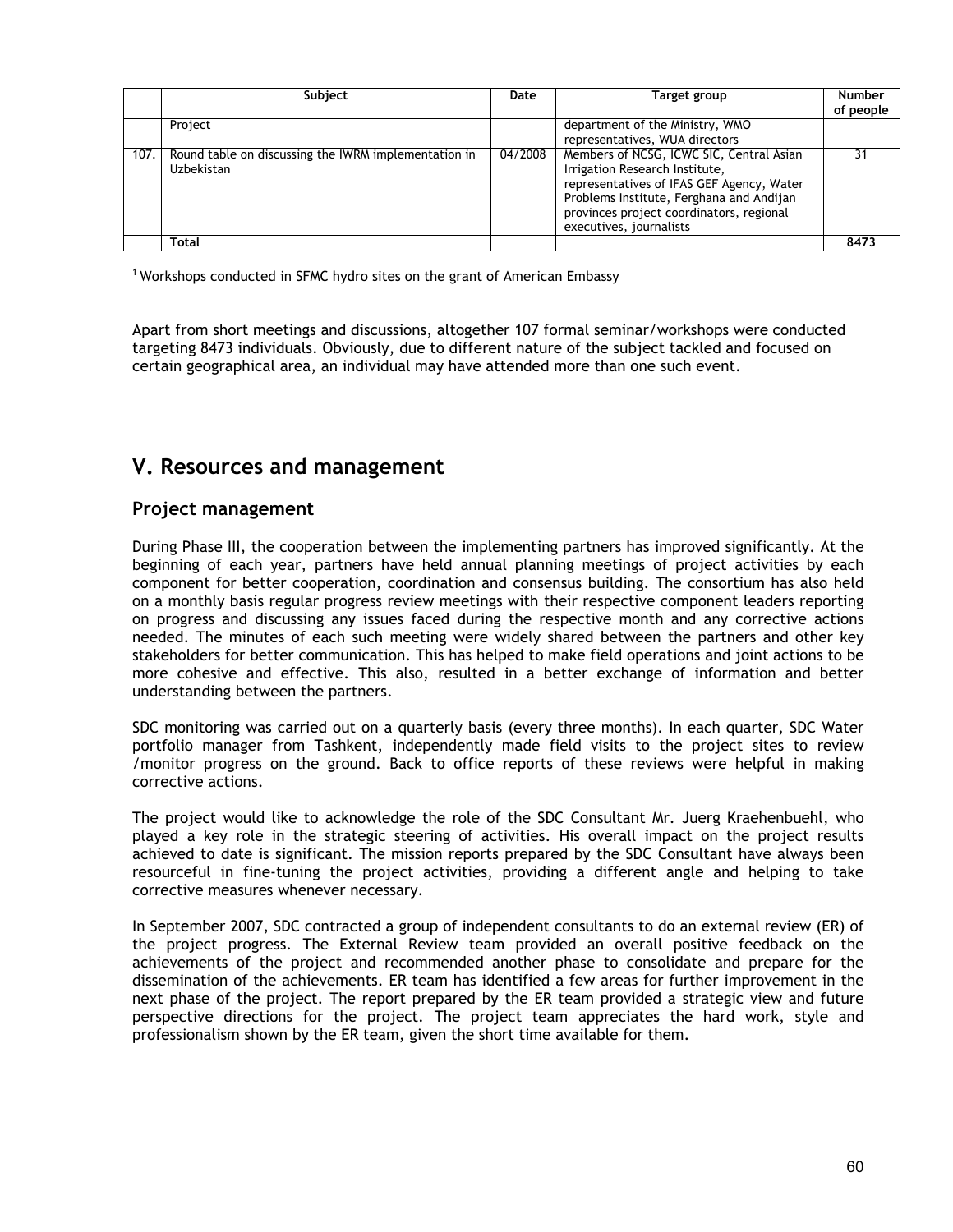|  | Subject | Date | Target group | Number of people |
| --- | --- | --- | --- | --- |
|  | Project |  | department of the Ministry, WMO representatives, WUA directors |  |
| 107. | Round table on discussing the IWRM implementation in Uzbekistan | 04/2008 | Members of NCSG, ICWC SIC, Central Asian Irrigation Research Institute, representatives of IFAS GEF Agency, Water Problems Institute, Ferghana and Andijan provinces project coordinators, regional executives, journalists | 31 |
|  | **Total** |  |  | **8473** |

[1] Workshops conducted in SFMC hydro sites on the grant of American Embassy

Apart from short meetings and discussions, altogether 107 formal seminar/workshops were conducted targeting 8473 individuals. Obviously, due to different nature of the subject tackled and focused on certain geographical area, an individual may have attended more than one such event.

# V. Resources and management

## Project management

During Phase III, the cooperation between the implementing partners has improved significantly. At the beginning of each year, partners have held annual planning meetings of project activities by each component for better cooperation, coordination and consensus building. The consortium has also held on a monthly basis regular progress review meetings with their respective component leaders reporting on progress and discussing any issues faced during the respective month and any corrective actions needed. The minutes of each such meeting were widely shared between the partners and other key stakeholders for better communication. This has helped to make field operations and joint actions to be more cohesive and effective. This also, resulted in a better exchange of information and better understanding between the partners.

SDC monitoring was carried out on a quarterly basis (every three months). In each quarter, SDC Water portfolio manager from Tashkent, independently made field visits to the project sites to review /monitor progress on the ground. Back to office reports of these reviews were helpful in making corrective actions.

The project would like to acknowledge the role of the SDC Consultant Mr. Juerg Kraehenbuehl, who played a key role in the strategic steering of activities. His overall impact on the project results achieved to date is significant. The mission reports prepared by the SDC Consultant have always been resourceful in fine-tuning the project activities, providing a different angle and helping to take corrective measures whenever necessary.

In September 2007, SDC contracted a group of independent consultants to do an external review (ER) of the project progress. The External Review team provided an overall positive feedback on the achievements of the project and recommended another phase to consolidate and prepare for the dissemination of the achievements. ER team has identified a few areas for further improvement in the next phase of the project. The report prepared by the ER team provided a strategic view and future perspective directions for the project. The project team appreciates the hard work, style and professionalism shown by the ER team, given the short time available for them.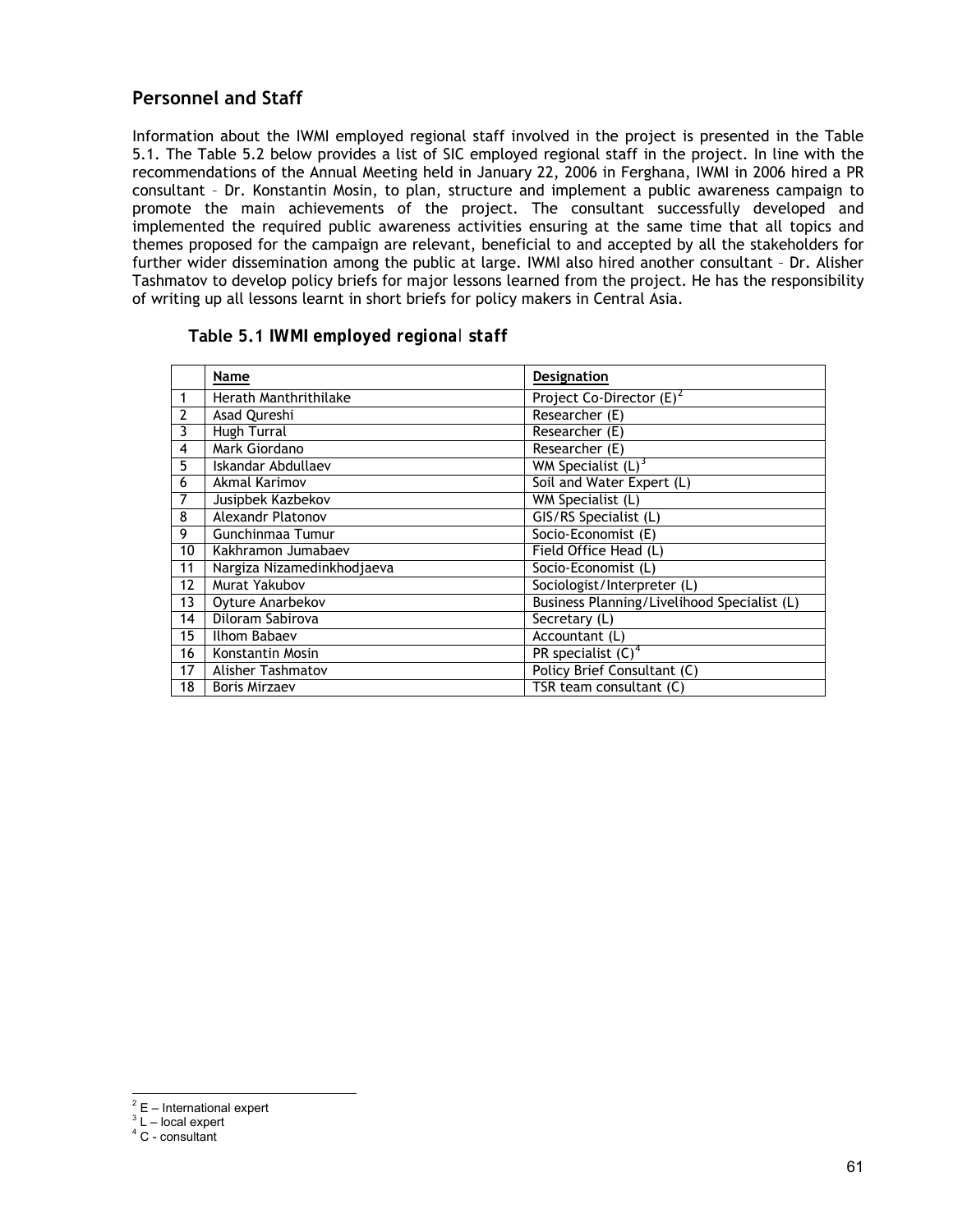## Personnel and Staff

Information about the IWMI employed regional staff involved in the project is presented in the Table 5.1. The Table 5.2 below provides a list of SIC employed regional staff in the project. In line with the recommendations of the Annual Meeting held in January 22, 2006 in Ferghana, IWMI in 2006 hired a PR consultant – Dr. Konstantin Mosin, to plan, structure and implement a public awareness campaign to promote the main achievements of the project. The consultant successfully developed and implemented the required public awareness activities ensuring at the same time that all topics and themes proposed for the campaign are relevant, beneficial to and accepted by all the stakeholders for further wider dissemination among the public at large. IWMI also hired another consultant – Dr. Alisher Tashmatov to develop policy briefs for major lessons learned from the project. He has the responsibility of writing up all lessons learnt in short briefs for policy makers in Central Asia.

**Table 5.1 IWMI employed regional staff**

| | Name | Designation |
|---|---|---|
| 1 | Herath Manthrithilake | Project Co-Director (E)[2] |
| 2 | Asad Qureshi | Researcher (E) |
| 3 | Hugh Turral | Researcher (E) |
| 4 | Mark Giordano | Researcher (E) |
| 5 | Iskandar Abdullaev | WM Specialist (L)[3] |
| 6 | Akmal Karimov | Soil and Water Expert (L) |
| 7 | Jusipbek Kazbekov | WM Specialist (L) |
| 8 | Alexandr Platonov | GIS/RS Specialist (L) |
| 9 | Gunchinmaa Tumur | Socio-Economist (E) |
| 10 | Kakhramon Jumabaev | Field Office Head (L) |
| 11 | Nargiza Nizamedinkhodjaeva | Socio-Economist (L) |
| 12 | Murat Yakubov | Sociologist/Interpreter (L) |
| 13 | Oyture Anarbekov | Business Planning/Livelihood Specialist (L) |
| 14 | Diloram Sabirova | Secretary (L) |
| 15 | Ilhom Babaev | Accountant (L) |
| 16 | Konstantin Mosin | PR specialist (C)[4] |
| 17 | Alisher Tashmatov | Policy Brief Consultant (C) |
| 18 | Boris Mirzaev | TSR team consultant (C) |

[2] E – International expert
[3] L – local expert
[4] C - consultant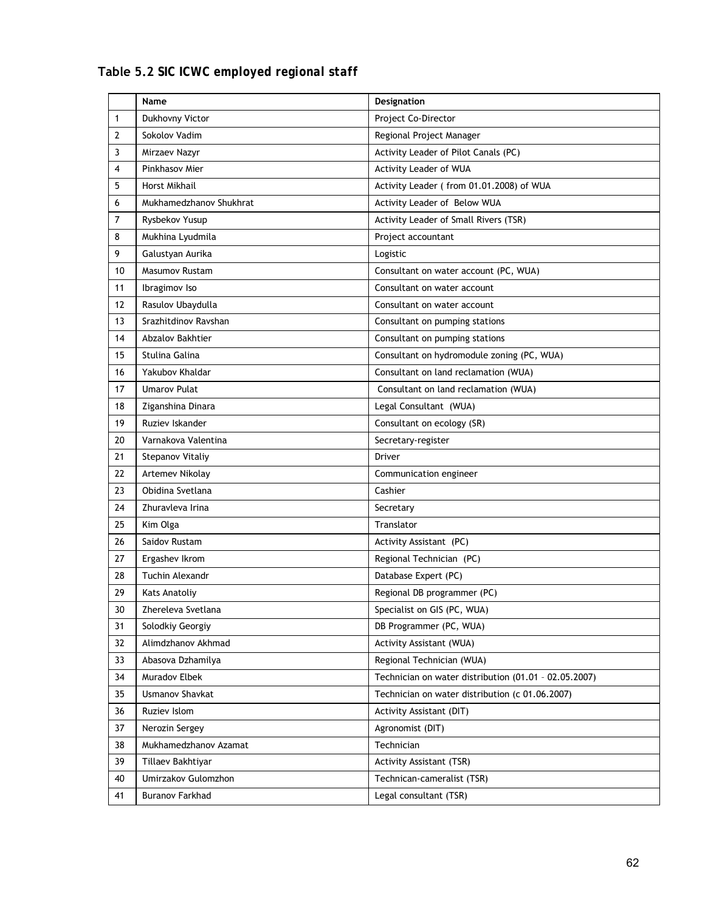**Table 5.2 SIC ICWC employed regional staff**

| | Name | Designation |
|---|---|---|
| 1 | Dukhovny Victor | Project Co-Director |
| 2 | Sokolov Vadim | Regional Project Manager |
| 3 | Mirzaev Nazyr | Activity Leader of Pilot Canals (PC) |
| 4 | Pinkhasov Mier | Activity Leader of WUA |
| 5 | Horst Mikhail | Activity Leader ( from 01.01.2008) of WUA |
| 6 | Mukhamedzhanov Shukhrat | Activity Leader of Below WUA |
| 7 | Rysbekov Yusup | Activity Leader of Small Rivers (TSR) |
| 8 | Mukhina Lyudmila | Project accountant |
| 9 | Galustyan Aurika | Logistic |
| 10 | Masumov Rustam | Consultant on water account (PC, WUA) |
| 11 | Ibragimov Iso | Consultant on water account |
| 12 | Rasulov Ubaydulla | Consultant on water account |
| 13 | Srazhitdinov Ravshan | Consultant on pumping stations |
| 14 | Abzalov Bakhtier | Consultant on pumping stations |
| 15 | Stulina Galina | Consultant on hydromodule zoning (PC, WUA) |
| 16 | Yakubov Khaldar | Consultant on land reclamation (WUA) |
| 17 | Umarov Pulat | Consultant on land reclamation (WUA) |
| 18 | Ziganshina Dinara | Legal Consultant (WUA) |
| 19 | Ruziev Iskander | Consultant on ecology (SR) |
| 20 | Varnakova Valentina | Secretary-register |
| 21 | Stepanov Vitaliy | Driver |
| 22 | Artemev Nikolay | Communication engineer |
| 23 | Obidina Svetlana | Cashier |
| 24 | Zhuravleva Irina | Secretary |
| 25 | Kim Olga | Translator |
| 26 | Saidov Rustam | Activity Assistant (PC) |
| 27 | Ergashev Ikrom | Regional Technician (PC) |
| 28 | Tuchin Alexandr | Database Expert (PC) |
| 29 | Kats Anatoliy | Regional DB programmer (PC) |
| 30 | Zhereleva Svetlana | Specialist on GIS (PC, WUA) |
| 31 | Solodkiy Georgiy | DB Programmer (PC, WUA) |
| 32 | Alimdzhanov Akhmad | Activity Assistant (WUA) |
| 33 | Abasova Dzhamilya | Regional Technician (WUA) |
| 34 | Muradov Elbek | Technician on water distribution (01.01 – 02.05.2007) |
| 35 | Usmanov Shavkat | Technician on water distribution (c 01.06.2007) |
| 36 | Ruziev Islom | Activity Assistant (DIT) |
| 37 | Nerozin Sergey | Agronomist (DIT) |
| 38 | Mukhamedzhanov Azamat | Technician |
| 39 | Tillaev Bakhtiyar | Activity Assistant (TSR) |
| 40 | Umirzakov Gulomzhon | Technican-cameralist (TSR) |
| 41 | Buranov Farkhad | Legal consultant (TSR) |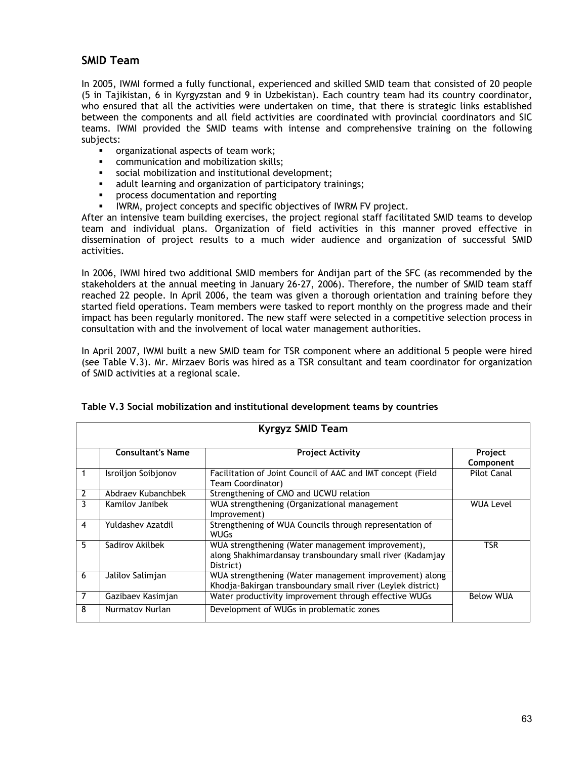## SMID Team

In 2005, IWMI formed a fully functional, experienced and skilled SMID team that consisted of 20 people (5 in Tajikistan, 6 in Kyrgyzstan and 9 in Uzbekistan). Each country team had its country coordinator, who ensured that all the activities were undertaken on time, that there is strategic links established between the components and all field activities are coordinated with provincial coordinators and SIC teams. IWMI provided the SMID teams with intense and comprehensive training on the following subjects:

- organizational aspects of team work;
- communication and mobilization skills;
- social mobilization and institutional development;
- adult learning and organization of participatory trainings;
- process documentation and reporting
- IWRM, project concepts and specific objectives of IWRM FV project.

After an intensive team building exercises, the project regional staff facilitated SMID teams to develop team and individual plans. Organization of field activities in this manner proved effective in dissemination of project results to a much wider audience and organization of successful SMID activities.

In 2006, IWMI hired two additional SMID members for Andijan part of the SFC (as recommended by the stakeholders at the annual meeting in January 26-27, 2006). Therefore, the number of SMID team staff reached 22 people. In April 2006, the team was given a thorough orientation and training before they started field operations. Team members were tasked to report monthly on the progress made and their impact has been regularly monitored. The new staff were selected in a competitive selection process in consultation with and the involvement of local water management authorities.

In April 2007, IWMI built a new SMID team for TSR component where an additional 5 people were hired (see Table V.3). Mr. Mirzaev Boris was hired as a TSR consultant and team coordinator for organization of SMID activities at a regional scale.

**Table V.3 Social mobilization and institutional development teams by countries**

| Kyrgyz SMID Team | | | |
|---|---|---|---|
| | **Consultant's Name** | **Project Activity** | **Project Component** |
| 1 | Isroiljon Soibjonov | Facilitation of Joint Council of AAC and IMT concept (Field Team Coordinator) | Pilot Canal |
| 2 | Abdraev Kubanchbek | Strengthening of CMO and UCWU relation | |
| 3 | Kamilov Janibek | WUA strengthening (Organizational management Improvement) | WUA Level |
| 4 | Yuldashev Azatdil | Strengthening of WUA Councils through representation of WUGs | |
| 5 | Sadirov Akilbek | WUA strengthening (Water management improvement), along Shakhimardansay transboundary small river (Kadamjay District) | TSR |
| 6 | Jalilov Salimjan | WUA strengthening (Water management improvement) along Khodja-Bakirgan transboundary small river (Leylek district) | |
| 7 | Gazibaev Kasimjan | Water productivity improvement through effective WUGs | Below WUA |
| 8 | Nurmatov Nurlan | Development of WUGs in problematic zones | |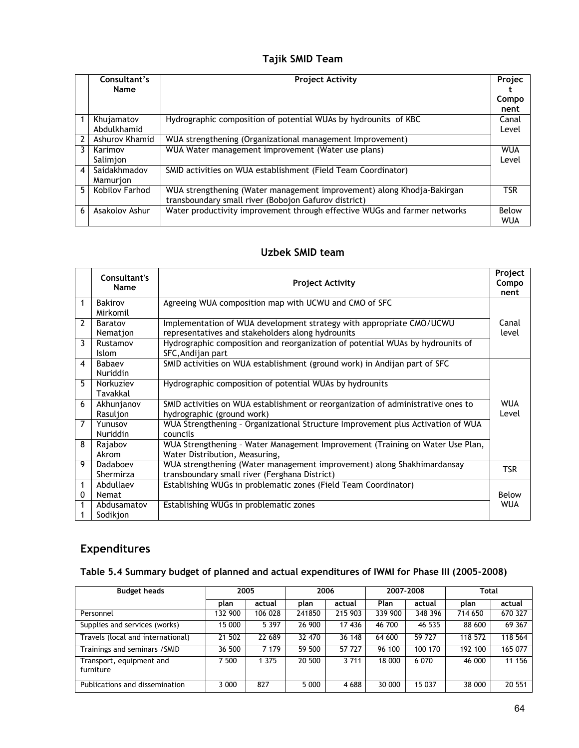## Tajik SMID Team

| | Consultant's Name | Project Activity | Project Component |
|---|---|---|---|
| 1 | Khujamatov Abdulkhamid | Hydrographic composition of potential WUAs by hydrounits of KBC | Canal Level |
| 2 | Ashurov Khamid | WUA strengthening (Organizational management Improvement) | |
| 3 | Karimov Salimjon | WUA Water management improvement (Water use plans) | WUA Level |
| 4 | Saidakhmadov Mamurjon | SMID activities on WUA establishment (Field Team Coordinator) | |
| 5 | Kobilov Farhod | WUA strengthening (Water management improvement) along Khodja-Bakirgan transboundary small river (Bobojon Gafurov district) | TSR |
| 6 | Asakolov Ashur | Water productivity improvement through effective WUGs and farmer networks | Below WUA |

## Uzbek SMID team

| | Consultant's Name | Project Activity | Project Component |
|---|---|---|---|
| 1 | Bakirov Mirkomil | Agreeing WUA composition map with UCWU and CMO of SFC | Canal level |
| 2 | Baratov Nematjon | Implementation of WUA development strategy with appropriate CMO/UCWU representatives and stakeholders along hydrounits | |
| 3 | Rustamov Islom | Hydrographic composition and reorganization of potential WUAs by hydrounits of SFC, Andijan part | |
| 4 | Babaev Nuriddin | SMID activities on WUA establishment (ground work) in Andijan part of SFC | WUA Level |
| 5 | Norkuziev Tavakkal | Hydrographic composition of potential WUAs by hydrounits | |
| 6 | Akhunjanov Rasuljon | SMID activities on WUA establishment or reorganization of administrative ones to hydrographic (ground work) | |
| 7 | Yunusov Nuriddin | WUA Strengthening – Organizational Structure Improvement plus Activation of WUA councils | |
| 8 | Rajabov Akrom | WUA Strengthening – Water Management Improvement (Training on Water Use Plan, Water Distribution, Measuring, | |
| 9 | Dadaboev Shermirza | WUA strengthening (Water management improvement) along Shakhimardansay transboundary small river (Ferghana District) | TSR |
| 10 | Abdullaev Nemat | Establishing WUGs in problematic zones (Field Team Coordinator) | Below WUA |
| 11 | Abdusamatov Sodikjon | Establishing WUGs in problematic zones | |

## Expenditures

### Table 5.4 Summary budget of planned and actual expenditures of IWMI for Phase III (2005-2008)

| Budget heads | 2005 | | 2006 | | 2007-2008 | | Total | |
|---|---|---|---|---|---|---|---|---|
| | plan | actual | plan | actual | Plan | actual | plan | actual |
| Personnel | 132 900 | 106 028 | 241850 | 215 903 | 339 900 | 348 396 | 714 650 | 670 327 |
| Supplies and services (works) | 15 000 | 5 397 | 26 900 | 17 436 | 46 700 | 46 535 | 88 600 | 69 367 |
| Travels (local and international) | 21 502 | 22 689 | 32 470 | 36 148 | 64 600 | 59 727 | 118 572 | 118 564 |
| Trainings and seminars /SMID | 36 500 | 7 179 | 59 500 | 57 727 | 96 100 | 100 170 | 192 100 | 165 077 |
| Transport, equipment and furniture | 7 500 | 1 375 | 20 500 | 3 711 | 18 000 | 6 070 | 46 000 | 11 156 |
| Publications and dissemination | 3 000 | 827 | 5 000 | 4 688 | 30 000 | 15 037 | 38 000 | 20 551 |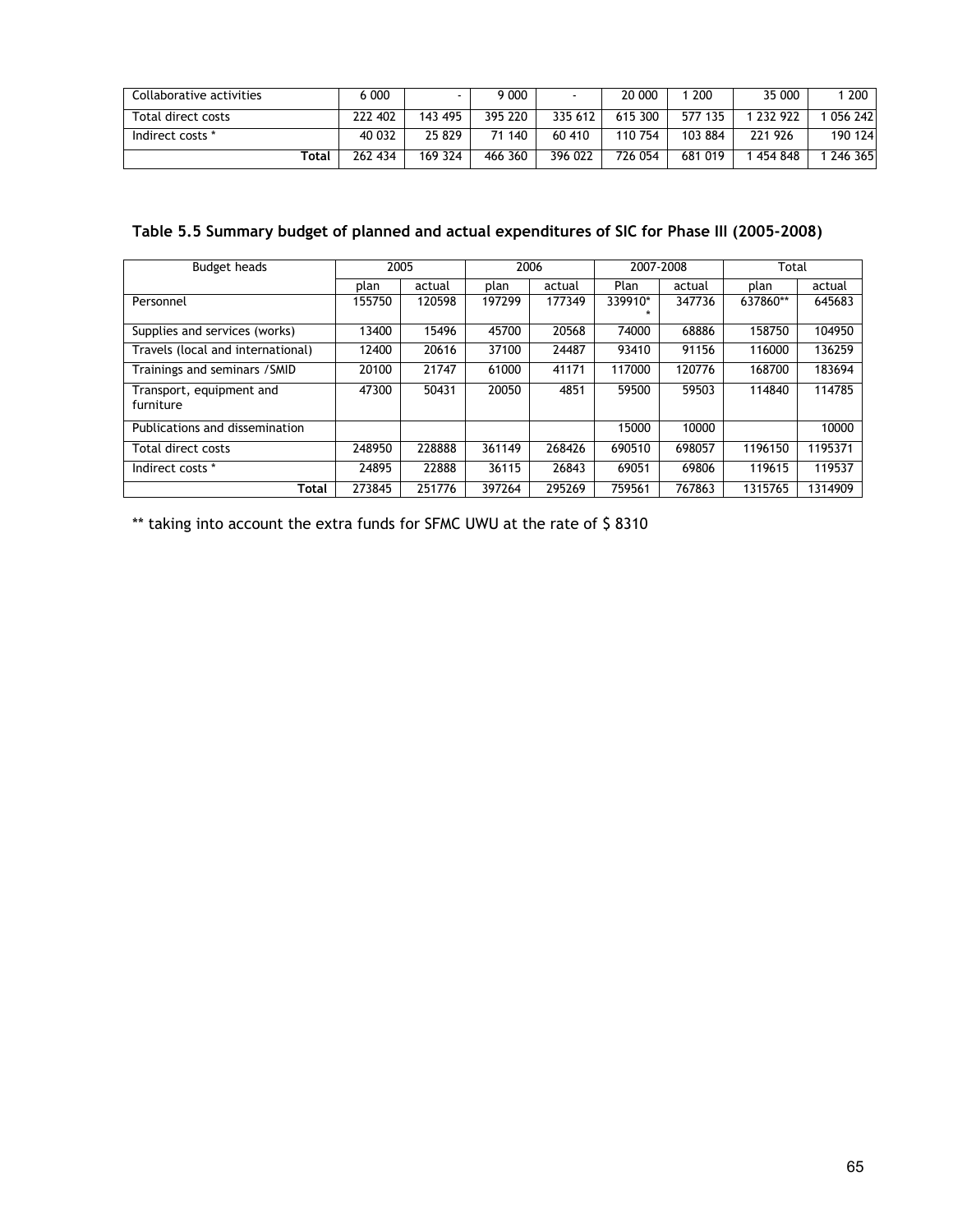| Collaborative activities | 6 000 | - | 9 000 | - | 20 000 | 1 200 | 35 000 | 1 200 |
|---|---|---|---|---|---|---|---|---|
| Total direct costs | 222 402 | 143 495 | 395 220 | 335 612 | 615 300 | 577 135 | 1 232 922 | 1 056 242 |
| Indirect costs * | 40 032 | 25 829 | 71 140 | 60 410 | 110 754 | 103 884 | 221 926 | 190 124 |
| **Total** | 262 434 | 169 324 | 466 360 | 396 022 | 726 054 | 681 019 | 1 454 848 | 1 246 365 |

### Table 5.5 Summary budget of planned and actual expenditures of SIC for Phase III (2005-2008)

| Budget heads | 2005 | | 2006 | | 2007-2008 | | Total | |
|---|---|---|---|---|---|---|---|---|
| | plan | actual | plan | actual | Plan | actual | plan | actual |
| Personnel | 155750 | 120598 | 197299 | 177349 | 339910** | 347736 | 637860** | 645683 |
| Supplies and services (works) | 13400 | 15496 | 45700 | 20568 | 74000 | 68886 | 158750 | 104950 |
| Travels (local and international) | 12400 | 20616 | 37100 | 24487 | 93410 | 91156 | 116000 | 136259 |
| Trainings and seminars /SMID | 20100 | 21747 | 61000 | 41171 | 117000 | 120776 | 168700 | 183694 |
| Transport, equipment and furniture | 47300 | 50431 | 20050 | 4851 | 59500 | 59503 | 114840 | 114785 |
| Publications and dissemination | | | | | 15000 | 10000 | | 10000 |
| Total direct costs | 248950 | 228888 | 361149 | 268426 | 690510 | 698057 | 1196150 | 1195371 |
| Indirect costs * | 24895 | 22888 | 36115 | 26843 | 69051 | 69806 | 119615 | 119537 |
| **Total** | 273845 | 251776 | 397264 | 295269 | 759561 | 767863 | 1315765 | 1314909 |

** taking into account the extra funds for SFMC UWU at the rate of $ 8310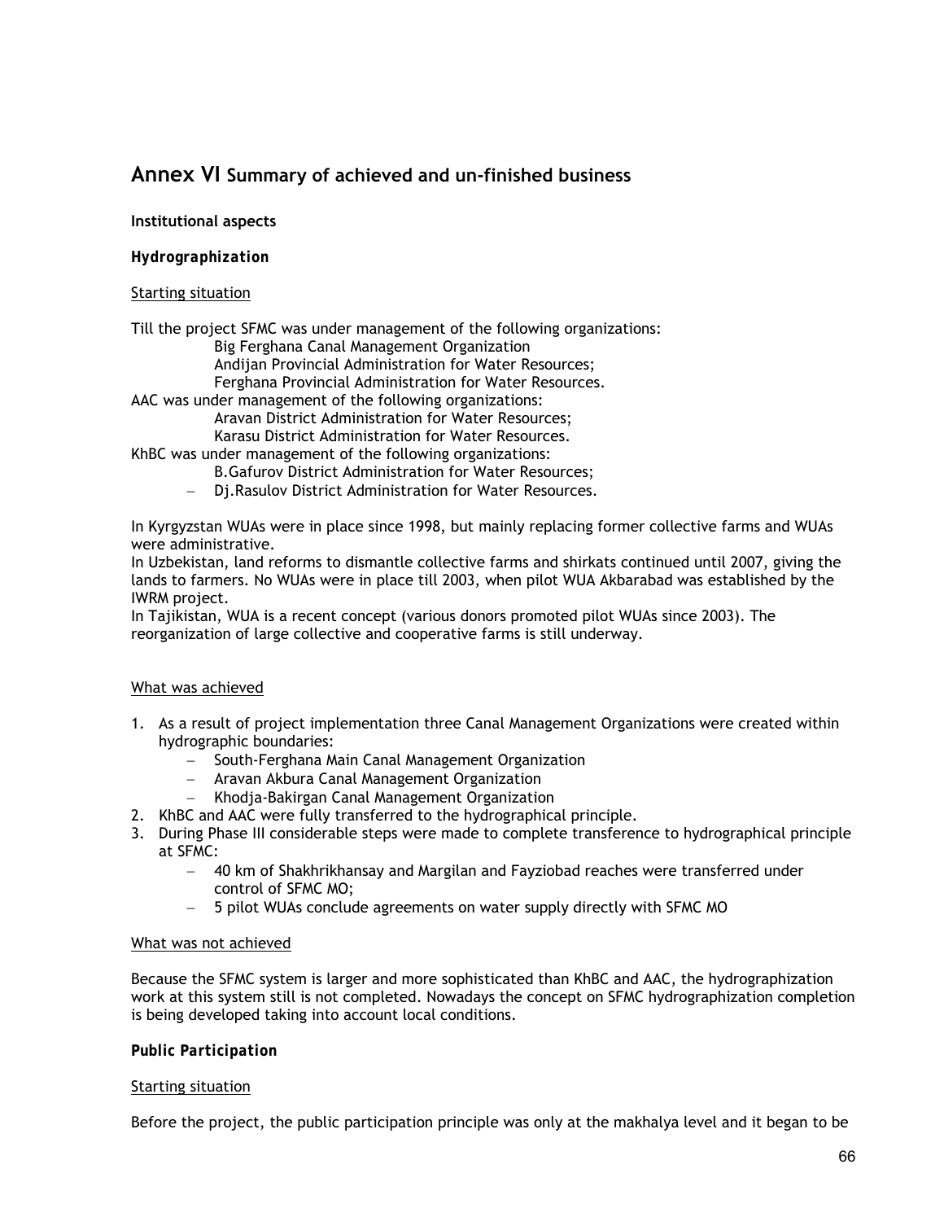# Annex VI Summary of achieved and un-finished business

**Institutional aspects**

***Hydrographization***

Starting situation

Till the project SFMC was under management of the following organizations:

- Big Ferghana Canal Management Organization
- Andijan Provincial Administration for Water Resources;
- Ferghana Provincial Administration for Water Resources.

AAC was under management of the following organizations:

- Aravan District Administration for Water Resources;
- Karasu District Administration for Water Resources.

KhBC was under management of the following organizations:

- B.Gafurov District Administration for Water Resources;
- Dj.Rasulov District Administration for Water Resources.

In Kyrgyzstan WUAs were in place since 1998, but mainly replacing former collective farms and WUAs were administrative.
In Uzbekistan, land reforms to dismantle collective farms and shirkats continued until 2007, giving the lands to farmers. No WUAs were in place till 2003, when pilot WUA Akbarabad was established by the IWRM project.
In Tajikistan, WUA is a recent concept (various donors promoted pilot WUAs since 2003). The reorganization of large collective and cooperative farms is still underway.

What was achieved

1. As a result of project implementation three Canal Management Organizations were created within hydrographic boundaries:
   - South-Ferghana Main Canal Management Organization
   - Aravan Akbura Canal Management Organization
   - Khodja-Bakirgan Canal Management Organization
2. KhBC and AAC were fully transferred to the hydrographical principle.
3. During Phase III considerable steps were made to complete transference to hydrographical principle at SFMC:
   - 40 km of Shakhrikhansay and Margilan and Fayziobad reaches were transferred under control of SFMC MO;
   - 5 pilot WUAs conclude agreements on water supply directly with SFMC MO

What was not achieved

Because the SFMC system is larger and more sophisticated than KhBC and AAC, the hydrographization work at this system still is not completed. Nowadays the concept on SFMC hydrographization completion is being developed taking into account local conditions.

***Public Participation***

Starting situation

Before the project, the public participation principle was only at the makhalya level and it began to be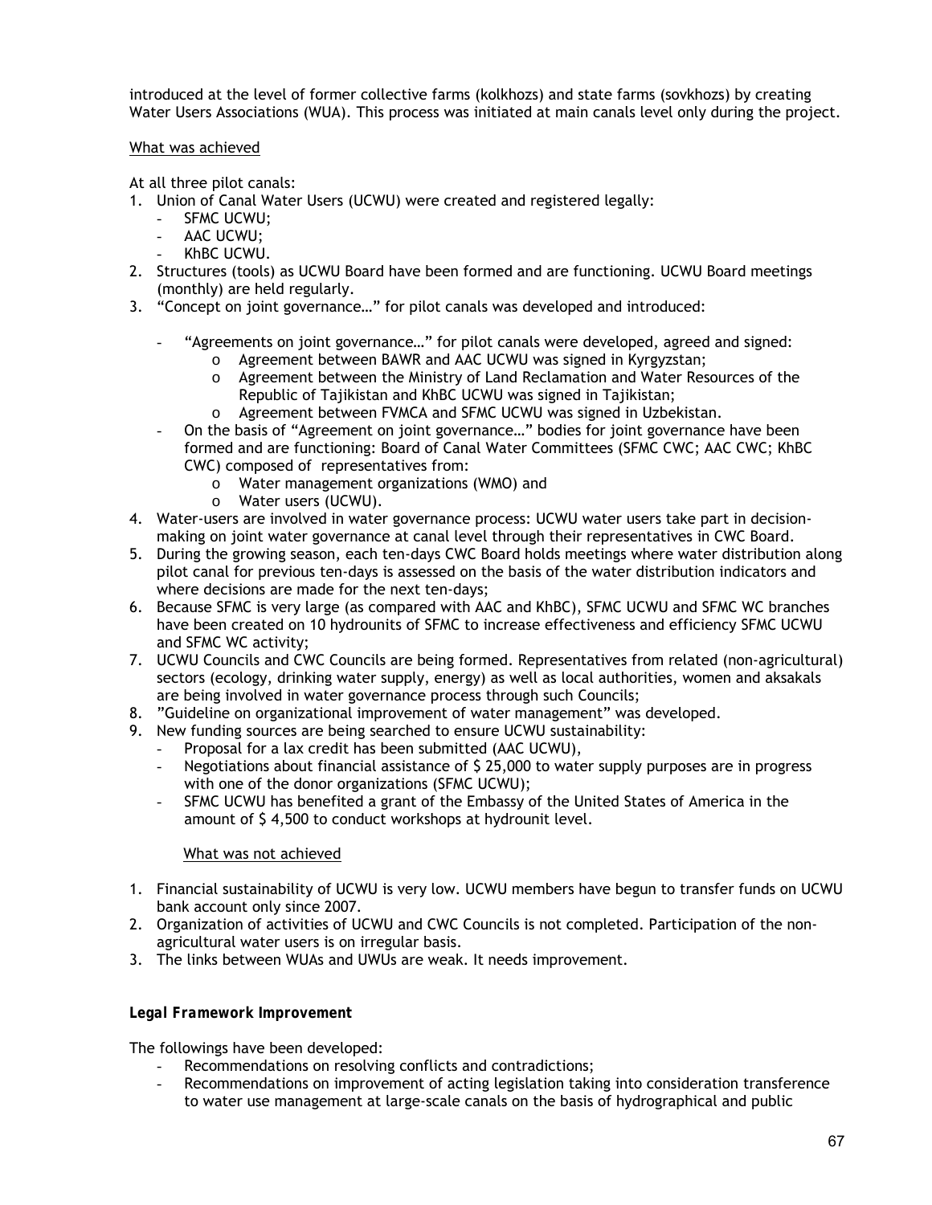introduced at the level of former collective farms (kolkhozs) and state farms (sovkhozs) by creating Water Users Associations (WUA). This process was initiated at main canals level only during the project.

<u>What was achieved</u>

At all three pilot canals:

1. Union of Canal Water Users (UCWU) were created and registered legally:
   - SFMC UCWU;
   - AAC UCWU;
   - KhBC UCWU.
2. Structures (tools) as UCWU Board have been formed and are functioning. UCWU Board meetings (monthly) are held regularly.
3. "Concept on joint governance…" for pilot canals was developed and introduced:
   - "Agreements on joint governance…" for pilot canals were developed, agreed and signed:
     - Agreement between BAWR and AAC UCWU was signed in Kyrgyzstan;
     - Agreement between the Ministry of Land Reclamation and Water Resources of the Republic of Tajikistan and KhBC UCWU was signed in Tajikistan;
     - Agreement between FVMCA and SFMC UCWU was signed in Uzbekistan.
   - On the basis of "Agreement on joint governance…" bodies for joint governance have been formed and are functioning: Board of Canal Water Committees (SFMC CWC; AAC CWC; KhBC CWC) composed of representatives from:
     - Water management organizations (WMO) and
     - Water users (UCWU).
4. Water-users are involved in water governance process: UCWU water users take part in decision-making on joint water governance at canal level through their representatives in CWC Board.
5. During the growing season, each ten-days CWC Board holds meetings where water distribution along pilot canal for previous ten-days is assessed on the basis of the water distribution indicators and where decisions are made for the next ten-days;
6. Because SFMC is very large (as compared with AAC and KhBC), SFMC UCWU and SFMC WC branches have been created on 10 hydrounits of SFMC to increase effectiveness and efficiency SFMC UCWU and SFMC WC activity;
7. UCWU Councils and CWC Councils are being formed. Representatives from related (non-agricultural) sectors (ecology, drinking water supply, energy) as well as local authorities, women and aksakals are being involved in water governance process through such Councils;
8. "Guideline on organizational improvement of water management" was developed.
9. New funding sources are being searched to ensure UCWU sustainability:
   - Proposal for a lax credit has been submitted (AAC UCWU),
   - Negotiations about financial assistance of $ 25,000 to water supply purposes are in progress with one of the donor organizations (SFMC UCWU);
   - SFMC UCWU has benefited a grant of the Embassy of the United States of America in the amount of $ 4,500 to conduct workshops at hydrounit level.

<u>What was not achieved</u>

1. Financial sustainability of UCWU is very low. UCWU members have begun to transfer funds on UCWU bank account only since 2007.
2. Organization of activities of UCWU and CWC Councils is not completed. Participation of the non-agricultural water users is on irregular basis.
3. The links between WUAs and UWUs are weak. It needs improvement.

***Legal Framework Improvement***

The followings have been developed:

- Recommendations on resolving conflicts and contradictions;
- Recommendations on improvement of acting legislation taking into consideration transference to water use management at large-scale canals on the basis of hydrographical and public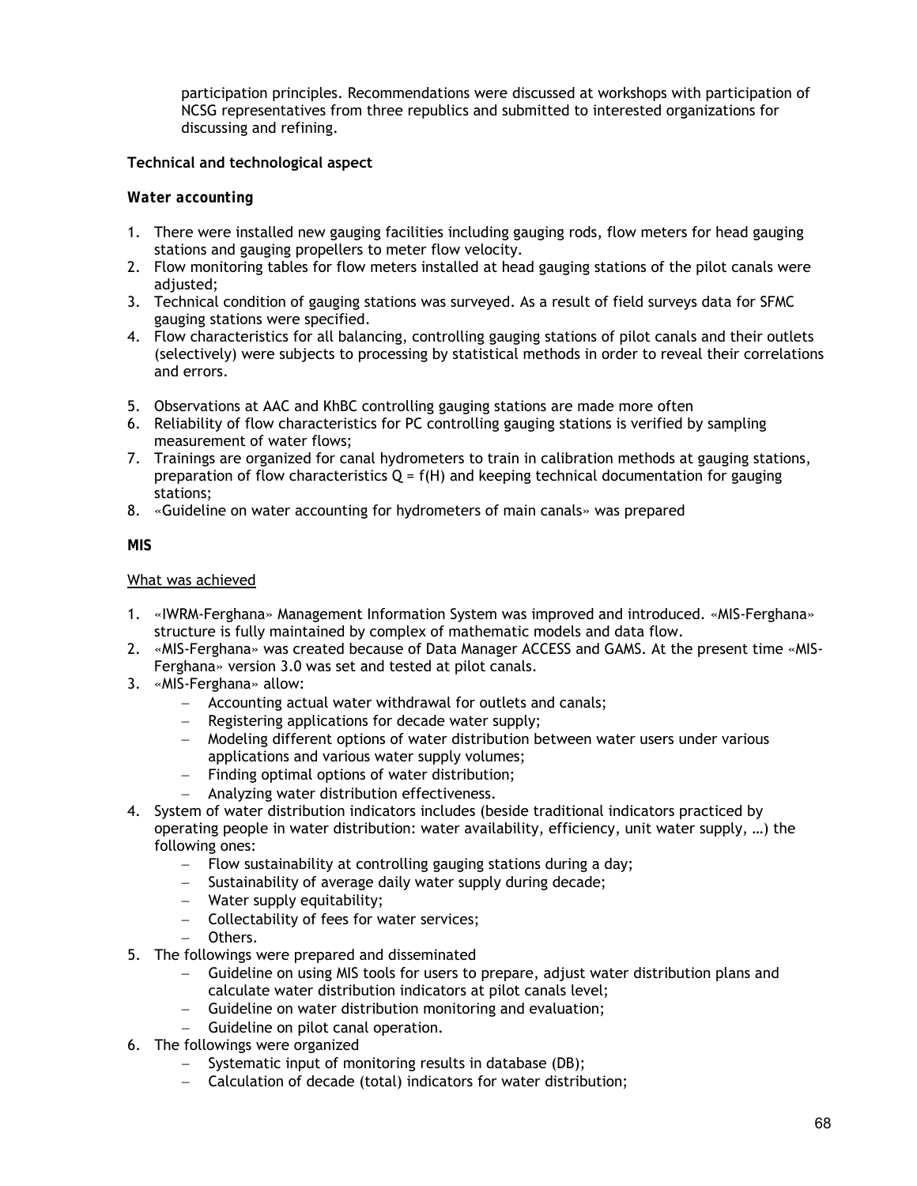participation principles. Recommendations were discussed at workshops with participation of NCSG representatives from three republics and submitted to interested organizations for discussing and refining.

**Technical and technological aspect**

***Water accounting***

1. There were installed new gauging facilities including gauging rods, flow meters for head gauging stations and gauging propellers to meter flow velocity.
2. Flow monitoring tables for flow meters installed at head gauging stations of the pilot canals were adjusted;
3. Technical condition of gauging stations was surveyed. As a result of field surveys data for SFMC gauging stations were specified.
4. Flow characteristics for all balancing, controlling gauging stations of pilot canals and their outlets (selectively) were subjects to processing by statistical methods in order to reveal their correlations and errors.
5. Observations at AAC and KhBC controlling gauging stations are made more often
6. Reliability of flow characteristics for PC controlling gauging stations is verified by sampling measurement of water flows;
7. Trainings are organized for canal hydrometers to train in calibration methods at gauging stations, preparation of flow characteristics $Q = f(H)$ and keeping technical documentation for gauging stations;
8. «Guideline on water accounting for hydrometers of main canals» was prepared

***MIS***

What was achieved

1. «IWRM-Ferghana» Management Information System was improved and introduced. «MIS-Ferghana» structure is fully maintained by complex of mathematic models and data flow.
2. «MIS-Ferghana» was created because of Data Manager ACCESS and GAMS. At the present time «MIS-Ferghana» version 3.0 was set and tested at pilot canals.
3. «MIS-Ferghana» allow:
   - Accounting actual water withdrawal for outlets and canals;
   - Registering applications for decade water supply;
   - Modeling different options of water distribution between water users under various applications and various water supply volumes;
   - Finding optimal options of water distribution;
   - Analyzing water distribution effectiveness.
4. System of water distribution indicators includes (beside traditional indicators practiced by operating people in water distribution: water availability, efficiency, unit water supply, …) the following ones:
   - Flow sustainability at controlling gauging stations during a day;
   - Sustainability of average daily water supply during decade;
   - Water supply equitability;
   - Collectability of fees for water services;
   - Others.
5. The followings were prepared and disseminated
   - Guideline on using MIS tools for users to prepare, adjust water distribution plans and calculate water distribution indicators at pilot canals level;
   - Guideline on water distribution monitoring and evaluation;
   - Guideline on pilot canal operation.
6. The followings were organized
   - Systematic input of monitoring results in database (DB);
   - Calculation of decade (total) indicators for water distribution;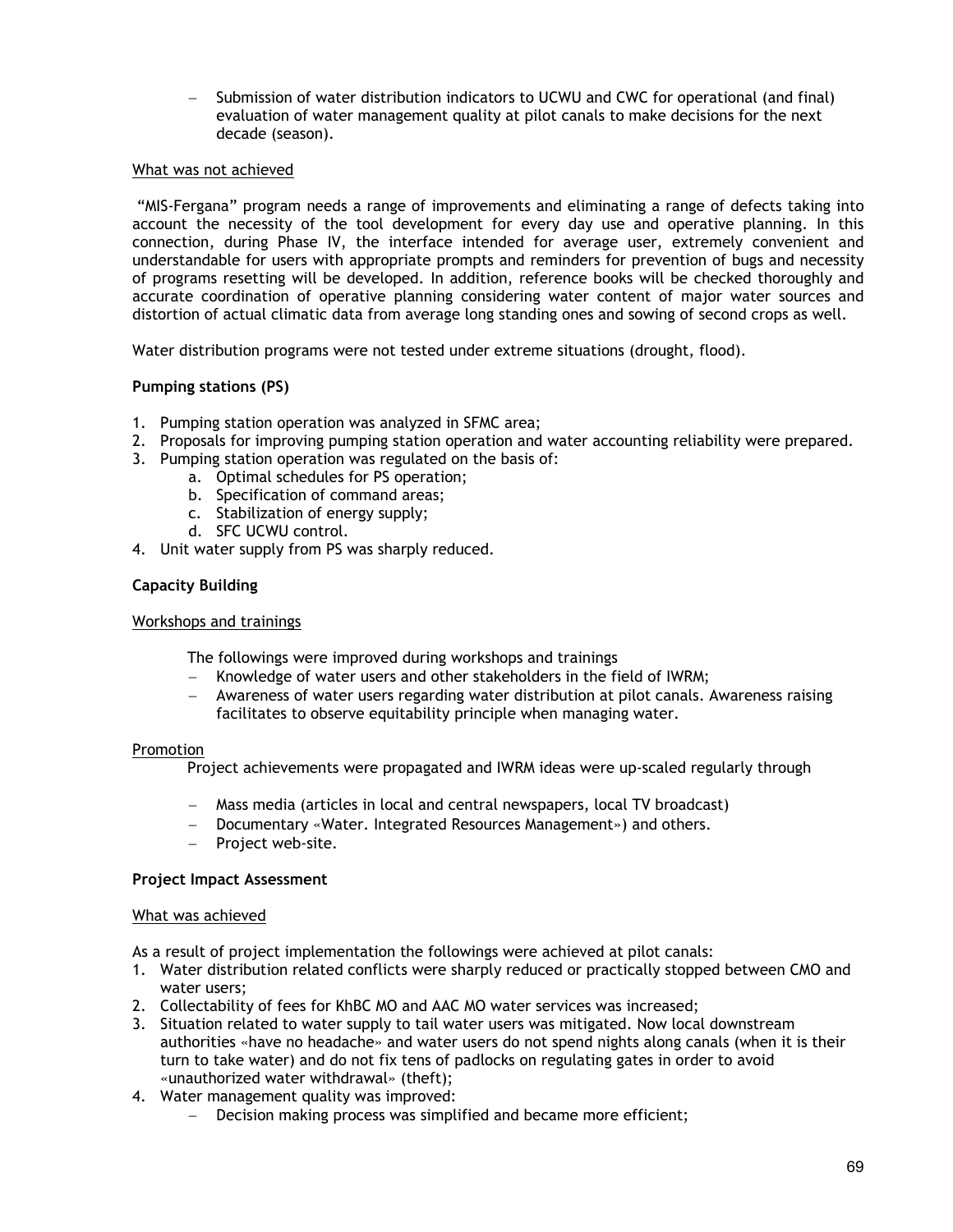- Submission of water distribution indicators to UCWU and CWC for operational (and final) evaluation of water management quality at pilot canals to make decisions for the next decade (season).

<u>What was not achieved</u>

"MIS-Fergana" program needs a range of improvements and eliminating a range of defects taking into account the necessity of the tool development for every day use and operative planning. In this connection, during Phase IV, the interface intended for average user, extremely convenient and understandable for users with appropriate prompts and reminders for prevention of bugs and necessity of programs resetting will be developed. In addition, reference books will be checked thoroughly and accurate coordination of operative planning considering water content of major water sources and distortion of actual climatic data from average long standing ones and sowing of second crops as well.

Water distribution programs were not tested under extreme situations (drought, flood).

**Pumping stations (PS)**

1. Pumping station operation was analyzed in SFMC area;
2. Proposals for improving pumping station operation and water accounting reliability were prepared.
3. Pumping station operation was regulated on the basis of:
   a. Optimal schedules for PS operation;
   b. Specification of command areas;
   c. Stabilization of energy supply;
   d. SFC UCWU control.
4. Unit water supply from PS was sharply reduced.

**Capacity Building**

<u>Workshops and trainings</u>

The followings were improved during workshops and trainings

- Knowledge of water users and other stakeholders in the field of IWRM;
- Awareness of water users regarding water distribution at pilot canals. Awareness raising facilitates to observe equitability principle when managing water.

<u>Promotion</u>

Project achievements were propagated and IWRM ideas were up-scaled regularly through

- Mass media (articles in local and central newspapers, local TV broadcast)
- Documentary «Water. Integrated Resources Management») and others.
- Project web-site.

**Project Impact Assessment**

<u>What was achieved</u>

As a result of project implementation the followings were achieved at pilot canals:

1. Water distribution related conflicts were sharply reduced or practically stopped between CMO and water users;
2. Collectability of fees for KhBC MO and AAC MO water services was increased;
3. Situation related to water supply to tail water users was mitigated. Now local downstream authorities «have no headache» and water users do not spend nights along canals (when it is their turn to take water) and do not fix tens of padlocks on regulating gates in order to avoid «unauthorized water withdrawal» (theft);
4. Water management quality was improved:
   - Decision making process was simplified and became more efficient;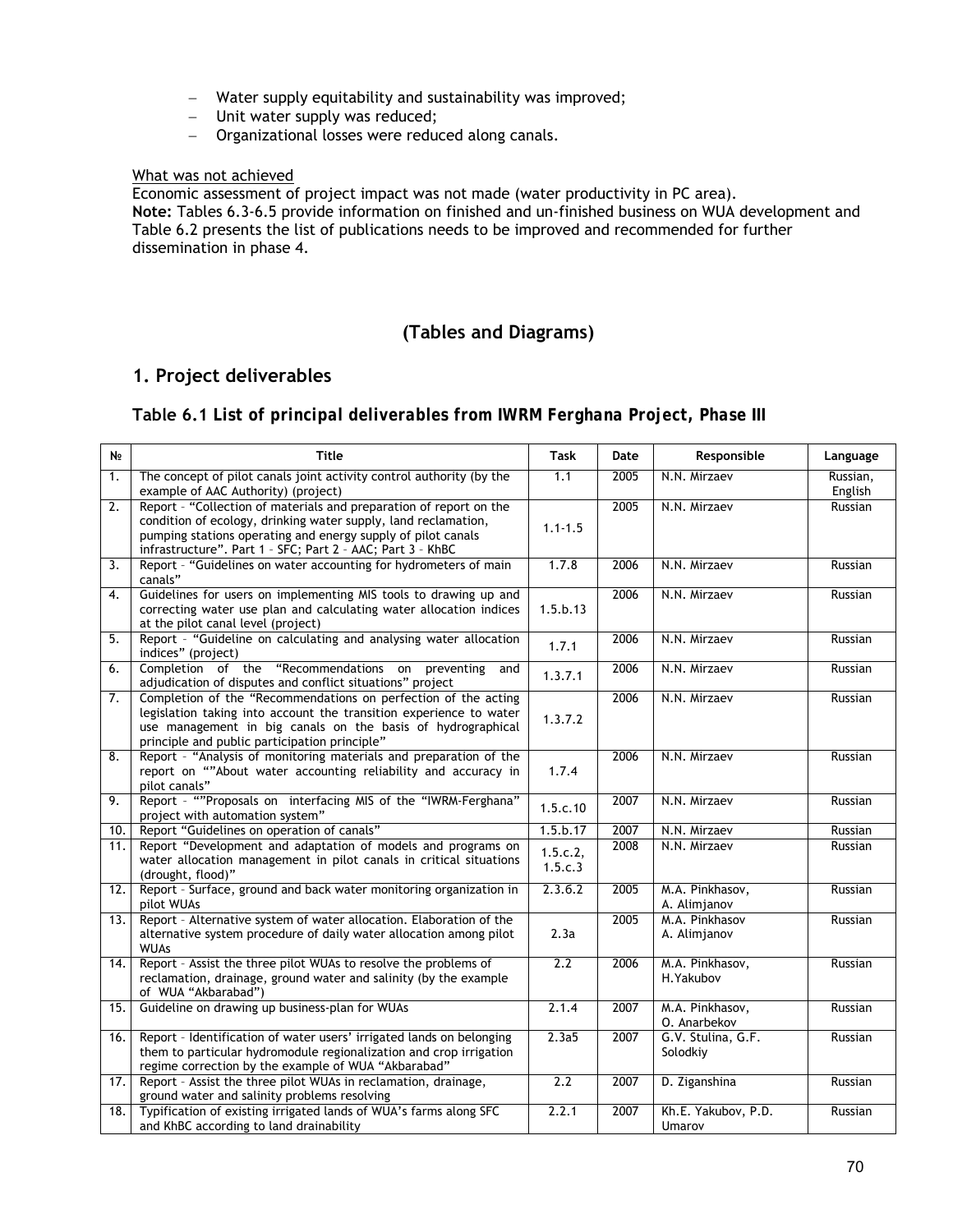- Water supply equitability and sustainability was improved;
- Unit water supply was reduced;
- Organizational losses were reduced along canals.

What was not achieved

Economic assessment of project impact was not made (water productivity in PC area).

**Note:** Tables 6.3-6.5 provide information on finished and un-finished business on WUA development and Table 6.2 presents the list of publications needs to be improved and recommended for further dissemination in phase 4.

## (Tables and Diagrams)

## 1. Project deliverables

### Table 6.1 List of principal deliverables from IWRM Ferghana Project, Phase III

| № | Title | Task | Date | Responsible | Language |
|---|---|---|---|---|---|
| 1. | The concept of pilot canals joint activity control authority (by the example of AAC Authority) (project) | 1.1 | 2005 | N.N. Mirzaev | Russian, English |
| 2. | Report – "Collection of materials and preparation of report on the condition of ecology, drinking water supply, land reclamation, pumping stations operating and energy supply of pilot canals infrastructure". Part 1 – SFC; Part 2 – AAC; Part 3 – KhBC | 1.1-1.5 | 2005 | N.N. Mirzaev | Russian |
| 3. | Report – "Guidelines on water accounting for hydrometers of main canals" | 1.7.8 | 2006 | N.N. Mirzaev | Russian |
| 4. | Guidelines for users on implementing MIS tools to drawing up and correcting water use plan and calculating water allocation indices at the pilot canal level (project) | 1.5.b.13 | 2006 | N.N. Mirzaev | Russian |
| 5. | Report – "Guideline on calculating and analysing water allocation indices" (project) | 1.7.1 | 2006 | N.N. Mirzaev | Russian |
| 6. | Completion of the "Recommendations on preventing and adjudication of disputes and conflict situations" project | 1.3.7.1 | 2006 | N.N. Mirzaev | Russian |
| 7. | Completion of the "Recommendations on perfection of the acting legislation taking into account the transition experience to water use management in big canals on the basis of hydrographical principle and public participation principle" | 1.3.7.2 | 2006 | N.N. Mirzaev | Russian |
| 8. | Report – "Analysis of monitoring materials and preparation of the report on ""About water accounting reliability and accuracy in pilot canals" | 1.7.4 | 2006 | N.N. Mirzaev | Russian |
| 9. | Report – ""Proposals on interfacing MIS of the "IWRM-Ferghana" project with automation system" | 1.5.c.10 | 2007 | N.N. Mirzaev | Russian |
| 10. | Report "Guidelines on operation of canals" | 1.5.b.17 | 2007 | N.N. Mirzaev | Russian |
| 11. | Report "Development and adaptation of models and programs on water allocation management in pilot canals in critical situations (drought, flood)" | 1.5.c.2, 1.5.c.3 | 2008 | N.N. Mirzaev | Russian |
| 12. | Report – Surface, ground and back water monitoring organization in pilot WUAs | 2.3.6.2 | 2005 | M.A. Pinkhasov, A. Alimjanov | Russian |
| 13. | Report – Alternative system of water allocation. Elaboration of the alternative system procedure of daily water allocation among pilot WUAs | 2.3a | 2005 | M.A. Pinkhasov A. Alimjanov | Russian |
| 14. | Report – Assist the three pilot WUAs to resolve the problems of reclamation, drainage, ground water and salinity (by the example of WUA "Akbarabad") | 2.2 | 2006 | M.A. Pinkhasov, H.Yakubov | Russian |
| 15. | Guideline on drawing up business-plan for WUAs | 2.1.4 | 2007 | M.A. Pinkhasov, O. Anarbekov | Russian |
| 16. | Report – Identification of water users' irrigated lands on belonging them to particular hydromodule regionalization and crop irrigation regime correction by the example of WUA "Akbarabad" | 2.3a5 | 2007 | G.V. Stulina, G.F. Solodkiy | Russian |
| 17. | Report – Assist the three pilot WUAs in reclamation, drainage, ground water and salinity problems resolving | 2.2 | 2007 | D. Ziganshina | Russian |
| 18. | Typification of existing irrigated lands of WUA's farms along SFC and KhBC according to land drainability | 2.2.1 | 2007 | Kh.E. Yakubov, P.D. Umarov | Russian |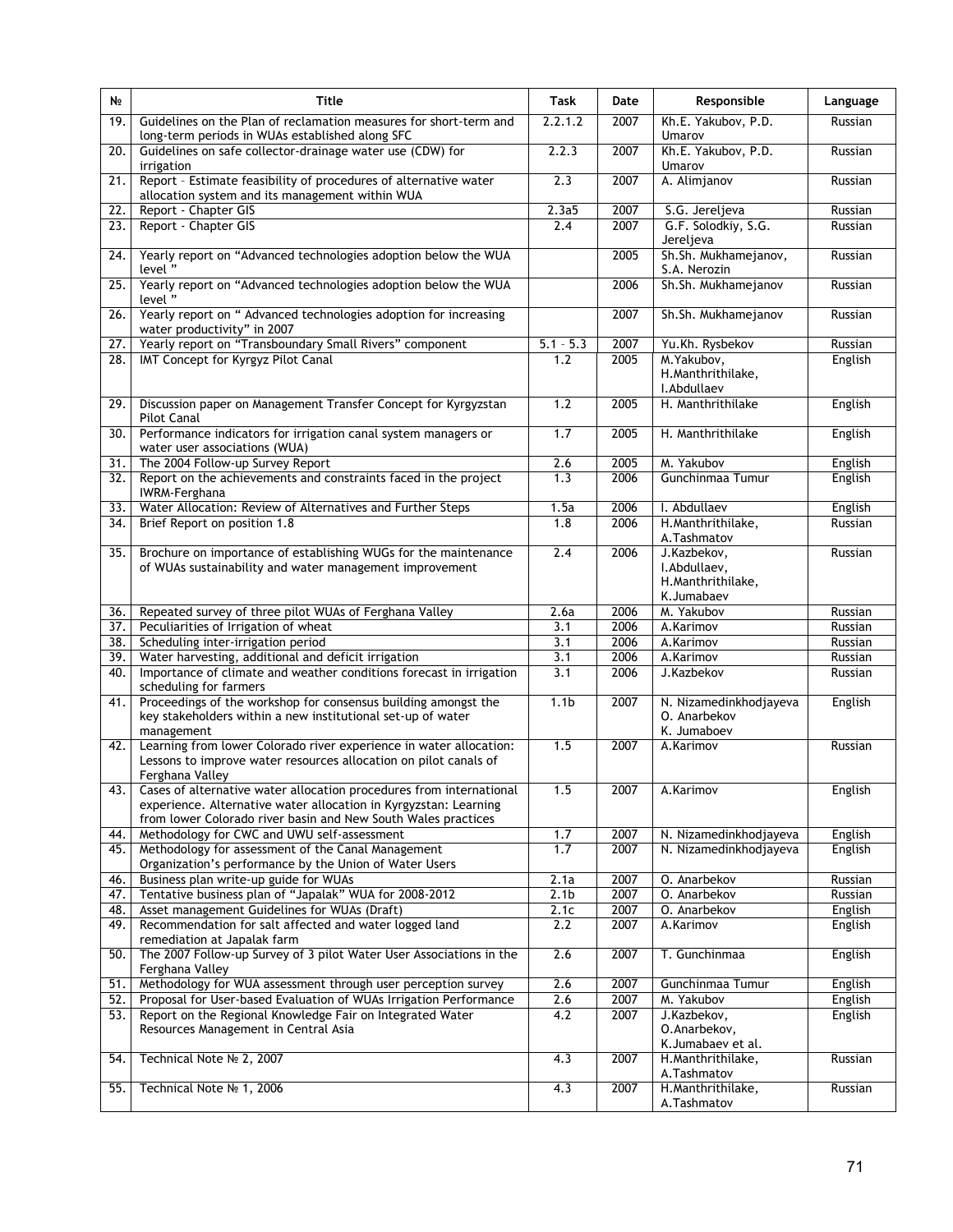| № | Title | Task | Date | Responsible | Language |
|---|---|---|---|---|---|
| 19. | Guidelines on the Plan of reclamation measures for short-term and long-term periods in WUAs established along SFC | 2.2.1.2 | 2007 | Kh.E. Yakubov, P.D. Umarov | Russian |
| 20. | Guidelines on safe collector-drainage water use (CDW) for irrigation | 2.2.3 | 2007 | Kh.E. Yakubov, P.D. Umarov | Russian |
| 21. | Report – Estimate feasibility of procedures of alternative water allocation system and its management within WUA | 2.3 | 2007 | A. Alimjanov | Russian |
| 22. | Report - Chapter GIS | 2.3a5 | 2007 | S.G. Jereljeva | Russian |
| 23. | Report - Chapter GIS | 2.4 | 2007 | G.F. Solodkiy, S.G. Jereljeva | Russian |
| 24. | Yearly report on "Advanced technologies adoption below the WUA level " | | 2005 | Sh.Sh. Mukhamejanov, S.A. Nerozin | Russian |
| 25. | Yearly report on "Advanced technologies adoption below the WUA level " | | 2006 | Sh.Sh. Mukhamejanov | Russian |
| 26. | Yearly report on " Advanced technologies adoption for increasing water productivity" in 2007 | | 2007 | Sh.Sh. Mukhamejanov | Russian |
| 27. | Yearly report on "Transboundary Small Rivers" component | 5.1 – 5.3 | 2007 | Yu.Kh. Rysbekov | Russian |
| 28. | IMT Concept for Kyrgyz Pilot Canal | 1.2 | 2005 | M.Yakubov, H.Manthrithilake, I.Abdullaev | English |
| 29. | Discussion paper on Management Transfer Concept for Kyrgyzstan Pilot Canal | 1.2 | 2005 | H. Manthrithilake | English |
| 30. | Performance indicators for irrigation canal system managers or water user associations (WUA) | 1.7 | 2005 | H. Manthrithilake | English |
| 31. | The 2004 Follow-up Survey Report | 2.6 | 2005 | M. Yakubov | English |
| 32. | Report on the achievements and constraints faced in the project IWRM-Ferghana | 1.3 | 2006 | Gunchinmaa Tumur | English |
| 33. | Water Allocation: Review of Alternatives and Further Steps | 1.5a | 2006 | I. Abdullaev | English |
| 34. | Brief Report on position 1.8 | 1.8 | 2006 | H.Manthrithilake, A.Tashmatov | Russian |
| 35. | Brochure on importance of establishing WUGs for the maintenance of WUAs sustainability and water management improvement | 2.4 | 2006 | J.Kazbekov, I.Abdullaev, H.Manthrithilake, K.Jumabaev | Russian |
| 36. | Repeated survey of three pilot WUAs of Ferghana Valley | 2.6a | 2006 | M. Yakubov | Russian |
| 37. | Peculiarities of Irrigation of wheat | 3.1 | 2006 | A.Karimov | Russian |
| 38. | Scheduling inter-irrigation period | 3.1 | 2006 | A.Karimov | Russian |
| 39. | Water harvesting, additional and deficit irrigation | 3.1 | 2006 | A.Karimov | Russian |
| 40. | Importance of climate and weather conditions forecast in irrigation scheduling for farmers | 3.1 | 2006 | J.Kazbekov | Russian |
| 41. | Proceedings of the workshop for consensus building amongst the key stakeholders within a new institutional set-up of water management | 1.1b | 2007 | N. Nizamedinkhodjayeva O. Anarbekov K. Jumaboev | English |
| 42. | Learning from lower Colorado river experience in water allocation: Lessons to improve water resources allocation on pilot canals of Ferghana Valley | 1.5 | 2007 | A.Karimov | Russian |
| 43. | Cases of alternative water allocation procedures from international experience. Alternative water allocation in Kyrgyzstan: Learning from lower Colorado river basin and New South Wales practices | 1.5 | 2007 | A.Karimov | English |
| 44. | Methodology for CWC and UWU self-assessment | 1.7 | 2007 | N. Nizamedinkhodjayeva | English |
| 45. | Methodology for assessment of the Canal Management Organization's performance by the Union of Water Users | 1.7 | 2007 | N. Nizamedinkhodjayeva | English |
| 46. | Business plan write-up guide for WUAs | 2.1a | 2007 | O. Anarbekov | Russian |
| 47. | Tentative business plan of "Japalak" WUA for 2008-2012 | 2.1b | 2007 | O. Anarbekov | Russian |
| 48. | Asset management Guidelines for WUAs (Draft) | 2.1c | 2007 | O. Anarbekov | English |
| 49. | Recommendation for salt affected and water logged land remediation at Japalak farm | 2.2 | 2007 | A.Karimov | English |
| 50. | The 2007 Follow-up Survey of 3 pilot Water User Associations in the Ferghana Valley | 2.6 | 2007 | T. Gunchinmaa | English |
| 51. | Methodology for WUA assessment through user perception survey | 2.6 | 2007 | Gunchinmaa Tumur | English |
| 52. | Proposal for User-based Evaluation of WUAs Irrigation Performance | 2.6 | 2007 | M. Yakubov | English |
| 53. | Report on the Regional Knowledge Fair on Integrated Water Resources Management in Central Asia | 4.2 | 2007 | J.Kazbekov, O.Anarbekov, K.Jumabaev et al. | English |
| 54. | Technical Note № 2, 2007 | 4.3 | 2007 | H.Manthrithilake, A.Tashmatov | Russian |
| 55. | Technical Note № 1, 2006 | 4.3 | 2007 | H.Manthrithilake, A.Tashmatov | Russian |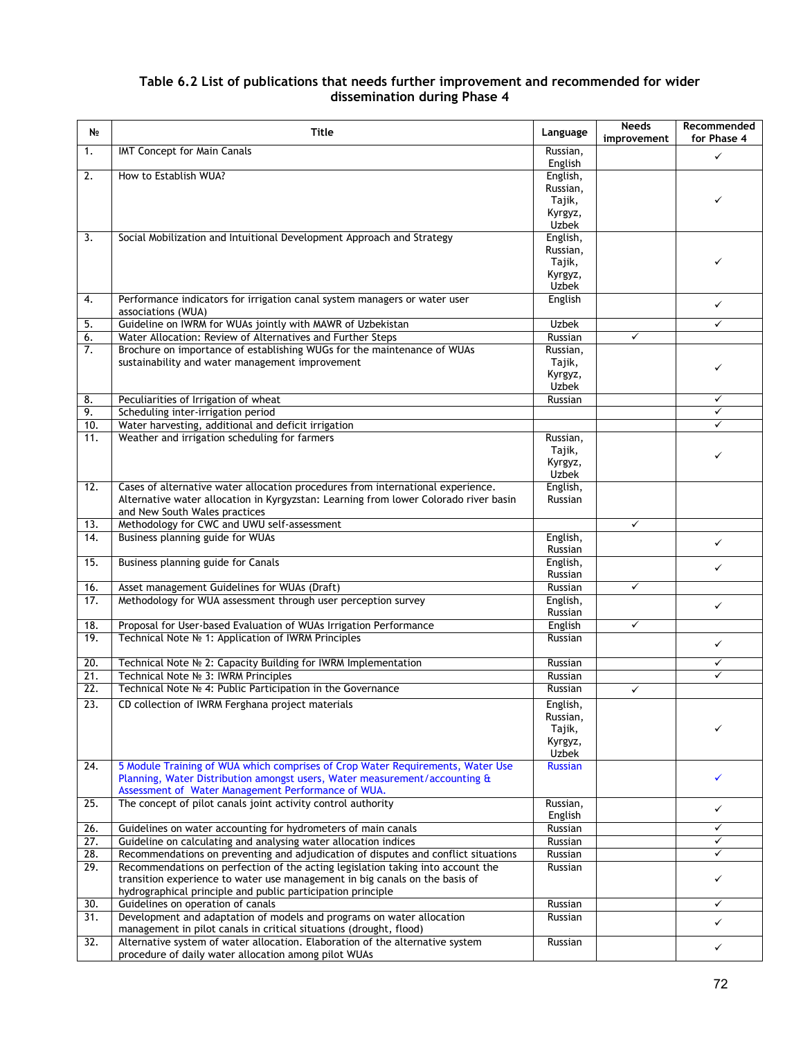### Table 6.2 List of publications that needs further improvement and recommended for wider dissemination during Phase 4

| № | Title | Language | Needs improvement | Recommended for Phase 4 |
|---|---|---|---|---|
| 1. | IMT Concept for Main Canals | Russian, English | | ✓ |
| 2. | How to Establish WUA? | English, Russian, Tajik, Kyrgyz, Uzbek | | ✓ |
| 3. | Social Mobilization and Intuitional Development Approach and Strategy | English, Russian, Tajik, Kyrgyz, Uzbek | | ✓ |
| 4. | Performance indicators for irrigation canal system managers or water user associations (WUA) | English | | ✓ |
| 5. | Guideline on IWRM for WUAs jointly with MAWR of Uzbekistan | Uzbek | | ✓ |
| 6. | Water Allocation: Review of Alternatives and Further Steps | Russian | ✓ | |
| 7. | Brochure on importance of establishing WUGs for the maintenance of WUAs sustainability and water management improvement | Russian, Tajik, Kyrgyz, Uzbek | | ✓ |
| 8. | Peculiarities of Irrigation of wheat | Russian | | ✓ |
| 9. | Scheduling inter-irrigation period | | | ✓ |
| 10. | Water harvesting, additional and deficit irrigation | | | ✓ |
| 11. | Weather and irrigation scheduling for farmers | Russian, Tajik, Kyrgyz, Uzbek | | ✓ |
| 12. | Cases of alternative water allocation procedures from international experience. Alternative water allocation in Kyrgyzstan: Learning from lower Colorado river basin and New South Wales practices | English, Russian | | |
| 13. | Methodology for CWC and UWU self-assessment | | ✓ | |
| 14. | Business planning guide for WUAs | English, Russian | | ✓ |
| 15. | Business planning guide for Canals | English, Russian | | ✓ |
| 16. | Asset management Guidelines for WUAs (Draft) | Russian | ✓ | |
| 17. | Methodology for WUA assessment through user perception survey | English, Russian | | ✓ |
| 18. | Proposal for User-based Evaluation of WUAs Irrigation Performance | English | ✓ | |
| 19. | Technical Note № 1: Application of IWRM Principles | Russian | | ✓ |
| 20. | Technical Note № 2: Capacity Building for IWRM Implementation | Russian | | ✓ |
| 21. | Technical Note № 3: IWRM Principles | Russian | | ✓ |
| 22. | Technical Note № 4: Public Participation in the Governance | Russian | ✓ | |
| 23. | CD collection of IWRM Ferghana project materials | English, Russian, Tajik, Kyrgyz, Uzbek | | ✓ |
| 24. | 5 Module Training of WUA which comprises of Crop Water Requirements, Water Use Planning, Water Distribution amongst users, Water measurement/accounting & Assessment of Water Management Performance of WUA. | Russian | | ✓ |
| 25. | The concept of pilot canals joint activity control authority | Russian, English | | ✓ |
| 26. | Guidelines on water accounting for hydrometers of main canals | Russian | | ✓ |
| 27. | Guideline on calculating and analysing water allocation indices | Russian | | ✓ |
| 28. | Recommendations on preventing and adjudication of disputes and conflict situations | Russian | | ✓ |
| 29. | Recommendations on perfection of the acting legislation taking into account the transition experience to water use management in big canals on the basis of hydrographical principle and public participation principle | Russian | | ✓ |
| 30. | Guidelines on operation of canals | Russian | | ✓ |
| 31. | Development and adaptation of models and programs on water allocation management in pilot canals in critical situations (drought, flood) | Russian | | ✓ |
| 32. | Alternative system of water allocation. Elaboration of the alternative system procedure of daily water allocation among pilot WUAs | Russian | | ✓ |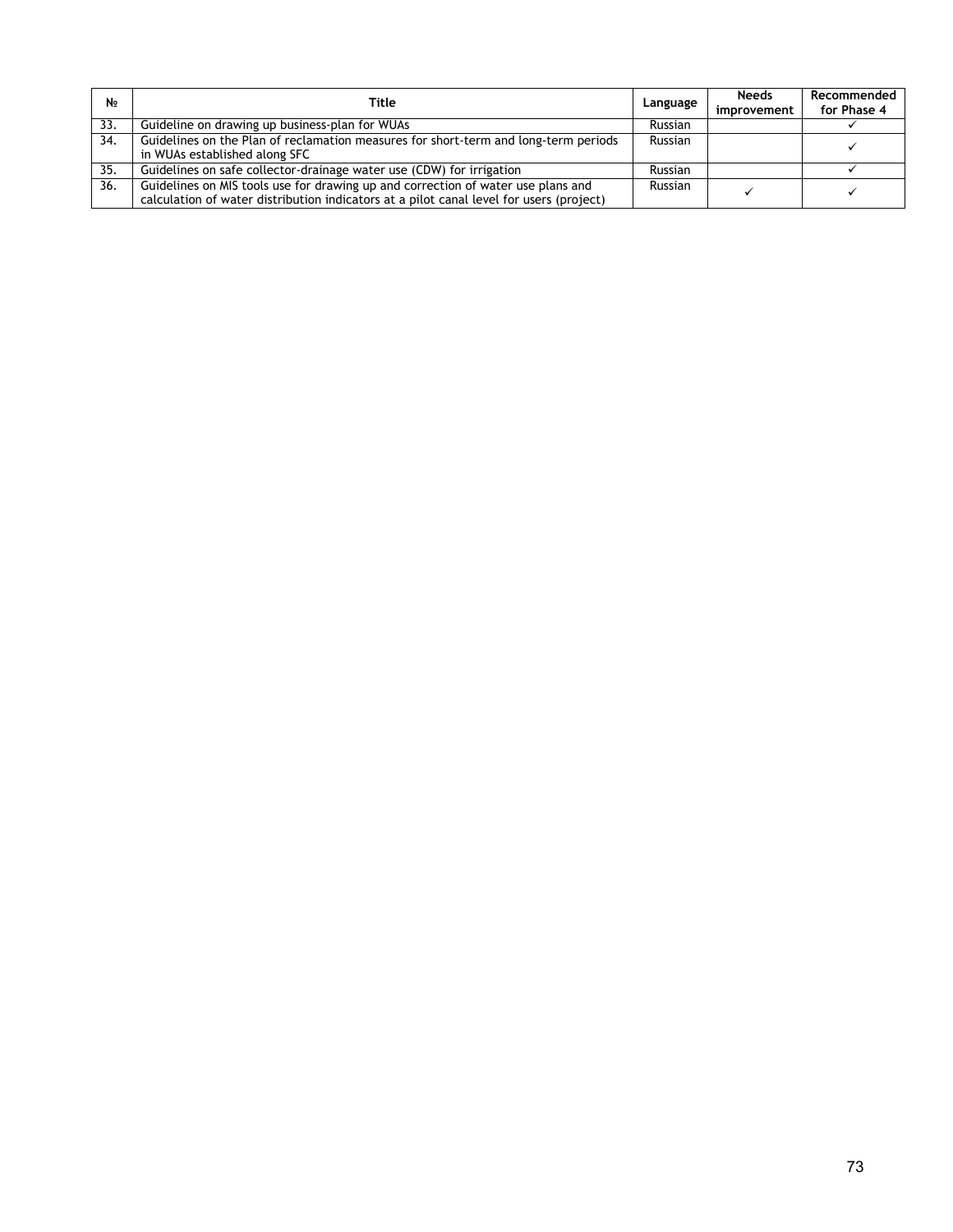| № | Title | Language | Needs improvement | Recommended for Phase 4 |
|---|---|---|---|---|
| 33. | Guideline on drawing up business-plan for WUAs | Russian | | ✓ |
| 34. | Guidelines on the Plan of reclamation measures for short-term and long-term periods in WUAs established along SFC | Russian | | ✓ |
| 35. | Guidelines on safe collector-drainage water use (CDW) for irrigation | Russian | | ✓ |
| 36. | Guidelines on MIS tools use for drawing up and correction of water use plans and calculation of water distribution indicators at a pilot canal level for users (project) | Russian | ✓ | ✓ |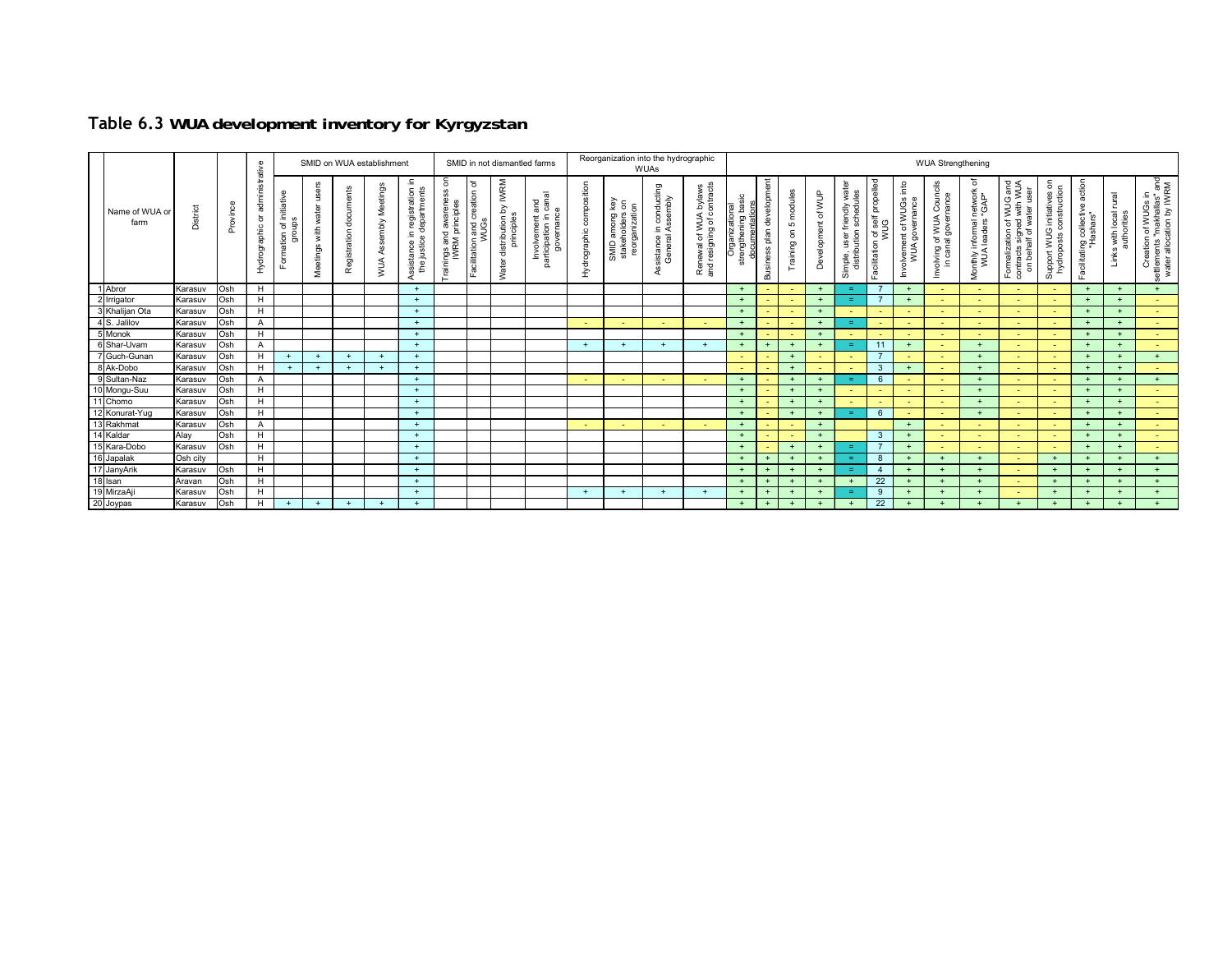## Table 6.3 WUA development inventory for Kyrgyzstan

| | Name of WUA or farm | District | Province | Hydrographic or administrative | SMID on WUA establishment | | | | | SMID in not dismantled farms | | | | Reorganization into the hydrographic WUAs | | | | WUA Strengthening | | | | | | | | | | | | | |
|---|---|---|---|---|---|---|---|---|---|---|---|---|---|---|---|---|---|---|---|---|---|---|---|---|---|---|---|---|---|---|---|
| | | | | | Formation of initiative groups | Meetings with water users | Registration documents | WUA Assembly Meetings | Assistance in registration in the justice departments | Trainings and awareness on IWRM principles | Facilitation and creation of WUGs | Water distribution by IWRM principles | Involvement and participation in canal governance | Hydrographic composition | SMID among key stakeholders on reorganization | Assistance in conducting General Assembly | Renewal of WUA bylaws and resigning of contracts | Organizational strengthening basic documentations | Business plan development | Training on 5 modules | Development of WUP | Simple, user friendly water distribution schedules | Facilitation of self propelled WUG | Involvement of WUGs into WUA governance | Involving of WUA Councils in canal governance | Monthly informal network of WUA leaders "GAP" | Formalization of WUG and contracts signed with WUA on behalf of water user | Support WUG initiatives on hydroposts construction | Facilitating collective action "Hashars" | Links with local rural authorities | Creation of WUGs in settlements "makhallas" and water allocation by IWRM |
| 1 | Abror | Karasuv | Osh | H | | | | | + | | | | | | | | | + | - | - | + | = | 7 | + | - | - | - | - | + | + | + |
| 2 | Irrigator | Karasuv | Osh | H | | | | | + | | | | | | | | | + | - | - | + | = | 7 | + | - | - | - | - | + | + | - |
| 3 | Khalijan Ota | Karasuv | Osh | H | | | | | + | | | | | | | | | + | - | - | + | - | - | - | - | - | - | - | + | + | - |
| 4 | S. Jalilov | Karasuv | Osh | A | | | | | + | | | | | - | - | - | - | + | - | - | + | = | - | - | - | - | - | - | + | + | - |
| 5 | Monok | Karasuv | Osh | H | | | | | + | | | | | | | | | + | - | - | + | - | - | - | - | - | - | - | + | + | - |
| 6 | Shar-Uvam | Karasuv | Osh | A | | | | | + | | | | | + | + | + | + | + | + | + | + | = | 11 | + | - | + | - | - | + | + | - |
| 7 | Guch-Gunan | Karasuv | Osh | H | + | + | + | + | + | | | | | | | | | - | - | + | - | - | 7 | - | - | + | - | - | + | + | + |
| 8 | Ak-Dobo | Karasuv | Osh | H | + | + | + | + | + | | | | | | | | | - | - | + | - | - | 3 | + | - | + | - | - | + | + | - |
| 9 | Sultan-Naz | Karasuv | Osh | A | | | | | + | | | | | - | - | - | - | + | - | + | + | = | 6 | - | - | + | - | - | + | + | + |
| 10 | Mongu-Suu | Karasuv | Osh | H | | | | | + | | | | | | | | | + | - | + | + | - | - | - | - | + | - | - | + | + | - |
| 11 | Chomo | Karasuv | Osh | H | | | | | + | | | | | | | | | + | - | + | + | - | - | - | - | + | - | - | + | + | - |
| 12 | Konurat-Yug | Karasuv | Osh | H | | | | | + | | | | | | | | | + | - | + | + | = | 6 | - | - | + | - | - | + | + | - |
| 13 | Rakhmat | Karasuv | Osh | A | | | | | + | | | | | - | - | - | - | + | - | - | + | | | + | - | - | - | - | + | + | - |
| 14 | Kaldar | Alay | Osh | H | | | | | + | | | | | | | | | + | - | - | + | | 3 | + | - | - | - | - | + | + | - |
| 15 | Kara-Dobo | Karasuv | Osh | H | | | | | + | | | | | | | | | + | - | + | + | = | 7 | + | - | - | - | - | + | + | - |
| 16 | Japalak | Osh city | | H | | | | | + | | | | | | | | | + | + | + | + | = | 8 | + | + | + | - | + | + | + | + |
| 17 | JanyArik | Karasuv | Osh | H | | | | | + | | | | | | | | | + | + | + | + | = | 4 | + | + | + | - | + | + | + | + |
| 18 | Isan | Aravan | Osh | H | | | | | + | | | | | | | | | + | + | + | + | + | 22 | + | + | + | - | + | + | + | + |
| 19 | MirzaAji | Karasuv | Osh | H | | | | | + | | | | | + | + | + | + | + | + | + | + | = | 9 | + | + | + | - | + | + | + | + |
| 20 | Joypas | Karasuv | Osh | H | + | + | + | + | + | | | | | | | | | + | + | + | + | + | 22 | + | + | + | + | + | + | + | + |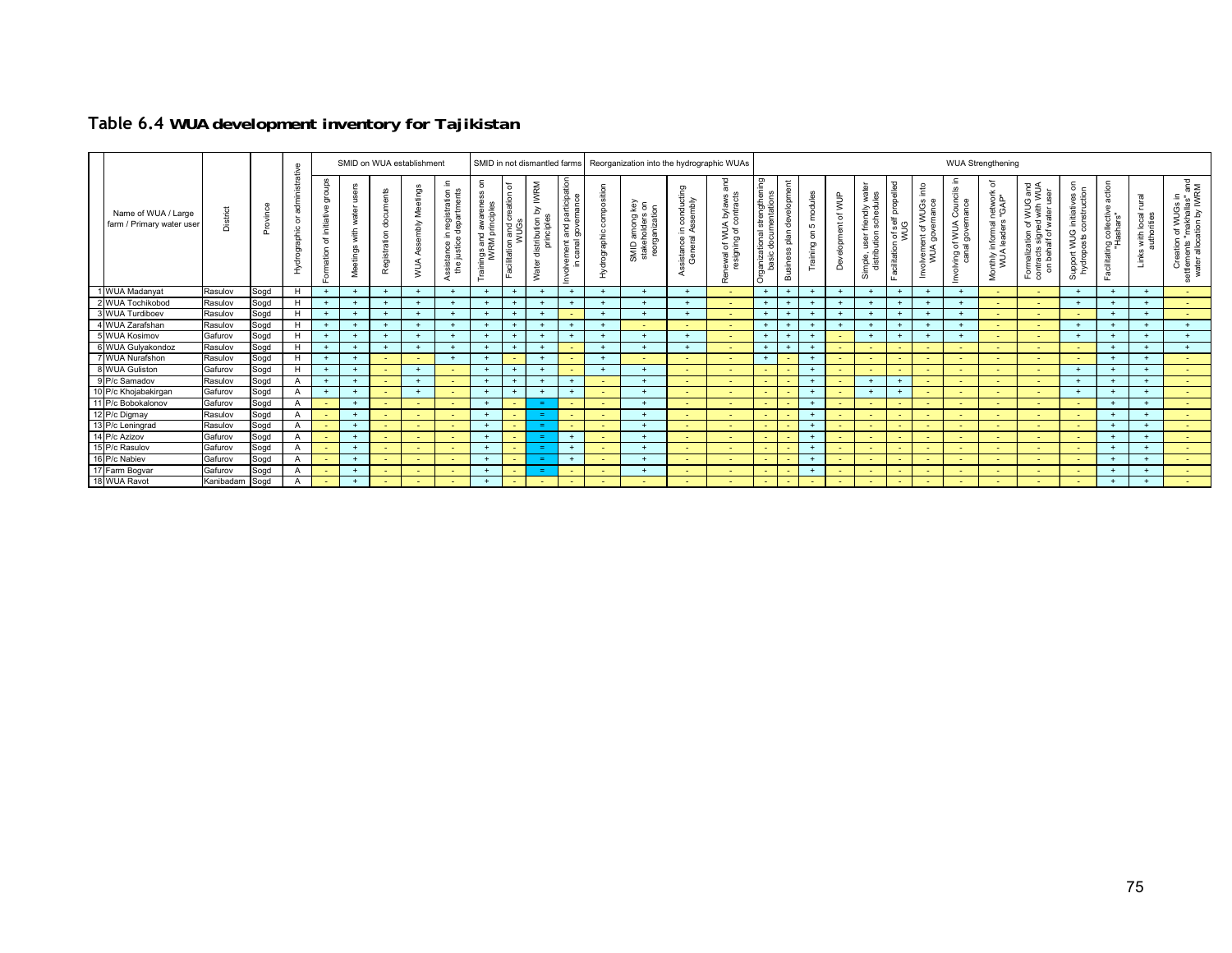# Table 6.4 WUA development inventory for Tajikistan

| | Name of WUA / Large farm / Primary water user | District | Province | Hydrographic or administrative | SMID on WUA establishment | | | | | SMID in not dismantled farms | | | | Reorganization into the hydrographic WUAs | | | | WUA Strengthening | | | | | | | | | | | | | |
|---|---|---|---|---|---|---|---|---|---|---|---|---|---|---|---|---|---|---|---|---|---|---|---|---|---|---|---|---|---|---|---|
| | | | | | Formation of initiative groups | Meetings with water users | Registration documents | WUA Assembly Meetings | Assistance in registration in the justice departments | Trainings and awareness on IWRM principles | Facilitation and creation of WUGs | Water distribution by IWRM principles | Involvement and participation in canal governance | Hydrographic composition | SMID among key stakeholders on reorganization | Assistance in conducting General Assembly | Renewal of WUA bylaws and resigning of contracts | Organizational strengthening basic documentations | Business plan development | Training on 5 modules | Development of WUP | Simple, user friendly water distribution schedules | Facilitation of self propelled WUG | Involvement of WUGs into WUA governance | Involving of WUA Councils in canal governance | Monthly informal network of WUA leaders "GAP" | Formalization of WUG and contracts signed with WUA on behalf of water user | Support WUG initiatives on hydroposts construction | Facilitating collective action "Hashars" | Links with local rural authorities | Creation of WUGs in settlements "makhallas" and water allocation by IWRM |
| 1 | WUA Madanyat | Rasulov | Sogd | H | + | + | + | + | + | + | + | + | + | + | + | + | - | + | + | + | + | + | + | + | + | - | - | + | + | + | - |
| 2 | WUA Tochikobod | Rasulov | Sogd | H | + | + | + | + | + | + | + | + | + | + | + | + | - | + | + | + | + | + | + | + | + | - | - | + | + | + | - |
| 3 | WUA Turdiboev | Rasulov | Sogd | H | + | + | + | + | + | + | + | + | - | + | + | + | - | + | + | + | + | + | + | + | + | - | - | - | + | + | - |
| 4 | WUA Zarafshan | Rasulov | Sogd | H | + | + | + | + | + | + | + | + | + | + | - | - | - | + | + | + | + | + | + | + | + | - | - | + | + | + | + |
| 5 | WUA Kosimov | Gafurov | Sogd | H | + | + | + | + | + | + | + | + | + | + | + | + | - | + | + | + | - | + | + | + | + | - | - | + | + | + | + |
| 6 | WUA Gulyakondoz | Rasulov | Sogd | H | + | + | + | + | + | + | + | + | - | + | + | + | - | + | + | + | - | - | - | - | - | - | - | - | + | + | + |
| 7 | WUA Nurafshon | Rasulov | Sogd | H | + | + | - | - | + | + | - | + | - | + | - | - | - | + | - | + | - | - | - | - | - | - | - | - | + | + | - |
| 8 | WUA Guliston | Gafurov | Sogd | H | + | + | - | + | - | + | + | + | - | + | + | - | - | - | - | + | - | - | - | - | - | - | - | + | + | + | - |
| 9 | P/c Samadov | Rasulov | Sogd | A | + | + | - | + | - | + | + | + | + | - | + | - | - | - | - | + | - | + | + | - | - | - | - | + | + | + | - |
| 10 | P/c Khojabakirgan | Gafurov | Sogd | A | + | + | - | + | - | + | + | + | + | - | + | - | - | - | - | + | - | + | + | - | - | - | - | + | + | + | - |
| 11 | P/c Bobokalonov | Gafurov | Sogd | A | - | + | - | - | - | + | - | = | - | - | + | - | - | - | - | + | - | - | - | - | - | - | - | - | + | + | - |
| 12 | P/c Digmay | Rasulov | Sogd | A | - | + | - | - | - | + | - | = | - | - | + | - | - | - | - | + | - | - | - | - | - | - | - | - | + | + | - |
| 13 | P/c Leningrad | Rasulov | Sogd | A | - | + | - | - | - | + | - | = | - | - | + | - | - | - | - | + | - | - | - | - | - | - | - | - | + | + | - |
| 14 | P/c Azizov | Gafurov | Sogd | A | - | + | - | - | - | + | - | = | + | - | + | - | - | - | - | + | - | - | - | - | - | - | - | - | + | + | - |
| 15 | P/c Rasulov | Gafurov | Sogd | A | - | + | - | - | - | + | - | = | + | - | + | - | - | - | - | + | - | - | - | - | - | - | - | - | + | + | - |
| 16 | P/c Nabiev | Gafurov | Sogd | A | - | + | - | - | - | + | - | = | + | - | + | - | - | - | - | + | - | - | - | - | - | - | - | - | + | + | - |
| 17 | Farm Bogvar | Gafurov | Sogd | A | - | + | - | - | - | + | - | = | - | - | + | - | - | - | - | + | - | - | - | - | - | - | - | - | + | + | - |
| 18 | WUA Ravot | Kanibadam | Sogd | A | - | + | - | - | - | + | - | - | - | - | - | - | - | - | - | - | - | - | - | - | - | - | - | - | + | + | - |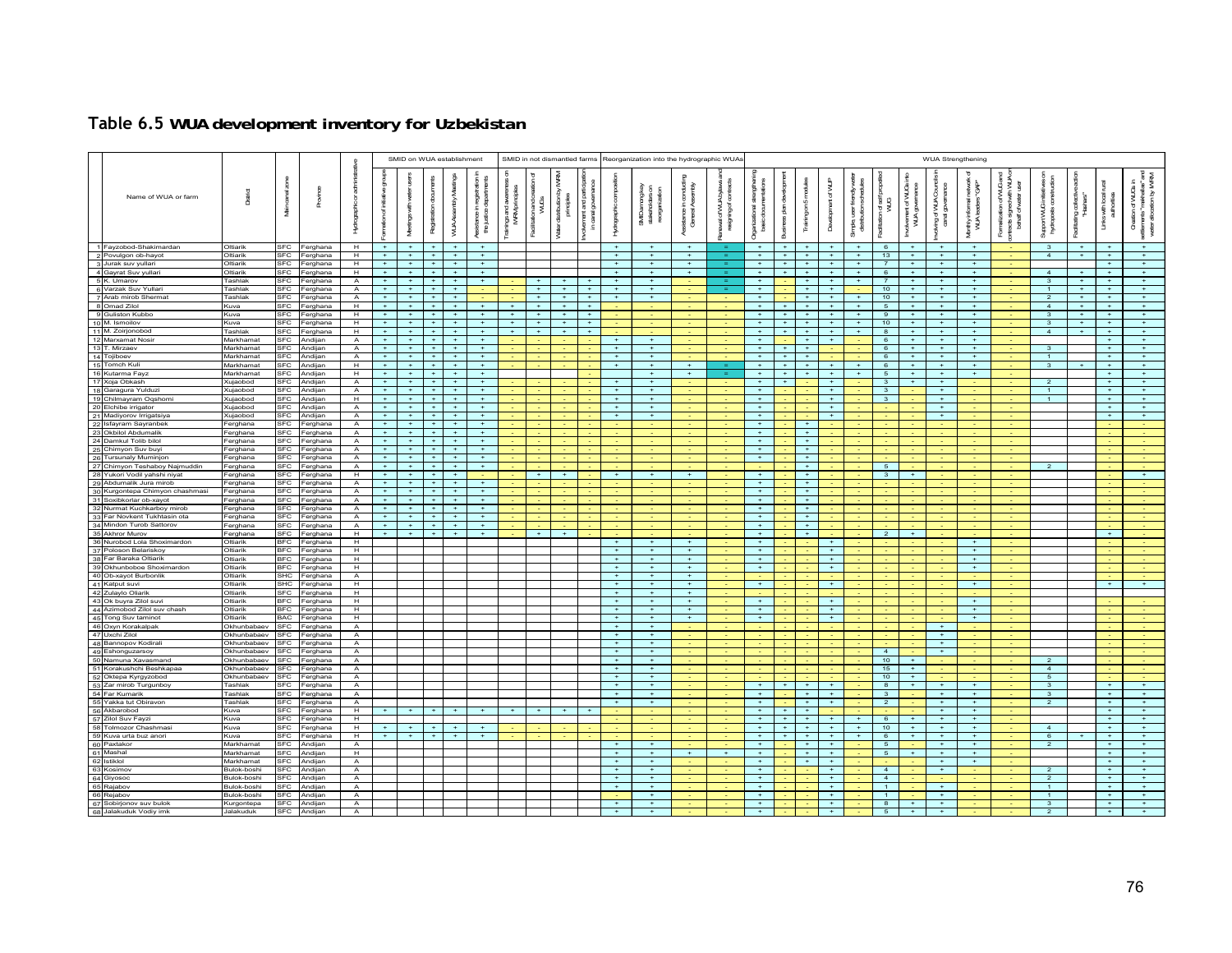## Table 6.5 WUA development inventory for Uzbekistan

| No. | Name of WUA or farm | District | Main canal zone | Province | Hydrographic or administrative | SMID on WUA establishment | | | | | SMID in not dismantled farms | | | | Reorganization into the hydrographic WUAs | | | | WUA Strengthening | | | | | | | | | | | | | |
|---|---|---|---|---|---|---|---|---|---|---|---|---|---|---|---|---|---|---|---|---|---|---|---|---|---|---|---|---|---|---|---|---|
| | | | | | | Formation of initiative groups | Meetings with water users | Registration documents | WUA Assembly Meetings | Assistance in registration in the justice departments | Trainings and awareness on IWRM principles | Facilitation and creation of WUGs | Water distribution by IWRM principles | Involvement and participation in canal governance | Hydrographic composition | SMID among key stakeholders on reorganization | Assistance in conducting General Assembly | Renewal of WUA bylaws and resigning of contracts | Organizational strengthening basic documentations | Business plan development | Training on 5 modules | Development of WUP | Simple, user friendly water distribution schedules | Facilitation of self propelled WUG | Involvement of WUGs into WUA governance | Involving of WUA Councils in canal governance | Monthly informal network of WUA leaders "GAP" | Formalization of WUG and contracts signed with WUA on behalf of water user | Support WUG initiatives on hydroposts construction | Facilitating collective action "Hashars" | Links with local rural authorities | Creation of WUGs in settlements "mahallas" and water allocation by IWRM |
| 1 | Fayzobod-Shakimardan | Oltiarik | SFC | Ferghana | H | + | + | + | + | + | | | | | + | + | + | = | + | + | + | + | + | 6 | + | + | + | - | 3 | + | + | + |
| 2 | Povulgon ob-hayot | Oltiarik | SFC | Ferghana | H | + | + | + | + | + | | | | | + | + | + | = | + | + | + | + | + | 13 | + | + | + | - | 4 | + | + | + |
| 3 | Jurak suv yullari | Oltiarik | SFC | Ferghana | H | + | + | + | + | + | | | | | + | + | + | = | + | + | + | + | + | 7 | + | + | + | - | | | + | + |
| 4 | Gayrat Suv yullari | Oltiarik | SFC | Ferghana | H | + | + | + | + | + | | | | | + | + | + | = | + | + | + | + | + | 6 | + | + | + | - | 4 | + | + | + |
| 5 | K. Umarov | Tashlak | SFC | Ferghana | A | + | + | + | + | + | - | + | + | + | + | + | - | = | + | - | + | + | + | 7 | + | + | + | - | 3 | + | + | + |
| 6 | Varzak Suv Yullari | Tashlak | SFC | Ferghana | A | + | + | + | + | - | - | + | + | + | + | + | - | = | + | - | + | + | - | 10 | + | + | + | - | 1 | + | + | + |
| 7 | Arab mirob Shermat | Tashlak | SFC | Ferghana | A | + | + | + | + | - | - | + | + | + | + | + | - | - | + | - | + | + | + | 10 | + | + | + | - | 2 | + | + | + |
| 8 | Omad Zilol | Kuva | SFC | Ferghana | H | + | + | + | + | + | + | + | + | + | - | - | - | - | + | + | + | + | + | 5 | + | + | + | - | 4 | + | + | + |
| 9 | Guliston Kubbo | Kuva | SFC | Ferghana | H | + | + | + | + | + | + | + | + | + | - | - | - | - | + | + | + | + | + | 9 | + | + | + | - | 3 | + | + | + |
| 10 | M. Ismoilov | Kuva | SFC | Ferghana | H | + | + | + | + | + | + | + | + | + | - | - | - | - | + | + | + | + | + | 10 | + | + | + | - | 3 | + | + | + |
| 11 | M. Zoirjonobod | Tashlak | SFC | Ferghana | H | + | + | + | + | + | + | + | + | + | - | - | - | - | + | + | + | + | + | 8 | + | + | + | - | 4 | + | + | + |
| 12 | Marxamat Nosir | Markhamat | SFC | Andijan | A | + | + | + | + | + | - | - | - | - | + | + | - | - | + | - | + | + | - | 6 | + | + | + | - | | | + | + |
| 13 | T. Mirzaev | Markhamat | SFC | Andijan | A | + | + | + | + | + | - | - | - | - | + | + | - | - | + | + | + | - | - | 6 | + | + | + | - | 3 | | + | + |
| 14 | Tojiboev | Markhamat | SFC | Andijan | A | + | + | + | + | + | - | - | - | - | + | + | - | - | + | - | + | - | - | 6 | + | + | + | - | 1 | | + | + |
| 15 | Tomch Kuli | Markhamat | SFC | Andijan | H | + | + | + | + | + | - | - | - | - | + | + | + | = | + | - | + | + | + | 6 | + | + | + | - | 3 | + | + | + |
| 16 | Kutarma Fayz | Markhamat | SFC | Andijan | H | + | + | + | + | + | | | | - | + | + | + | = | + | + | + | + | + | 5 | + | + | + | - | | | + | + |
| 17 | Xoja Obkash | Xujaobod | SFC | Andijan | A | + | + | + | + | + | - | - | - | - | + | + | - | - | + | + | - | + | - | 3 | + | + | - | - | 2 | | + | + |
| 18 | Garagura Yulduzi | Xujaobod | SFC | Andijan | A | + | + | + | + | + | - | - | - | - | + | + | - | - | + | - | - | + | - | 3 | - | + | - | - | 1 | | + | + |
| 19 | Chilmayram Oqshomi | Xujaobod | SFC | Andijan | H | + | + | + | + | + | - | - | - | - | + | + | - | - | + | - | - | + | - | 3 | - | + | - | - | 1 | | + | + |
| 20 | Elchibe irrigator | Xujaobod | SFC | Andijan | A | + | + | + | + | + | - | - | - | - | + | + | - | - | + | - | - | + | - | - | - | + | - | - | | | + | + |
| 21 | Madiyorov Irrigatsiya | Xujaobod | SFC | Andijan | A | + | + | + | + | + | - | - | - | - | + | + | - | - | + | - | - | + | - | - | - | + | - | - | | | + | + |
| 22 | Isfayram Sayranbek | Ferghana | SFC | Ferghana | A | + | + | + | + | + | - | - | - | - | - | - | - | - | + | - | + | - | - | - | - | - | - | - | | | - | - |
| 23 | Okbilol Abdumalik | Ferghana | SFC | Ferghana | A | + | + | + | + | + | - | - | - | - | - | - | - | - | + | - | + | - | - | - | - | - | - | - | | | - | - |
| 24 | Damkul Tolib bilol | Ferghana | SFC | Ferghana | A | + | + | + | + | + | - | - | - | - | - | - | - | - | + | - | + | - | - | - | - | - | - | - | | | - | - |
| 25 | Chimyon Suv buyi | Ferghana | SFC | Ferghana | A | + | + | + | + | + | - | - | - | - | - | - | - | - | + | - | + | - | - | - | - | - | - | - | | | - | - |
| 26 | Tursunaly Muminjon | Ferghana | SFC | Ferghana | A | + | + | + | + | + | - | - | - | - | - | - | - | - | + | - | + | - | - | - | - | - | - | - | | | - | - |
| 27 | Chimyon Teshaboy Najmuddin | Ferghana | SFC | Ferghana | A | + | + | + | + | + | - | - | - | - | - | - | - | - | - | - | + | - | - | 5 | - | - | - | - | 2 | | - | - |
| 28 | Yukori Vodil yahshi niyat | Ferghana | SFC | Ferghana | H | + | + | + | + | - | - | + | + | - | + | + | + | - | + | - | + | - | - | 3 | + | - | - | - | | | - | + |
| 29 | Abdumalik Jura mirob | Ferghana | SFC | Ferghana | A | + | + | + | + | + | - | - | - | - | - | - | - | - | + | - | + | - | - | - | - | - | - | - | | | - | - |
| 30 | Kurgontepa Chimyon chashmasi | Ferghana | SFC | Ferghana | A | + | + | + | + | + | - | - | - | - | - | - | - | - | + | - | + | - | - | - | - | - | - | - | | | - | - |
| 31 | Soxibkorlar ob-xayot | Ferghana | SFC | Ferghana | A | + | + | + | + | + | - | - | - | - | - | - | - | - | + | - | + | - | - | - | - | - | - | - | | | - | - |
| 32 | Nurmat Kuchkarboy mirob | Ferghana | SFC | Ferghana | A | + | + | + | + | + | - | - | - | - | - | - | - | - | + | - | + | - | - | - | - | - | - | - | | | - | - |
| 33 | Far Novkent Tukhtasin ota | Ferghana | SFC | Ferghana | A | + | + | + | + | + | - | - | - | - | - | - | - | - | + | - | + | - | - | - | - | - | - | - | | | - | - |
| 34 | Mindon Turob Sattorov | Ferghana | SFC | Ferghana | A | + | + | + | + | + | - | - | - | - | - | - | - | - | + | - | + | - | - | - | - | - | - | - | | | - | - |
| 35 | Akhror Murov | Ferghana | SFC | Ferghana | H | + | + | + | + | + | - | + | + | - | - | - | - | - | + | - | + | - | - | 2 | + | - | - | - | | | + | - |
| 36 | Nurobod Lola Shoximardon | Oltiarik | BFC | Ferghana | H | | | | | | | | | | + | + | + | - | + | - | - | + | - | - | - | - | + | - | | | - | - |
| 37 | Poloson Belariskoy | Oltiarik | BFC | Ferghana | H | | | | | | | | | | + | + | + | - | + | - | - | + | - | - | - | - | + | - | | | - | - |
| 38 | Far Baraka Oltiarik | Oltiarik | BFC | Ferghana | H | | | | | | | | | | + | + | + | - | + | - | - | + | - | - | - | - | + | - | | | - | - |
| 39 | Okhunboboe Shoximardon | Oltiarik | BFC | Ferghana | H | | | | | | | | | | + | + | + | - | + | - | - | + | - | - | - | - | + | - | | | - | - |
| 40 | Ob-xayot Burbonlik | Oltiarik | SHC | Ferghana | A | | | | | | | | | | + | + | + | - | - | - | - | - | - | - | - | - | - | - | | | - | - |
| 41 | Katput suvi | Oltiarik | SHC | Ferghana | H | | | | | | | | | | + | + | + | - | + | - | - | + | - | - | - | - | + | - | | | + | + |
| 42 | Zulaylo Oliarik | Oltiarik | SFC | Ferghana | H | | | | | | | | | | + | + | + | - | - | - | - | - | - | - | - | - | - | - | | | | |
| 43 | Ok buyra Zilol suvi | Oltiarik | BFC | Ferghana | H | | | | | | | | | | + | + | + | - | + | - | - | + | - | - | - | - | + | - | | | - | - |
| 44 | Azimobod Zilol suv chash | Oltiarik | BFC | Ferghana | H | | | | | | | | | | + | + | + | - | + | - | - | + | - | - | - | - | + | - | | | - | - |
| 45 | Tong Suv taminot | Oltiarik | BAC | Ferghana | H | | | | | | | | | | + | + | + | - | + | - | - | + | - | - | - | - | + | - | | | - | - |
| 46 | Oxyn Korakalpak | Okhunbabaev | SFC | Ferghana | A | | | | | | | | | | + | + | - | - | - | - | - | - | - | - | - | + | - | - | | | - | - |
| 47 | Uxchi Zilol | Okhunbabaev | SFC | Ferghana | A | | | | | | | | | | + | + | - | - | - | - | - | - | - | - | - | + | - | - | | | - | - |
| 48 | Bannopov Kodirali | Okhunbabaev | SFC | Ferghana | A | | | | | | | | | | + | + | - | - | - | - | - | - | - | - | - | + | - | - | | | - | - |
| 49 | Eshonguzarsoy | Okhunbabaev | SFC | Ferghana | A | | | | | | | | | | + | + | - | - | - | - | - | - | - | 4 | - | + | - | - | | | - | - |
| 50 | Namuna Xavasmand | Okhunbabaev | SFC | Ferghana | A | | | | | | | | | | + | + | - | - | - | - | - | - | - | 10 | + | - | - | - | 2 | | - | - |
| 51 | Korakushchi Beshkapaa | Okhunbabaev | SFC | Ferghana | A | | | | | | | | | | + | + | - | - | - | - | - | - | - | 15 | + | - | - | - | 4 | | - | - |
| 52 | Oktepa Kyrgyzobod | Okhunbabaev | SFC | Ferghana | A | | | | | | | | | | + | + | - | - | - | - | - | - | - | 10 | + | - | - | - | 5 | | - | - |
| 53 | Zar mirob Turgunboy | Tashlak | SFC | Ferghana | A | | | | | | | | | | + | + | - | - | + | + | + | + | - | 8 | + | + | + | - | 3 | | + | + |
| 54 | Far Kumarik | Tashlak | SFC | Ferghana | A | | | | | | | | | | + | + | - | - | + | - | + | + | - | 3 | - | + | + | - | 3 | | + | + |
| 55 | Yakka tut Obiravon | Tashlak | SFC | Ferghana | A | | | | | | | | | | + | + | - | - | + | - | + | + | - | 2 | - | + | + | - | 2 | | + | + |
| 56 | Akbarobod | Kuva | SFC | Ferghana | H | + | + | + | + | + | + | + | + | + | - | - | - | - | + | + | + | - | - | - | - | + | + | - | | | + | + |
| 57 | Zilol Suv Fayzi | Kuva | SFC | Ferghana | H | | | | | | | | | | - | - | - | - | + | + | + | + | + | 6 | + | + | + | - | | | + | + |
| 58 | Tolmozor Chashmasi | Kuva | SFC | Ferghana | H | + | + | + | + | + | - | - | - | - | - | - | - | - | + | + | + | + | + | 10 | + | + | + | - | 4 | | + | + |
| 59 | Kuva urta buz anori | Kuva | SFC | Ferghana | H | + | + | + | + | + | - | - | - | - | - | - | - | - | + | + | + | + | + | 6 | + | + | + | - | 6 | + | + | + |
| 60 | Paxtakor | Markhamat | SFC | Andijan | A | | | | | | | | | | + | + | - | - | + | - | + | + | - | 5 | - | + | + | - | 2 | | + | + |
| 61 | Mashal | Markhamat | SFC | Andijan | H | | | | | | | | | | + | + | + | + | + | - | + | + | - | 5 | + | + | + | - | | | + | + |
| 62 | Istiklol | Markhamat | SFC | Andijan | A | | | | | | | | | | + | + | - | - | + | - | + | + | - | - | - | + | + | - | | | + | + |
| 63 | Kosimov | Bulok-boshi | SFC | Andijan | A | | | | | | | | | | + | + | - | - | + | - | - | + | - | 4 | - | + | - | - | 2 | | + | + |
| 64 | Giyosoc | Bulok-boshi | SFC | Andijan | A | | | | | | | | | | + | + | - | - | + | - | - | + | - | 4 | - | - | - | - | 2 | | + | + |
| 65 | Rajabov | Bulok-boshi | SFC | Andijan | A | | | | | | | | | | + | + | - | - | + | - | - | + | - | 1 | - | + | - | - | 1 | | + | + |
| 66 | Rejabov | Bulok-boshi | SFC | Andijan | A | | | | | | | | | | - | + | - | - | + | - | - | + | - | 1 | - | + | - | - | 1 | | + | + |
| 67 | Sobirjonov suv buloik | Kurgontepa | SFC | Andijan | A | | | | | | | | | | + | + | - | - | + | - | - | + | - | 8 | + | + | - | - | 3 | | + | + |
| 68 | Jalakuduk Vodiy iml | Jalakuduk | SFC | Andijan | A | | | | | | | | | | + | + | - | - | + | - | - | + | - | 5 | + | + | - | - | 2 | | + | + |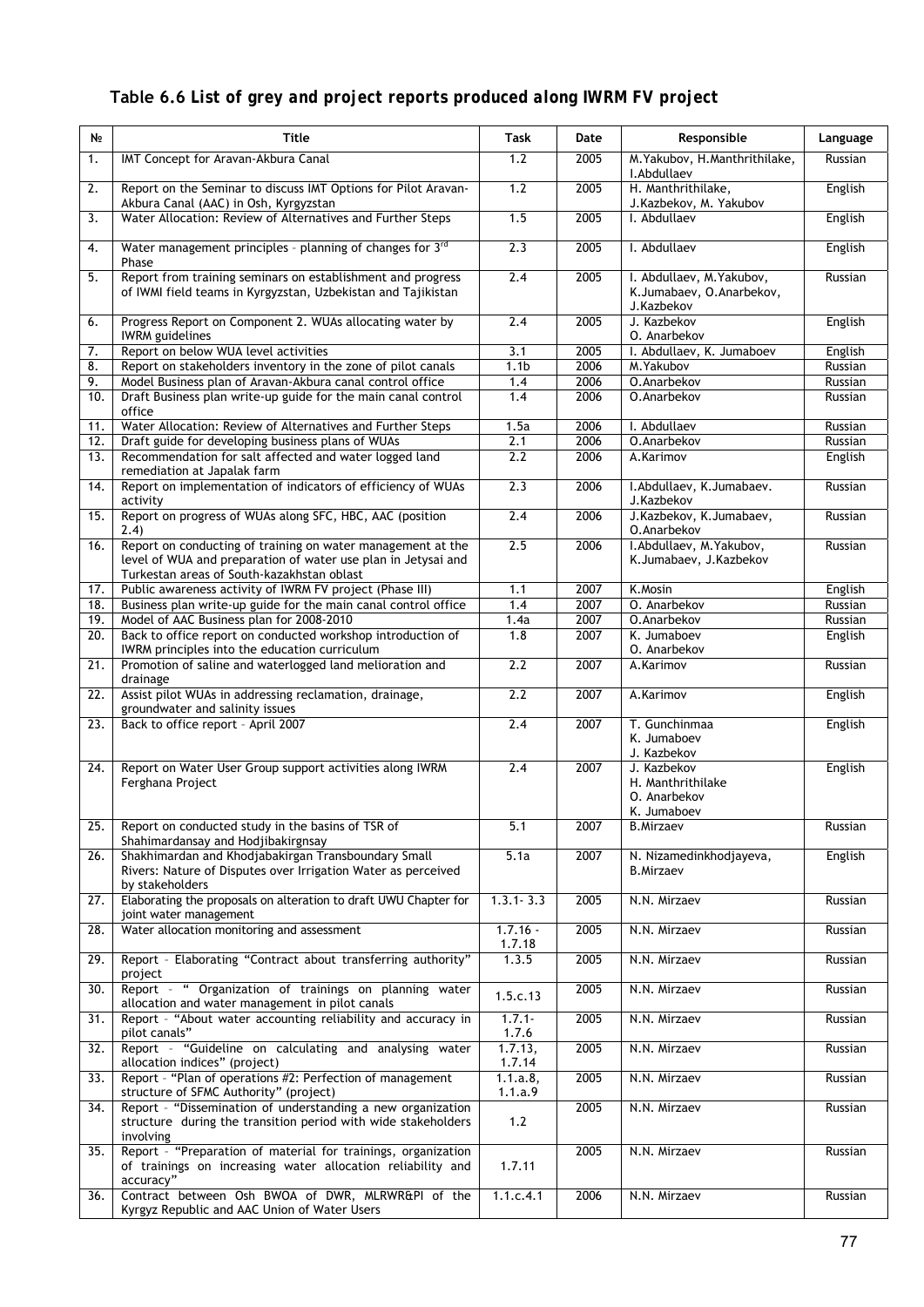**Table 6.6 List of grey and project reports produced along IWRM FV project**

| № | Title | Task | Date | Responsible | Language |
|---|---|---|---|---|---|
| 1. | IMT Concept for Aravan-Akbura Canal | 1.2 | 2005 | M.Yakubov, H.Manthrithilake, I.Abdullaev | Russian |
| 2. | Report on the Seminar to discuss IMT Options for Pilot Aravan-Akbura Canal (AAC) in Osh, Kyrgyzstan | 1.2 | 2005 | H. Manthrithilake, J.Kazbekov, M. Yakubov | English |
| 3. | Water Allocation: Review of Alternatives and Further Steps | 1.5 | 2005 | I. Abdullaev | English |
| 4. | Water management principles – planning of changes for 3rd Phase | 2.3 | 2005 | I. Abdullaev | English |
| 5. | Report from training seminars on establishment and progress of IWMI field teams in Kyrgyzstan, Uzbekistan and Tajikistan | 2.4 | 2005 | I. Abdullaev, M.Yakubov, K.Jumabaev, O.Anarbekov, J.Kazbekov | Russian |
| 6. | Progress Report on Component 2. WUAs allocating water by IWRM guidelines | 2.4 | 2005 | J. Kazbekov O. Anarbekov | English |
| 7. | Report on below WUA level activities | 3.1 | 2005 | I. Abdullaev, K. Jumaboev | English |
| 8. | Report on stakeholders inventory in the zone of pilot canals | 1.1b | 2006 | M.Yakubov | Russian |
| 9. | Model Business plan of Aravan-Akbura canal control office | 1.4 | 2006 | O.Anarbekov | Russian |
| 10. | Draft Business plan write-up guide for the main canal control office | 1.4 | 2006 | O.Anarbekov | Russian |
| 11. | Water Allocation: Review of Alternatives and Further Steps | 1.5a | 2006 | I. Abdullaev | Russian |
| 12. | Draft guide for developing business plans of WUAs | 2.1 | 2006 | O.Anarbekov | Russian |
| 13. | Recommendation for salt affected and water logged land remediation at Japalak farm | 2.2 | 2006 | A.Karimov | English |
| 14. | Report on implementation of indicators of efficiency of WUAs activity | 2.3 | 2006 | I.Abdullaev, K.Jumabaev. J.Kazbekov | Russian |
| 15. | Report on progress of WUAs along SFC, HBC, AAC (position 2.4) | 2.4 | 2006 | J.Kazbekov, K.Jumabaev, O.Anarbekov | Russian |
| 16. | Report on conducting of training on water management at the level of WUA and preparation of water use plan in Jetysai and Turkestan areas of South-kazakhstan oblast | 2.5 | 2006 | I.Abdullaev, M.Yakubov, K.Jumabaev, J.Kazbekov | Russian |
| 17. | Public awareness activity of IWRM FV project (Phase III) | 1.1 | 2007 | K.Mosin | English |
| 18. | Business plan write-up guide for the main canal control office | 1.4 | 2007 | O. Anarbekov | Russian |
| 19. | Model of AAC Business plan for 2008-2010 | 1.4a | 2007 | O.Anarbekov | Russian |
| 20. | Back to office report on conducted workshop introduction of IWRM principles into the education curriculum | 1.8 | 2007 | K. Jumaboev O. Anarbekov | English |
| 21. | Promotion of saline and waterlogged land melioration and drainage | 2.2 | 2007 | A.Karimov | Russian |
| 22. | Assist pilot WUAs in addressing reclamation, drainage, groundwater and salinity issues | 2.2 | 2007 | A.Karimov | English |
| 23. | Back to office report – April 2007 | 2.4 | 2007 | T. Gunchinmaa K. Jumaboev J. Kazbekov | English |
| 24. | Report on Water User Group support activities along IWRM Ferghana Project | 2.4 | 2007 | J. Kazbekov H. Manthrithilake O. Anarbekov K. Jumaboev | English |
| 25. | Report on conducted study in the basins of TSR of Shahimardansay and Hodjibakirgnsay | 5.1 | 2007 | B.Mirzaev | Russian |
| 26. | Shakhimardan and Khodjabakirgan Transboundary Small Rivers: Nature of Disputes over Irrigation Water as perceived by stakeholders | 5.1a | 2007 | N. Nizamedinkhodjayeva, B.Mirzaev | English |
| 27. | Elaborating the proposals on alteration to draft UWU Chapter for joint water management | 1.3.1- 3.3 | 2005 | N.N. Mirzaev | Russian |
| 28. | Water allocation monitoring and assessment | 1.7.16 - 1.7.18 | 2005 | N.N. Mirzaev | Russian |
| 29. | Report – Elaborating "Contract about transferring authority" project | 1.3.5 | 2005 | N.N. Mirzaev | Russian |
| 30. | Report – " Organization of trainings on planning water allocation and water management in pilot canals | 1.5.c.13 | 2005 | N.N. Mirzaev | Russian |
| 31. | Report – "About water accounting reliability and accuracy in pilot canals" | 1.7.1- 1.7.6 | 2005 | N.N. Mirzaev | Russian |
| 32. | Report – "Guideline on calculating and analysing water allocation indices" (project) | 1.7.13, 1.7.14 | 2005 | N.N. Mirzaev | Russian |
| 33. | Report – "Plan of operations #2: Perfection of management structure of SFMC Authority" (project) | 1.1.a.8, 1.1.a.9 | 2005 | N.N. Mirzaev | Russian |
| 34. | Report – "Dissemination of understanding a new organization structure during the transition period with wide stakeholders involving | 1.2 | 2005 | N.N. Mirzaev | Russian |
| 35. | Report – "Preparation of material for trainings, organization of trainings on increasing water allocation reliability and accuracy" | 1.7.11 | 2005 | N.N. Mirzaev | Russian |
| 36. | Contract between Osh BWOA of DWR, MLRWR&PI of the Kyrgyz Republic and AAC Union of Water Users | 1.1.c.4.1 | 2006 | N.N. Mirzaev | Russian |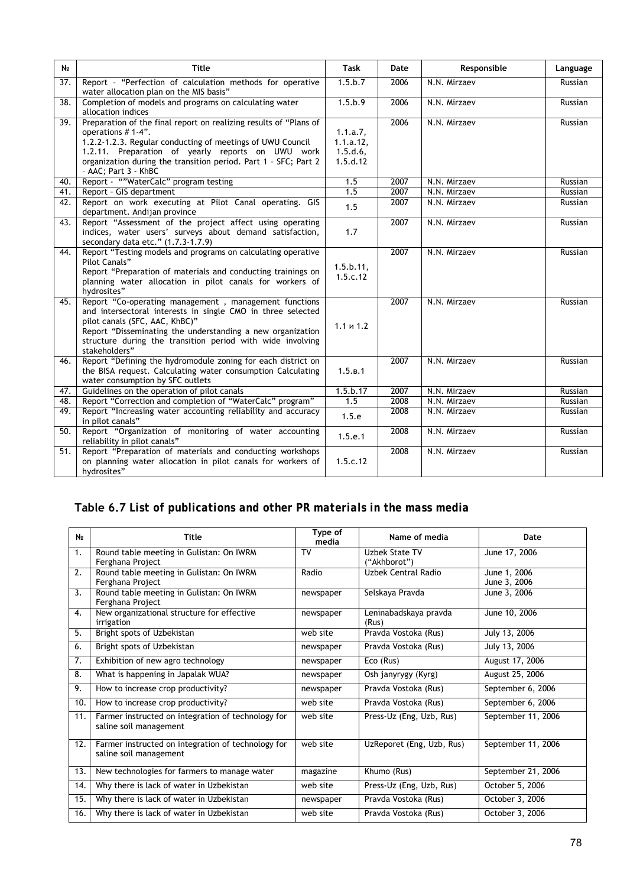| № | Title | Task | Date | Responsible | Language |
|---|---|---|---|---|---|
| 37. | Report – "Perfection of calculation methods for operative water allocation plan on the MIS basis" | 1.5.b.7 | 2006 | N.N. Mirzaev | Russian |
| 38. | Completion of models and programs on calculating water allocation indices | 1.5.b.9 | 2006 | N.N. Mirzaev | Russian |
| 39. | Preparation of the final report on realizing results of "Plans of operations # 1-4". 1.2.2-1.2.3. Regular conducting of meetings of UWU Council 1.2.11. Preparation of yearly reports on UWU work organization during the transition period. Part 1 – SFC; Part 2 – AAC; Part 3 - KhBC | 1.1.a.7, 1.1.a.12, 1.5.d.6, 1.5.d.12 | 2006 | N.N. Mirzaev | Russian |
| 40. | Report - ""WaterCalc" program testing | 1.5 | 2007 | N.N. Mirzaev | Russian |
| 41. | Report – GIS department | 1.5 | 2007 | N.N. Mirzaev | Russian |
| 42. | Report on work executing at Pilot Canal operating. GIS department. Andijan province | 1.5 | 2007 | N.N. Mirzaev | Russian |
| 43. | Report "Assessment of the project affect using operating indices, water users' surveys about demand satisfaction, secondary data etc." (1.7.3-1.7.9) | 1.7 | 2007 | N.N. Mirzaev | Russian |
| 44. | Report "Testing models and programs on calculating operative Pilot Canals" Report "Preparation of materials and conducting trainings on planning water allocation in pilot canals for workers of hydrosites" | 1.5.b.11, 1.5.c.12 | 2007 | N.N. Mirzaev | Russian |
| 45. | Report "Co-operating management , management functions and intersectoral interests in single CMO in three selected pilot canals (SFC, AAC, KhBC)" Report "Disseminating the understanding a new organization structure during the transition period with wide involving stakeholders" | 1.1 и 1.2 | 2007 | N.N. Mirzaev | Russian |
| 46. | Report "Defining the hydromodule zoning for each district on the BISA request. Calculating water consumption Calculating water consumption by SFC outlets | 1.5.в.1 | 2007 | N.N. Mirzaev | Russian |
| 47. | Guidelines on the operation of pilot canals | 1.5.b.17 | 2007 | N.N. Mirzaev | Russian |
| 48. | Report "Correction and completion of "WaterCalc" program" | 1.5 | 2008 | N.N. Mirzaev | Russian |
| 49. | Report "Increasing water accounting reliability and accuracy in pilot canals" | 1.5.e | 2008 | N.N. Mirzaev | Russian |
| 50. | Report "Organization of monitoring of water accounting reliability in pilot canals" | 1.5.e.1 | 2008 | N.N. Mirzaev | Russian |
| 51. | Report "Preparation of materials and conducting workshops on planning water allocation in pilot canals for workers of hydrosites" | 1.5.c.12 | 2008 | N.N. Mirzaev | Russian |

## Table 6.7 List of publications and other PR materials in the mass media

| № | Title | Type of media | Name of media | Date |
|---|---|---|---|---|
| 1. | Round table meeting in Gulistan: On IWRM Ferghana Project | TV | Uzbek State TV ("Akhborot") | June 17, 2006 |
| 2. | Round table meeting in Gulistan: On IWRM Ferghana Project | Radio | Uzbek Central Radio | June 1, 2006 June 3, 2006 |
| 3. | Round table meeting in Gulistan: On IWRM Ferghana Project | newspaper | Selskaya Pravda | June 3, 2006 |
| 4. | New organizational structure for effective irrigation | newspaper | Leninabadskaya pravda (Rus) | June 10, 2006 |
| 5. | Bright spots of Uzbekistan | web site | Pravda Vostoka (Rus) | July 13, 2006 |
| 6. | Bright spots of Uzbekistan | newspaper | Pravda Vostoka (Rus) | July 13, 2006 |
| 7. | Exhibition of new agro technology | newspaper | Eco (Rus) | August 17, 2006 |
| 8. | What is happening in Japalak WUA? | newspaper | Osh janyrygy (Kyrg) | August 25, 2006 |
| 9. | How to increase crop productivity? | newspaper | Pravda Vostoka (Rus) | September 6, 2006 |
| 10. | How to increase crop productivity? | web site | Pravda Vostoka (Rus) | September 6, 2006 |
| 11. | Farmer instructed on integration of technology for saline soil management | web site | Press-Uz (Eng, Uzb, Rus) | September 11, 2006 |
| 12. | Farmer instructed on integration of technology for saline soil management | web site | UzReporet (Eng, Uzb, Rus) | September 11, 2006 |
| 13. | New technologies for farmers to manage water | magazine | Khumo (Rus) | September 21, 2006 |
| 14. | Why there is lack of water in Uzbekistan | web site | Press-Uz (Eng, Uzb, Rus) | October 5, 2006 |
| 15. | Why there is lack of water in Uzbekistan | newspaper | Pravda Vostoka (Rus) | October 3, 2006 |
| 16. | Why there is lack of water in Uzbekistan | web site | Pravda Vostoka (Rus) | October 3, 2006 |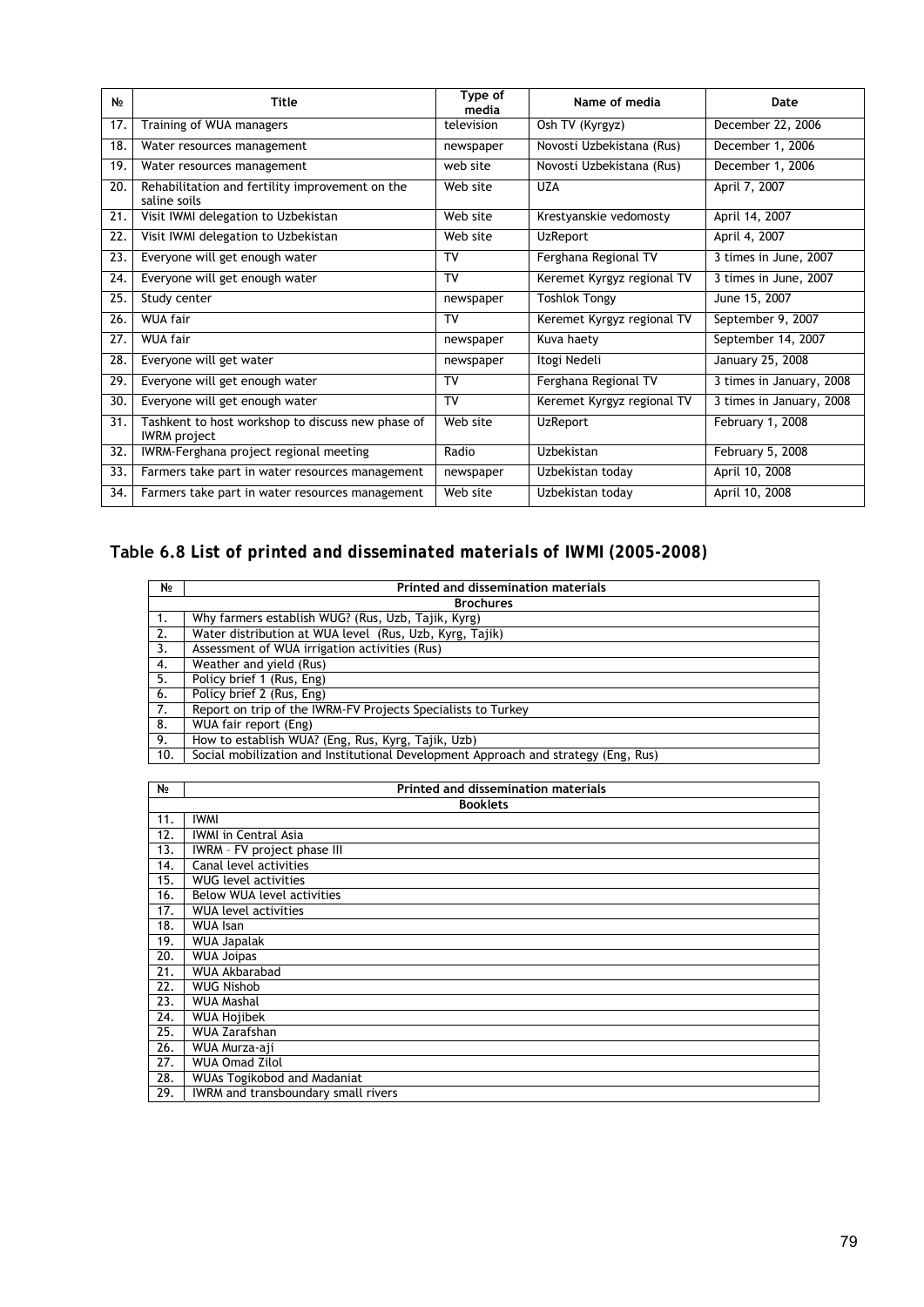| № | Title | Type of media | Name of media | Date |
|---|---|---|---|---|
| 17. | Training of WUA managers | television | Osh TV (Kyrgyz) | December 22, 2006 |
| 18. | Water resources management | newspaper | Novosti Uzbekistana (Rus) | December 1, 2006 |
| 19. | Water resources management | web site | Novosti Uzbekistana (Rus) | December 1, 2006 |
| 20. | Rehabilitation and fertility improvement on the saline soils | Web site | UZA | April 7, 2007 |
| 21. | Visit IWMI delegation to Uzbekistan | Web site | Krestyanskie vedomosty | April 14, 2007 |
| 22. | Visit IWMI delegation to Uzbekistan | Web site | UzReport | April 4, 2007 |
| 23. | Everyone will get enough water | TV | Ferghana Regional TV | 3 times in June, 2007 |
| 24. | Everyone will get enough water | TV | Keremet Kyrgyz regional TV | 3 times in June, 2007 |
| 25. | Study center | newspaper | Toshlok Tongy | June 15, 2007 |
| 26. | WUA fair | TV | Keremet Kyrgyz regional TV | September 9, 2007 |
| 27. | WUA fair | newspaper | Kuva haety | September 14, 2007 |
| 28. | Everyone will get water | newspaper | Itogi Nedeli | January 25, 2008 |
| 29. | Everyone will get enough water | TV | Ferghana Regional TV | 3 times in January, 2008 |
| 30. | Everyone will get enough water | TV | Keremet Kyrgyz regional TV | 3 times in January, 2008 |
| 31. | Tashkent to host workshop to discuss new phase of IWRM project | Web site | UzReport | February 1, 2008 |
| 32. | IWRM-Ferghana project regional meeting | Radio | Uzbekistan | February 5, 2008 |
| 33. | Farmers take part in water resources management | newspaper | Uzbekistan today | April 10, 2008 |
| 34. | Farmers take part in water resources management | Web site | Uzbekistan today | April 10, 2008 |

## Table 6.8 *List of printed and disseminated materials of IWMI (2005-2008)*

| № | Printed and dissemination materials |
|---|---|
| | **Brochures** |
| 1. | Why farmers establish WUG? (Rus, Uzb, Tajik, Kyrg) |
| 2. | Water distribution at WUA level (Rus, Uzb, Kyrg, Tajik) |
| 3. | Assessment of WUA irrigation activities (Rus) |
| 4. | Weather and yield (Rus) |
| 5. | Policy brief 1 (Rus, Eng) |
| 6. | Policy brief 2 (Rus, Eng) |
| 7. | Report on trip of the IWRM-FV Projects Specialists to Turkey |
| 8. | WUA fair report (Eng) |
| 9. | How to establish WUA? (Eng, Rus, Kyrg, Tajik, Uzb) |
| 10. | Social mobilization and Institutional Development Approach and strategy (Eng, Rus) |

| № | Printed and dissemination materials |
|---|---|
| | **Booklets** |
| 11. | IWMI |
| 12. | IWMI in Central Asia |
| 13. | IWRM – FV project phase III |
| 14. | Canal level activities |
| 15. | WUG level activities |
| 16. | Below WUA level activities |
| 17. | WUA level activities |
| 18. | WUA Isan |
| 19. | WUA Japalak |
| 20. | WUA Joipas |
| 21. | WUA Akbarabad |
| 22. | WUG Nishob |
| 23. | WUA Mashal |
| 24. | WUA Hojibek |
| 25. | WUA Zarafshan |
| 26. | WUA Murza-aji |
| 27. | WUA Omad Zilol |
| 28. | WUAs Togikobod and Madaniat |
| 29. | IWRM and transboundary small rivers |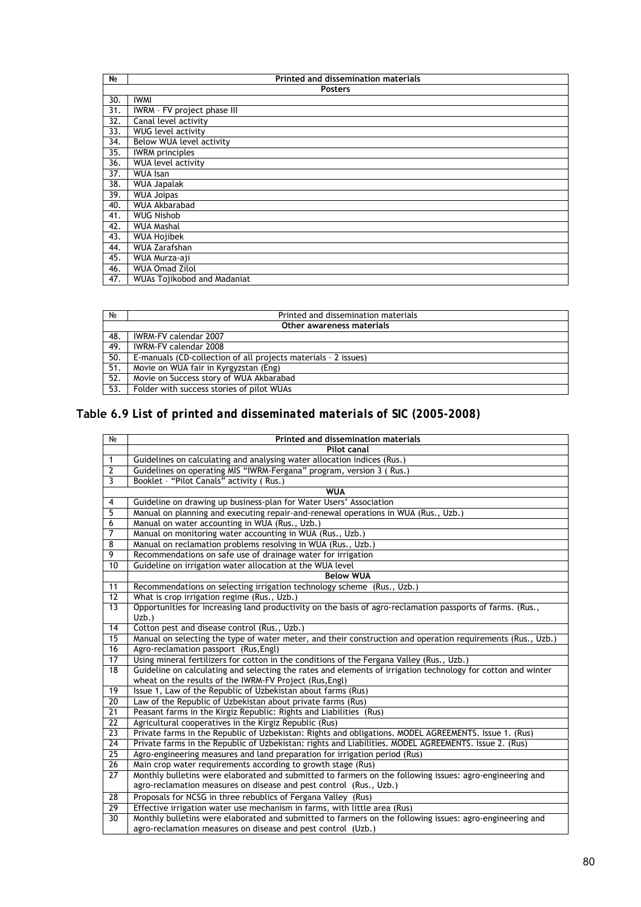| № | Printed and dissemination materials |
|---|---|
| | **Posters** |
| 30. | IWMI |
| 31. | IWRM – FV project phase III |
| 32. | Canal level activity |
| 33. | WUG level activity |
| 34. | Below WUA level activity |
| 35. | IWRM principles |
| 36. | WUA level activity |
| 37. | WUA Isan |
| 38. | WUA Japalak |
| 39. | WUA Joipas |
| 40. | WUA Akbarabad |
| 41. | WUG Nishob |
| 42. | WUA Mashal |
| 43. | WUA Hojibek |
| 44. | WUA Zarafshan |
| 45. | WUA Murza-aji |
| 46. | WUA Omad Zilol |
| 47. | WUAs Tojikobod and Madaniat |

| № | Printed and dissemination materials |
|---|---|
| | **Other awareness materials** |
| 48. | IWRM-FV calendar 2007 |
| 49. | IWRM-FV calendar 2008 |
| 50. | E-manuals (CD-collection of all projects materials – 2 issues) |
| 51. | Movie on WUA fair in Kyrgyzstan (Eng) |
| 52. | Movie on Success story of WUA Akbarabad |
| 53. | Folder with success stories of pilot WUAs |

## Table 6.9 *List of printed and disseminated materials of SIC (2005-2008)*

| № | Printed and dissemination materials |
|---|---|
| | **Pilot canal** |
| 1 | Guidelines on calculating and analysing water allocation indices (Rus.) |
| 2 | Guidelines on operating MIS "IWRM-Fergana" program, version 3 ( Rus.) |
| 3 | Booklet – "Pilot Canals" activity ( Rus.) |
| | **WUA** |
| 4 | Guideline on drawing up business-plan for Water Users' Association |
| 5 | Manual on planning and executing repair-and-renewal operations in WUA (Rus., Uzb.) |
| 6 | Manual on water accounting in WUA (Rus., Uzb.) |
| 7 | Manual on monitoring water accounting in WUA (Rus., Uzb.) |
| 8 | Manual on reclamation problems resolving in WUA (Rus., Uzb.) |
| 9 | Recommendations on safe use of drainage water for irrigation |
| 10 | Guideline on irrigation water allocation at the WUA level |
| | **Below WUA** |
| 11 | Recommendations on selecting irrigation technology scheme (Rus., Uzb.) |
| 12 | What is crop irrigation regime (Rus., Uzb.) |
| 13 | Opportunities for increasing land productivity on the basis of agro-reclamation passports of farms. (Rus., Uzb.) |
| 14 | Cotton pest and disease control (Rus., Uzb.) |
| 15 | Manual on selecting the type of water meter, and their construction and operation requirements (Rus., Uzb.) |
| 16 | Agro-reclamation passport (Rus,Engl) |
| 17 | Using mineral fertilizers for cotton in the conditions of the Fergana Valley (Rus., Uzb.) |
| 18 | Guideline on calculating and selecting the rates and elements of irrigation technology for cotton and winter wheat on the results of the IWRM-FV Project (Rus,Engl) |
| 19 | Issue 1, Law of the Republic of Uzbekistan about farms (Rus) |
| 20 | Law of the Republic of Uzbekistan about private farms (Rus) |
| 21 | Peasant farms in the Kirgiz Republic: Rights and Liabilities (Rus) |
| 22 | Agricultural cooperatives in the Kirgiz Republic (Rus) |
| 23 | Private farms in the Republic of Uzbekistan: Rights and obligations. MODEL AGREEMENTS. Issue 1. (Rus) |
| 24 | Private farms in the Republic of Uzbekistan: rights and Liabilities. MODEL AGREEMENTS. Issue 2. (Rus) |
| 25 | Agro-engineering measures and land preparation for irrigation period (Rus) |
| 26 | Main crop water requirements according to growth stage (Rus) |
| 27 | Monthly bulletins were elaborated and submitted to farmers on the following issues: agro-engineering and agro-reclamation measures on disease and pest control (Rus., Uzb.) |
| 28 | Proposals for NCSG in three rebublics of Fergana Valley (Rus) |
| 29 | Effective irrigation water use mechanism in farms, with little area (Rus) |
| 30 | Monthly bulletins were elaborated and submitted to farmers on the following issues: agro-engineering and agro-reclamation measures on disease and pest control (Uzb.) |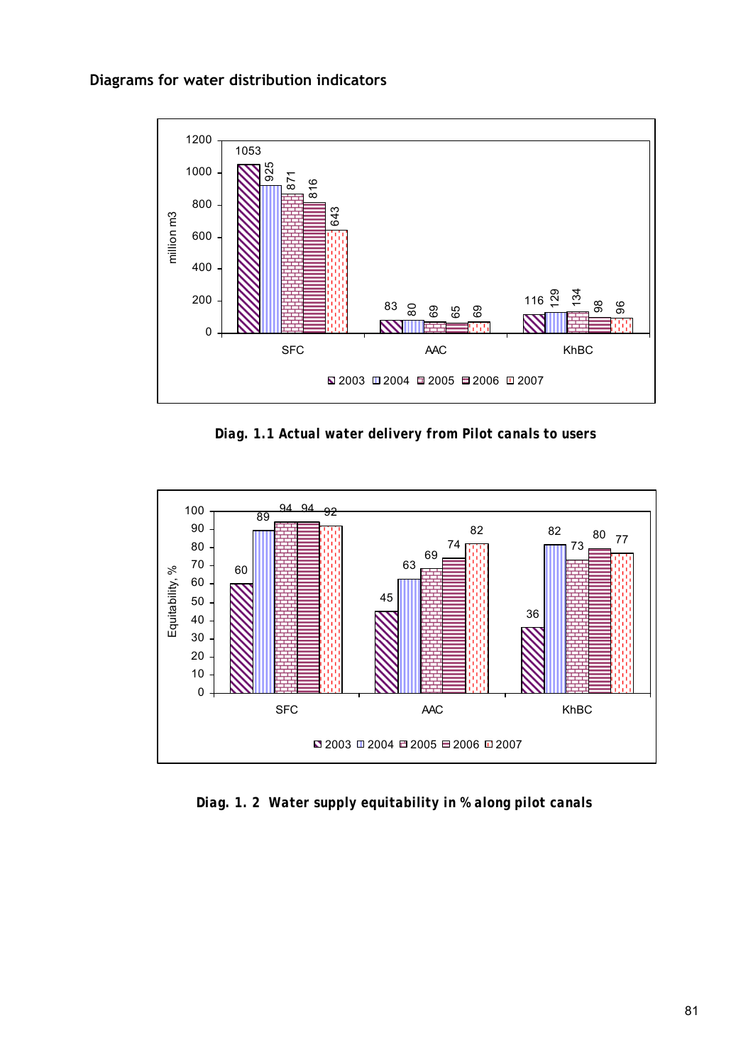**Diagrams for water distribution indicators**

| million m3 | 2003 | 2004 | 2005 | 2006 | 2007 |
|---|---|---|---|---|---|
| SFC | 1053 | 925 | 871 | 816 | 643 |
| AAC | 83 | 80 | 69 | 65 | 69 |
| KhBC | 116 | 129 | 134 | 98 | 96 |

**Diag. 1.1 Actual water delivery from Pilot canals to users**

| Equitability, % | 2003 | 2004 | 2005 | 2006 | 2007 |
|---|---|---|---|---|---|
| SFC | 60 | 89 | 94 | 94 | 92 |
| AAC | 45 | 63 | 69 | 74 | 82 |
| KhBC | 36 | 82 | 73 | 80 | 77 |

**Diag. 1. 2 Water supply equitability in % along pilot canals**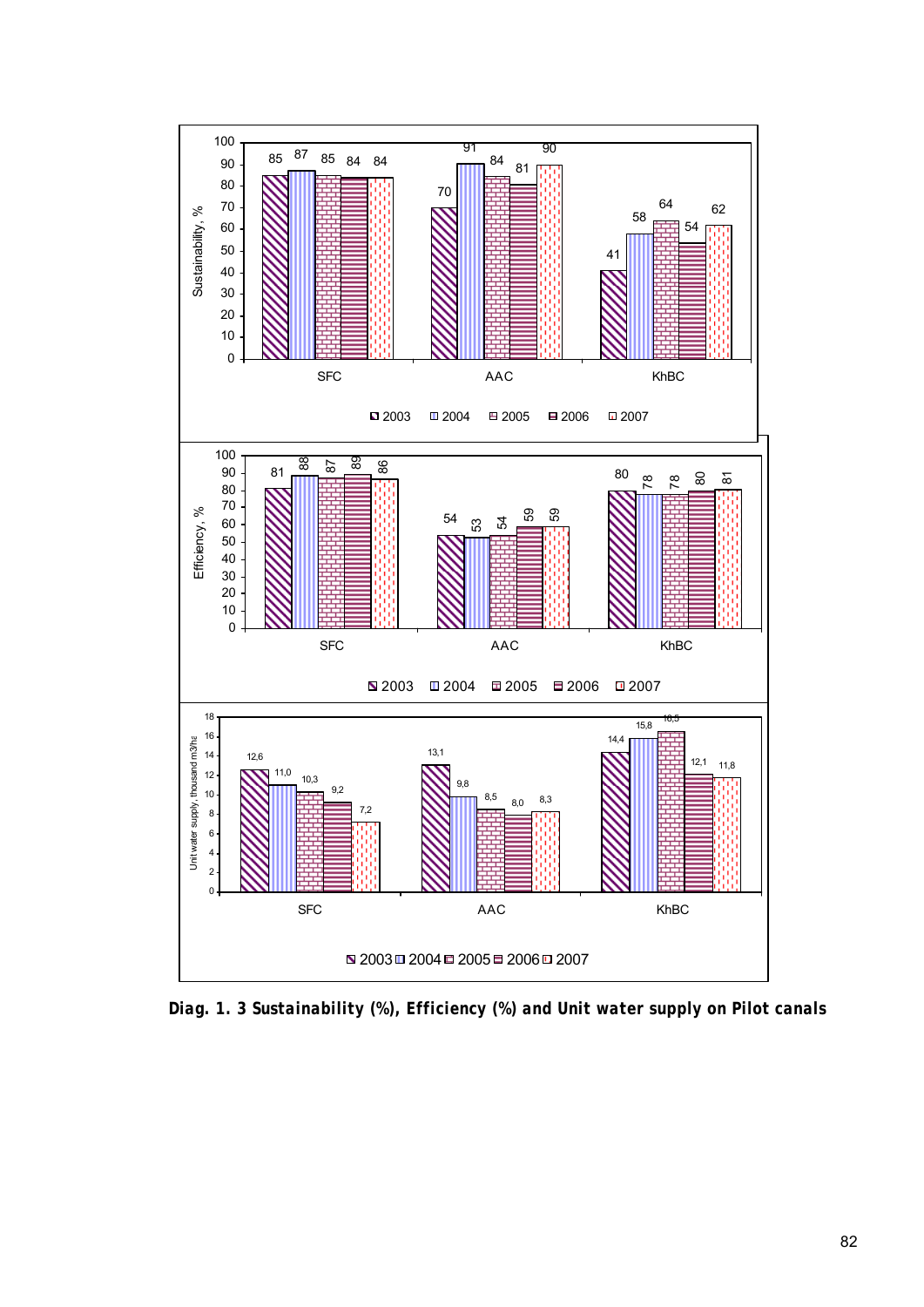**Diag. 1. 3 Sustainability (%), Efficiency (%) and Unit water supply on Pilot canals**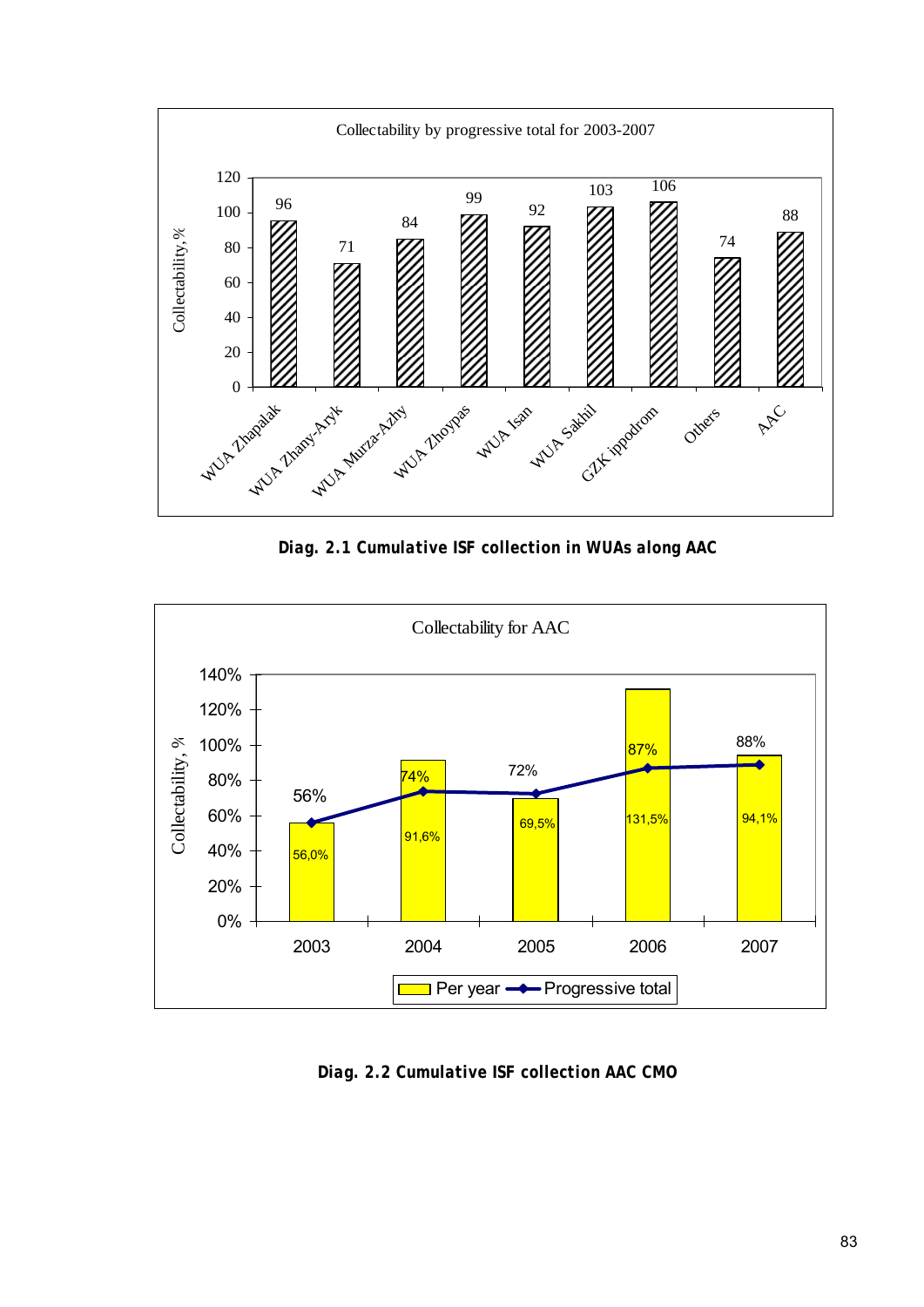Collectability by progressive total for 2003-2007

| | Collectability, % |
|---|---|
| WUA Zhapalak | 96 |
| WUA Zhany-Aryk | 71 |
| WUA Murza-Azhy | 84 |
| WUA Zhoypas | 99 |
| WUA Isan | 92 |
| WUA Sakhil | 103 |
| GZK ippodrom | 106 |
| Others | 74 |
| AAC | 88 |

**Diag. 2.1 Cumulative ISF collection in WUAs along AAC**

Collectability for AAC

| Year | Per year | Progressive total |
|---|---|---|
| 2003 | 56,0% | 56% |
| 2004 | 91,6% | 74% |
| 2005 | 69,5% | 72% |
| 2006 | 131,5% | 87% |
| 2007 | 94,1% | 88% |

**Diag. 2.2 Cumulative ISF collection AAC CMO**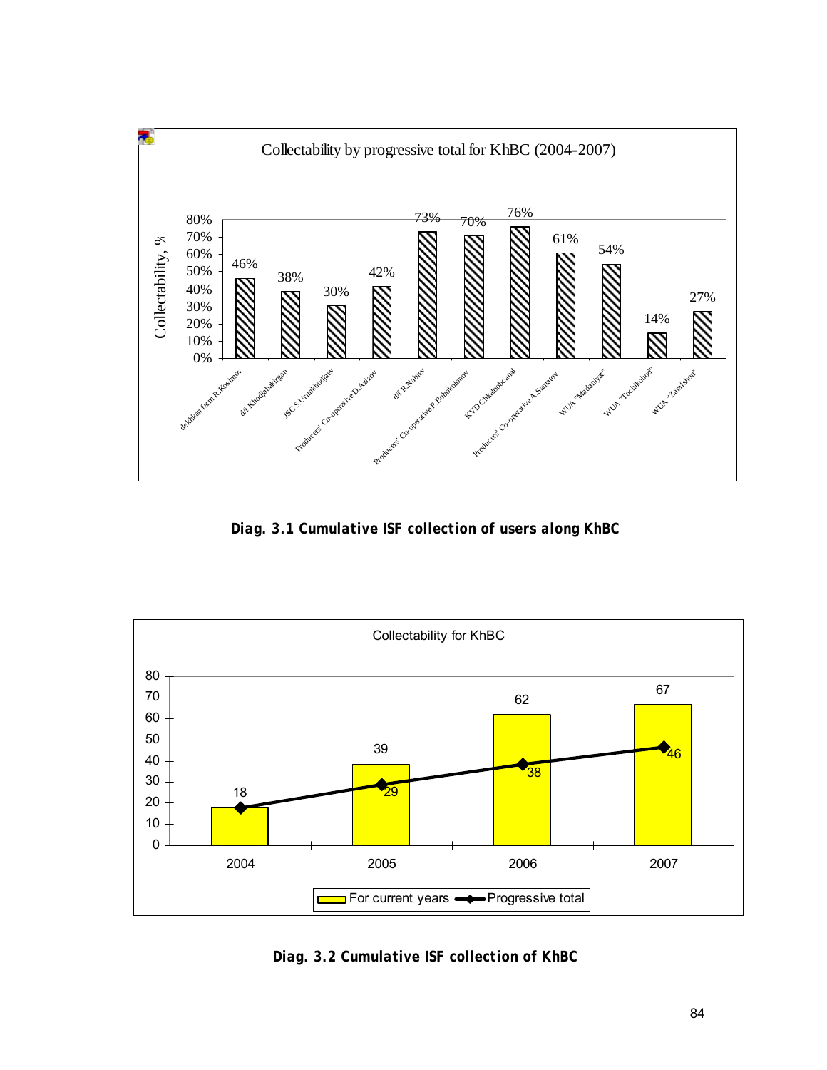Collectability by progressive total for KhBC (2004-2007)

Collectability, %

80%
70%
60%
50%
40%
30%
20%
10%
0%

46%
38%
30%
42%
73%
70%
76%
61%
54%
14%
27%

dekhkan farm R.Kosimov
d/f Khodjabakirgan
JSC S.Urunkhodjaev
Producers' Co-operative D.Azizov
d/f R.Nabiev
Producers' Co-operative P.Bobokolonov
KVD Chkalodbcanal
Producers' Co-operative A.Samatov
WUA "Madaniyat"
WUA "Tochikobod"
WUA "Zarafshon"

**Diag. 3.1 Cumulative ISF collection of users along KhBC**

Collectability for KhBC

80
70
60
50
40
30
20
10
0

18
39
62
67
29
38
46

2004
2005
2006
2007

For current years
Progressive total

**Diag. 3.2 Cumulative ISF collection of KhBC**